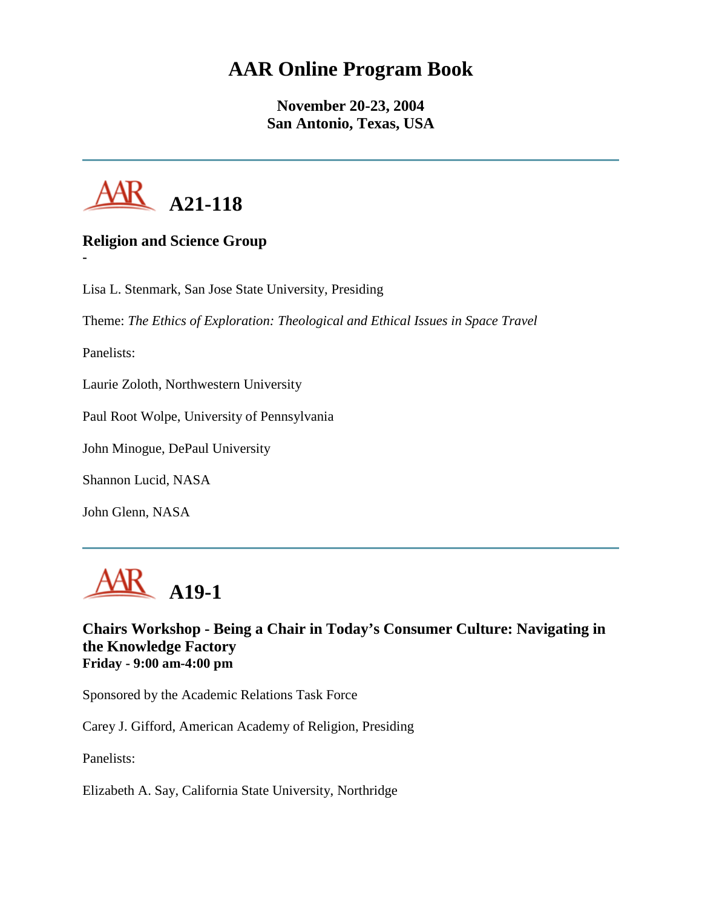# AAR Online Program Book

**November 20-23, 2004**
**San Antonio, Texas, USA**

---

## A21-118

### Religion and Science Group

-

Lisa L. Stenmark, San Jose State University, Presiding

Theme: *The Ethics of Exploration: Theological and Ethical Issues in Space Travel*

Panelists:

Laurie Zoloth, Northwestern University

Paul Root Wolpe, University of Pennsylvania

John Minogue, DePaul University

Shannon Lucid, NASA

John Glenn, NASA

---

## A19-1

### Chairs Workshop - Being a Chair in Today's Consumer Culture: Navigating in the Knowledge Factory

**Friday - 9:00 am-4:00 pm**

Sponsored by the Academic Relations Task Force

Carey J. Gifford, American Academy of Religion, Presiding

Panelists:

Elizabeth A. Say, California State University, Northridge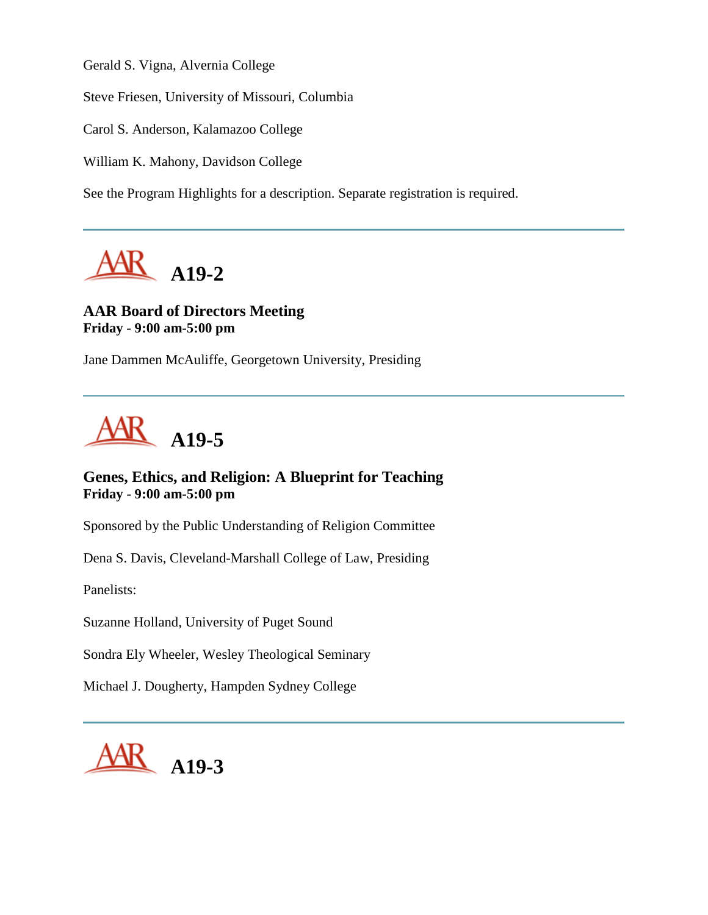Gerald S. Vigna, Alvernia College

Steve Friesen, University of Missouri, Columbia

Carol S. Anderson, Kalamazoo College

William K. Mahony, Davidson College

See the Program Highlights for a description. Separate registration is required.

---

## AAR A19-2

**AAR Board of Directors Meeting**
**Friday - 9:00 am-5:00 pm**

Jane Dammen McAuliffe, Georgetown University, Presiding

---

## AAR A19-5

**Genes, Ethics, and Religion: A Blueprint for Teaching**
**Friday - 9:00 am-5:00 pm**

Sponsored by the Public Understanding of Religion Committee

Dena S. Davis, Cleveland-Marshall College of Law, Presiding

Panelists:

Suzanne Holland, University of Puget Sound

Sondra Ely Wheeler, Wesley Theological Seminary

Michael J. Dougherty, Hampden Sydney College

---

## AAR A19-3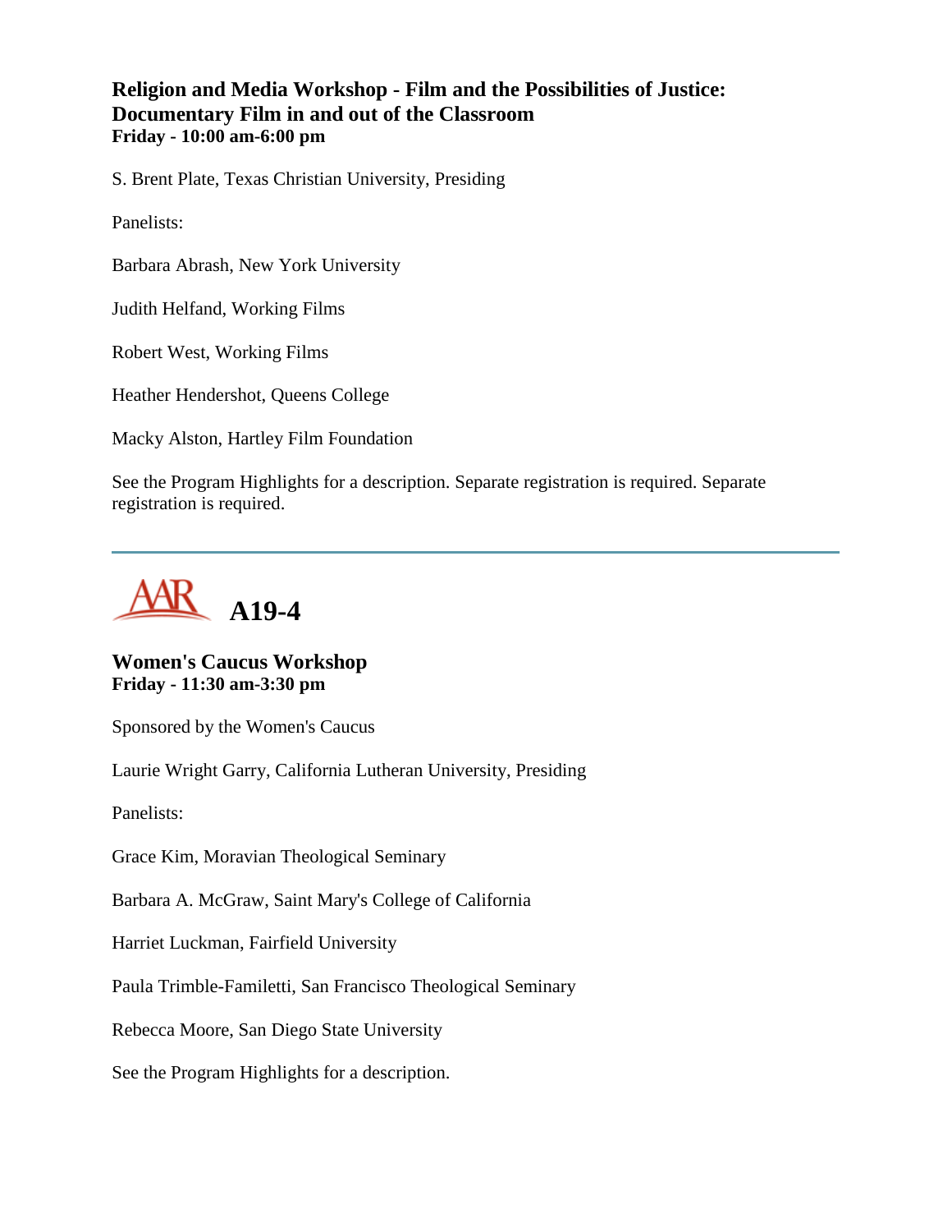### Religion and Media Workshop - Film and the Possibilities of Justice: Documentary Film in and out of the Classroom
**Friday - 10:00 am-6:00 pm**

S. Brent Plate, Texas Christian University, Presiding

Panelists:

Barbara Abrash, New York University

Judith Helfand, Working Films

Robert West, Working Films

Heather Hendershot, Queens College

Macky Alston, Hartley Film Foundation

See the Program Highlights for a description. Separate registration is required. Separate registration is required.

---

## A19-4

### Women's Caucus Workshop
**Friday - 11:30 am-3:30 pm**

Sponsored by the Women's Caucus

Laurie Wright Garry, California Lutheran University, Presiding

Panelists:

Grace Kim, Moravian Theological Seminary

Barbara A. McGraw, Saint Mary's College of California

Harriet Luckman, Fairfield University

Paula Trimble-Familetti, San Francisco Theological Seminary

Rebecca Moore, San Diego State University

See the Program Highlights for a description.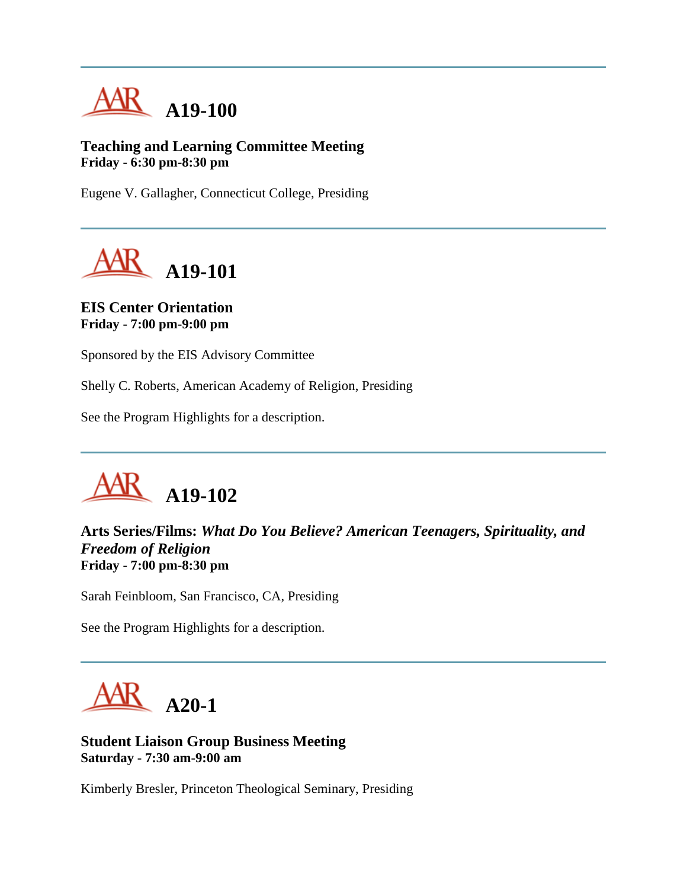## A19-100

**Teaching and Learning Committee Meeting**
**Friday - 6:30 pm-8:30 pm**

Eugene V. Gallagher, Connecticut College, Presiding

---

## A19-101

**EIS Center Orientation**
**Friday - 7:00 pm-9:00 pm**

Sponsored by the EIS Advisory Committee

Shelly C. Roberts, American Academy of Religion, Presiding

See the Program Highlights for a description.

---

## A19-102

**Arts Series/Films:** ***What Do You Believe? American Teenagers, Spirituality, and Freedom of Religion***
**Friday - 7:00 pm-8:30 pm**

Sarah Feinbloom, San Francisco, CA, Presiding

See the Program Highlights for a description.

---

## A20-1

**Student Liaison Group Business Meeting**
**Saturday - 7:30 am-9:00 am**

Kimberly Bresler, Princeton Theological Seminary, Presiding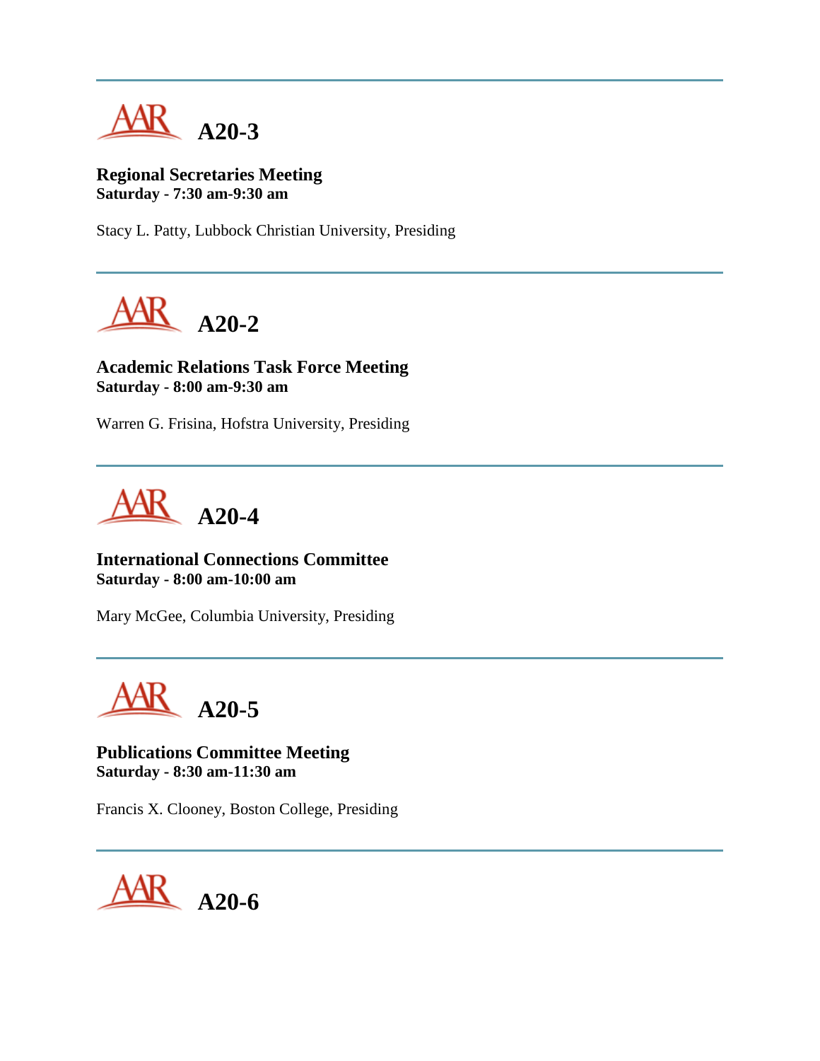---

## A20-3

**Regional Secretaries Meeting**
**Saturday - 7:30 am-9:30 am**

Stacy L. Patty, Lubbock Christian University, Presiding

---

## A20-2

**Academic Relations Task Force Meeting**
**Saturday - 8:00 am-9:30 am**

Warren G. Frisina, Hofstra University, Presiding

---

## A20-4

**International Connections Committee**
**Saturday - 8:00 am-10:00 am**

Mary McGee, Columbia University, Presiding

---

## A20-5

**Publications Committee Meeting**
**Saturday - 8:30 am-11:30 am**

Francis X. Clooney, Boston College, Presiding

---

## A20-6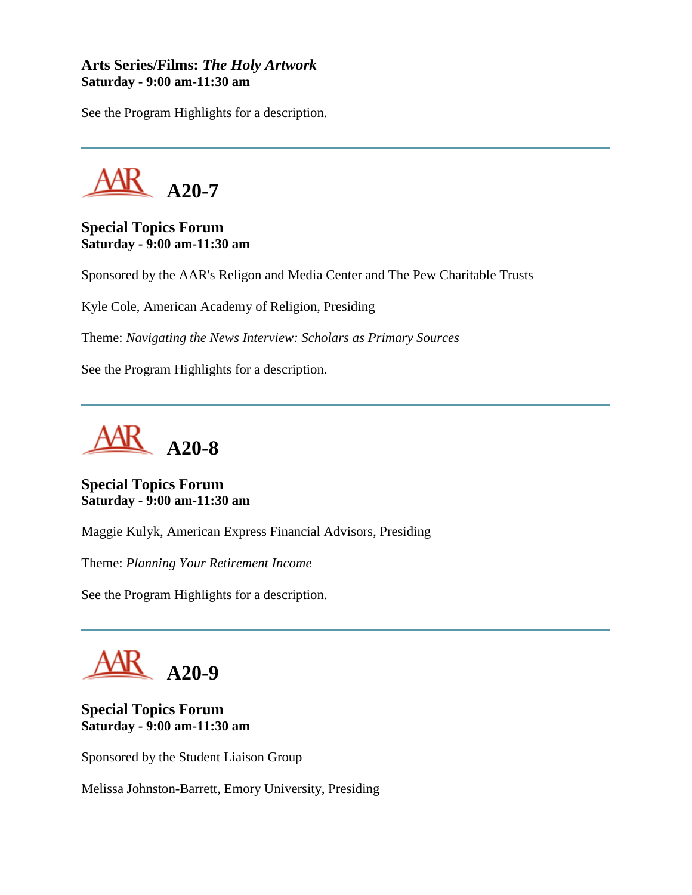**Arts Series/Films: *The Holy Artwork***
**Saturday - 9:00 am-11:30 am**

See the Program Highlights for a description.

---

## AAR A20-7

**Special Topics Forum**
**Saturday - 9:00 am-11:30 am**

Sponsored by the AAR's Religon and Media Center and The Pew Charitable Trusts

Kyle Cole, American Academy of Religion, Presiding

Theme: *Navigating the News Interview: Scholars as Primary Sources*

See the Program Highlights for a description.

---

## AAR A20-8

**Special Topics Forum**
**Saturday - 9:00 am-11:30 am**

Maggie Kulyk, American Express Financial Advisors, Presiding

Theme: *Planning Your Retirement Income*

See the Program Highlights for a description.

---

## AAR A20-9

**Special Topics Forum**
**Saturday - 9:00 am-11:30 am**

Sponsored by the Student Liaison Group

Melissa Johnston-Barrett, Emory University, Presiding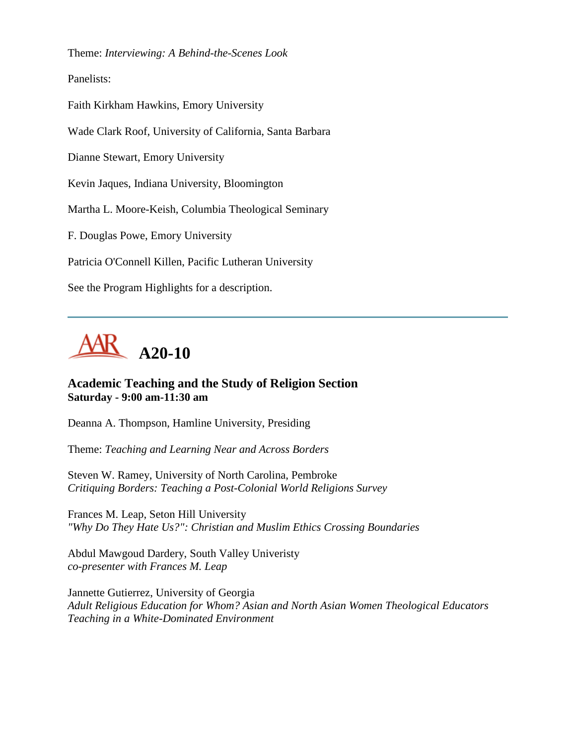Theme: *Interviewing: A Behind-the-Scenes Look*

Panelists:

Faith Kirkham Hawkins, Emory University

Wade Clark Roof, University of California, Santa Barbara

Dianne Stewart, Emory University

Kevin Jaques, Indiana University, Bloomington

Martha L. Moore-Keish, Columbia Theological Seminary

F. Douglas Powe, Emory University

Patricia O'Connell Killen, Pacific Lutheran University

See the Program Highlights for a description.

---

# AAR A20-10

### Academic Teaching and the Study of Religion Section
**Saturday - 9:00 am-11:30 am**

Deanna A. Thompson, Hamline University, Presiding

Theme: *Teaching and Learning Near and Across Borders*

Steven W. Ramey, University of North Carolina, Pembroke
*Critiquing Borders: Teaching a Post-Colonial World Religions Survey*

Frances M. Leap, Seton Hill University
*"Why Do They Hate Us?": Christian and Muslim Ethics Crossing Boundaries*

Abdul Mawgoud Dardery, South Valley Univeristy
*co-presenter with Frances M. Leap*

Jannette Gutierrez, University of Georgia
*Adult Religious Education for Whom? Asian and North Asian Women Theological Educators Teaching in a White-Dominated Environment*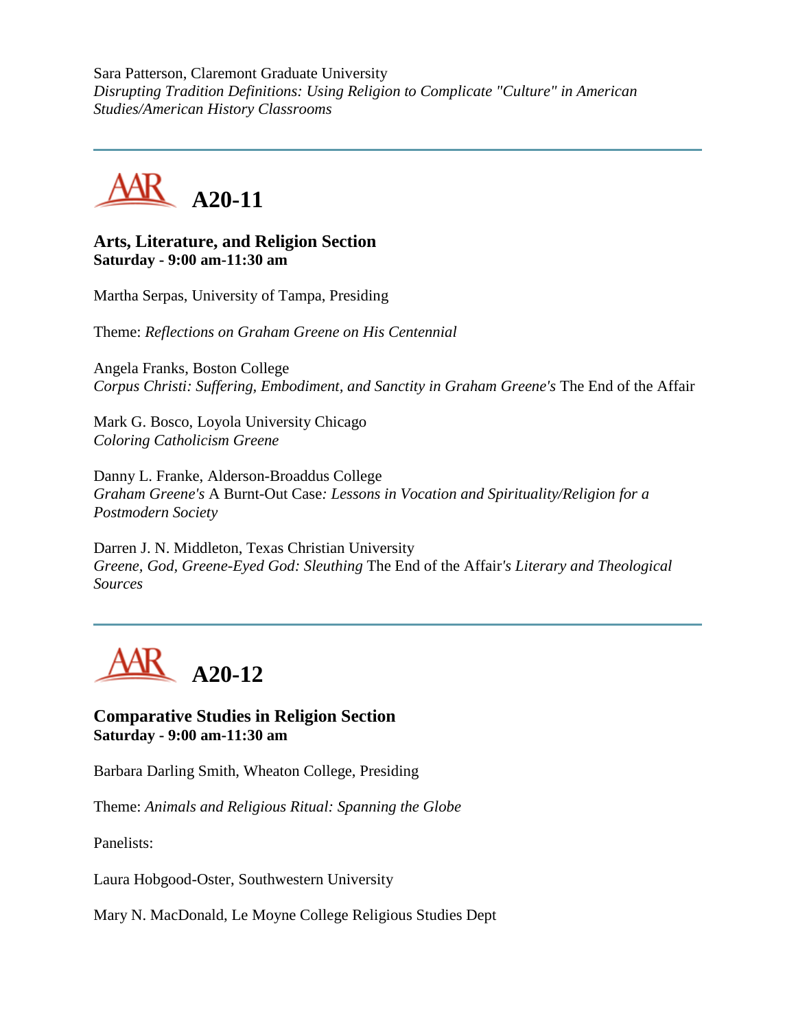Sara Patterson, Claremont Graduate University
*Disrupting Tradition Definitions: Using Religion to Complicate "Culture" in American Studies/American History Classrooms*

---

## A20-11

### Arts, Literature, and Religion Section
**Saturday - 9:00 am-11:30 am**

Martha Serpas, University of Tampa, Presiding

Theme: *Reflections on Graham Greene on His Centennial*

Angela Franks, Boston College
*Corpus Christi: Suffering, Embodiment, and Sanctity in Graham Greene's* The End of the Affair

Mark G. Bosco, Loyola University Chicago
*Coloring Catholicism Greene*

Danny L. Franke, Alderson-Broaddus College
*Graham Greene's* A Burnt-Out Case*: Lessons in Vocation and Spirituality/Religion for a Postmodern Society*

Darren J. N. Middleton, Texas Christian University
*Greene, God, Greene-Eyed God: Sleuthing* The End of the Affair*'s Literary and Theological Sources*

---

## A20-12

### Comparative Studies in Religion Section
**Saturday - 9:00 am-11:30 am**

Barbara Darling Smith, Wheaton College, Presiding

Theme: *Animals and Religious Ritual: Spanning the Globe*

Panelists:

Laura Hobgood-Oster, Southwestern University

Mary N. MacDonald, Le Moyne College Religious Studies Dept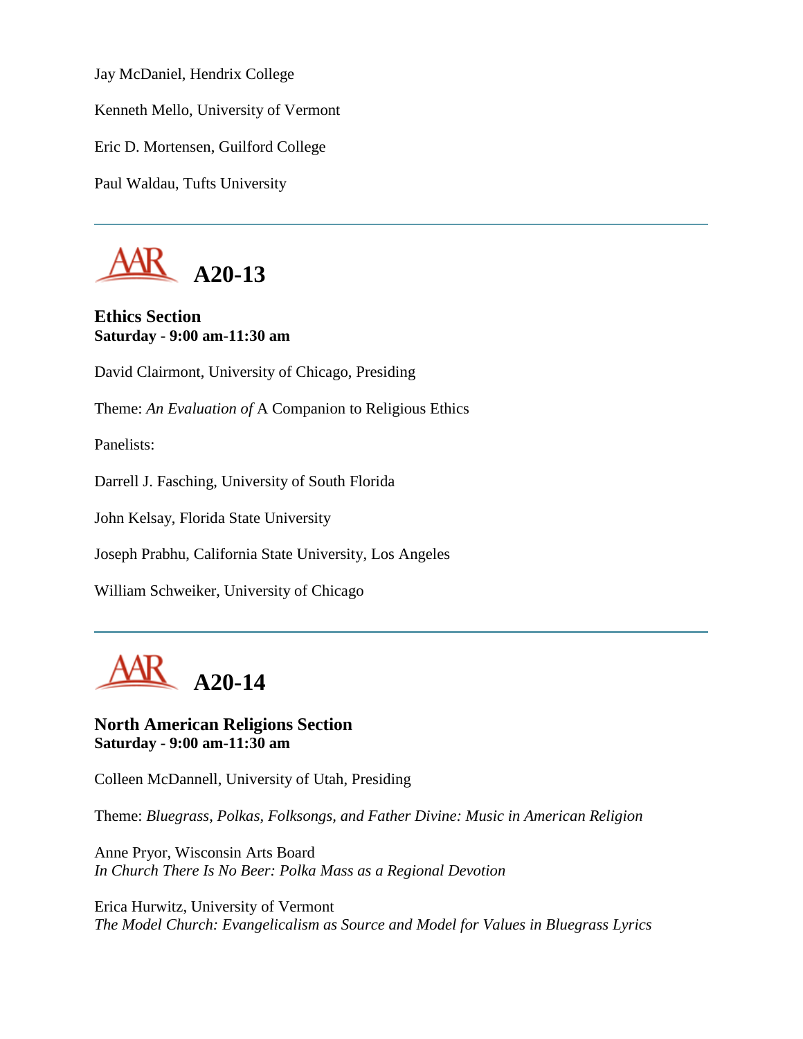Jay McDaniel, Hendrix College

Kenneth Mello, University of Vermont

Eric D. Mortensen, Guilford College

Paul Waldau, Tufts University

---

## A20-13

**Ethics Section**
**Saturday - 9:00 am-11:30 am**

David Clairmont, University of Chicago, Presiding

Theme: *An Evaluation of* A Companion to Religious Ethics

Panelists:

Darrell J. Fasching, University of South Florida

John Kelsay, Florida State University

Joseph Prabhu, California State University, Los Angeles

William Schweiker, University of Chicago

---

## A20-14

**North American Religions Section**
**Saturday - 9:00 am-11:30 am**

Colleen McDannell, University of Utah, Presiding

Theme: *Bluegrass, Polkas, Folksongs, and Father Divine: Music in American Religion*

Anne Pryor, Wisconsin Arts Board
*In Church There Is No Beer: Polka Mass as a Regional Devotion*

Erica Hurwitz, University of Vermont
*The Model Church: Evangelicalism as Source and Model for Values in Bluegrass Lyrics*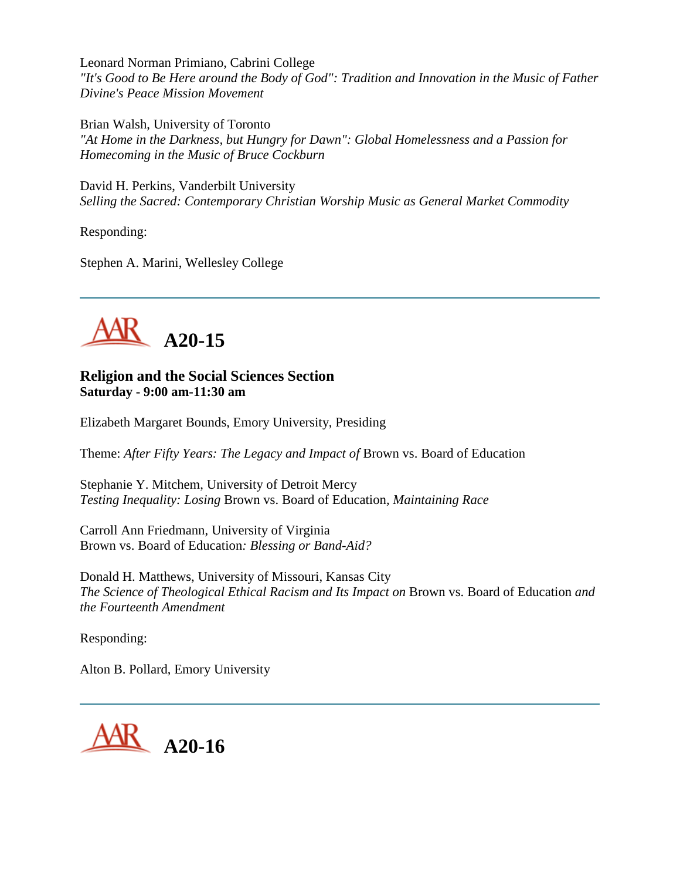Leonard Norman Primiano, Cabrini College
*"It's Good to Be Here around the Body of God": Tradition and Innovation in the Music of Father Divine's Peace Mission Movement*

Brian Walsh, University of Toronto
*"At Home in the Darkness, but Hungry for Dawn": Global Homelessness and a Passion for Homecoming in the Music of Bruce Cockburn*

David H. Perkins, Vanderbilt University
*Selling the Sacred: Contemporary Christian Worship Music as General Market Commodity*

Responding:

Stephen A. Marini, Wellesley College

---

## A20-15

### Religion and the Social Sciences Section
**Saturday - 9:00 am-11:30 am**

Elizabeth Margaret Bounds, Emory University, Presiding

Theme: *After Fifty Years: The Legacy and Impact of* Brown vs. Board of Education

Stephanie Y. Mitchem, University of Detroit Mercy
*Testing Inequality: Losing* Brown vs. Board of Education*, Maintaining Race*

Carroll Ann Friedmann, University of Virginia
Brown vs. Board of Education*: Blessing or Band-Aid?*

Donald H. Matthews, University of Missouri, Kansas City
*The Science of Theological Ethical Racism and Its Impact on* Brown vs. Board of Education *and the Fourteenth Amendment*

Responding:

Alton B. Pollard, Emory University

---

## A20-16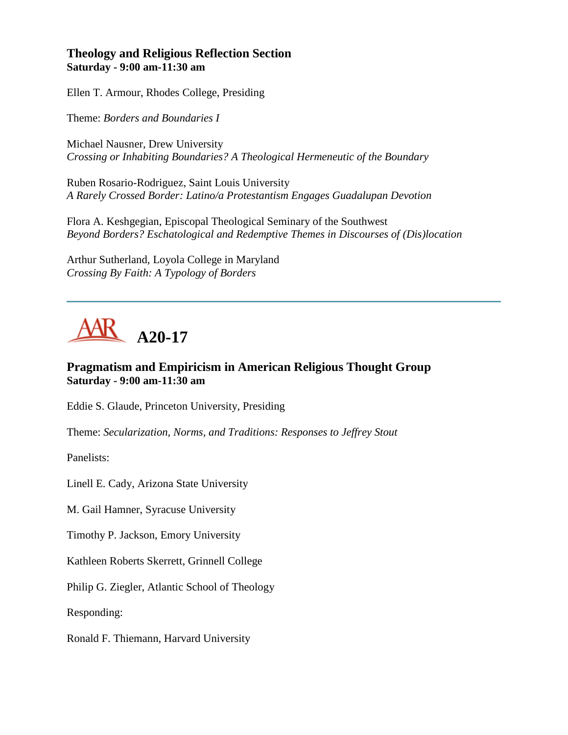### Theology and Religious Reflection Section
**Saturday - 9:00 am-11:30 am**

Ellen T. Armour, Rhodes College, Presiding

Theme: *Borders and Boundaries I*

Michael Nausner, Drew University
*Crossing or Inhabiting Boundaries? A Theological Hermeneutic of the Boundary*

Ruben Rosario-Rodriguez, Saint Louis University
*A Rarely Crossed Border: Latino/a Protestantism Engages Guadalupan Devotion*

Flora A. Keshgegian, Episcopal Theological Seminary of the Southwest
*Beyond Borders? Eschatological and Redemptive Themes in Discourses of (Dis)location*

Arthur Sutherland, Loyola College in Maryland
*Crossing By Faith: A Typology of Borders*

---

## AAR A20-17

### Pragmatism and Empiricism in American Religious Thought Group
**Saturday - 9:00 am-11:30 am**

Eddie S. Glaude, Princeton University, Presiding

Theme: *Secularization, Norms, and Traditions: Responses to Jeffrey Stout*

Panelists:

Linell E. Cady, Arizona State University

M. Gail Hamner, Syracuse University

Timothy P. Jackson, Emory University

Kathleen Roberts Skerrett, Grinnell College

Philip G. Ziegler, Atlantic School of Theology

Responding:

Ronald F. Thiemann, Harvard University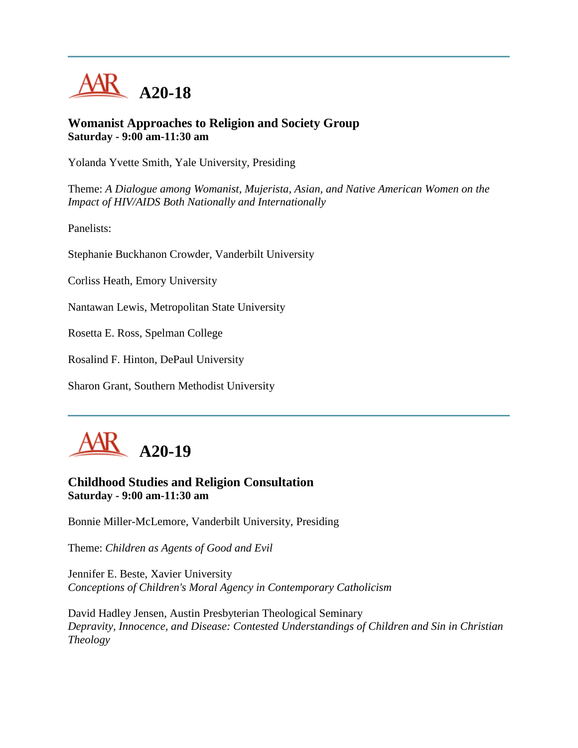# A20-18

### Womanist Approaches to Religion and Society Group
**Saturday - 9:00 am-11:30 am**

Yolanda Yvette Smith, Yale University, Presiding

Theme: *A Dialogue among Womanist, Mujerista, Asian, and Native American Women on the Impact of HIV/AIDS Both Nationally and Internationally*

Panelists:

Stephanie Buckhanon Crowder, Vanderbilt University

Corliss Heath, Emory University

Nantawan Lewis, Metropolitan State University

Rosetta E. Ross, Spelman College

Rosalind F. Hinton, DePaul University

Sharon Grant, Southern Methodist University

---

# A20-19

### Childhood Studies and Religion Consultation
**Saturday - 9:00 am-11:30 am**

Bonnie Miller-McLemore, Vanderbilt University, Presiding

Theme: *Children as Agents of Good and Evil*

Jennifer E. Beste, Xavier University
*Conceptions of Children's Moral Agency in Contemporary Catholicism*

David Hadley Jensen, Austin Presbyterian Theological Seminary
*Depravity, Innocence, and Disease: Contested Understandings of Children and Sin in Christian Theology*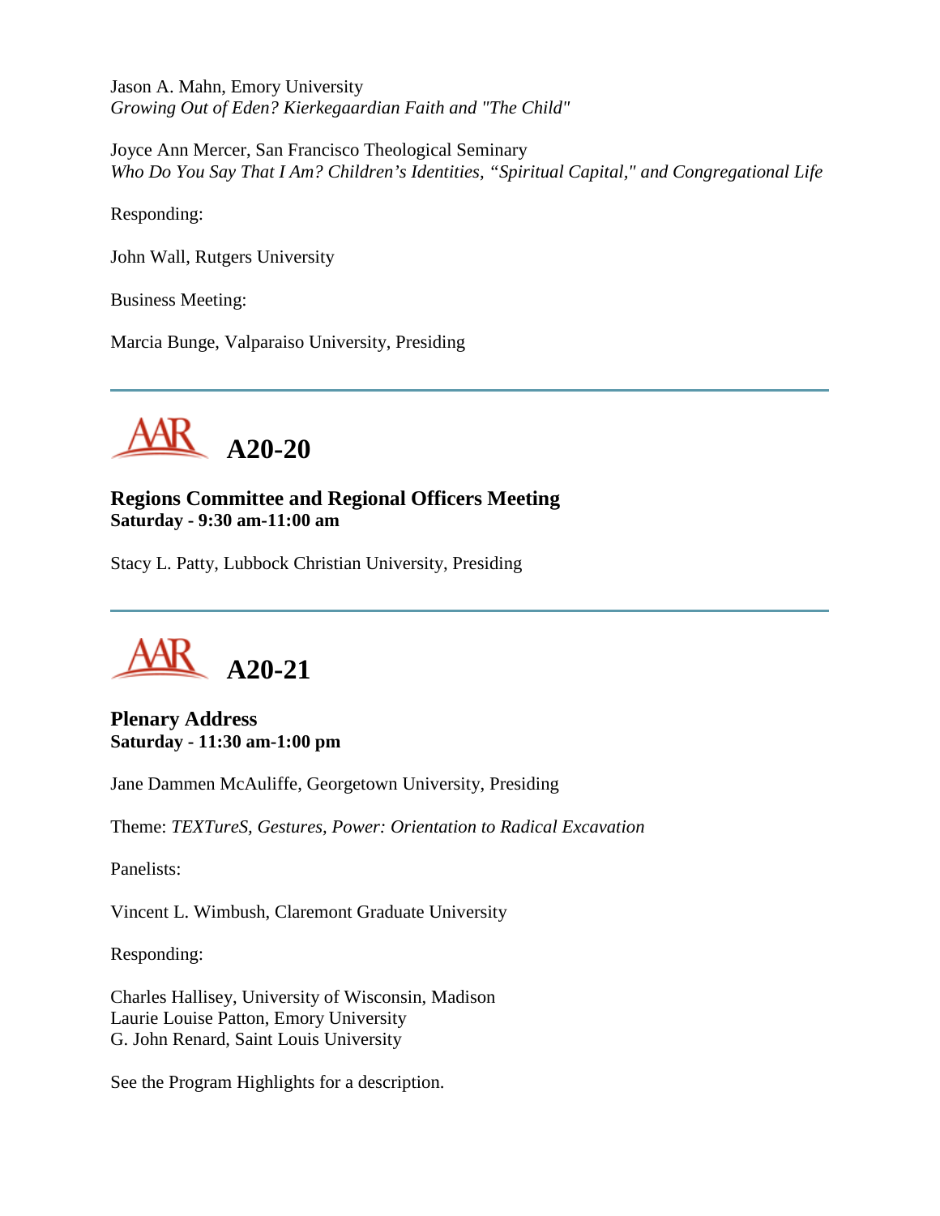Jason A. Mahn, Emory University
*Growing Out of Eden? Kierkegaardian Faith and "The Child"*

Joyce Ann Mercer, San Francisco Theological Seminary
*Who Do You Say That I Am? Children's Identities, "Spiritual Capital," and Congregational Life*

Responding:

John Wall, Rutgers University

Business Meeting:

Marcia Bunge, Valparaiso University, Presiding

---

## A20-20

**Regions Committee and Regional Officers Meeting**
**Saturday - 9:30 am-11:00 am**

Stacy L. Patty, Lubbock Christian University, Presiding

---

## A20-21

**Plenary Address**
**Saturday - 11:30 am-1:00 pm**

Jane Dammen McAuliffe, Georgetown University, Presiding

Theme: *TEXTureS, Gestures, Power: Orientation to Radical Excavation*

Panelists:

Vincent L. Wimbush, Claremont Graduate University

Responding:

Charles Hallisey, University of Wisconsin, Madison
Laurie Louise Patton, Emory University
G. John Renard, Saint Louis University

See the Program Highlights for a description.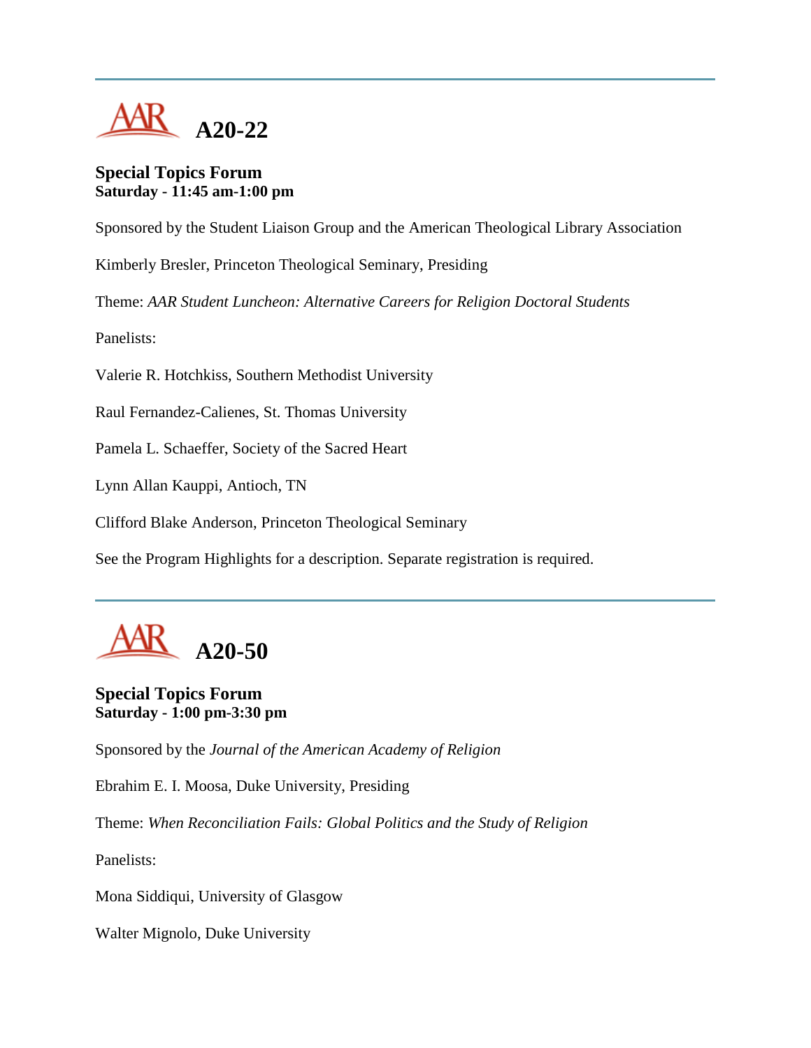---

# A20-22

**Special Topics Forum**
**Saturday - 11:45 am-1:00 pm**

Sponsored by the Student Liaison Group and the American Theological Library Association

Kimberly Bresler, Princeton Theological Seminary, Presiding

Theme: *AAR Student Luncheon: Alternative Careers for Religion Doctoral Students*

Panelists:

Valerie R. Hotchkiss, Southern Methodist University

Raul Fernandez-Calienes, St. Thomas University

Pamela L. Schaeffer, Society of the Sacred Heart

Lynn Allan Kauppi, Antioch, TN

Clifford Blake Anderson, Princeton Theological Seminary

See the Program Highlights for a description. Separate registration is required.

---

# A20-50

**Special Topics Forum**
**Saturday - 1:00 pm-3:30 pm**

Sponsored by the *Journal of the American Academy of Religion*

Ebrahim E. I. Moosa, Duke University, Presiding

Theme: *When Reconciliation Fails: Global Politics and the Study of Religion*

Panelists:

Mona Siddiqui, University of Glasgow

Walter Mignolo, Duke University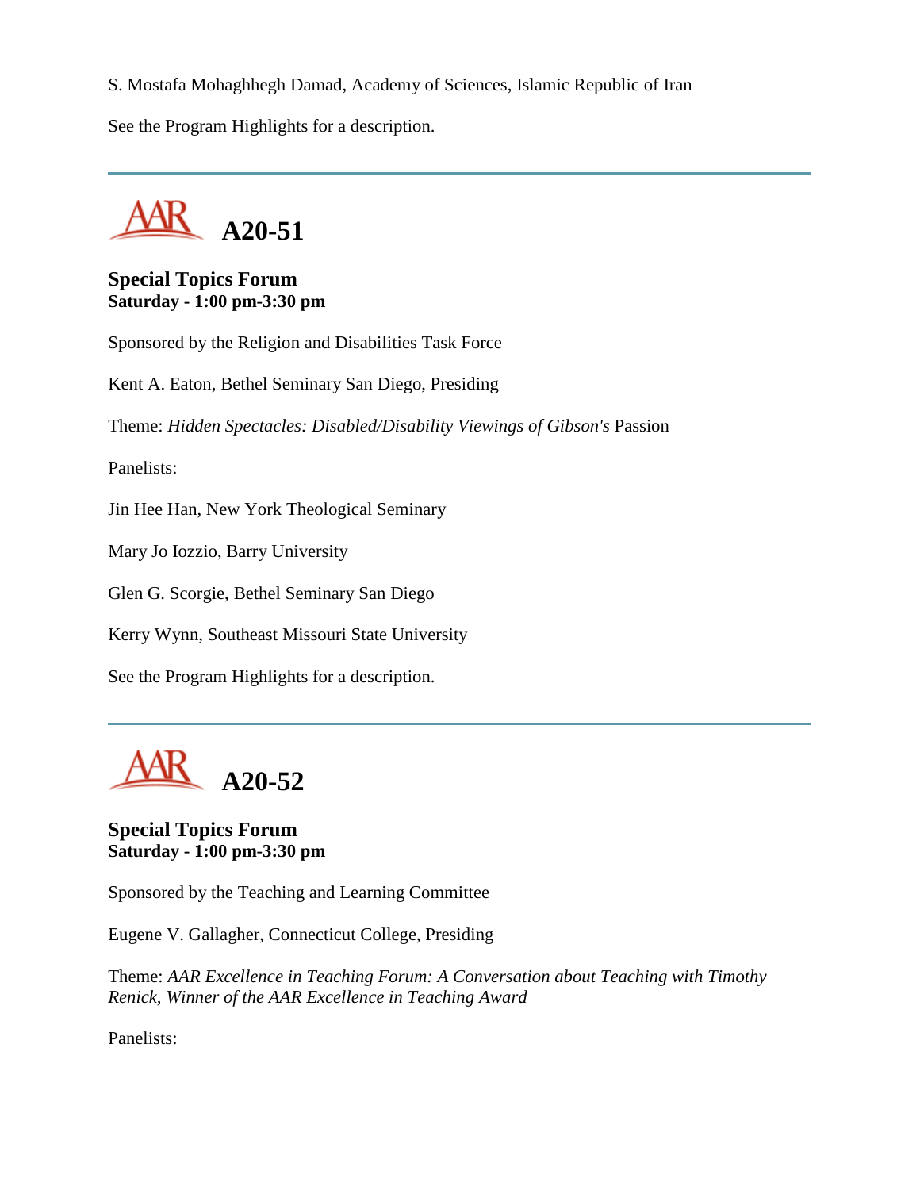S. Mostafa Mohaghhegh Damad, Academy of Sciences, Islamic Republic of Iran

See the Program Highlights for a description.

---

## A20-51

**Special Topics Forum**
**Saturday - 1:00 pm-3:30 pm**

Sponsored by the Religion and Disabilities Task Force

Kent A. Eaton, Bethel Seminary San Diego, Presiding

Theme: *Hidden Spectacles: Disabled/Disability Viewings of Gibson's* Passion

Panelists:

Jin Hee Han, New York Theological Seminary

Mary Jo Iozzio, Barry University

Glen G. Scorgie, Bethel Seminary San Diego

Kerry Wynn, Southeast Missouri State University

See the Program Highlights for a description.

---

## A20-52

**Special Topics Forum**
**Saturday - 1:00 pm-3:30 pm**

Sponsored by the Teaching and Learning Committee

Eugene V. Gallagher, Connecticut College, Presiding

Theme: *AAR Excellence in Teaching Forum: A Conversation about Teaching with Timothy Renick, Winner of the AAR Excellence in Teaching Award*

Panelists: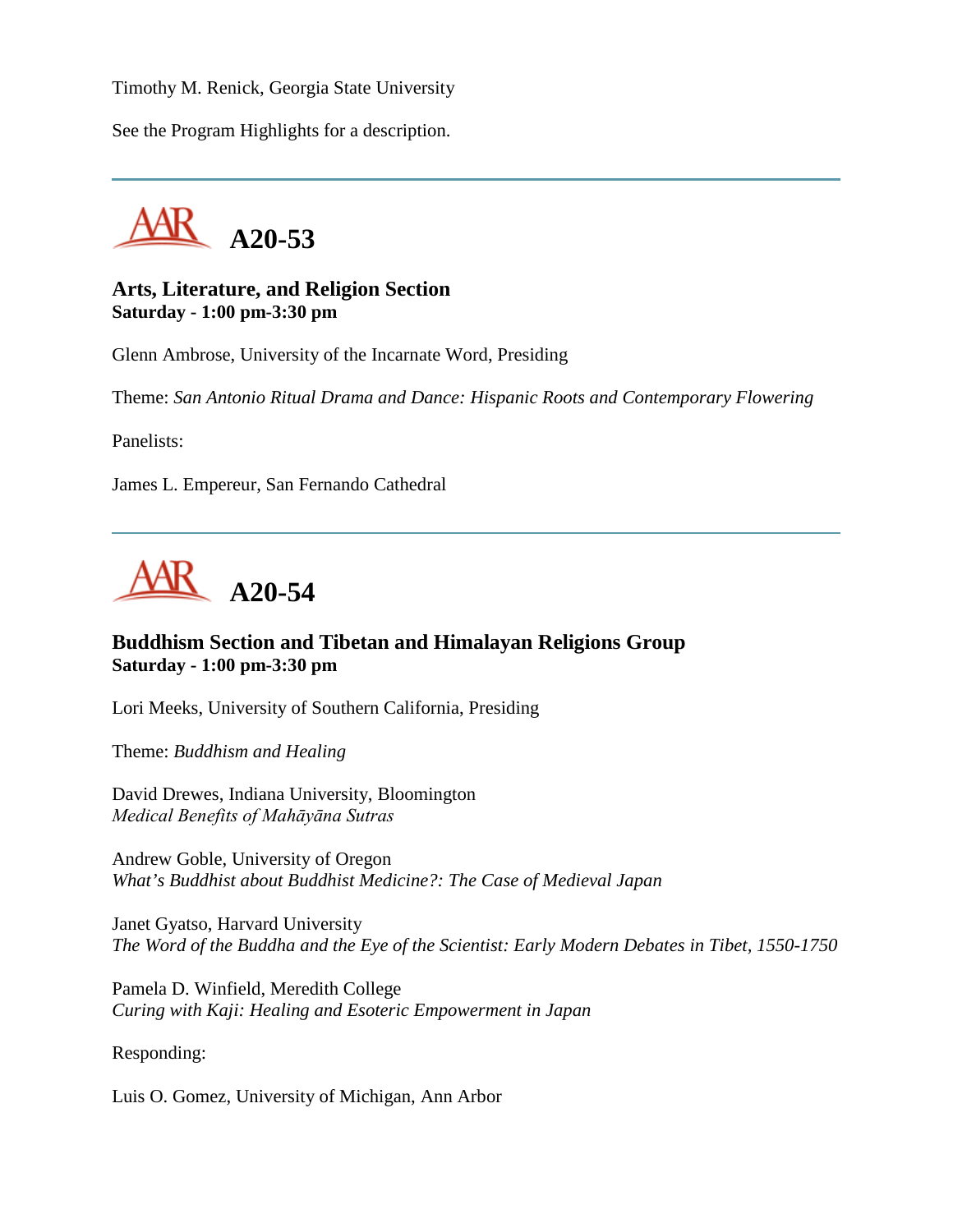Timothy M. Renick, Georgia State University

See the Program Highlights for a description.

---

## A20-53

### Arts, Literature, and Religion Section
**Saturday - 1:00 pm-3:30 pm**

Glenn Ambrose, University of the Incarnate Word, Presiding

Theme: *San Antonio Ritual Drama and Dance: Hispanic Roots and Contemporary Flowering*

Panelists:

James L. Empereur, San Fernando Cathedral

---

## A20-54

### Buddhism Section and Tibetan and Himalayan Religions Group
**Saturday - 1:00 pm-3:30 pm**

Lori Meeks, University of Southern California, Presiding

Theme: *Buddhism and Healing*

David Drewes, Indiana University, Bloomington
*Medical Benefits of Mahāyāna Sutras*

Andrew Goble, University of Oregon
*What's Buddhist about Buddhist Medicine?: The Case of Medieval Japan*

Janet Gyatso, Harvard University
*The Word of the Buddha and the Eye of the Scientist: Early Modern Debates in Tibet, 1550-1750*

Pamela D. Winfield, Meredith College
*Curing with Kaji: Healing and Esoteric Empowerment in Japan*

Responding:

Luis O. Gomez, University of Michigan, Ann Arbor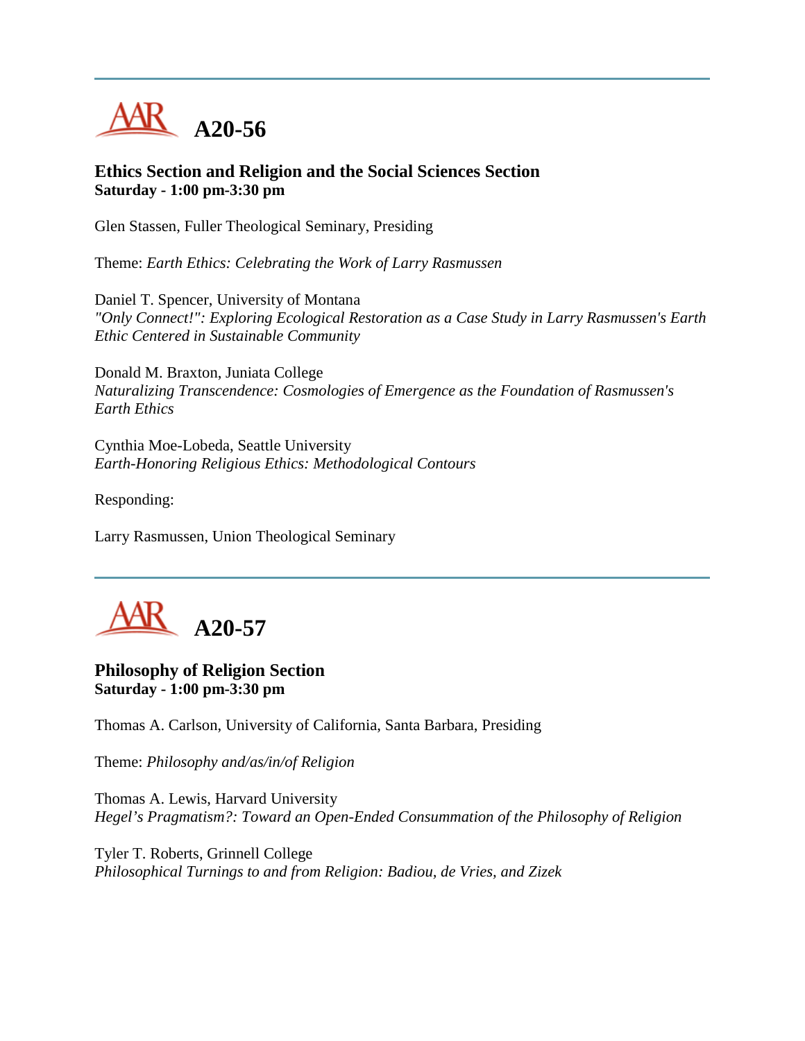## A20-56

**Ethics Section and Religion and the Social Sciences Section**
**Saturday - 1:00 pm-3:30 pm**

Glen Stassen, Fuller Theological Seminary, Presiding

Theme: *Earth Ethics: Celebrating the Work of Larry Rasmussen*

Daniel T. Spencer, University of Montana
*"Only Connect!": Exploring Ecological Restoration as a Case Study in Larry Rasmussen's Earth Ethic Centered in Sustainable Community*

Donald M. Braxton, Juniata College
*Naturalizing Transcendence: Cosmologies of Emergence as the Foundation of Rasmussen's Earth Ethics*

Cynthia Moe-Lobeda, Seattle University
*Earth-Honoring Religious Ethics: Methodological Contours*

Responding:

Larry Rasmussen, Union Theological Seminary

## A20-57

**Philosophy of Religion Section**
**Saturday - 1:00 pm-3:30 pm**

Thomas A. Carlson, University of California, Santa Barbara, Presiding

Theme: *Philosophy and/as/in/of Religion*

Thomas A. Lewis, Harvard University
*Hegel's Pragmatism?: Toward an Open-Ended Consummation of the Philosophy of Religion*

Tyler T. Roberts, Grinnell College
*Philosophical Turnings to and from Religion: Badiou, de Vries, and Zizek*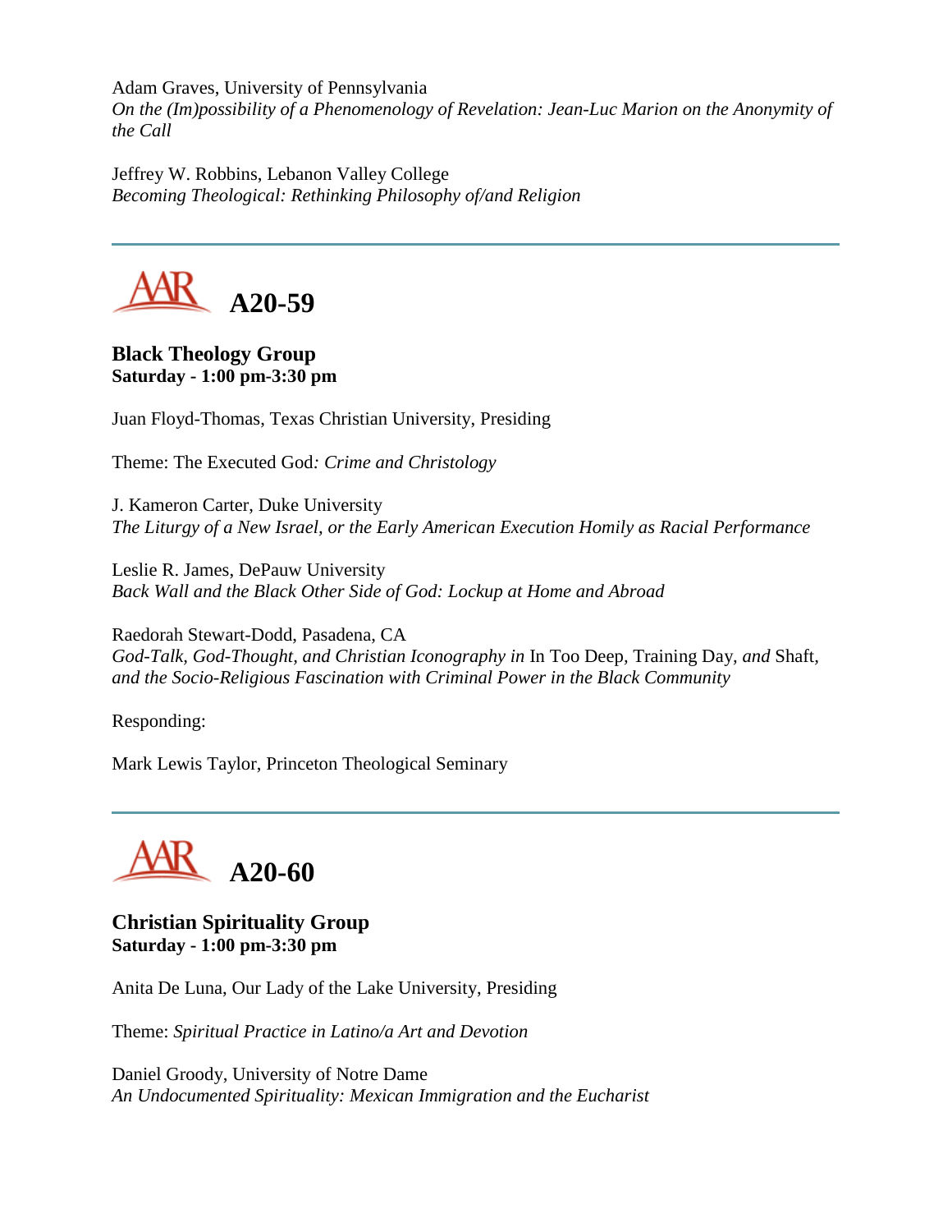Adam Graves, University of Pennsylvania
*On the (Im)possibility of a Phenomenology of Revelation: Jean-Luc Marion on the Anonymity of the Call*

Jeffrey W. Robbins, Lebanon Valley College
*Becoming Theological: Rethinking Philosophy of/and Religion*

---

## A20-59

**Black Theology Group**
**Saturday - 1:00 pm-3:30 pm**

Juan Floyd-Thomas, Texas Christian University, Presiding

Theme: The Executed God*: Crime and Christology*

J. Kameron Carter, Duke University
*The Liturgy of a New Israel, or the Early American Execution Homily as Racial Performance*

Leslie R. James, DePauw University
*Back Wall and the Black Other Side of God: Lockup at Home and Abroad*

Raedorah Stewart-Dodd, Pasadena, CA
*God-Talk, God-Thought, and Christian Iconography in* In Too Deep, Training Day*, and* Shaft*, and the Socio-Religious Fascination with Criminal Power in the Black Community*

Responding:

Mark Lewis Taylor, Princeton Theological Seminary

---

## A20-60

**Christian Spirituality Group**
**Saturday - 1:00 pm-3:30 pm**

Anita De Luna, Our Lady of the Lake University, Presiding

Theme: *Spiritual Practice in Latino/a Art and Devotion*

Daniel Groody, University of Notre Dame
*An Undocumented Spirituality: Mexican Immigration and the Eucharist*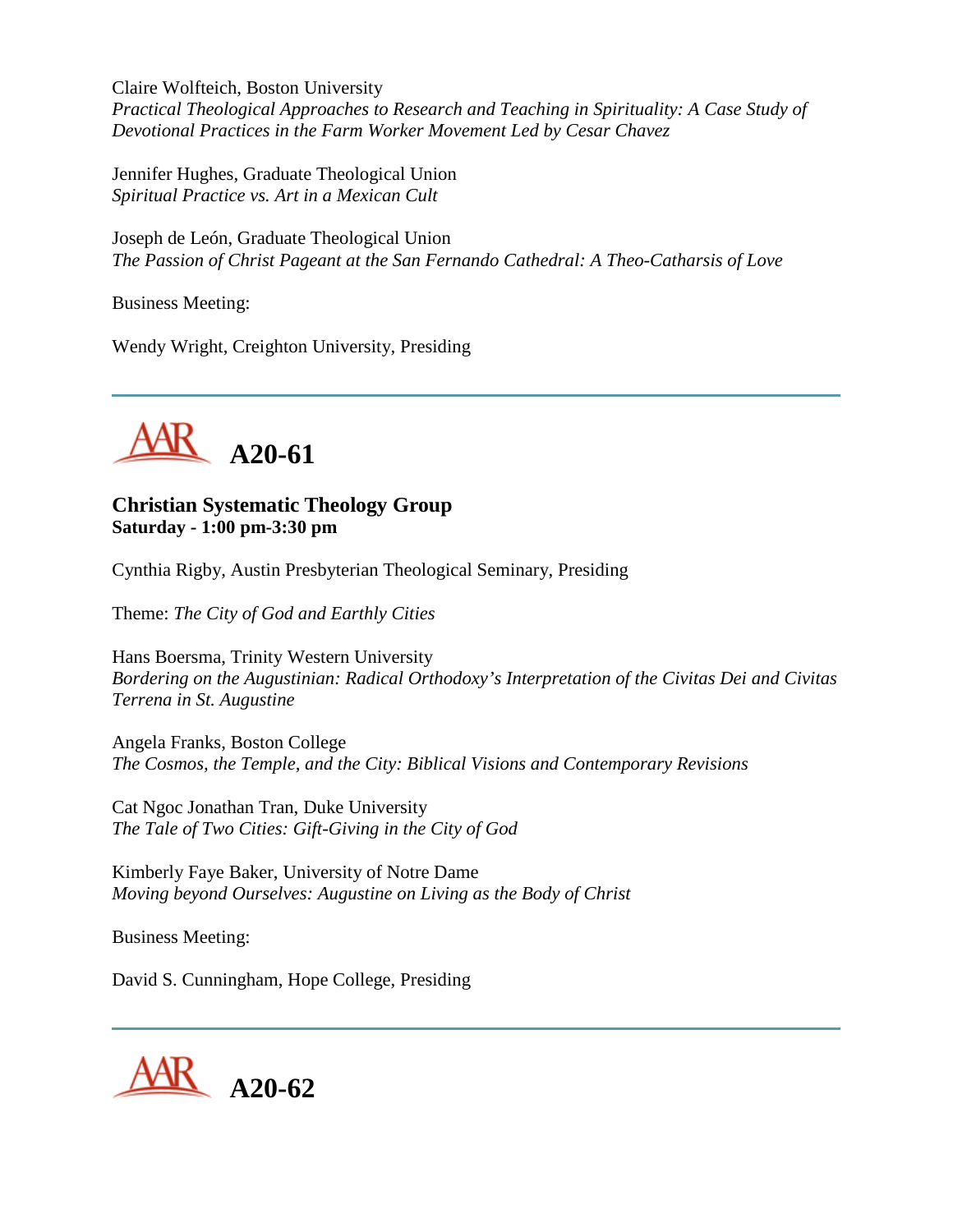Claire Wolfteich, Boston University
*Practical Theological Approaches to Research and Teaching in Spirituality: A Case Study of Devotional Practices in the Farm Worker Movement Led by Cesar Chavez*

Jennifer Hughes, Graduate Theological Union
*Spiritual Practice vs. Art in a Mexican Cult*

Joseph de León, Graduate Theological Union
*The Passion of Christ Pageant at the San Fernando Cathedral: A Theo-Catharsis of Love*

Business Meeting:

Wendy Wright, Creighton University, Presiding

---

## A20-61

### Christian Systematic Theology Group
**Saturday - 1:00 pm-3:30 pm**

Cynthia Rigby, Austin Presbyterian Theological Seminary, Presiding

Theme: *The City of God and Earthly Cities*

Hans Boersma, Trinity Western University
*Bordering on the Augustinian: Radical Orthodoxy's Interpretation of the Civitas Dei and Civitas Terrena in St. Augustine*

Angela Franks, Boston College
*The Cosmos, the Temple, and the City: Biblical Visions and Contemporary Revisions*

Cat Ngoc Jonathan Tran, Duke University
*The Tale of Two Cities: Gift-Giving in the City of God*

Kimberly Faye Baker, University of Notre Dame
*Moving beyond Ourselves: Augustine on Living as the Body of Christ*

Business Meeting:

David S. Cunningham, Hope College, Presiding

---

## A20-62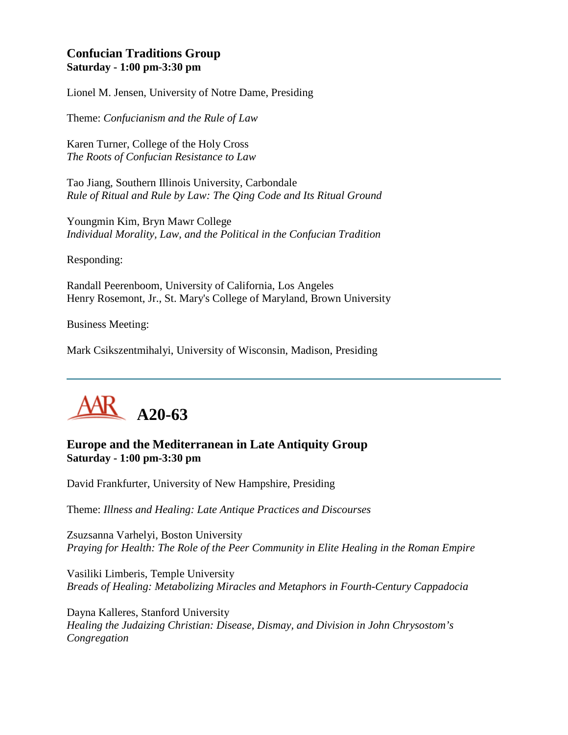### Confucian Traditions Group
**Saturday - 1:00 pm-3:30 pm**

Lionel M. Jensen, University of Notre Dame, Presiding

Theme: *Confucianism and the Rule of Law*

Karen Turner, College of the Holy Cross
*The Roots of Confucian Resistance to Law*

Tao Jiang, Southern Illinois University, Carbondale
*Rule of Ritual and Rule by Law: The Qing Code and Its Ritual Ground*

Youngmin Kim, Bryn Mawr College
*Individual Morality, Law, and the Political in the Confucian Tradition*

Responding:

Randall Peerenboom, University of California, Los Angeles
Henry Rosemont, Jr., St. Mary's College of Maryland, Brown University

Business Meeting:

Mark Csikszentmihalyi, University of Wisconsin, Madison, Presiding

---

## AAR A20-63

### Europe and the Mediterranean in Late Antiquity Group
**Saturday - 1:00 pm-3:30 pm**

David Frankfurter, University of New Hampshire, Presiding

Theme: *Illness and Healing: Late Antique Practices and Discourses*

Zsuzsanna Varhelyi, Boston University
*Praying for Health: The Role of the Peer Community in Elite Healing in the Roman Empire*

Vasiliki Limberis, Temple University
*Breads of Healing: Metabolizing Miracles and Metaphors in Fourth-Century Cappadocia*

Dayna Kalleres, Stanford University
*Healing the Judaizing Christian: Disease, Dismay, and Division in John Chrysostom's Congregation*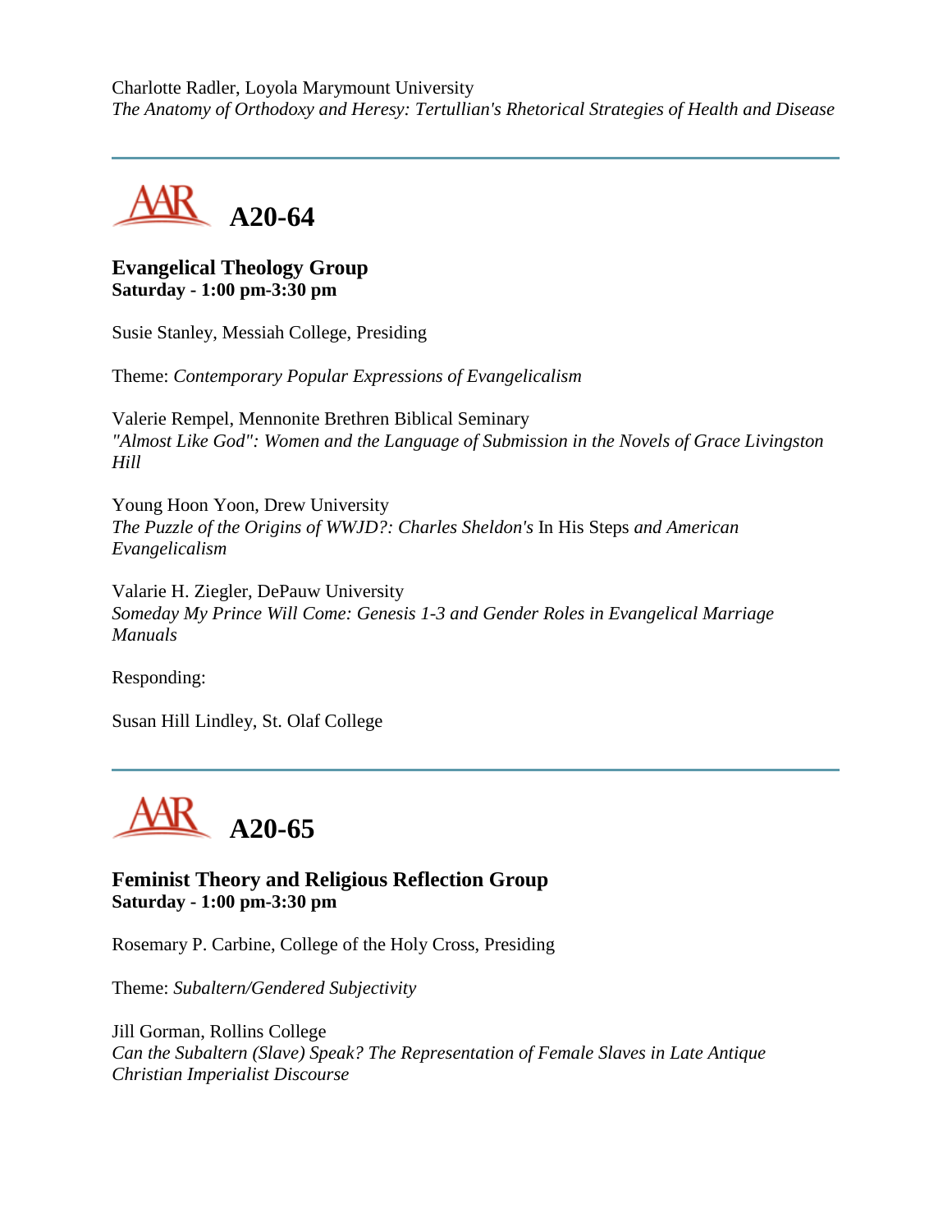Charlotte Radler, Loyola Marymount University
*The Anatomy of Orthodoxy and Heresy: Tertullian's Rhetorical Strategies of Health and Disease*

---

## A20-64

**Evangelical Theology Group**
**Saturday - 1:00 pm-3:30 pm**

Susie Stanley, Messiah College, Presiding

Theme: *Contemporary Popular Expressions of Evangelicalism*

Valerie Rempel, Mennonite Brethren Biblical Seminary
*"Almost Like God": Women and the Language of Submission in the Novels of Grace Livingston Hill*

Young Hoon Yoon, Drew University
*The Puzzle of the Origins of WWJD?: Charles Sheldon's* In His Steps *and American Evangelicalism*

Valarie H. Ziegler, DePauw University
*Someday My Prince Will Come: Genesis 1-3 and Gender Roles in Evangelical Marriage Manuals*

Responding:

Susan Hill Lindley, St. Olaf College

---

## A20-65

**Feminist Theory and Religious Reflection Group**
**Saturday - 1:00 pm-3:30 pm**

Rosemary P. Carbine, College of the Holy Cross, Presiding

Theme: *Subaltern/Gendered Subjectivity*

Jill Gorman, Rollins College
*Can the Subaltern (Slave) Speak? The Representation of Female Slaves in Late Antique Christian Imperialist Discourse*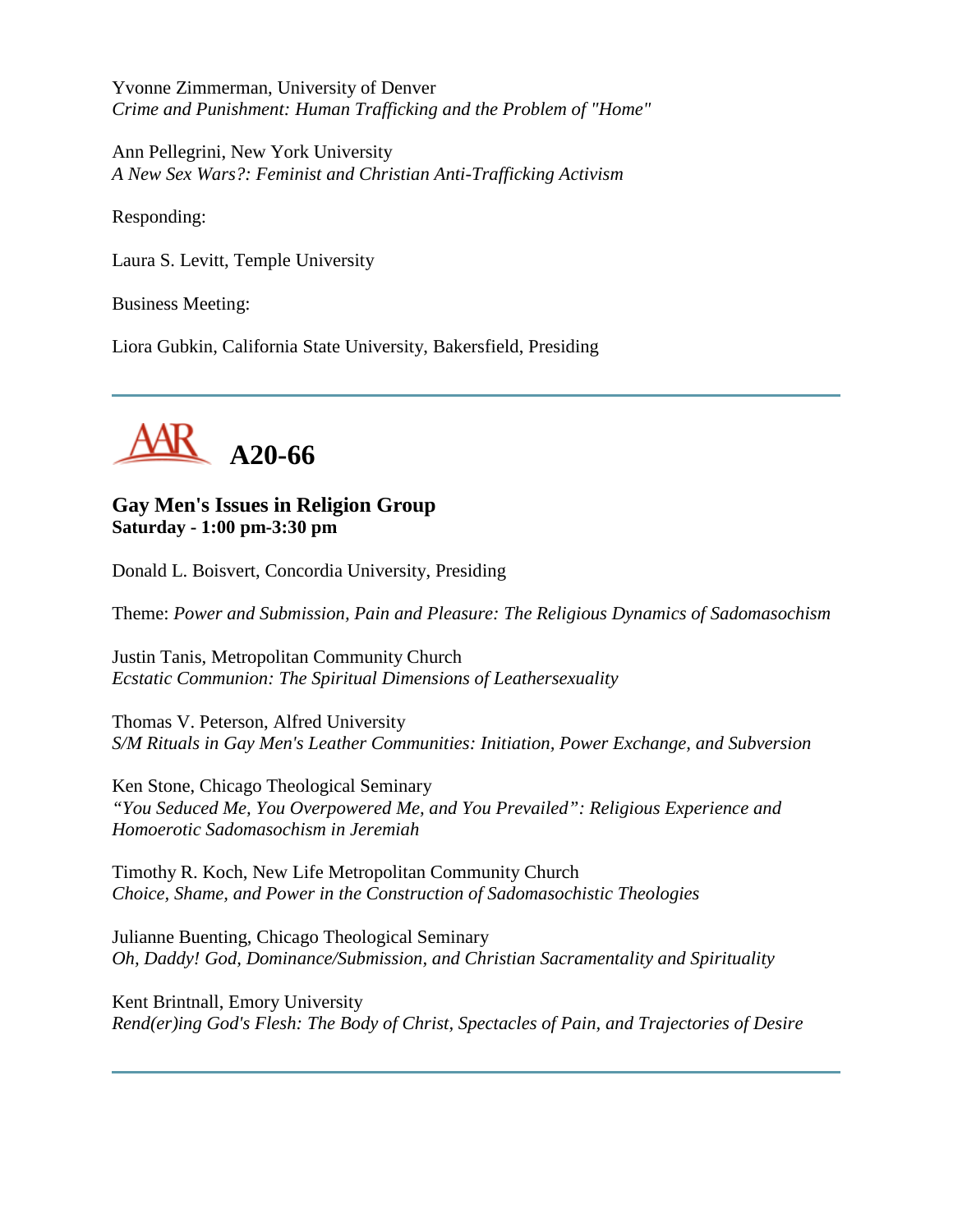Yvonne Zimmerman, University of Denver
*Crime and Punishment: Human Trafficking and the Problem of "Home"*

Ann Pellegrini, New York University
*A New Sex Wars?: Feminist and Christian Anti-Trafficking Activism*

Responding:

Laura S. Levitt, Temple University

Business Meeting:

Liora Gubkin, California State University, Bakersfield, Presiding

---

## A20-66

**Gay Men's Issues in Religion Group**
**Saturday - 1:00 pm-3:30 pm**

Donald L. Boisvert, Concordia University, Presiding

Theme: *Power and Submission, Pain and Pleasure: The Religious Dynamics of Sadomasochism*

Justin Tanis, Metropolitan Community Church
*Ecstatic Communion: The Spiritual Dimensions of Leathersexuality*

Thomas V. Peterson, Alfred University
*S/M Rituals in Gay Men's Leather Communities: Initiation, Power Exchange, and Subversion*

Ken Stone, Chicago Theological Seminary
*"You Seduced Me, You Overpowered Me, and You Prevailed": Religious Experience and Homoerotic Sadomasochism in Jeremiah*

Timothy R. Koch, New Life Metropolitan Community Church
*Choice, Shame, and Power in the Construction of Sadomasochistic Theologies*

Julianne Buenting, Chicago Theological Seminary
*Oh, Daddy! God, Dominance/Submission, and Christian Sacramentality and Spirituality*

Kent Brintnall, Emory University
*Rend(er)ing God's Flesh: The Body of Christ, Spectacles of Pain, and Trajectories of Desire*

---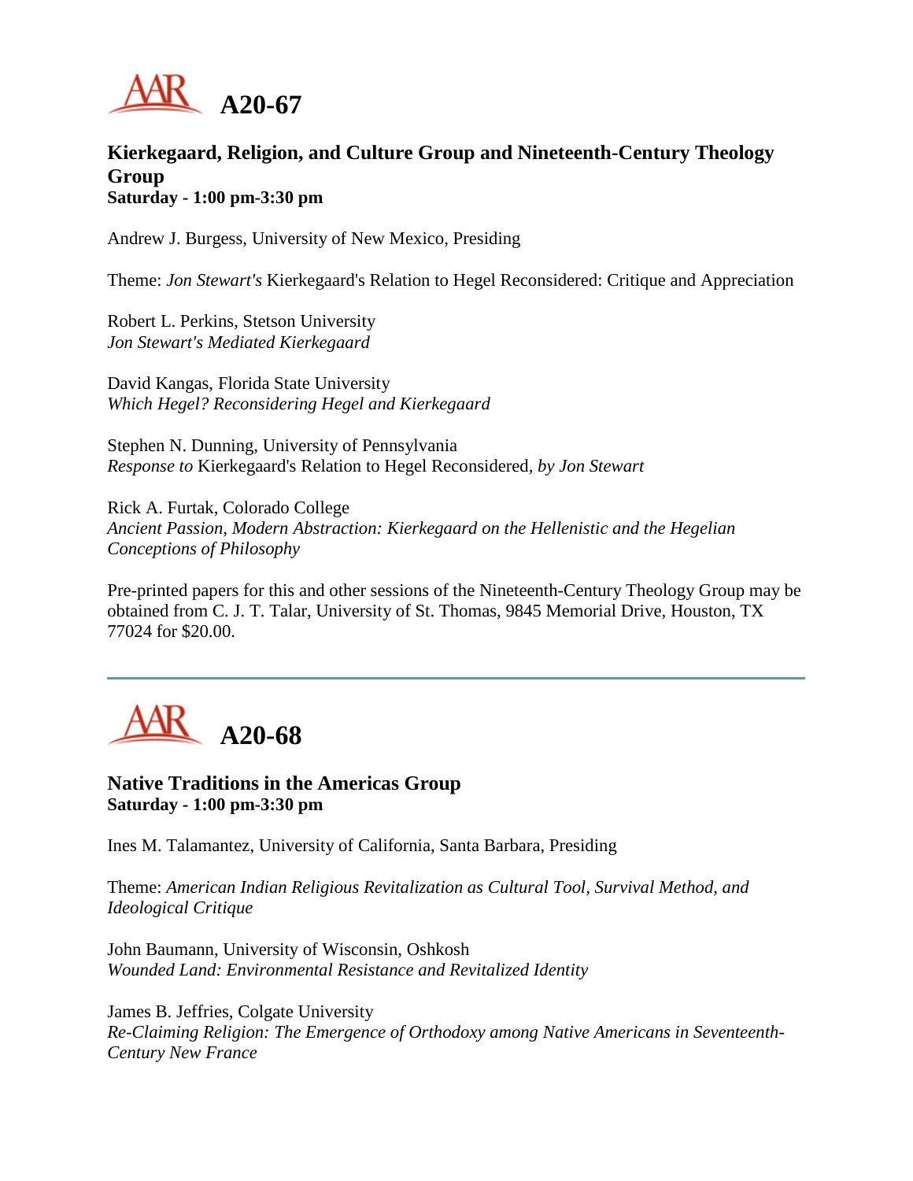# A20-67

### Kierkegaard, Religion, and Culture Group and Nineteenth-Century Theology Group
**Saturday - 1:00 pm-3:30 pm**

Andrew J. Burgess, University of New Mexico, Presiding

Theme: *Jon Stewart's* Kierkegaard's Relation to Hegel Reconsidered: Critique and Appreciation

Robert L. Perkins, Stetson University
*Jon Stewart's Mediated Kierkegaard*

David Kangas, Florida State University
*Which Hegel? Reconsidering Hegel and Kierkegaard*

Stephen N. Dunning, University of Pennsylvania
*Response to* Kierkegaard's Relation to Hegel Reconsidered, *by Jon Stewart*

Rick A. Furtak, Colorado College
*Ancient Passion, Modern Abstraction: Kierkegaard on the Hellenistic and the Hegelian Conceptions of Philosophy*

Pre-printed papers for this and other sessions of the Nineteenth-Century Theology Group may be obtained from C. J. T. Talar, University of St. Thomas, 9845 Memorial Drive, Houston, TX 77024 for $20.00.

---

# A20-68

### Native Traditions in the Americas Group
**Saturday - 1:00 pm-3:30 pm**

Ines M. Talamantez, University of California, Santa Barbara, Presiding

Theme: *American Indian Religious Revitalization as Cultural Tool, Survival Method, and Ideological Critique*

John Baumann, University of Wisconsin, Oshkosh
*Wounded Land: Environmental Resistance and Revitalized Identity*

James B. Jeffries, Colgate University
*Re-Claiming Religion: The Emergence of Orthodoxy among Native Americans in Seventeenth-Century New France*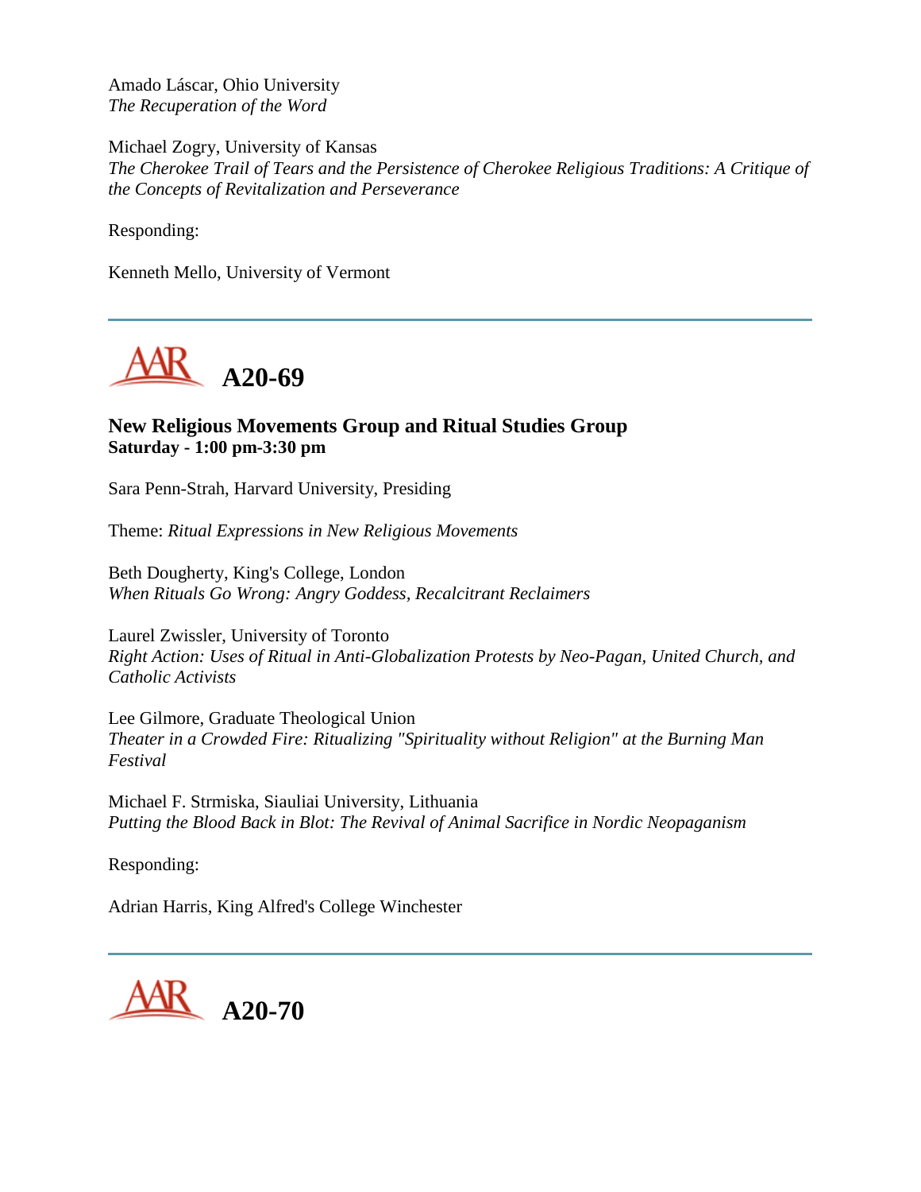Amado Láscar, Ohio University
*The Recuperation of the Word*

Michael Zogry, University of Kansas
*The Cherokee Trail of Tears and the Persistence of Cherokee Religious Traditions: A Critique of the Concepts of Revitalization and Perseverance*

Responding:

Kenneth Mello, University of Vermont

---

# A20-69

**New Religious Movements Group and Ritual Studies Group**
**Saturday - 1:00 pm-3:30 pm**

Sara Penn-Strah, Harvard University, Presiding

Theme: *Ritual Expressions in New Religious Movements*

Beth Dougherty, King's College, London
*When Rituals Go Wrong: Angry Goddess, Recalcitrant Reclaimers*

Laurel Zwissler, University of Toronto
*Right Action: Uses of Ritual in Anti-Globalization Protests by Neo-Pagan, United Church, and Catholic Activists*

Lee Gilmore, Graduate Theological Union
*Theater in a Crowded Fire: Ritualizing "Spirituality without Religion" at the Burning Man Festival*

Michael F. Strmiska, Siauliai University, Lithuania
*Putting the Blood Back in Blot: The Revival of Animal Sacrifice in Nordic Neopaganism*

Responding:

Adrian Harris, King Alfred's College Winchester

---

# A20-70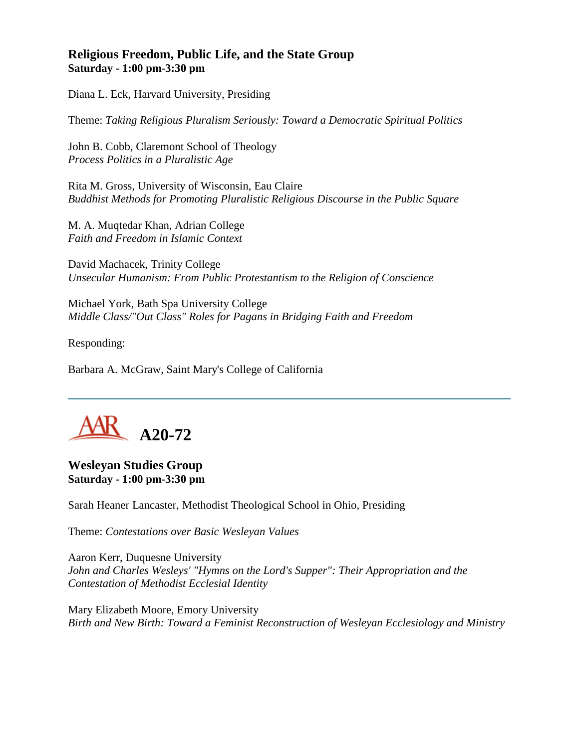### Religious Freedom, Public Life, and the State Group
**Saturday - 1:00 pm-3:30 pm**

Diana L. Eck, Harvard University, Presiding

Theme: *Taking Religious Pluralism Seriously: Toward a Democratic Spiritual Politics*

John B. Cobb, Claremont School of Theology
*Process Politics in a Pluralistic Age*

Rita M. Gross, University of Wisconsin, Eau Claire
*Buddhist Methods for Promoting Pluralistic Religious Discourse in the Public Square*

M. A. Muqtedar Khan, Adrian College
*Faith and Freedom in Islamic Context*

David Machacek, Trinity College
*Unsecular Humanism: From Public Protestantism to the Religion of Conscience*

Michael York, Bath Spa University College
*Middle Class/"Out Class" Roles for Pagans in Bridging Faith and Freedom*

Responding:

Barbara A. McGraw, Saint Mary's College of California

---

## AAR A20-72

### Wesleyan Studies Group
**Saturday - 1:00 pm-3:30 pm**

Sarah Heaner Lancaster, Methodist Theological School in Ohio, Presiding

Theme: *Contestations over Basic Wesleyan Values*

Aaron Kerr, Duquesne University
*John and Charles Wesleys' "Hymns on the Lord's Supper": Their Appropriation and the Contestation of Methodist Ecclesial Identity*

Mary Elizabeth Moore, Emory University
*Birth and New Birth: Toward a Feminist Reconstruction of Wesleyan Ecclesiology and Ministry*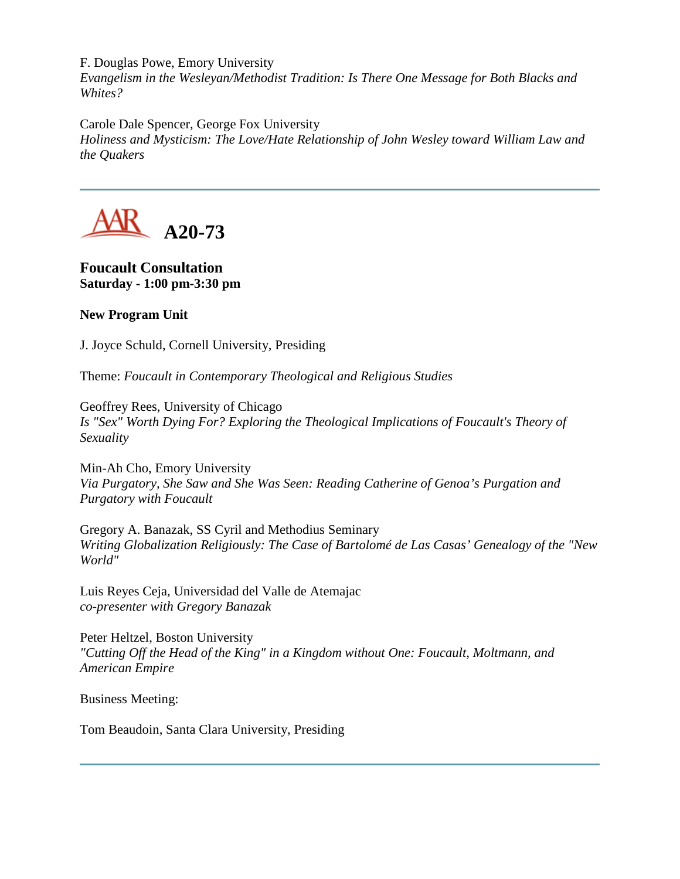F. Douglas Powe, Emory University
*Evangelism in the Wesleyan/Methodist Tradition: Is There One Message for Both Blacks and Whites?*

Carole Dale Spencer, George Fox University
*Holiness and Mysticism: The Love/Hate Relationship of John Wesley toward William Law and the Quakers*

---

## AAR A20-73

**Foucault Consultation**
**Saturday - 1:00 pm-3:30 pm**

**New Program Unit**

J. Joyce Schuld, Cornell University, Presiding

Theme: *Foucault in Contemporary Theological and Religious Studies*

Geoffrey Rees, University of Chicago
*Is "Sex" Worth Dying For? Exploring the Theological Implications of Foucault's Theory of Sexuality*

Min-Ah Cho, Emory University
*Via Purgatory, She Saw and She Was Seen: Reading Catherine of Genoa's Purgation and Purgatory with Foucault*

Gregory A. Banazak, SS Cyril and Methodius Seminary
*Writing Globalization Religiously: The Case of Bartolomé de Las Casas' Genealogy of the "New World"*

Luis Reyes Ceja, Universidad del Valle de Atemajac
*co-presenter with Gregory Banazak*

Peter Heltzel, Boston University
*"Cutting Off the Head of the King" in a Kingdom without One: Foucault, Moltmann, and American Empire*

Business Meeting:

Tom Beaudoin, Santa Clara University, Presiding

---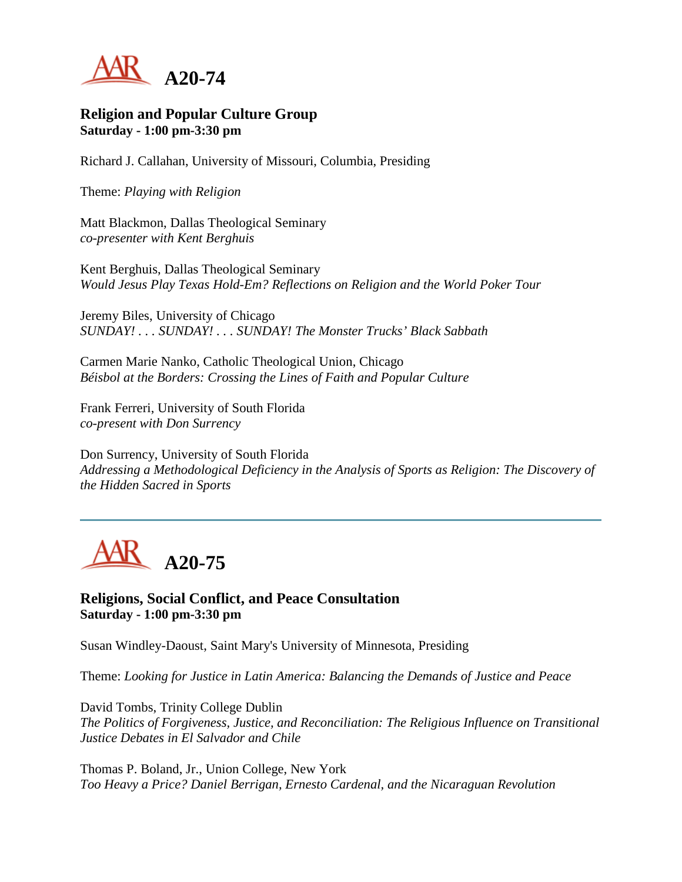# A20-74

**Religion and Popular Culture Group**
**Saturday - 1:00 pm-3:30 pm**

Richard J. Callahan, University of Missouri, Columbia, Presiding

Theme: *Playing with Religion*

Matt Blackmon, Dallas Theological Seminary
*co-presenter with Kent Berghuis*

Kent Berghuis, Dallas Theological Seminary
*Would Jesus Play Texas Hold-Em? Reflections on Religion and the World Poker Tour*

Jeremy Biles, University of Chicago
*SUNDAY! . . . SUNDAY! . . . SUNDAY! The Monster Trucks' Black Sabbath*

Carmen Marie Nanko, Catholic Theological Union, Chicago
*Béisbol at the Borders: Crossing the Lines of Faith and Popular Culture*

Frank Ferreri, University of South Florida
*co-present with Don Surrency*

Don Surrency, University of South Florida
*Addressing a Methodological Deficiency in the Analysis of Sports as Religion: The Discovery of the Hidden Sacred in Sports*

---

# A20-75

**Religions, Social Conflict, and Peace Consultation**
**Saturday - 1:00 pm-3:30 pm**

Susan Windley-Daoust, Saint Mary's University of Minnesota, Presiding

Theme: *Looking for Justice in Latin America: Balancing the Demands of Justice and Peace*

David Tombs, Trinity College Dublin
*The Politics of Forgiveness, Justice, and Reconciliation: The Religious Influence on Transitional Justice Debates in El Salvador and Chile*

Thomas P. Boland, Jr., Union College, New York
*Too Heavy a Price? Daniel Berrigan, Ernesto Cardenal, and the Nicaraguan Revolution*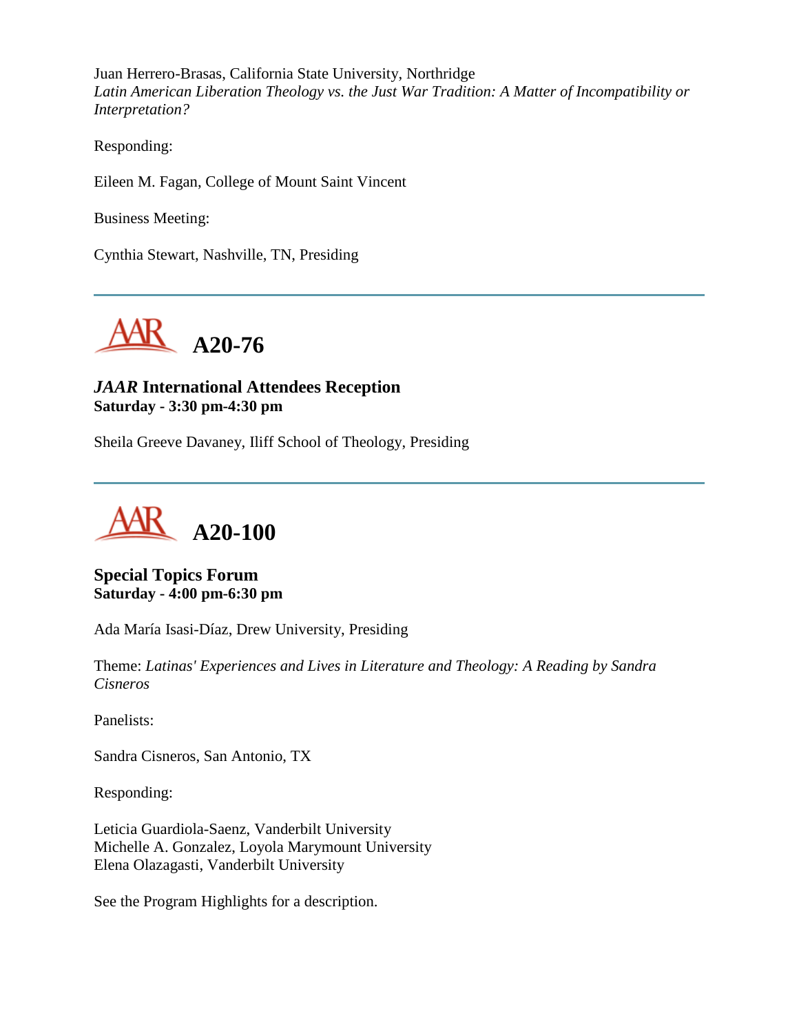Juan Herrero-Brasas, California State University, Northridge
*Latin American Liberation Theology vs. the Just War Tradition: A Matter of Incompatibility or Interpretation?*

Responding:

Eileen M. Fagan, College of Mount Saint Vincent

Business Meeting:

Cynthia Stewart, Nashville, TN, Presiding

---

## A20-76

### *JAAR* International Attendees Reception
**Saturday - 3:30 pm-4:30 pm**

Sheila Greeve Davaney, Iliff School of Theology, Presiding

---

## A20-100

### Special Topics Forum
**Saturday - 4:00 pm-6:30 pm**

Ada María Isasi-Díaz, Drew University, Presiding

Theme: *Latinas' Experiences and Lives in Literature and Theology: A Reading by Sandra Cisneros*

Panelists:

Sandra Cisneros, San Antonio, TX

Responding:

Leticia Guardiola-Saenz, Vanderbilt University
Michelle A. Gonzalez, Loyola Marymount University
Elena Olazagasti, Vanderbilt University

See the Program Highlights for a description.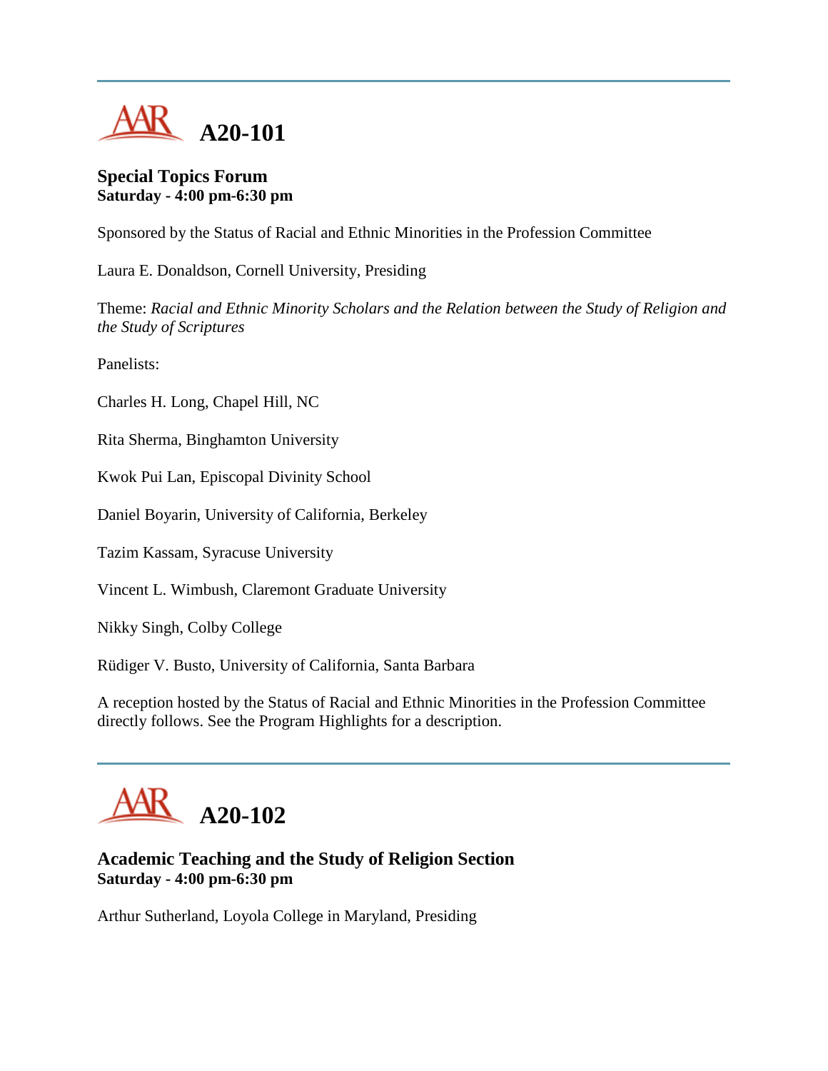---

# A20-101

### Special Topics Forum
**Saturday - 4:00 pm-6:30 pm**

Sponsored by the Status of Racial and Ethnic Minorities in the Profession Committee

Laura E. Donaldson, Cornell University, Presiding

Theme: *Racial and Ethnic Minority Scholars and the Relation between the Study of Religion and the Study of Scriptures*

Panelists:

Charles H. Long, Chapel Hill, NC

Rita Sherma, Binghamton University

Kwok Pui Lan, Episcopal Divinity School

Daniel Boyarin, University of California, Berkeley

Tazim Kassam, Syracuse University

Vincent L. Wimbush, Claremont Graduate University

Nikky Singh, Colby College

Rüdiger V. Busto, University of California, Santa Barbara

A reception hosted by the Status of Racial and Ethnic Minorities in the Profession Committee directly follows. See the Program Highlights for a description.

---

# A20-102

### Academic Teaching and the Study of Religion Section
**Saturday - 4:00 pm-6:30 pm**

Arthur Sutherland, Loyola College in Maryland, Presiding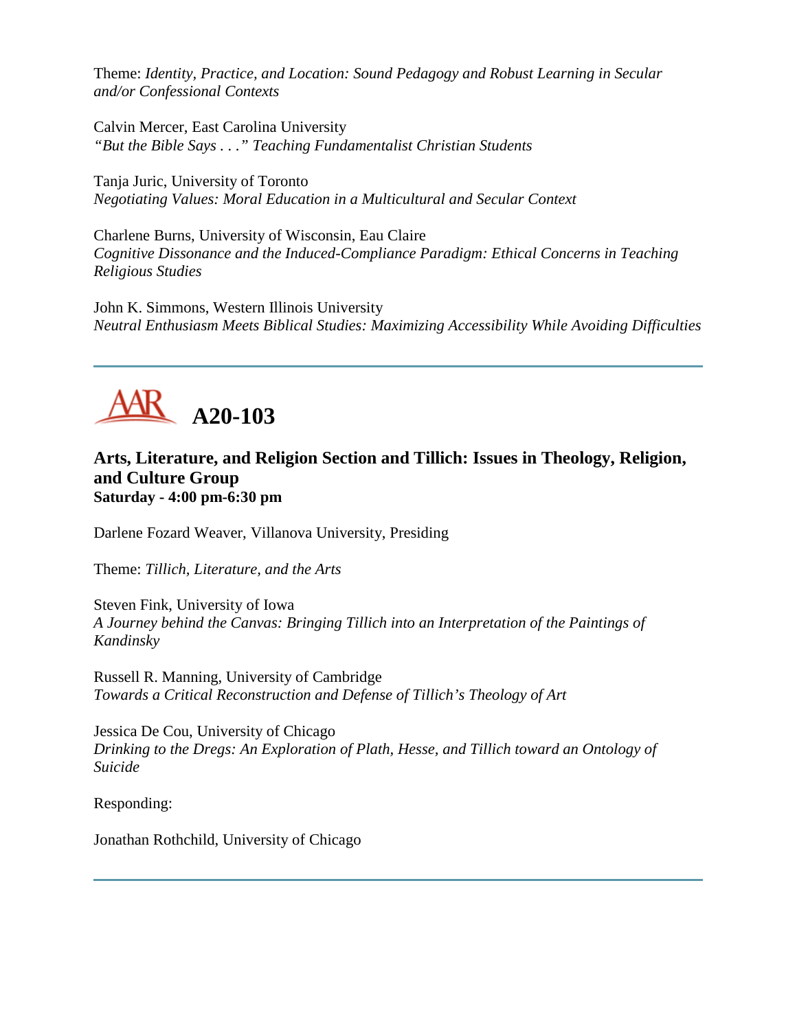Theme: *Identity, Practice, and Location: Sound Pedagogy and Robust Learning in Secular and/or Confessional Contexts*

Calvin Mercer, East Carolina University
*"But the Bible Says . . ." Teaching Fundamentalist Christian Students*

Tanja Juric, University of Toronto
*Negotiating Values: Moral Education in a Multicultural and Secular Context*

Charlene Burns, University of Wisconsin, Eau Claire
*Cognitive Dissonance and the Induced-Compliance Paradigm: Ethical Concerns in Teaching Religious Studies*

John K. Simmons, Western Illinois University
*Neutral Enthusiasm Meets Biblical Studies: Maximizing Accessibility While Avoiding Difficulties*

---

# A20-103

### Arts, Literature, and Religion Section and Tillich: Issues in Theology, Religion, and Culture Group

**Saturday - 4:00 pm-6:30 pm**

Darlene Fozard Weaver, Villanova University, Presiding

Theme: *Tillich, Literature, and the Arts*

Steven Fink, University of Iowa
*A Journey behind the Canvas: Bringing Tillich into an Interpretation of the Paintings of Kandinsky*

Russell R. Manning, University of Cambridge
*Towards a Critical Reconstruction and Defense of Tillich's Theology of Art*

Jessica De Cou, University of Chicago
*Drinking to the Dregs: An Exploration of Plath, Hesse, and Tillich toward an Ontology of Suicide*

Responding:

Jonathan Rothchild, University of Chicago

---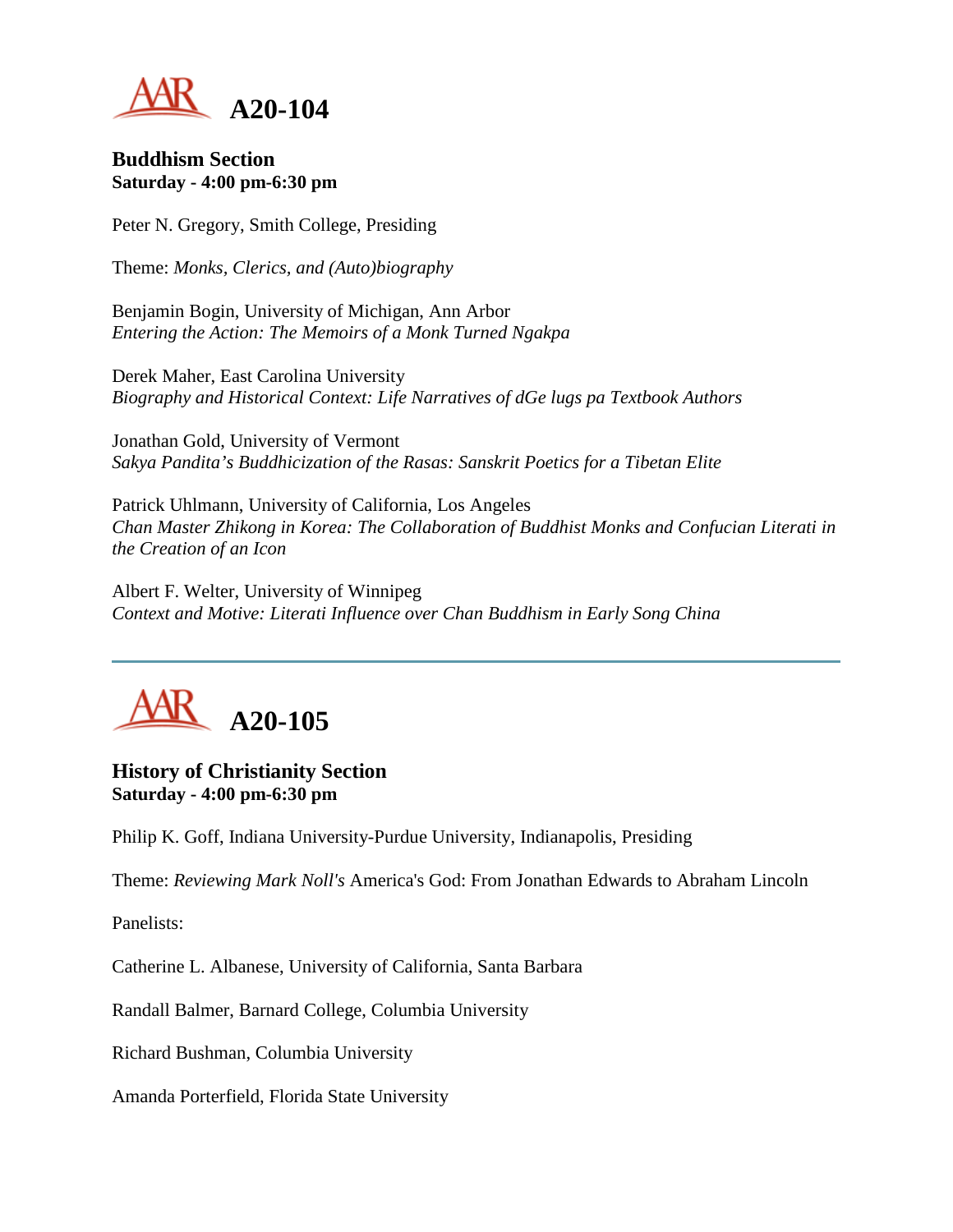# A20-104

**Buddhism Section**
**Saturday - 4:00 pm-6:30 pm**

Peter N. Gregory, Smith College, Presiding

Theme: *Monks, Clerics, and (Auto)biography*

Benjamin Bogin, University of Michigan, Ann Arbor
*Entering the Action: The Memoirs of a Monk Turned Ngakpa*

Derek Maher, East Carolina University
*Biography and Historical Context: Life Narratives of dGe lugs pa Textbook Authors*

Jonathan Gold, University of Vermont
*Sakya Pandita's Buddhicization of the Rasas: Sanskrit Poetics for a Tibetan Elite*

Patrick Uhlmann, University of California, Los Angeles
*Chan Master Zhikong in Korea: The Collaboration of Buddhist Monks and Confucian Literati in the Creation of an Icon*

Albert F. Welter, University of Winnipeg
*Context and Motive: Literati Influence over Chan Buddhism in Early Song China*

---

# A20-105

**History of Christianity Section**
**Saturday - 4:00 pm-6:30 pm**

Philip K. Goff, Indiana University-Purdue University, Indianapolis, Presiding

Theme: *Reviewing Mark Noll's* America's God: From Jonathan Edwards to Abraham Lincoln

Panelists:

Catherine L. Albanese, University of California, Santa Barbara

Randall Balmer, Barnard College, Columbia University

Richard Bushman, Columbia University

Amanda Porterfield, Florida State University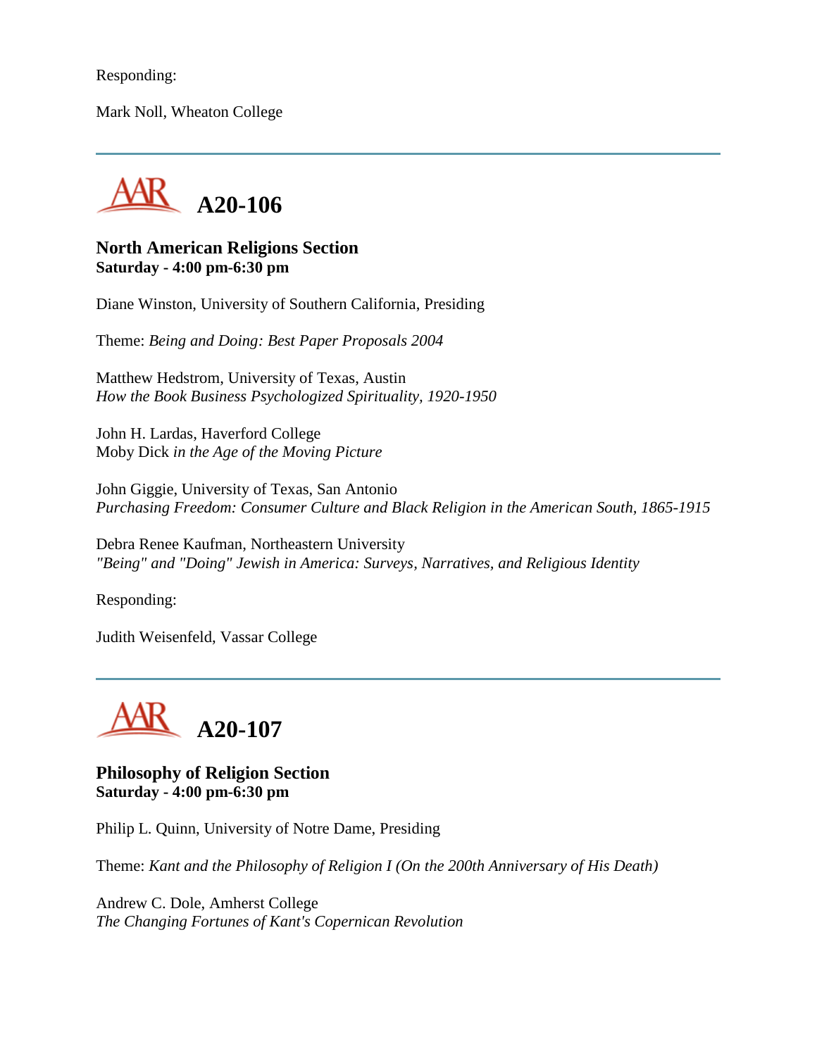Responding:

Mark Noll, Wheaton College

---

## A20-106

**North American Religions Section**
**Saturday - 4:00 pm-6:30 pm**

Diane Winston, University of Southern California, Presiding

Theme: *Being and Doing: Best Paper Proposals 2004*

Matthew Hedstrom, University of Texas, Austin
*How the Book Business Psychologized Spirituality, 1920-1950*

John H. Lardas, Haverford College
Moby Dick *in the Age of the Moving Picture*

John Giggie, University of Texas, San Antonio
*Purchasing Freedom: Consumer Culture and Black Religion in the American South, 1865-1915*

Debra Renee Kaufman, Northeastern University
*"Being" and "Doing" Jewish in America: Surveys, Narratives, and Religious Identity*

Responding:

Judith Weisenfeld, Vassar College

---

## A20-107

**Philosophy of Religion Section**
**Saturday - 4:00 pm-6:30 pm**

Philip L. Quinn, University of Notre Dame, Presiding

Theme: *Kant and the Philosophy of Religion I (On the 200th Anniversary of His Death)*

Andrew C. Dole, Amherst College
*The Changing Fortunes of Kant's Copernican Revolution*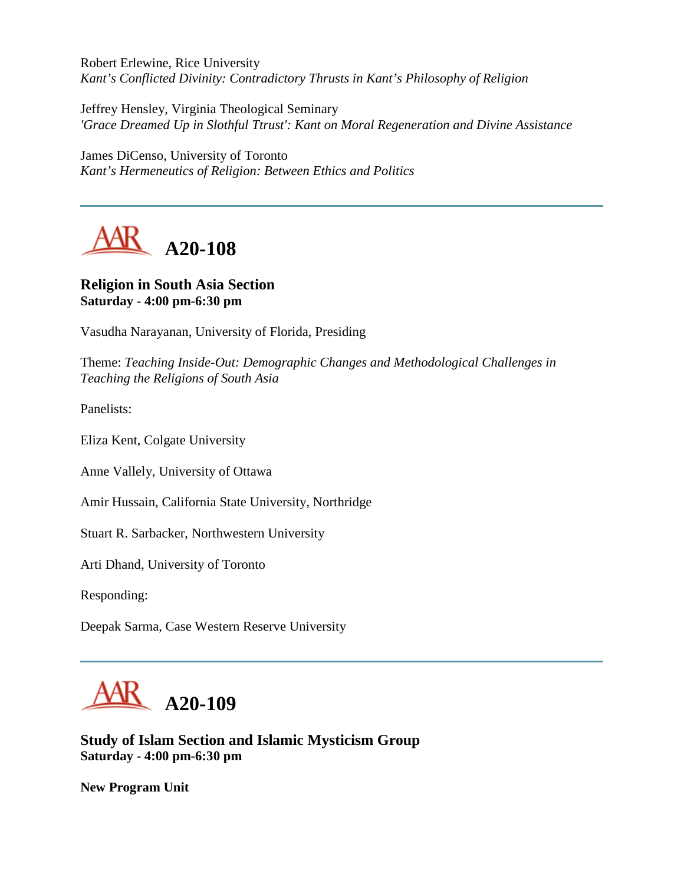Robert Erlewine, Rice University
*Kant's Conflicted Divinity: Contradictory Thrusts in Kant's Philosophy of Religion*

Jeffrey Hensley, Virginia Theological Seminary
*'Grace Dreamed Up in Slothful Ttrust': Kant on Moral Regeneration and Divine Assistance*

James DiCenso, University of Toronto
*Kant's Hermeneutics of Religion: Between Ethics and Politics*

---

## A20-108

**Religion in South Asia Section**
**Saturday - 4:00 pm-6:30 pm**

Vasudha Narayanan, University of Florida, Presiding

Theme: *Teaching Inside-Out: Demographic Changes and Methodological Challenges in Teaching the Religions of South Asia*

Panelists:

Eliza Kent, Colgate University

Anne Vallely, University of Ottawa

Amir Hussain, California State University, Northridge

Stuart R. Sarbacker, Northwestern University

Arti Dhand, University of Toronto

Responding:

Deepak Sarma, Case Western Reserve University

---

## A20-109

**Study of Islam Section and Islamic Mysticism Group**
**Saturday - 4:00 pm-6:30 pm**

**New Program Unit**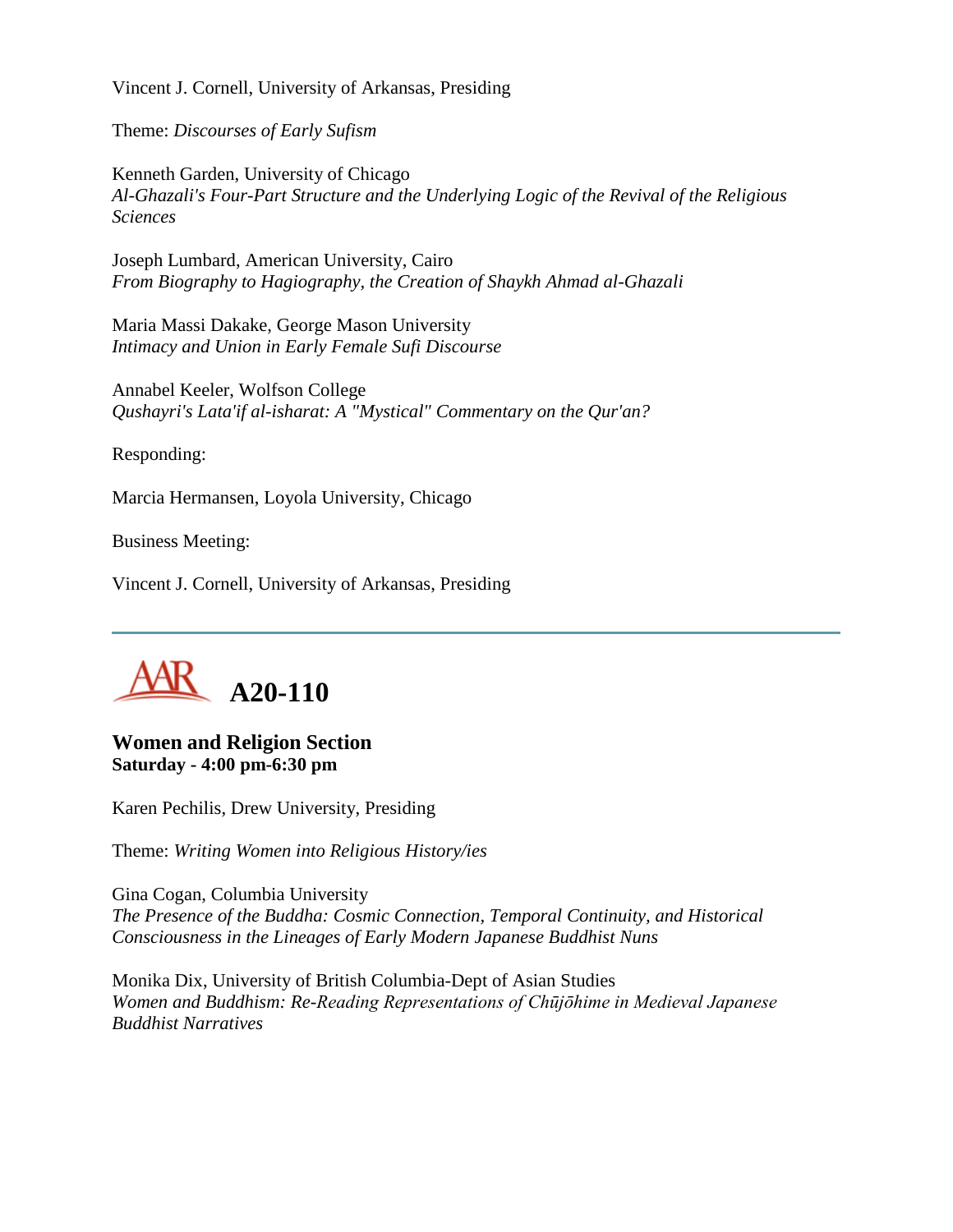Vincent J. Cornell, University of Arkansas, Presiding

Theme: *Discourses of Early Sufism*

Kenneth Garden, University of Chicago
*Al-Ghazali's Four-Part Structure and the Underlying Logic of the Revival of the Religious Sciences*

Joseph Lumbard, American University, Cairo
*From Biography to Hagiography, the Creation of Shaykh Ahmad al-Ghazali*

Maria Massi Dakake, George Mason University
*Intimacy and Union in Early Female Sufi Discourse*

Annabel Keeler, Wolfson College
*Qushayri's Lata'if al-isharat: A "Mystical" Commentary on the Qur'an?*

Responding:

Marcia Hermansen, Loyola University, Chicago

Business Meeting:

Vincent J. Cornell, University of Arkansas, Presiding

---

## AAR A20-110

### Women and Religion Section
**Saturday - 4:00 pm-6:30 pm**

Karen Pechilis, Drew University, Presiding

Theme: *Writing Women into Religious History/ies*

Gina Cogan, Columbia University
*The Presence of the Buddha: Cosmic Connection, Temporal Continuity, and Historical Consciousness in the Lineages of Early Modern Japanese Buddhist Nuns*

Monika Dix, University of British Columbia-Dept of Asian Studies
*Women and Buddhism: Re-Reading Representations of Chūjōhime in Medieval Japanese Buddhist Narratives*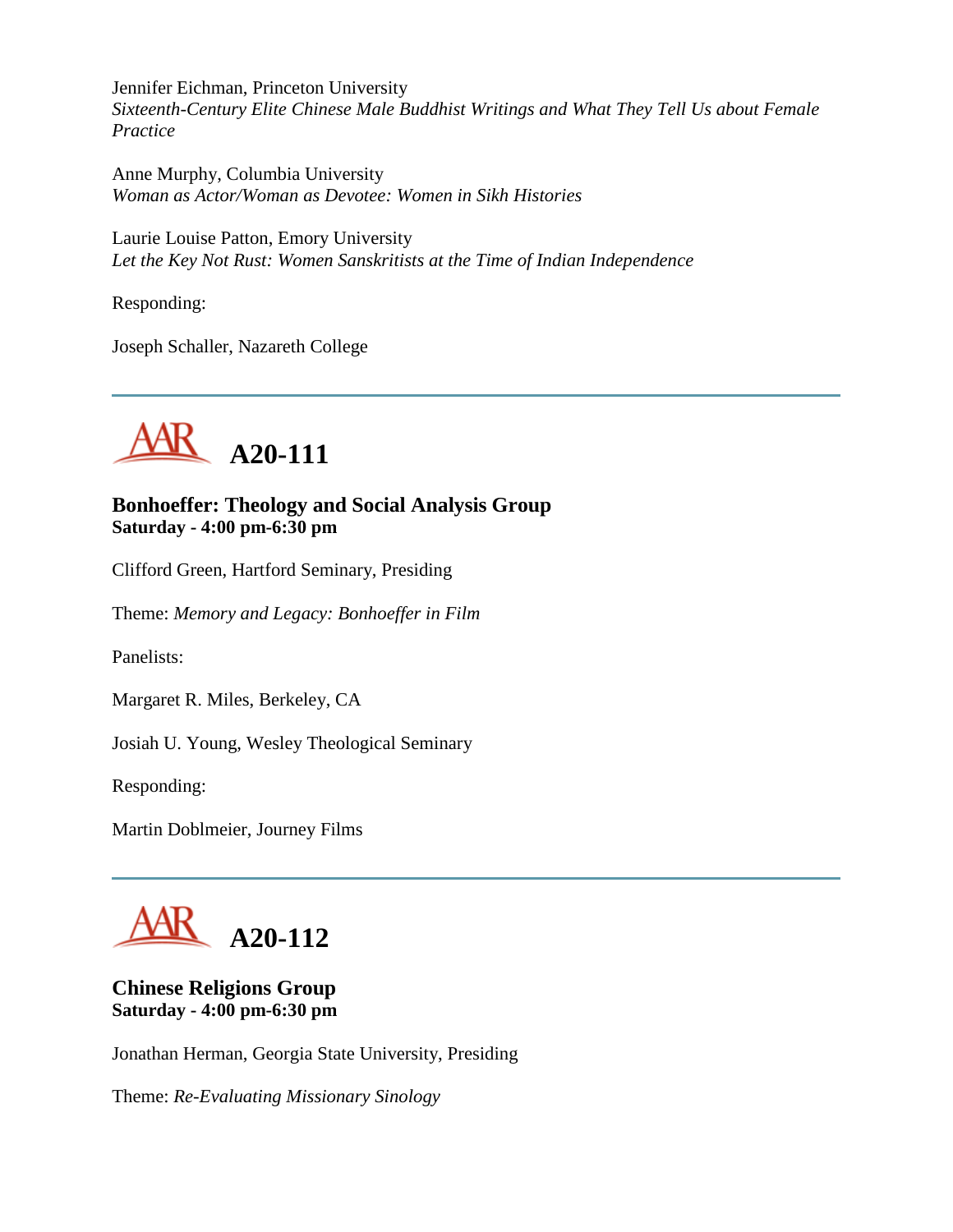Jennifer Eichman, Princeton University
*Sixteenth-Century Elite Chinese Male Buddhist Writings and What They Tell Us about Female Practice*

Anne Murphy, Columbia University
*Woman as Actor/Woman as Devotee: Women in Sikh Histories*

Laurie Louise Patton, Emory University
*Let the Key Not Rust: Women Sanskritists at the Time of Indian Independence*

Responding:

Joseph Schaller, Nazareth College

---

## A20-111

**Bonhoeffer: Theology and Social Analysis Group**
**Saturday - 4:00 pm-6:30 pm**

Clifford Green, Hartford Seminary, Presiding

Theme: *Memory and Legacy: Bonhoeffer in Film*

Panelists:

Margaret R. Miles, Berkeley, CA

Josiah U. Young, Wesley Theological Seminary

Responding:

Martin Doblmeier, Journey Films

---

## A20-112

**Chinese Religions Group**
**Saturday - 4:00 pm-6:30 pm**

Jonathan Herman, Georgia State University, Presiding

Theme: *Re-Evaluating Missionary Sinology*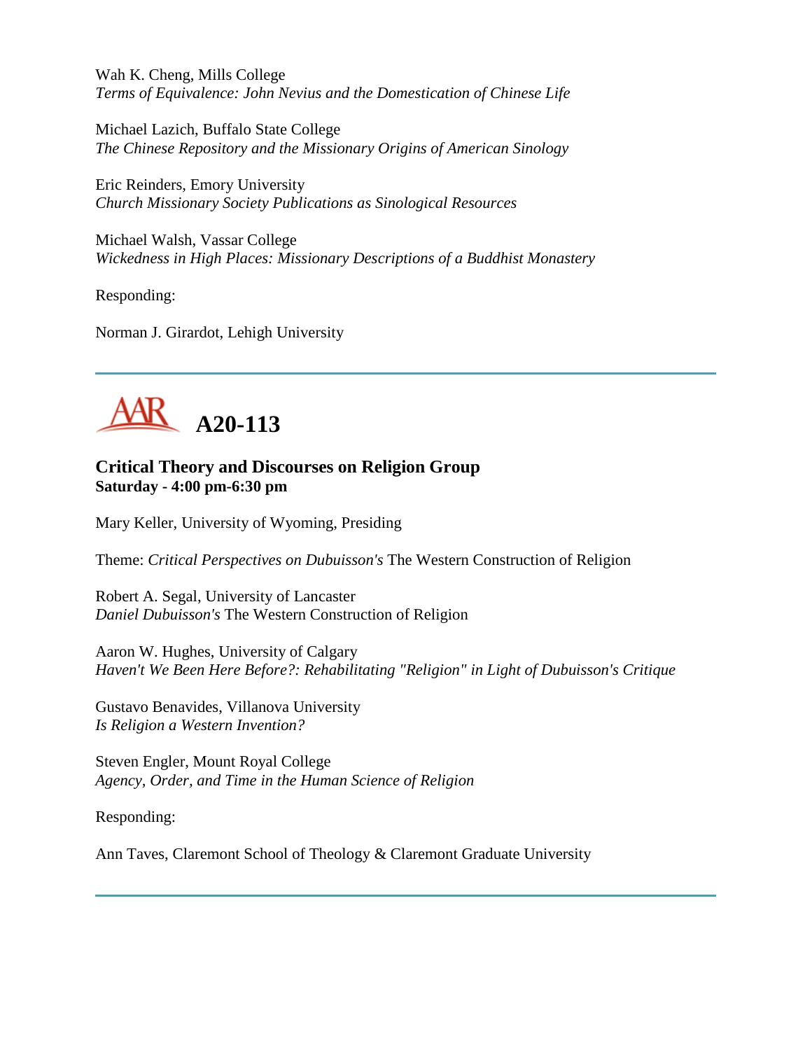Wah K. Cheng, Mills College
*Terms of Equivalence: John Nevius and the Domestication of Chinese Life*

Michael Lazich, Buffalo State College
*The Chinese Repository and the Missionary Origins of American Sinology*

Eric Reinders, Emory University
*Church Missionary Society Publications as Sinological Resources*

Michael Walsh, Vassar College
*Wickedness in High Places: Missionary Descriptions of a Buddhist Monastery*

Responding:

Norman J. Girardot, Lehigh University

---

# A20-113

### Critical Theory and Discourses on Religion Group
**Saturday - 4:00 pm-6:30 pm**

Mary Keller, University of Wyoming, Presiding

Theme: *Critical Perspectives on Dubuisson's* The Western Construction of Religion

Robert A. Segal, University of Lancaster
*Daniel Dubuisson's* The Western Construction of Religion

Aaron W. Hughes, University of Calgary
*Haven't We Been Here Before?: Rehabilitating "Religion" in Light of Dubuisson's Critique*

Gustavo Benavides, Villanova University
*Is Religion a Western Invention?*

Steven Engler, Mount Royal College
*Agency, Order, and Time in the Human Science of Religion*

Responding:

Ann Taves, Claremont School of Theology & Claremont Graduate University

---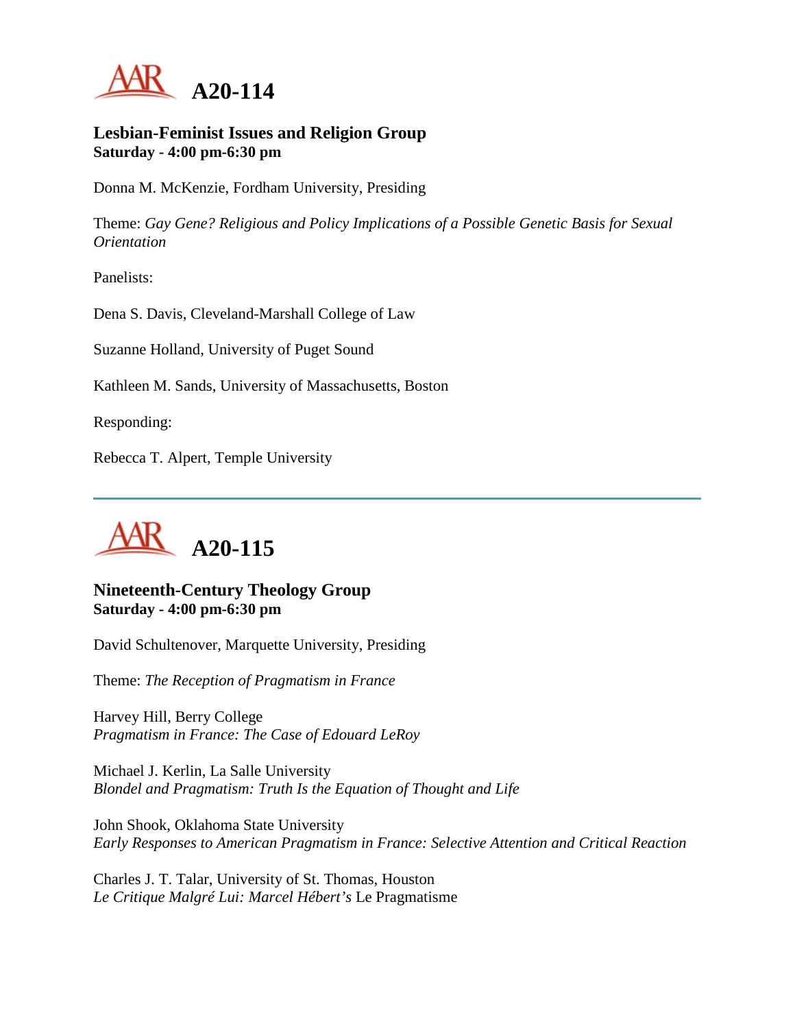# A20-114

### Lesbian-Feminist Issues and Religion Group
**Saturday - 4:00 pm-6:30 pm**

Donna M. McKenzie, Fordham University, Presiding

Theme: *Gay Gene? Religious and Policy Implications of a Possible Genetic Basis for Sexual Orientation*

Panelists:

Dena S. Davis, Cleveland-Marshall College of Law

Suzanne Holland, University of Puget Sound

Kathleen M. Sands, University of Massachusetts, Boston

Responding:

Rebecca T. Alpert, Temple University

---

# A20-115

### Nineteenth-Century Theology Group
**Saturday - 4:00 pm-6:30 pm**

David Schultenover, Marquette University, Presiding

Theme: *The Reception of Pragmatism in France*

Harvey Hill, Berry College
*Pragmatism in France: The Case of Edouard LeRoy*

Michael J. Kerlin, La Salle University
*Blondel and Pragmatism: Truth Is the Equation of Thought and Life*

John Shook, Oklahoma State University
*Early Responses to American Pragmatism in France: Selective Attention and Critical Reaction*

Charles J. T. Talar, University of St. Thomas, Houston
*Le Critique Malgré Lui: Marcel Hébert's* Le Pragmatisme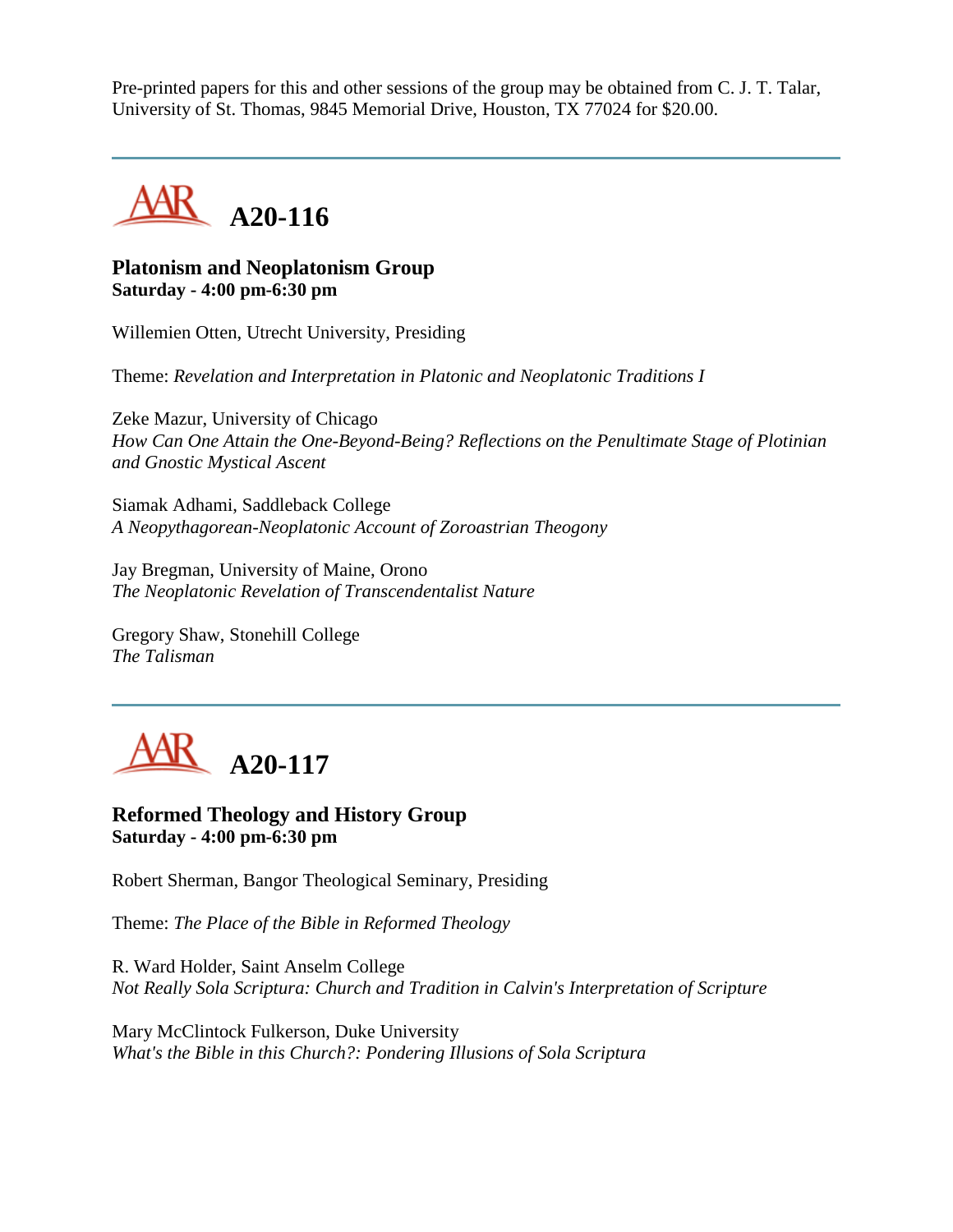Pre-printed papers for this and other sessions of the group may be obtained from C. J. T. Talar, University of St. Thomas, 9845 Memorial Drive, Houston, TX 77024 for $20.00.

---

## A20-116

### Platonism and Neoplatonism Group
**Saturday - 4:00 pm-6:30 pm**

Willemien Otten, Utrecht University, Presiding

Theme: *Revelation and Interpretation in Platonic and Neoplatonic Traditions I*

Zeke Mazur, University of Chicago
*How Can One Attain the One-Beyond-Being? Reflections on the Penultimate Stage of Plotinian and Gnostic Mystical Ascent*

Siamak Adhami, Saddleback College
*A Neopythagorean-Neoplatonic Account of Zoroastrian Theogony*

Jay Bregman, University of Maine, Orono
*The Neoplatonic Revelation of Transcendentalist Nature*

Gregory Shaw, Stonehill College
*The Talisman*

---

## A20-117

### Reformed Theology and History Group
**Saturday - 4:00 pm-6:30 pm**

Robert Sherman, Bangor Theological Seminary, Presiding

Theme: *The Place of the Bible in Reformed Theology*

R. Ward Holder, Saint Anselm College
*Not Really Sola Scriptura: Church and Tradition in Calvin's Interpretation of Scripture*

Mary McClintock Fulkerson, Duke University
*What's the Bible in this Church?: Pondering Illusions of Sola Scriptura*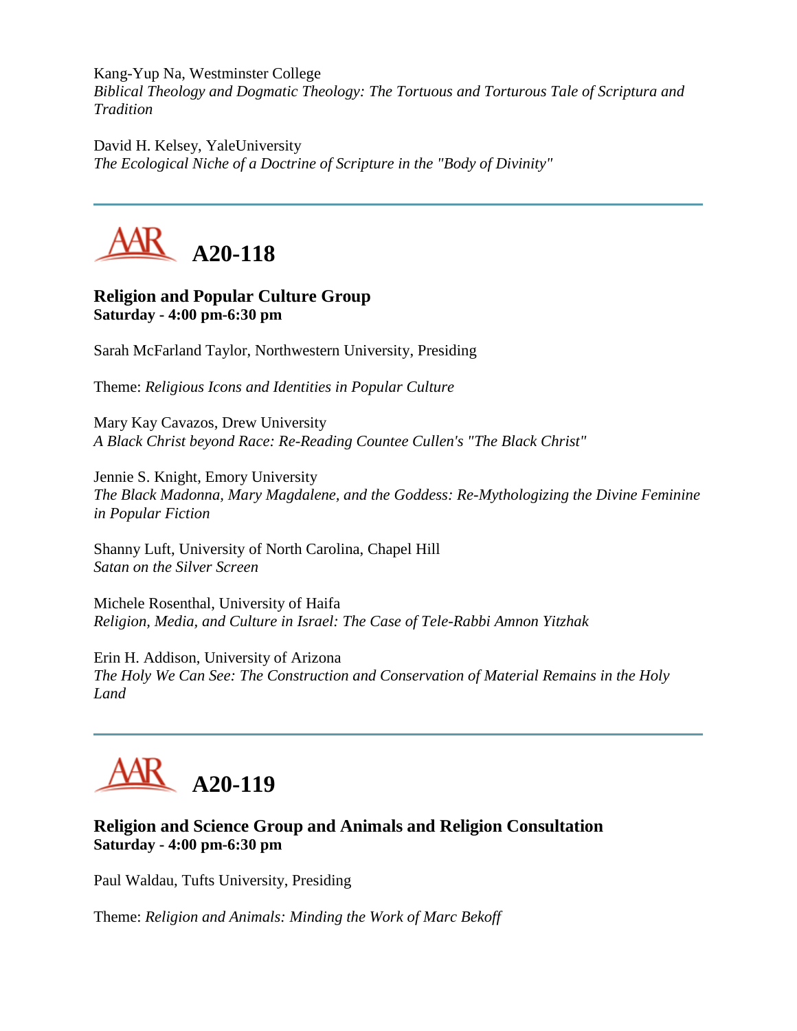Kang-Yup Na, Westminster College
*Biblical Theology and Dogmatic Theology: The Tortuous and Torturous Tale of Scriptura and Tradition*

David H. Kelsey, YaleUniversity
*The Ecological Niche of a Doctrine of Scripture in the "Body of Divinity"*

---

## A20-118

### Religion and Popular Culture Group
**Saturday - 4:00 pm-6:30 pm**

Sarah McFarland Taylor, Northwestern University, Presiding

Theme: *Religious Icons and Identities in Popular Culture*

Mary Kay Cavazos, Drew University
*A Black Christ beyond Race: Re-Reading Countee Cullen's "The Black Christ"*

Jennie S. Knight, Emory University
*The Black Madonna, Mary Magdalene, and the Goddess: Re-Mythologizing the Divine Feminine in Popular Fiction*

Shanny Luft, University of North Carolina, Chapel Hill
*Satan on the Silver Screen*

Michele Rosenthal, University of Haifa
*Religion, Media, and Culture in Israel: The Case of Tele-Rabbi Amnon Yitzhak*

Erin H. Addison, University of Arizona
*The Holy We Can See: The Construction and Conservation of Material Remains in the Holy Land*

---

## A20-119

### Religion and Science Group and Animals and Religion Consultation
**Saturday - 4:00 pm-6:30 pm**

Paul Waldau, Tufts University, Presiding

Theme: *Religion and Animals: Minding the Work of Marc Bekoff*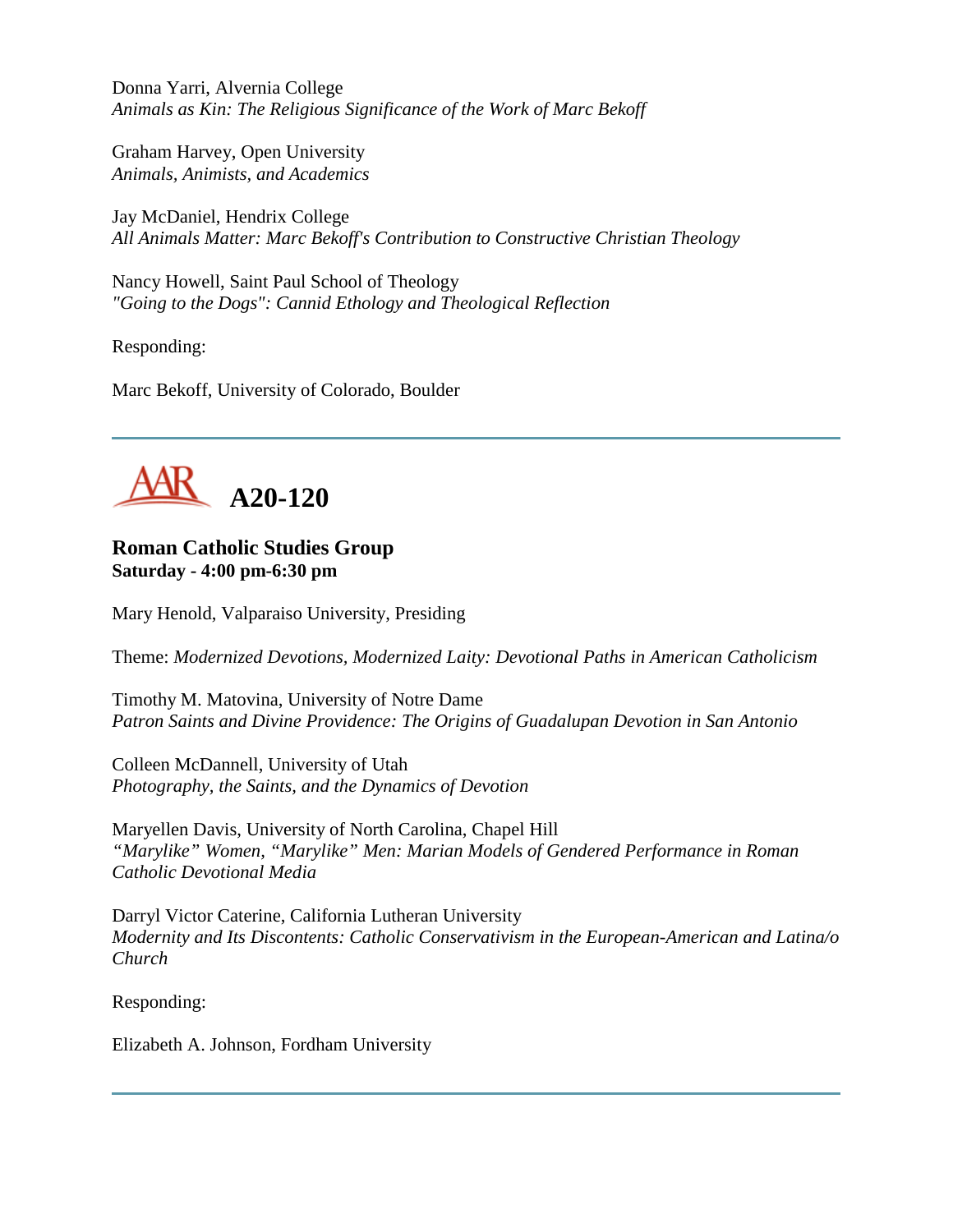Donna Yarri, Alvernia College
*Animals as Kin: The Religious Significance of the Work of Marc Bekoff*

Graham Harvey, Open University
*Animals, Animists, and Academics*

Jay McDaniel, Hendrix College
*All Animals Matter: Marc Bekoff's Contribution to Constructive Christian Theology*

Nancy Howell, Saint Paul School of Theology
*"Going to the Dogs": Cannid Ethology and Theological Reflection*

Responding:

Marc Bekoff, University of Colorado, Boulder

---

## AAR A20-120

### Roman Catholic Studies Group
**Saturday - 4:00 pm-6:30 pm**

Mary Henold, Valparaiso University, Presiding

Theme: *Modernized Devotions, Modernized Laity: Devotional Paths in American Catholicism*

Timothy M. Matovina, University of Notre Dame
*Patron Saints and Divine Providence: The Origins of Guadalupan Devotion in San Antonio*

Colleen McDannell, University of Utah
*Photography, the Saints, and the Dynamics of Devotion*

Maryellen Davis, University of North Carolina, Chapel Hill
*"Marylike" Women, "Marylike" Men: Marian Models of Gendered Performance in Roman Catholic Devotional Media*

Darryl Victor Caterine, California Lutheran University
*Modernity and Its Discontents: Catholic Conservativism in the European-American and Latina/o Church*

Responding:

Elizabeth A. Johnson, Fordham University

---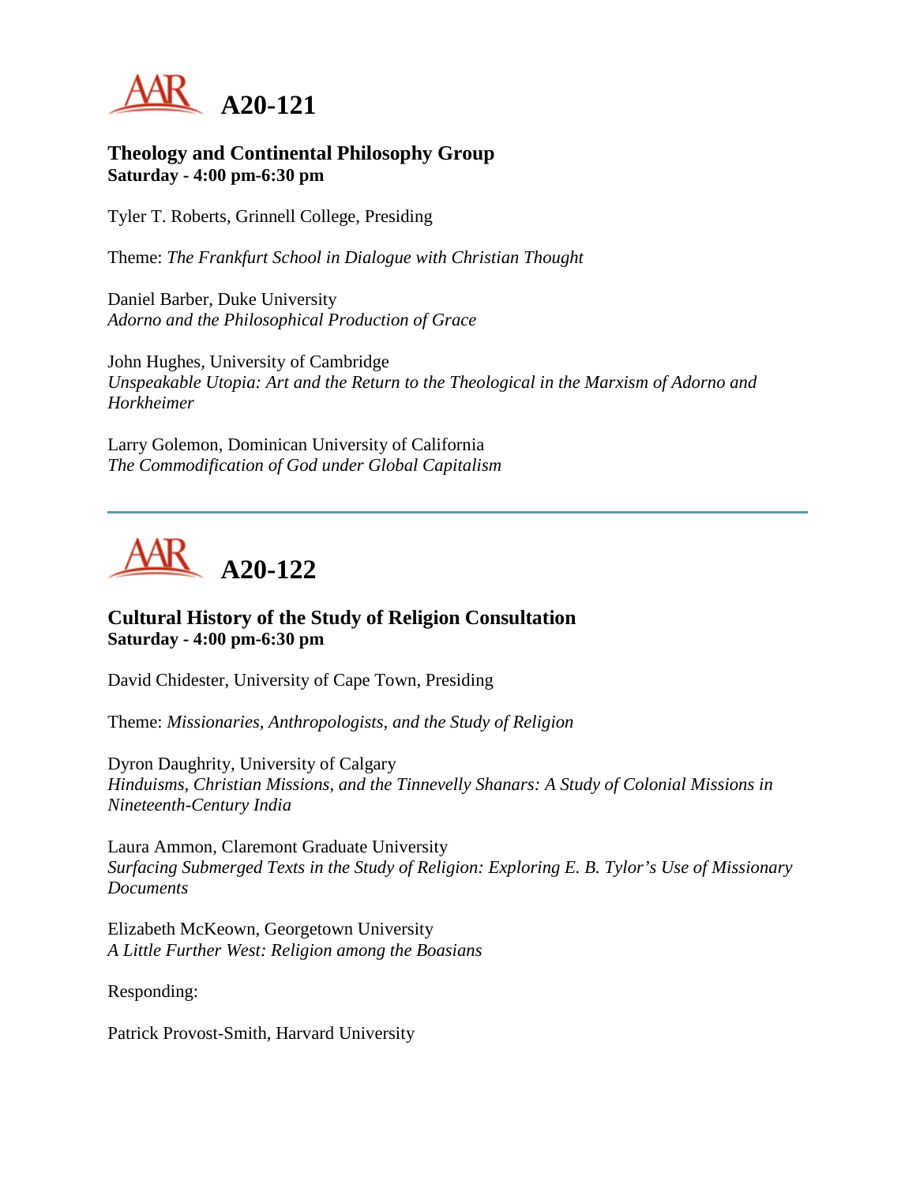# A20-121

### Theology and Continental Philosophy Group
**Saturday - 4:00 pm-6:30 pm**

Tyler T. Roberts, Grinnell College, Presiding

Theme: *The Frankfurt School in Dialogue with Christian Thought*

Daniel Barber, Duke University
*Adorno and the Philosophical Production of Grace*

John Hughes, University of Cambridge
*Unspeakable Utopia: Art and the Return to the Theological in the Marxism of Adorno and Horkheimer*

Larry Golemon, Dominican University of California
*The Commodification of God under Global Capitalism*

---

# A20-122

### Cultural History of the Study of Religion Consultation
**Saturday - 4:00 pm-6:30 pm**

David Chidester, University of Cape Town, Presiding

Theme: *Missionaries, Anthropologists, and the Study of Religion*

Dyron Daughrity, University of Calgary
*Hinduisms, Christian Missions, and the Tinnevelly Shanars: A Study of Colonial Missions in Nineteenth-Century India*

Laura Ammon, Claremont Graduate University
*Surfacing Submerged Texts in the Study of Religion: Exploring E. B. Tylor's Use of Missionary Documents*

Elizabeth McKeown, Georgetown University
*A Little Further West: Religion among the Boasians*

Responding:

Patrick Provost-Smith, Harvard University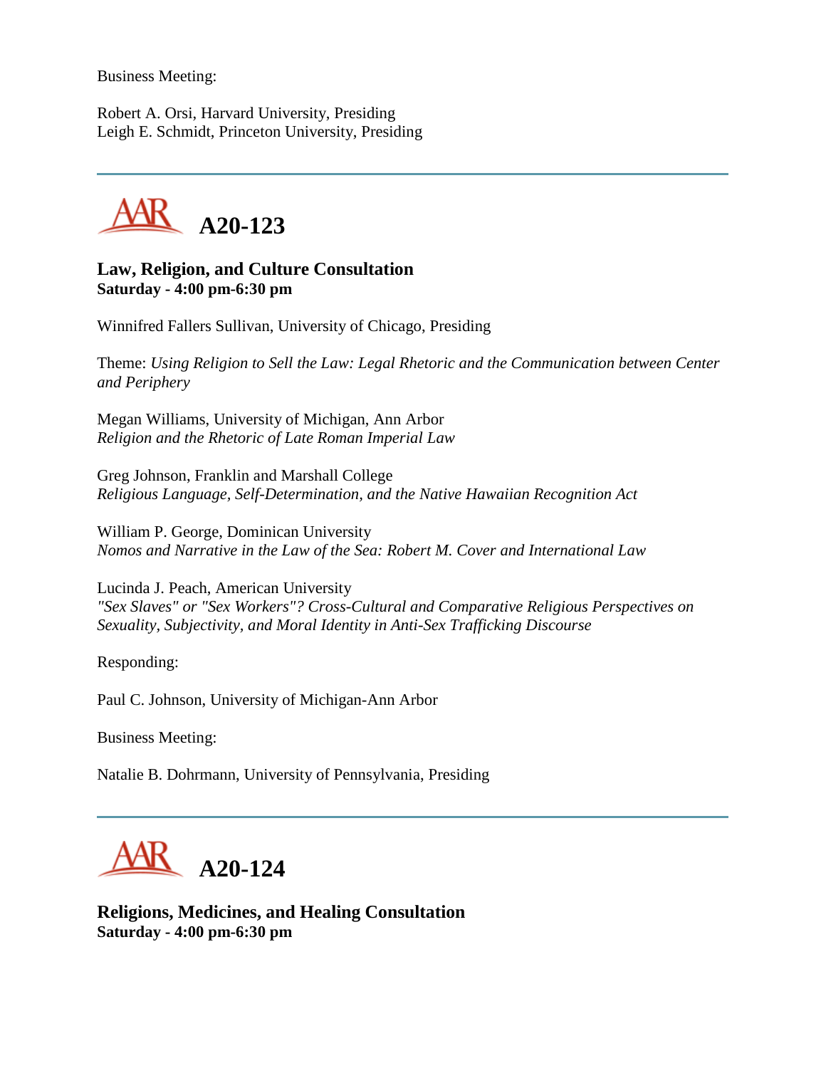Business Meeting:

Robert A. Orsi, Harvard University, Presiding
Leigh E. Schmidt, Princeton University, Presiding

---

## A20-123

**Law, Religion, and Culture Consultation**
**Saturday - 4:00 pm-6:30 pm**

Winnifred Fallers Sullivan, University of Chicago, Presiding

Theme: *Using Religion to Sell the Law: Legal Rhetoric and the Communication between Center and Periphery*

Megan Williams, University of Michigan, Ann Arbor
*Religion and the Rhetoric of Late Roman Imperial Law*

Greg Johnson, Franklin and Marshall College
*Religious Language, Self-Determination, and the Native Hawaiian Recognition Act*

William P. George, Dominican University
*Nomos and Narrative in the Law of the Sea: Robert M. Cover and International Law*

Lucinda J. Peach, American University
*"Sex Slaves" or "Sex Workers"? Cross-Cultural and Comparative Religious Perspectives on Sexuality, Subjectivity, and Moral Identity in Anti-Sex Trafficking Discourse*

Responding:

Paul C. Johnson, University of Michigan-Ann Arbor

Business Meeting:

Natalie B. Dohrmann, University of Pennsylvania, Presiding

---

## A20-124

**Religions, Medicines, and Healing Consultation**
**Saturday - 4:00 pm-6:30 pm**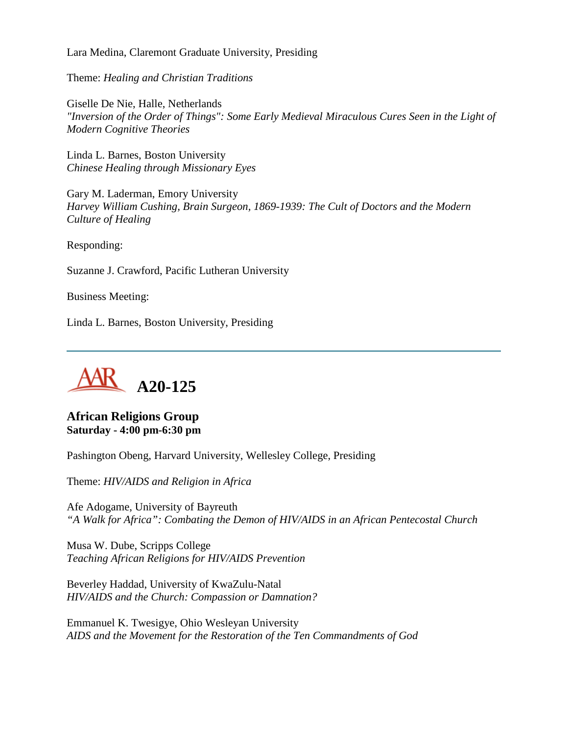Lara Medina, Claremont Graduate University, Presiding

Theme: *Healing and Christian Traditions*

Giselle De Nie, Halle, Netherlands
*"Inversion of the Order of Things": Some Early Medieval Miraculous Cures Seen in the Light of Modern Cognitive Theories*

Linda L. Barnes, Boston University
*Chinese Healing through Missionary Eyes*

Gary M. Laderman, Emory University
*Harvey William Cushing, Brain Surgeon, 1869-1939: The Cult of Doctors and the Modern Culture of Healing*

Responding:

Suzanne J. Crawford, Pacific Lutheran University

Business Meeting:

Linda L. Barnes, Boston University, Presiding

---

# A20-125

## African Religions Group
**Saturday - 4:00 pm-6:30 pm**

Pashington Obeng, Harvard University, Wellesley College, Presiding

Theme: *HIV/AIDS and Religion in Africa*

Afe Adogame, University of Bayreuth
*"A Walk for Africa": Combating the Demon of HIV/AIDS in an African Pentecostal Church*

Musa W. Dube, Scripps College
*Teaching African Religions for HIV/AIDS Prevention*

Beverley Haddad, University of KwaZulu-Natal
*HIV/AIDS and the Church: Compassion or Damnation?*

Emmanuel K. Twesigye, Ohio Wesleyan University
*AIDS and the Movement for the Restoration of the Ten Commandments of God*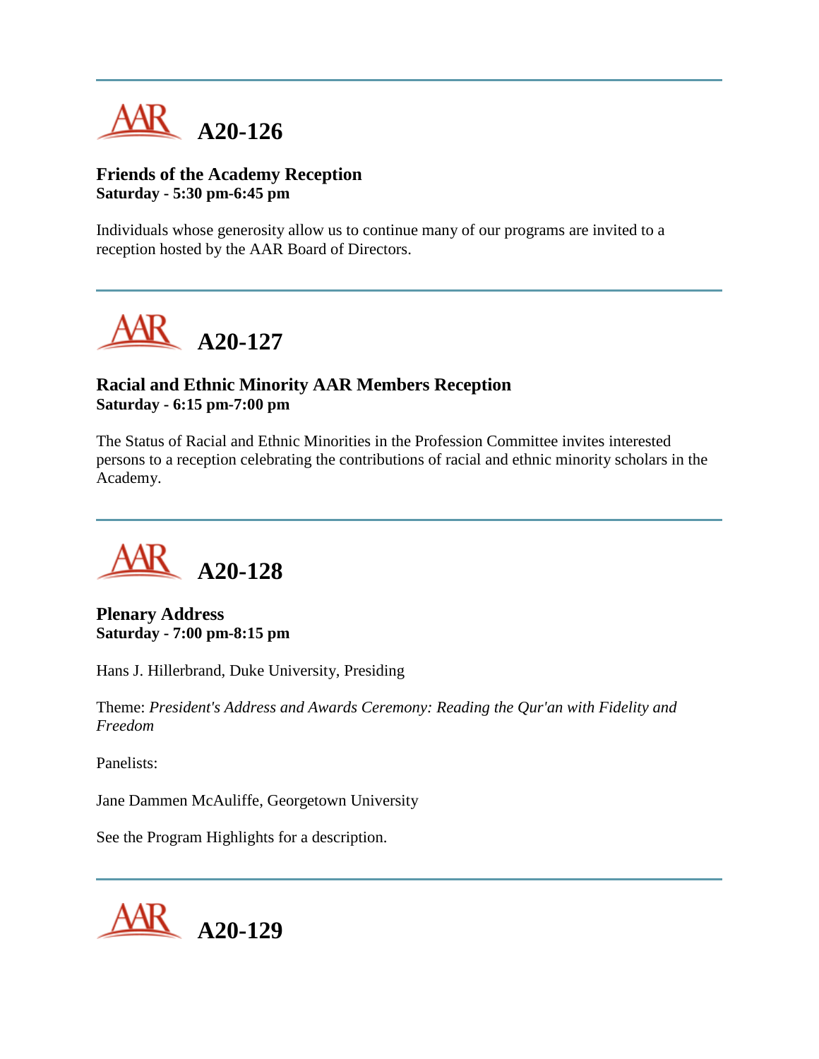---

## A20-126

**Friends of the Academy Reception**
**Saturday - 5:30 pm-6:45 pm**

Individuals whose generosity allow us to continue many of our programs are invited to a reception hosted by the AAR Board of Directors.

---

## A20-127

**Racial and Ethnic Minority AAR Members Reception**
**Saturday - 6:15 pm-7:00 pm**

The Status of Racial and Ethnic Minorities in the Profession Committee invites interested persons to a reception celebrating the contributions of racial and ethnic minority scholars in the Academy.

---

## A20-128

**Plenary Address**
**Saturday - 7:00 pm-8:15 pm**

Hans J. Hillerbrand, Duke University, Presiding

Theme: *President's Address and Awards Ceremony: Reading the Qur'an with Fidelity and Freedom*

Panelists:

Jane Dammen McAuliffe, Georgetown University

See the Program Highlights for a description.

---

## A20-129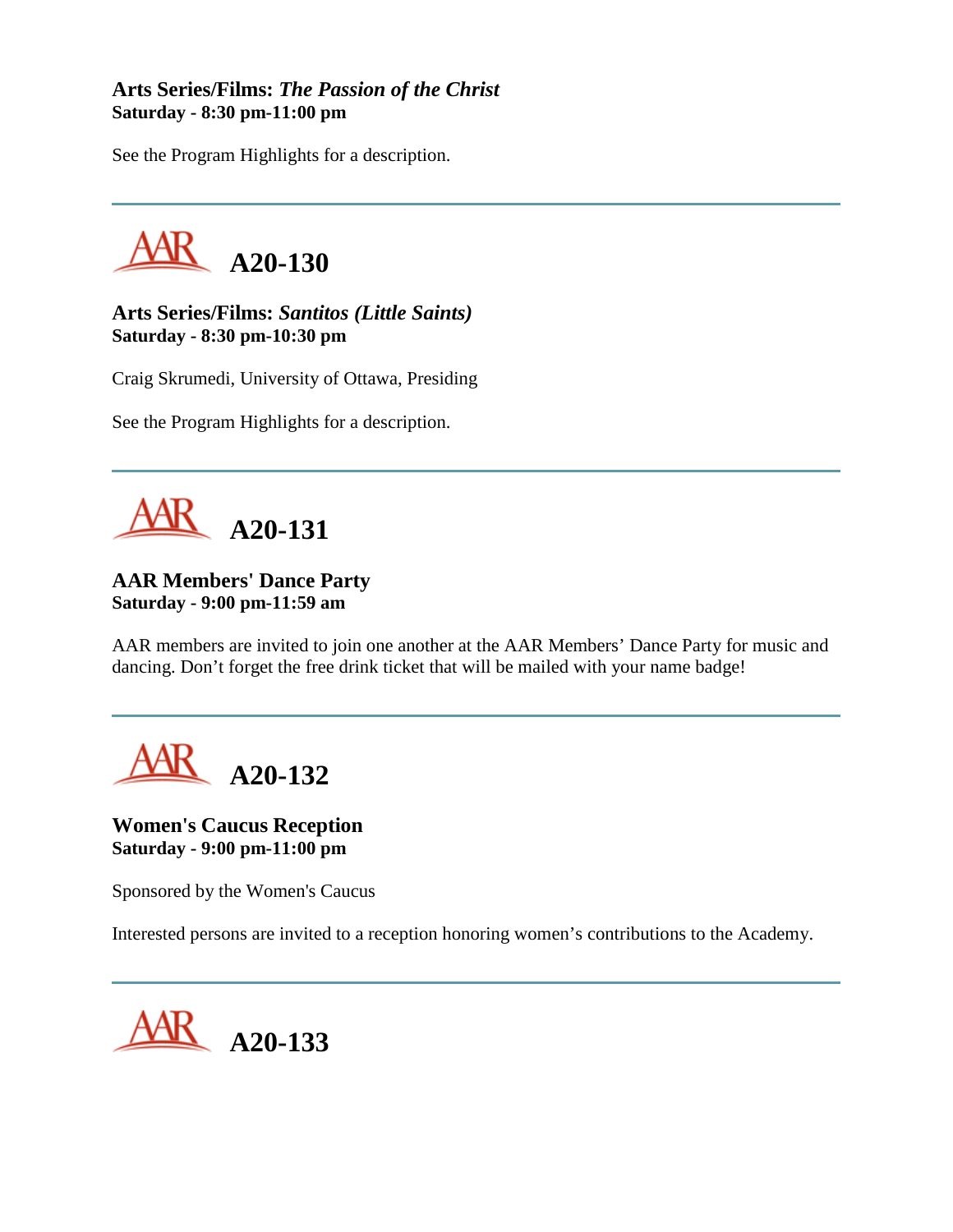**Arts Series/Films: *The Passion of the Christ***
**Saturday - 8:30 pm-11:00 pm**

See the Program Highlights for a description.

---

## AAR A20-130

**Arts Series/Films: *Santitos (Little Saints)***
**Saturday - 8:30 pm-10:30 pm**

Craig Skrumedi, University of Ottawa, Presiding

See the Program Highlights for a description.

---

## AAR A20-131

**AAR Members' Dance Party**
**Saturday - 9:00 pm-11:59 am**

AAR members are invited to join one another at the AAR Members' Dance Party for music and dancing. Don't forget the free drink ticket that will be mailed with your name badge!

---

## AAR A20-132

**Women's Caucus Reception**
**Saturday - 9:00 pm-11:00 pm**

Sponsored by the Women's Caucus

Interested persons are invited to a reception honoring women's contributions to the Academy.

---

## AAR A20-133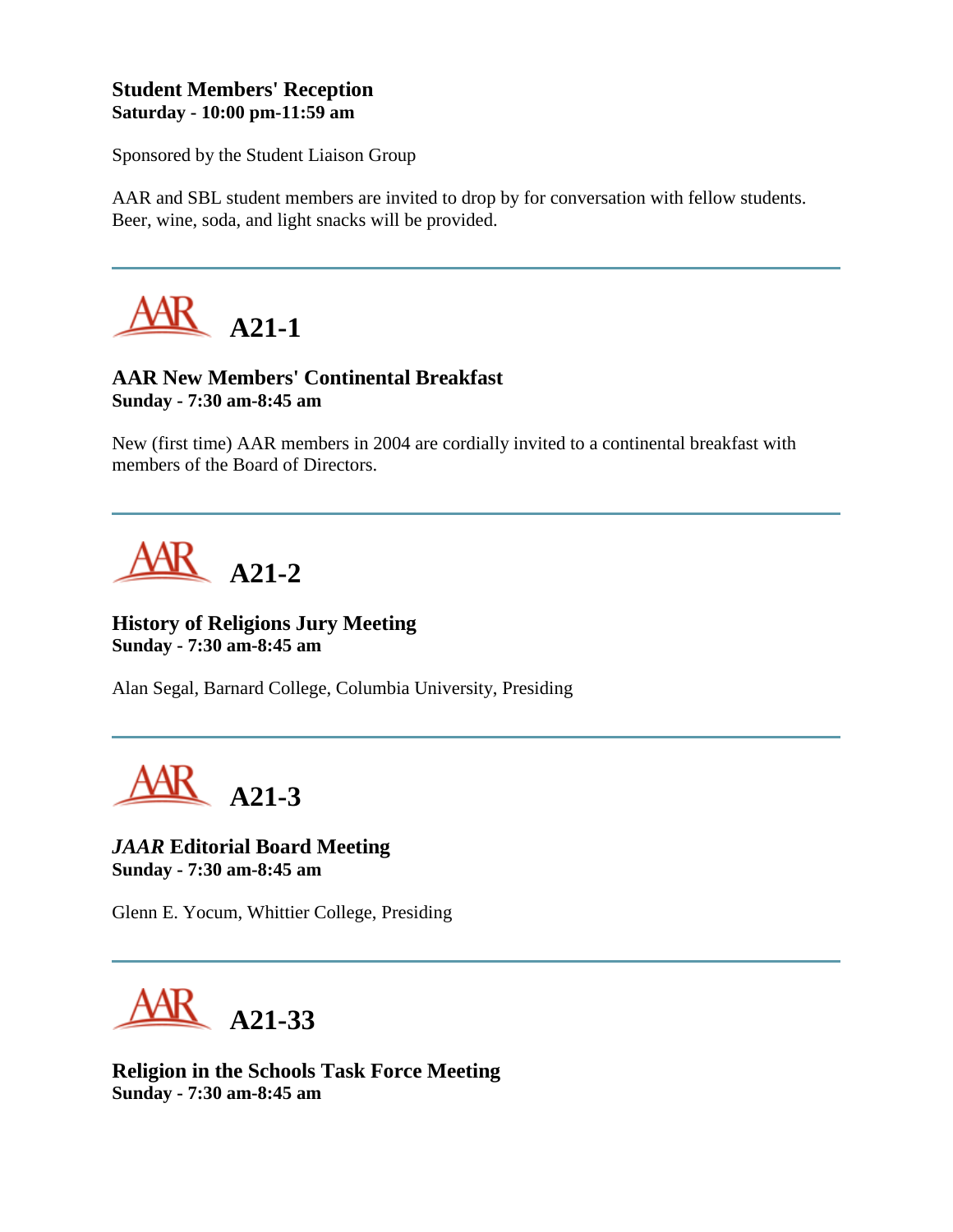**Student Members' Reception**
**Saturday - 10:00 pm-11:59 am**

Sponsored by the Student Liaison Group

AAR and SBL student members are invited to drop by for conversation with fellow students. Beer, wine, soda, and light snacks will be provided.

---

## AAR A21-1

**AAR New Members' Continental Breakfast**
**Sunday - 7:30 am-8:45 am**

New (first time) AAR members in 2004 are cordially invited to a continental breakfast with members of the Board of Directors.

---

## AAR A21-2

**History of Religions Jury Meeting**
**Sunday - 7:30 am-8:45 am**

Alan Segal, Barnard College, Columbia University, Presiding

---

## AAR A21-3

***JAAR* Editorial Board Meeting**
**Sunday - 7:30 am-8:45 am**

Glenn E. Yocum, Whittier College, Presiding

---

## AAR A21-33

**Religion in the Schools Task Force Meeting**
**Sunday - 7:30 am-8:45 am**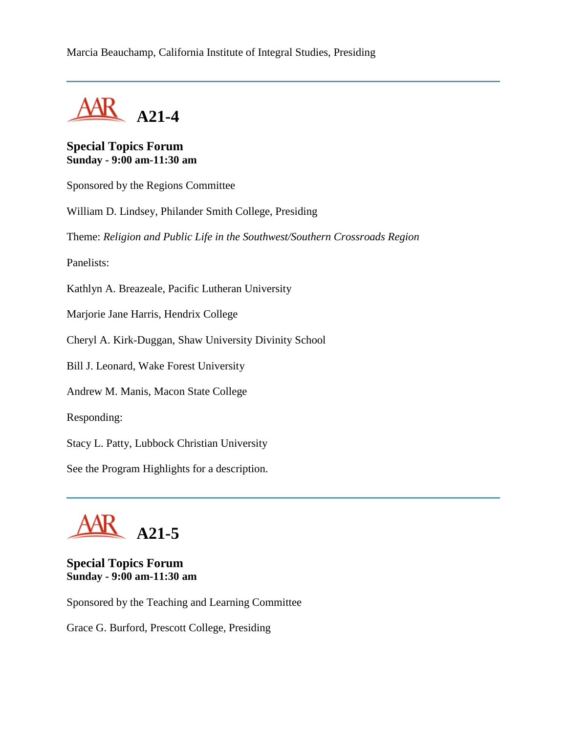Marcia Beauchamp, California Institute of Integral Studies, Presiding

---

## A21-4

**Special Topics Forum**
**Sunday - 9:00 am-11:30 am**

Sponsored by the Regions Committee

William D. Lindsey, Philander Smith College, Presiding

Theme: *Religion and Public Life in the Southwest/Southern Crossroads Region*

Panelists:

Kathlyn A. Breazeale, Pacific Lutheran University

Marjorie Jane Harris, Hendrix College

Cheryl A. Kirk-Duggan, Shaw University Divinity School

Bill J. Leonard, Wake Forest University

Andrew M. Manis, Macon State College

Responding:

Stacy L. Patty, Lubbock Christian University

See the Program Highlights for a description.

---

## A21-5

**Special Topics Forum**
**Sunday - 9:00 am-11:30 am**

Sponsored by the Teaching and Learning Committee

Grace G. Burford, Prescott College, Presiding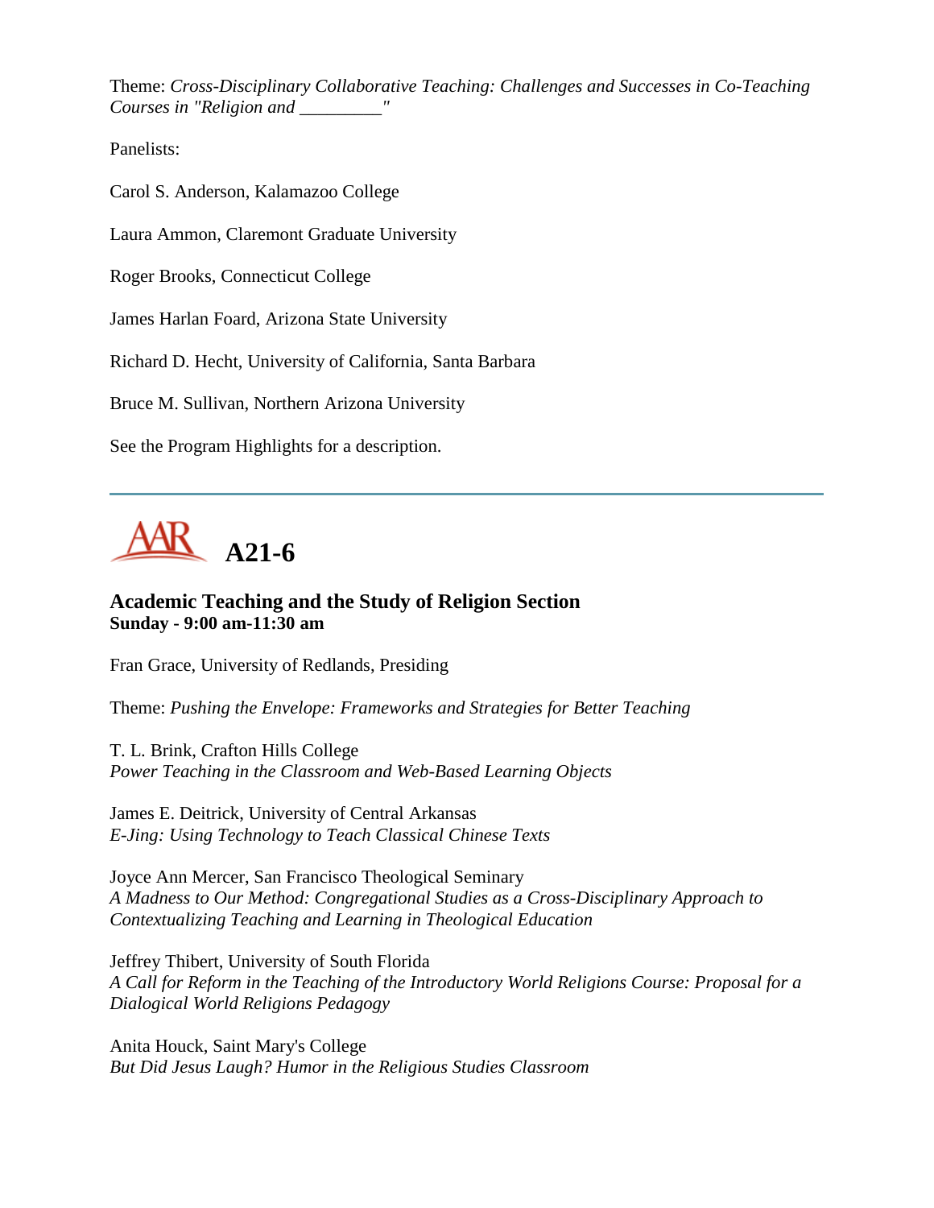Theme: *Cross-Disciplinary Collaborative Teaching: Challenges and Successes in Co-Teaching Courses in "Religion and _________"*

Panelists:

Carol S. Anderson, Kalamazoo College

Laura Ammon, Claremont Graduate University

Roger Brooks, Connecticut College

James Harlan Foard, Arizona State University

Richard D. Hecht, University of California, Santa Barbara

Bruce M. Sullivan, Northern Arizona University

See the Program Highlights for a description.

---

# A21-6

### Academic Teaching and the Study of Religion Section
**Sunday - 9:00 am-11:30 am**

Fran Grace, University of Redlands, Presiding

Theme: *Pushing the Envelope: Frameworks and Strategies for Better Teaching*

T. L. Brink, Crafton Hills College
*Power Teaching in the Classroom and Web-Based Learning Objects*

James E. Deitrick, University of Central Arkansas
*E-Jing: Using Technology to Teach Classical Chinese Texts*

Joyce Ann Mercer, San Francisco Theological Seminary
*A Madness to Our Method: Congregational Studies as a Cross-Disciplinary Approach to Contextualizing Teaching and Learning in Theological Education*

Jeffrey Thibert, University of South Florida
*A Call for Reform in the Teaching of the Introductory World Religions Course: Proposal for a Dialogical World Religions Pedagogy*

Anita Houck, Saint Mary's College
*But Did Jesus Laugh? Humor in the Religious Studies Classroom*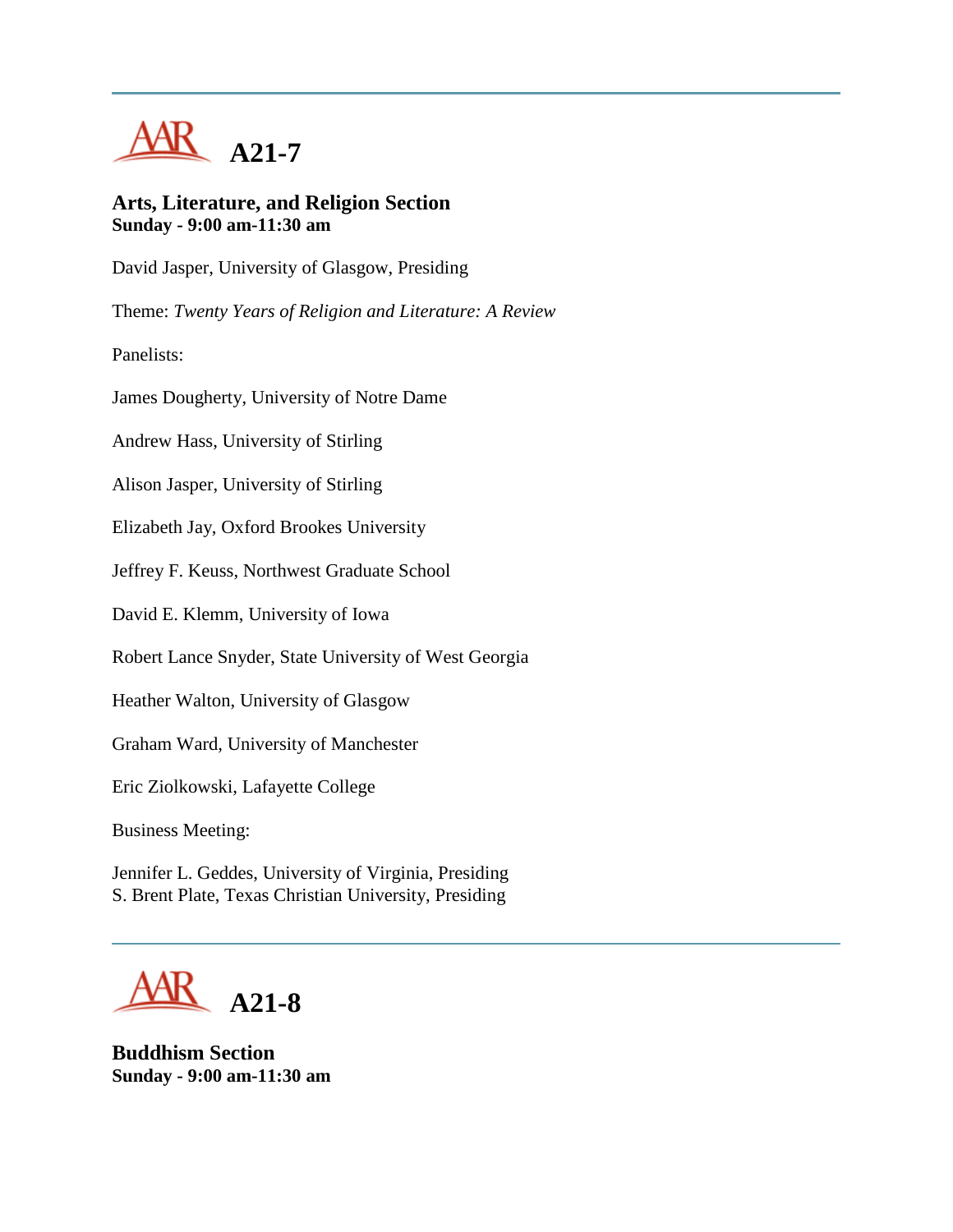# A21-7

### Arts, Literature, and Religion Section
**Sunday - 9:00 am-11:30 am**

David Jasper, University of Glasgow, Presiding

Theme: *Twenty Years of Religion and Literature: A Review*

Panelists:

James Dougherty, University of Notre Dame

Andrew Hass, University of Stirling

Alison Jasper, University of Stirling

Elizabeth Jay, Oxford Brookes University

Jeffrey F. Keuss, Northwest Graduate School

David E. Klemm, University of Iowa

Robert Lance Snyder, State University of West Georgia

Heather Walton, University of Glasgow

Graham Ward, University of Manchester

Eric Ziolkowski, Lafayette College

Business Meeting:

Jennifer L. Geddes, University of Virginia, Presiding
S. Brent Plate, Texas Christian University, Presiding

---

# A21-8

### Buddhism Section
**Sunday - 9:00 am-11:30 am**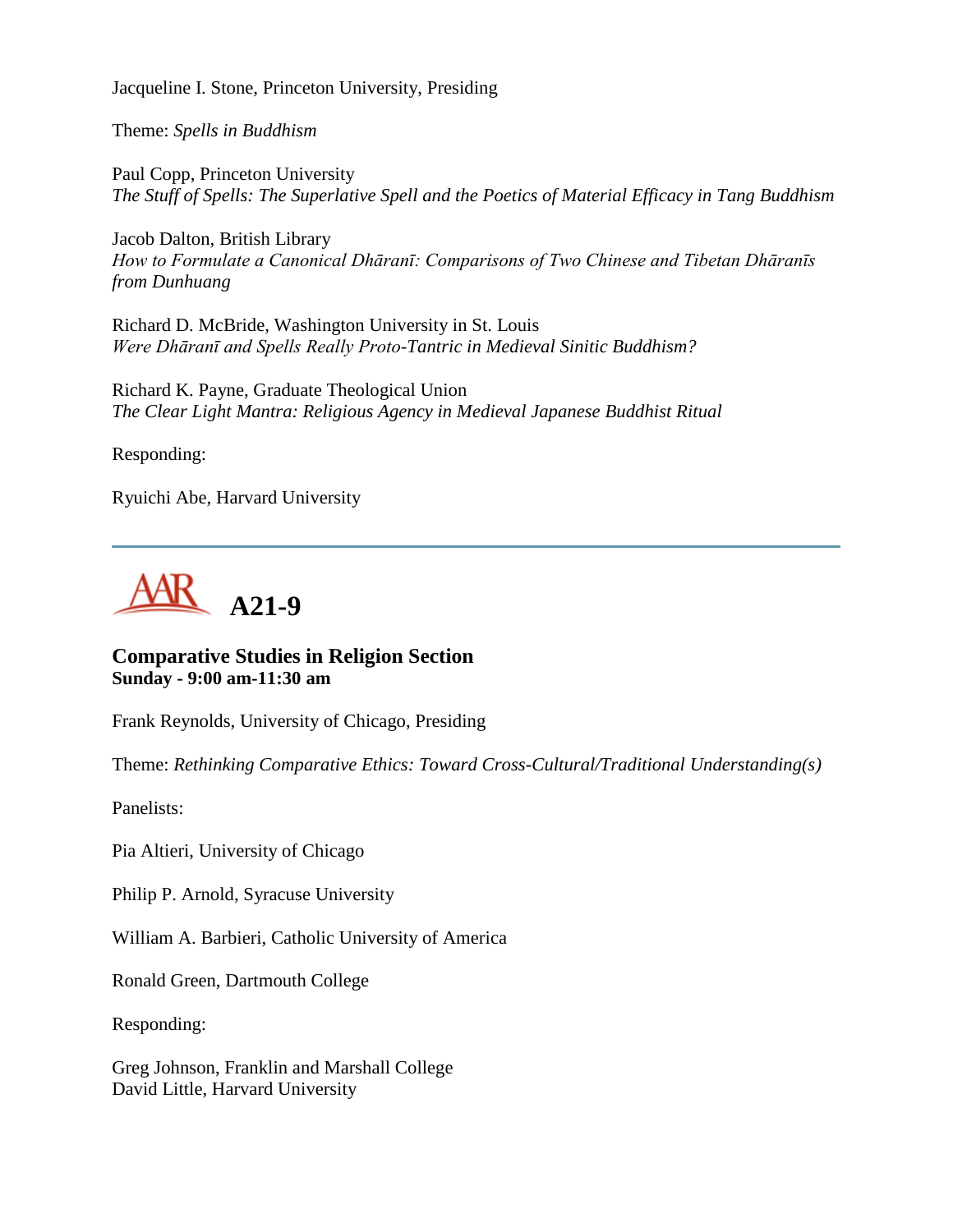Jacqueline I. Stone, Princeton University, Presiding

Theme: *Spells in Buddhism*

Paul Copp, Princeton University
*The Stuff of Spells: The Superlative Spell and the Poetics of Material Efficacy in Tang Buddhism*

Jacob Dalton, British Library
*How to Formulate a Canonical Dhāranī: Comparisons of Two Chinese and Tibetan Dhāranīs from Dunhuang*

Richard D. McBride, Washington University in St. Louis
*Were Dhāranī and Spells Really Proto-Tantric in Medieval Sinitic Buddhism?*

Richard K. Payne, Graduate Theological Union
*The Clear Light Mantra: Religious Agency in Medieval Japanese Buddhist Ritual*

Responding:

Ryuichi Abe, Harvard University

---

# A21-9

## Comparative Studies in Religion Section
**Sunday - 9:00 am-11:30 am**

Frank Reynolds, University of Chicago, Presiding

Theme: *Rethinking Comparative Ethics: Toward Cross-Cultural/Traditional Understanding(s)*

Panelists:

Pia Altieri, University of Chicago

Philip P. Arnold, Syracuse University

William A. Barbieri, Catholic University of America

Ronald Green, Dartmouth College

Responding:

Greg Johnson, Franklin and Marshall College
David Little, Harvard University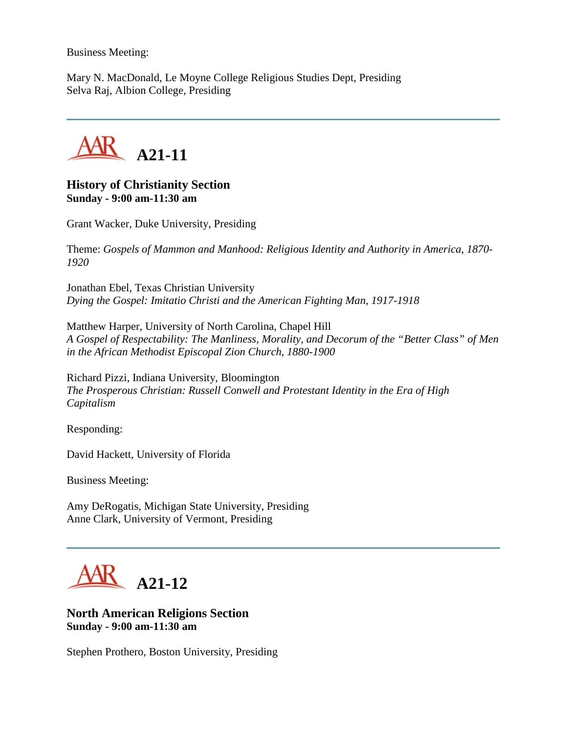Business Meeting:

Mary N. MacDonald, Le Moyne College Religious Studies Dept, Presiding
Selva Raj, Albion College, Presiding

---

# A21-11

**History of Christianity Section**
**Sunday - 9:00 am-11:30 am**

Grant Wacker, Duke University, Presiding

Theme: *Gospels of Mammon and Manhood: Religious Identity and Authority in America, 1870-1920*

Jonathan Ebel, Texas Christian University
*Dying the Gospel: Imitatio Christi and the American Fighting Man, 1917-1918*

Matthew Harper, University of North Carolina, Chapel Hill
*A Gospel of Respectability: The Manliness, Morality, and Decorum of the "Better Class" of Men in the African Methodist Episcopal Zion Church, 1880-1900*

Richard Pizzi, Indiana University, Bloomington
*The Prosperous Christian: Russell Conwell and Protestant Identity in the Era of High Capitalism*

Responding:

David Hackett, University of Florida

Business Meeting:

Amy DeRogatis, Michigan State University, Presiding
Anne Clark, University of Vermont, Presiding

---

# A21-12

**North American Religions Section**
**Sunday - 9:00 am-11:30 am**

Stephen Prothero, Boston University, Presiding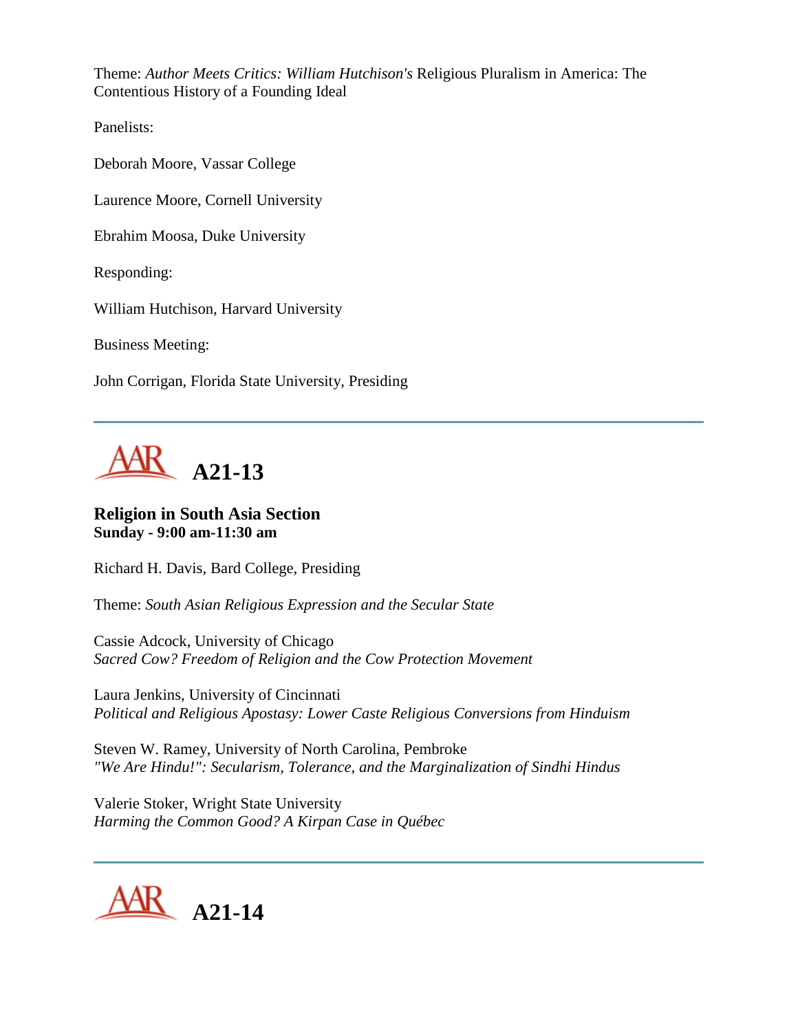Theme: *Author Meets Critics: William Hutchison's* Religious Pluralism in America: The Contentious History of a Founding Ideal

Panelists:

Deborah Moore, Vassar College

Laurence Moore, Cornell University

Ebrahim Moosa, Duke University

Responding:

William Hutchison, Harvard University

Business Meeting:

John Corrigan, Florida State University, Presiding

---

## AAR A21-13

**Religion in South Asia Section**
**Sunday - 9:00 am-11:30 am**

Richard H. Davis, Bard College, Presiding

Theme: *South Asian Religious Expression and the Secular State*

Cassie Adcock, University of Chicago
*Sacred Cow? Freedom of Religion and the Cow Protection Movement*

Laura Jenkins, University of Cincinnati
*Political and Religious Apostasy: Lower Caste Religious Conversions from Hinduism*

Steven W. Ramey, University of North Carolina, Pembroke
*"We Are Hindu!": Secularism, Tolerance, and the Marginalization of Sindhi Hindus*

Valerie Stoker, Wright State University
*Harming the Common Good? A Kirpan Case in Québec*

---

## AAR A21-14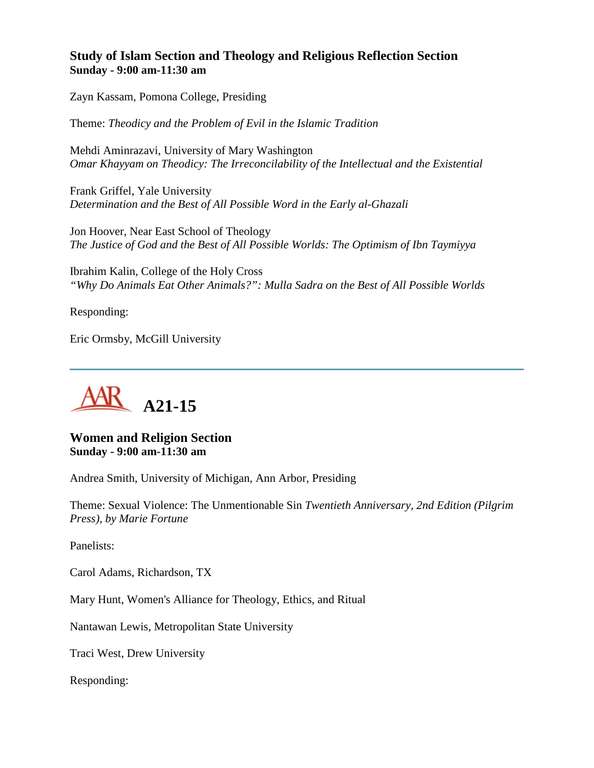### Study of Islam Section and Theology and Religious Reflection Section
**Sunday - 9:00 am-11:30 am**

Zayn Kassam, Pomona College, Presiding

Theme: *Theodicy and the Problem of Evil in the Islamic Tradition*

Mehdi Aminrazavi, University of Mary Washington
*Omar Khayyam on Theodicy: The Irreconcilability of the Intellectual and the Existential*

Frank Griffel, Yale University
*Determination and the Best of All Possible Word in the Early al-Ghazali*

Jon Hoover, Near East School of Theology
*The Justice of God and the Best of All Possible Worlds: The Optimism of Ibn Taymiyya*

Ibrahim Kalin, College of the Holy Cross
*"Why Do Animals Eat Other Animals?": Mulla Sadra on the Best of All Possible Worlds*

Responding:

Eric Ormsby, McGill University

---

## AAR A21-15

### Women and Religion Section
**Sunday - 9:00 am-11:30 am**

Andrea Smith, University of Michigan, Ann Arbor, Presiding

Theme: Sexual Violence: The Unmentionable Sin *Twentieth Anniversary, 2nd Edition (Pilgrim Press), by Marie Fortune*

Panelists:

Carol Adams, Richardson, TX

Mary Hunt, Women's Alliance for Theology, Ethics, and Ritual

Nantawan Lewis, Metropolitan State University

Traci West, Drew University

Responding: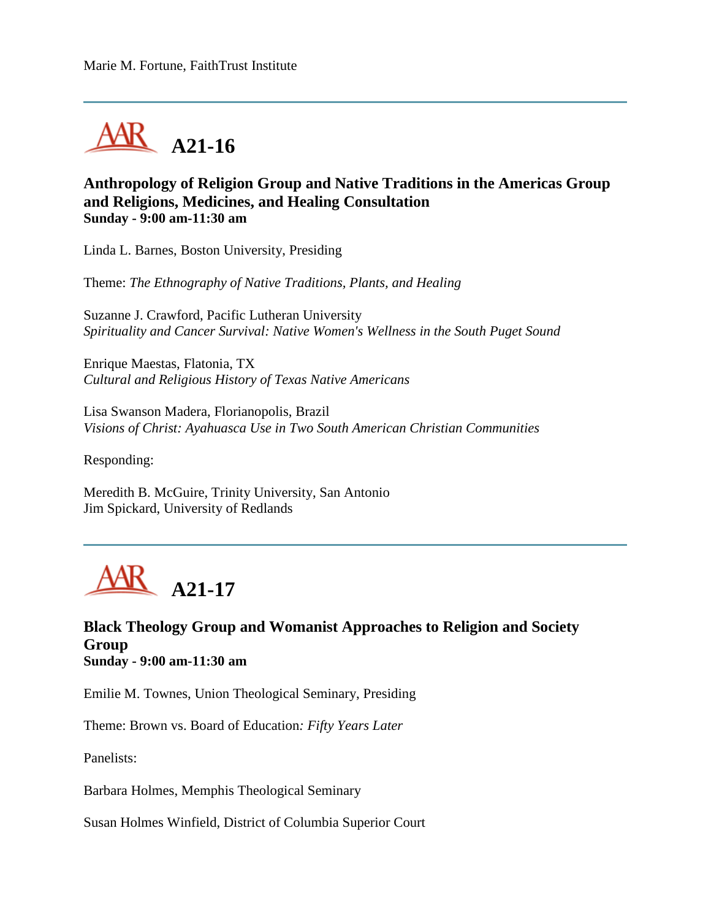Marie M. Fortune, FaithTrust Institute

---

## A21-16

### Anthropology of Religion Group and Native Traditions in the Americas Group and Religions, Medicines, and Healing Consultation
**Sunday - 9:00 am-11:30 am**

Linda L. Barnes, Boston University, Presiding

Theme: *The Ethnography of Native Traditions, Plants, and Healing*

Suzanne J. Crawford, Pacific Lutheran University
*Spirituality and Cancer Survival: Native Women's Wellness in the South Puget Sound*

Enrique Maestas, Flatonia, TX
*Cultural and Religious History of Texas Native Americans*

Lisa Swanson Madera, Florianopolis, Brazil
*Visions of Christ: Ayahuasca Use in Two South American Christian Communities*

Responding:

Meredith B. McGuire, Trinity University, San Antonio
Jim Spickard, University of Redlands

---

## A21-17

### Black Theology Group and Womanist Approaches to Religion and Society Group
**Sunday - 9:00 am-11:30 am**

Emilie M. Townes, Union Theological Seminary, Presiding

Theme: Brown vs. Board of Education*: Fifty Years Later*

Panelists:

Barbara Holmes, Memphis Theological Seminary

Susan Holmes Winfield, District of Columbia Superior Court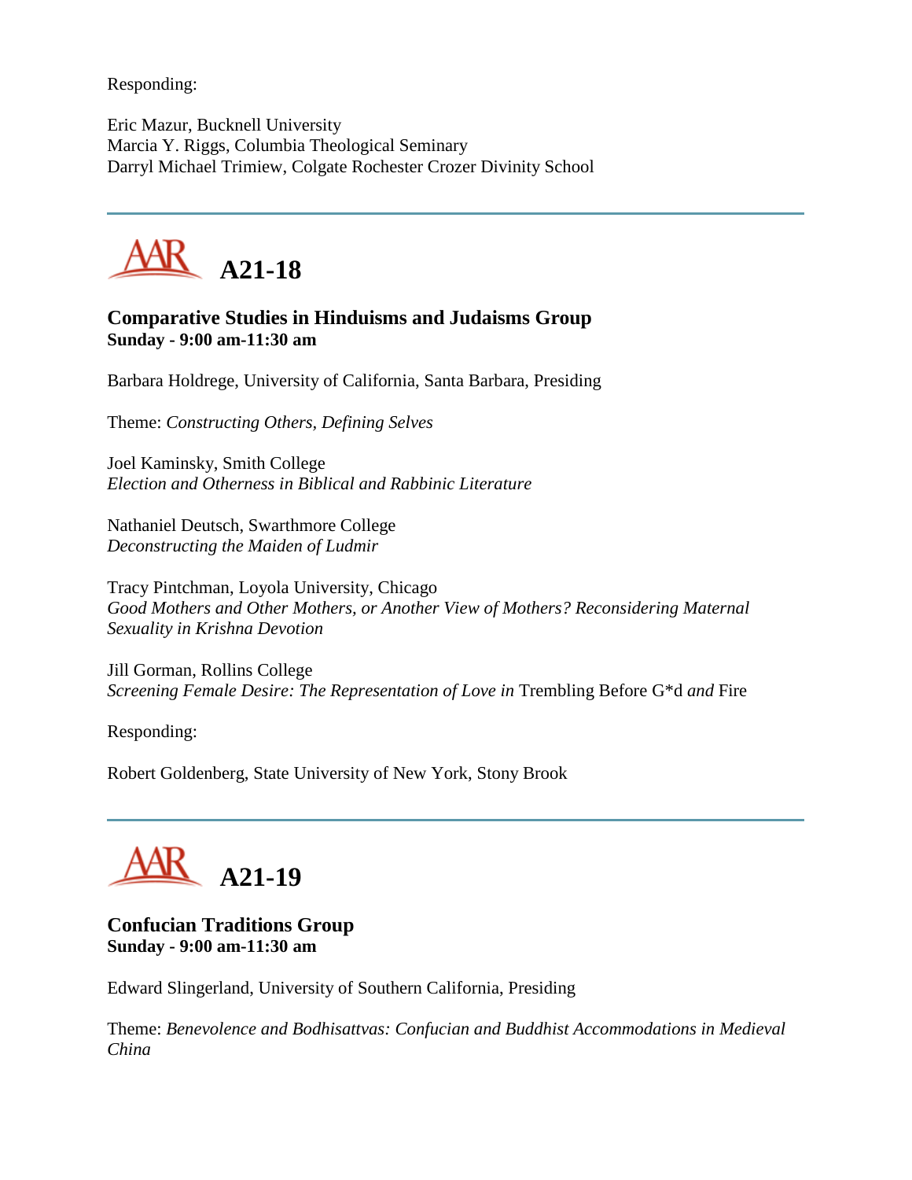Responding:

Eric Mazur, Bucknell University
Marcia Y. Riggs, Columbia Theological Seminary
Darryl Michael Trimiew, Colgate Rochester Crozer Divinity School

---

## A21-18

**Comparative Studies in Hinduisms and Judaisms Group**
**Sunday - 9:00 am-11:30 am**

Barbara Holdrege, University of California, Santa Barbara, Presiding

Theme: *Constructing Others, Defining Selves*

Joel Kaminsky, Smith College
*Election and Otherness in Biblical and Rabbinic Literature*

Nathaniel Deutsch, Swarthmore College
*Deconstructing the Maiden of Ludmir*

Tracy Pintchman, Loyola University, Chicago
*Good Mothers and Other Mothers, or Another View of Mothers? Reconsidering Maternal Sexuality in Krishna Devotion*

Jill Gorman, Rollins College
*Screening Female Desire: The Representation of Love in* Trembling Before G*d *and* Fire

Responding:

Robert Goldenberg, State University of New York, Stony Brook

---

## A21-19

**Confucian Traditions Group**
**Sunday - 9:00 am-11:30 am**

Edward Slingerland, University of Southern California, Presiding

Theme: *Benevolence and Bodhisattvas: Confucian and Buddhist Accommodations in Medieval China*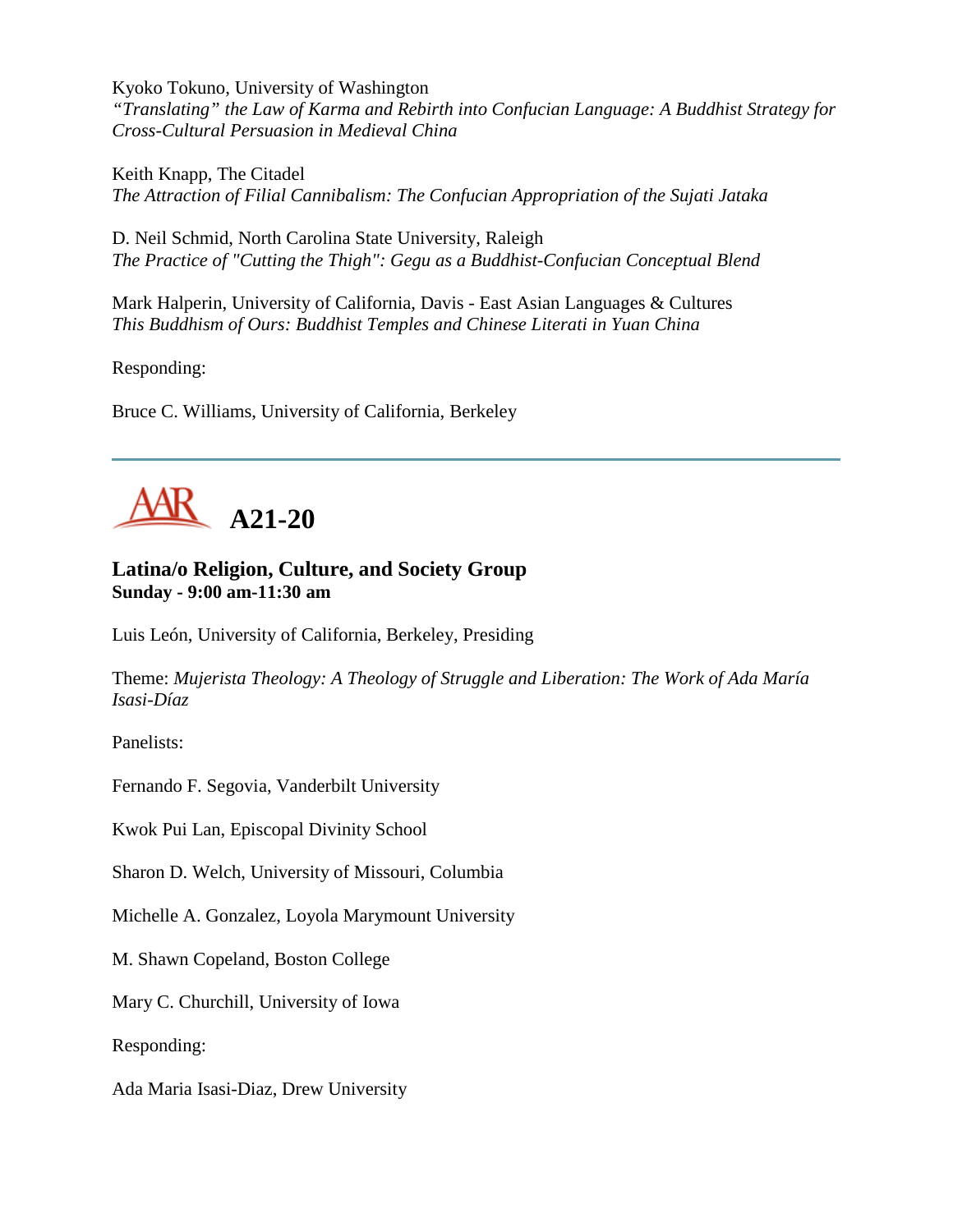Kyoko Tokuno, University of Washington
*"Translating" the Law of Karma and Rebirth into Confucian Language: A Buddhist Strategy for Cross-Cultural Persuasion in Medieval China*

Keith Knapp, The Citadel
*The Attraction of Filial Cannibalism: The Confucian Appropriation of the Sujati Jataka*

D. Neil Schmid, North Carolina State University, Raleigh
*The Practice of "Cutting the Thigh": Gegu as a Buddhist-Confucian Conceptual Blend*

Mark Halperin, University of California, Davis - East Asian Languages & Cultures
*This Buddhism of Ours: Buddhist Temples and Chinese Literati in Yuan China*

Responding:

Bruce C. Williams, University of California, Berkeley

---

# AAR A21-20

### Latina/o Religion, Culture, and Society Group
**Sunday - 9:00 am-11:30 am**

Luis León, University of California, Berkeley, Presiding

Theme: *Mujerista Theology: A Theology of Struggle and Liberation: The Work of Ada María Isasi-Díaz*

Panelists:

Fernando F. Segovia, Vanderbilt University

Kwok Pui Lan, Episcopal Divinity School

Sharon D. Welch, University of Missouri, Columbia

Michelle A. Gonzalez, Loyola Marymount University

M. Shawn Copeland, Boston College

Mary C. Churchill, University of Iowa

Responding:

Ada Maria Isasi-Diaz, Drew University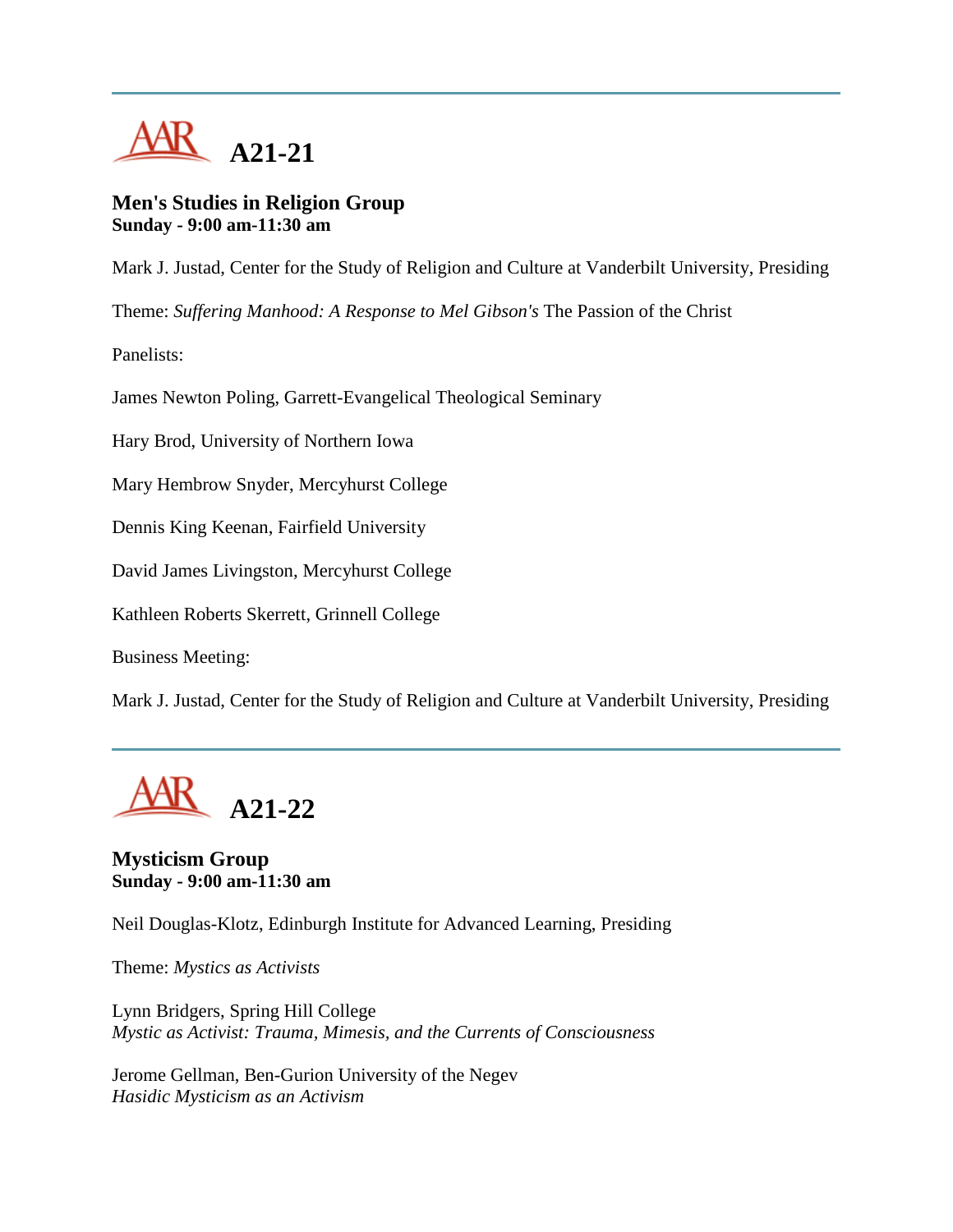---

# A21-21

**Men's Studies in Religion Group**
**Sunday - 9:00 am-11:30 am**

Mark J. Justad, Center for the Study of Religion and Culture at Vanderbilt University, Presiding

Theme: *Suffering Manhood: A Response to Mel Gibson's* The Passion of the Christ

Panelists:

James Newton Poling, Garrett-Evangelical Theological Seminary

Hary Brod, University of Northern Iowa

Mary Hembrow Snyder, Mercyhurst College

Dennis King Keenan, Fairfield University

David James Livingston, Mercyhurst College

Kathleen Roberts Skerrett, Grinnell College

Business Meeting:

Mark J. Justad, Center for the Study of Religion and Culture at Vanderbilt University, Presiding

---

# A21-22

**Mysticism Group**
**Sunday - 9:00 am-11:30 am**

Neil Douglas-Klotz, Edinburgh Institute for Advanced Learning, Presiding

Theme: *Mystics as Activists*

Lynn Bridgers, Spring Hill College
*Mystic as Activist: Trauma, Mimesis, and the Currents of Consciousness*

Jerome Gellman, Ben-Gurion University of the Negev
*Hasidic Mysticism as an Activism*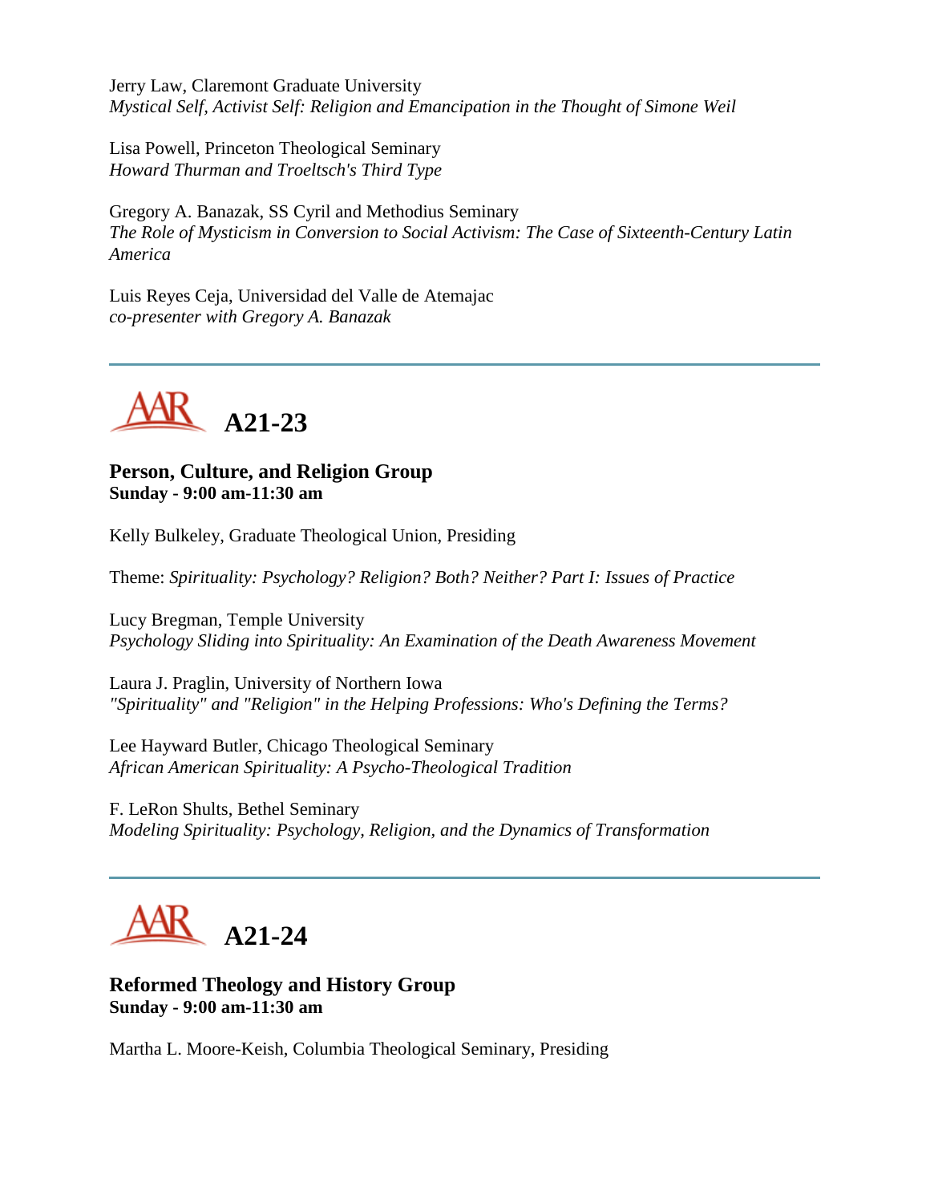Jerry Law, Claremont Graduate University
*Mystical Self, Activist Self: Religion and Emancipation in the Thought of Simone Weil*

Lisa Powell, Princeton Theological Seminary
*Howard Thurman and Troeltsch's Third Type*

Gregory A. Banazak, SS Cyril and Methodius Seminary
*The Role of Mysticism in Conversion to Social Activism: The Case of Sixteenth-Century Latin America*

Luis Reyes Ceja, Universidad del Valle de Atemajac
*co-presenter with Gregory A. Banazak*

---

# A21-23

**Person, Culture, and Religion Group**
**Sunday - 9:00 am-11:30 am**

Kelly Bulkeley, Graduate Theological Union, Presiding

Theme: *Spirituality: Psychology? Religion? Both? Neither? Part I: Issues of Practice*

Lucy Bregman, Temple University
*Psychology Sliding into Spirituality: An Examination of the Death Awareness Movement*

Laura J. Praglin, University of Northern Iowa
*"Spirituality" and "Religion" in the Helping Professions: Who's Defining the Terms?*

Lee Hayward Butler, Chicago Theological Seminary
*African American Spirituality: A Psycho-Theological Tradition*

F. LeRon Shults, Bethel Seminary
*Modeling Spirituality: Psychology, Religion, and the Dynamics of Transformation*

---

# A21-24

**Reformed Theology and History Group**
**Sunday - 9:00 am-11:30 am**

Martha L. Moore-Keish, Columbia Theological Seminary, Presiding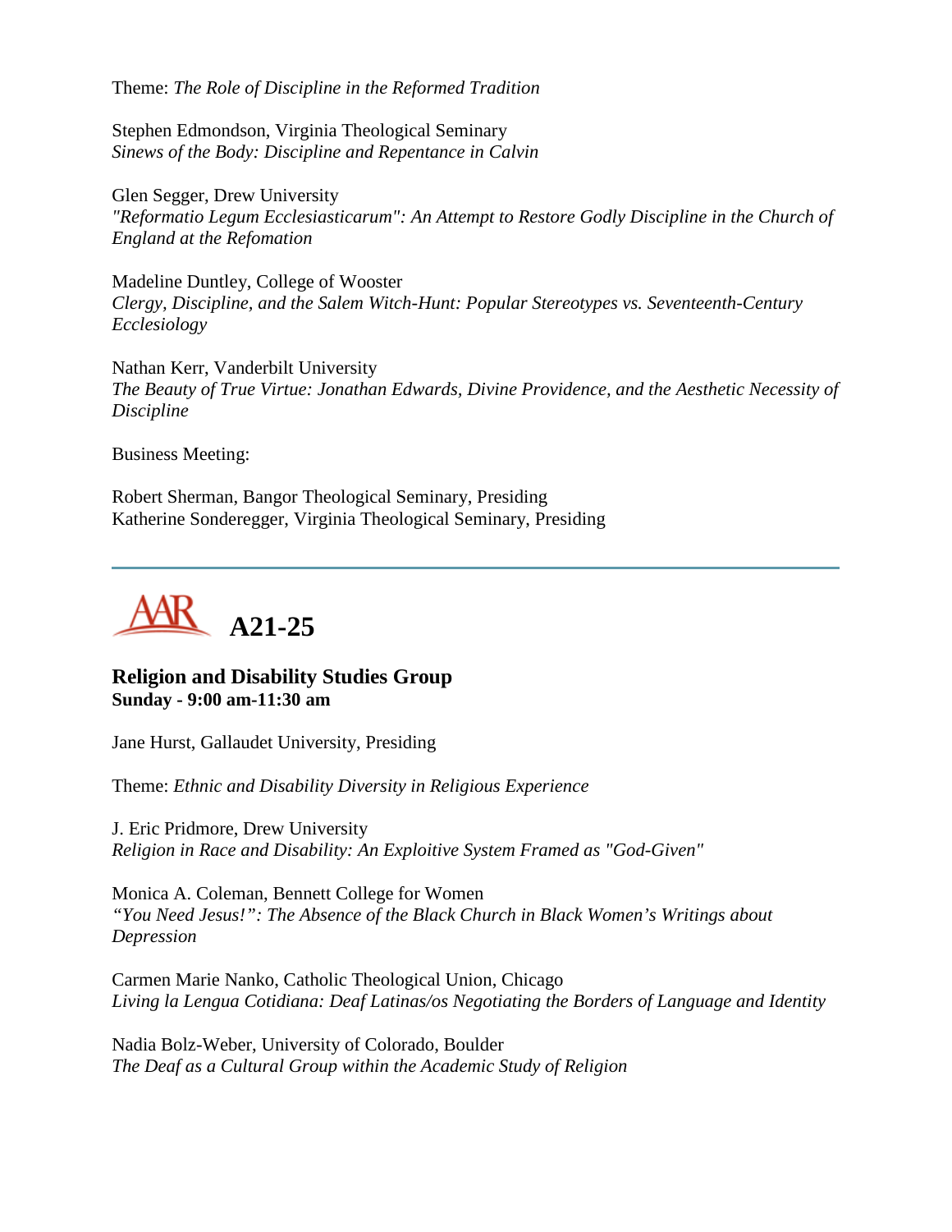Theme: *The Role of Discipline in the Reformed Tradition*

Stephen Edmondson, Virginia Theological Seminary
*Sinews of the Body: Discipline and Repentance in Calvin*

Glen Segger, Drew University
*"Reformatio Legum Ecclesiasticarum": An Attempt to Restore Godly Discipline in the Church of England at the Refomation*

Madeline Duntley, College of Wooster
*Clergy, Discipline, and the Salem Witch-Hunt: Popular Stereotypes vs. Seventeenth-Century Ecclesiology*

Nathan Kerr, Vanderbilt University
*The Beauty of True Virtue: Jonathan Edwards, Divine Providence, and the Aesthetic Necessity of Discipline*

Business Meeting:

Robert Sherman, Bangor Theological Seminary, Presiding
Katherine Sonderegger, Virginia Theological Seminary, Presiding

---

# A21-25

## Religion and Disability Studies Group
**Sunday - 9:00 am-11:30 am**

Jane Hurst, Gallaudet University, Presiding

Theme: *Ethnic and Disability Diversity in Religious Experience*

J. Eric Pridmore, Drew University
*Religion in Race and Disability: An Exploitive System Framed as "God-Given"*

Monica A. Coleman, Bennett College for Women
*"You Need Jesus!": The Absence of the Black Church in Black Women's Writings about Depression*

Carmen Marie Nanko, Catholic Theological Union, Chicago
*Living la Lengua Cotidiana: Deaf Latinas/os Negotiating the Borders of Language and Identity*

Nadia Bolz-Weber, University of Colorado, Boulder
*The Deaf as a Cultural Group within the Academic Study of Religion*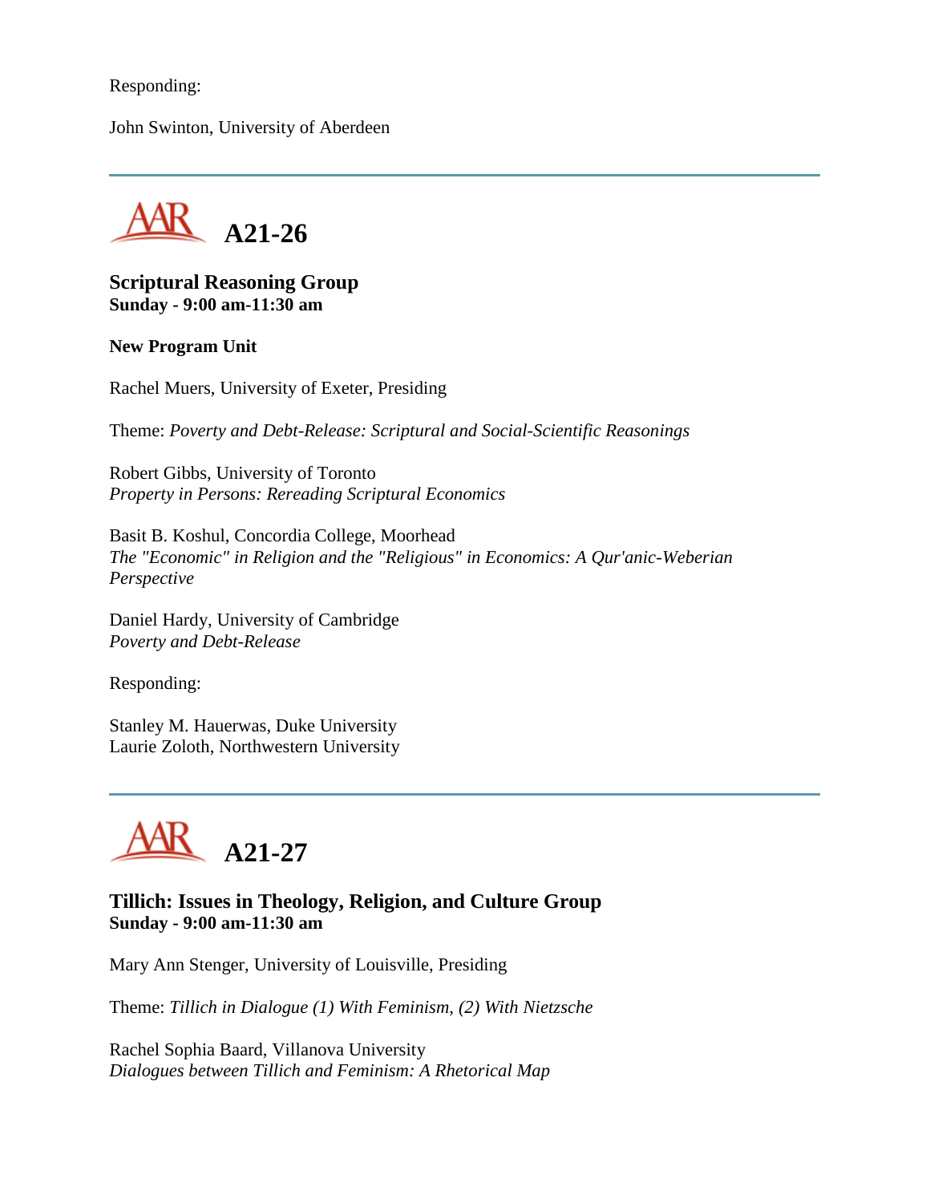Responding:

John Swinton, University of Aberdeen

---

## A21-26

**Scriptural Reasoning Group**
**Sunday - 9:00 am-11:30 am**

**New Program Unit**

Rachel Muers, University of Exeter, Presiding

Theme: *Poverty and Debt-Release: Scriptural and Social-Scientific Reasonings*

Robert Gibbs, University of Toronto
*Property in Persons: Rereading Scriptural Economics*

Basit B. Koshul, Concordia College, Moorhead
*The "Economic" in Religion and the "Religious" in Economics: A Qur'anic-Weberian Perspective*

Daniel Hardy, University of Cambridge
*Poverty and Debt-Release*

Responding:

Stanley M. Hauerwas, Duke University
Laurie Zoloth, Northwestern University

---

## A21-27

**Tillich: Issues in Theology, Religion, and Culture Group**
**Sunday - 9:00 am-11:30 am**

Mary Ann Stenger, University of Louisville, Presiding

Theme: *Tillich in Dialogue (1) With Feminism, (2) With Nietzsche*

Rachel Sophia Baard, Villanova University
*Dialogues between Tillich and Feminism: A Rhetorical Map*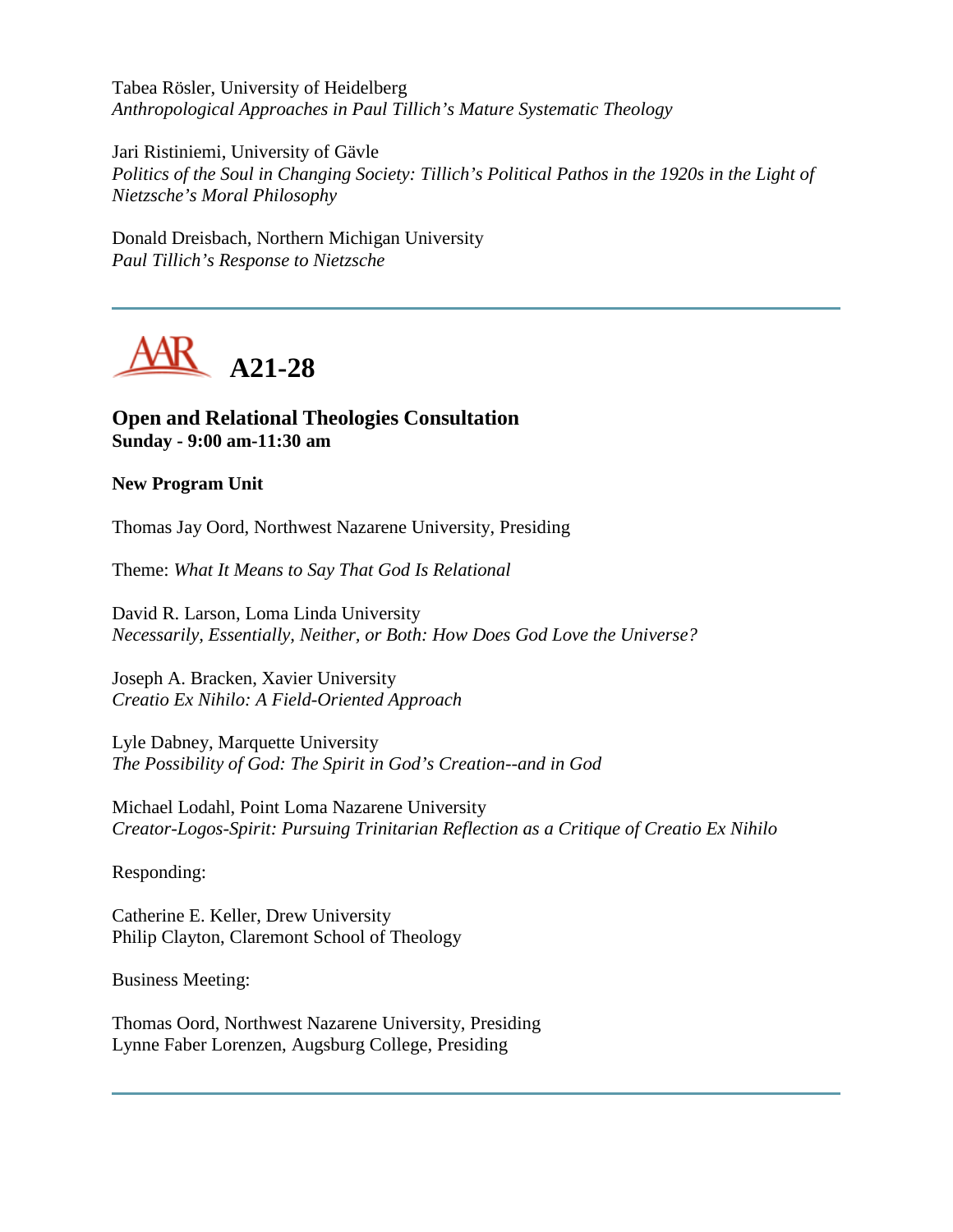Tabea Rösler, University of Heidelberg
*Anthropological Approaches in Paul Tillich's Mature Systematic Theology*

Jari Ristiniemi, University of Gävle
*Politics of the Soul in Changing Society: Tillich's Political Pathos in the 1920s in the Light of Nietzsche's Moral Philosophy*

Donald Dreisbach, Northern Michigan University
*Paul Tillich's Response to Nietzsche*

---

## A21-28

### Open and Relational Theologies Consultation
**Sunday - 9:00 am-11:30 am**

**New Program Unit**

Thomas Jay Oord, Northwest Nazarene University, Presiding

Theme: *What It Means to Say That God Is Relational*

David R. Larson, Loma Linda University
*Necessarily, Essentially, Neither, or Both: How Does God Love the Universe?*

Joseph A. Bracken, Xavier University
*Creatio Ex Nihilo: A Field-Oriented Approach*

Lyle Dabney, Marquette University
*The Possibility of God: The Spirit in God's Creation--and in God*

Michael Lodahl, Point Loma Nazarene University
*Creator-Logos-Spirit: Pursuing Trinitarian Reflection as a Critique of Creatio Ex Nihilo*

Responding:

Catherine E. Keller, Drew University
Philip Clayton, Claremont School of Theology

Business Meeting:

Thomas Oord, Northwest Nazarene University, Presiding
Lynne Faber Lorenzen, Augsburg College, Presiding

---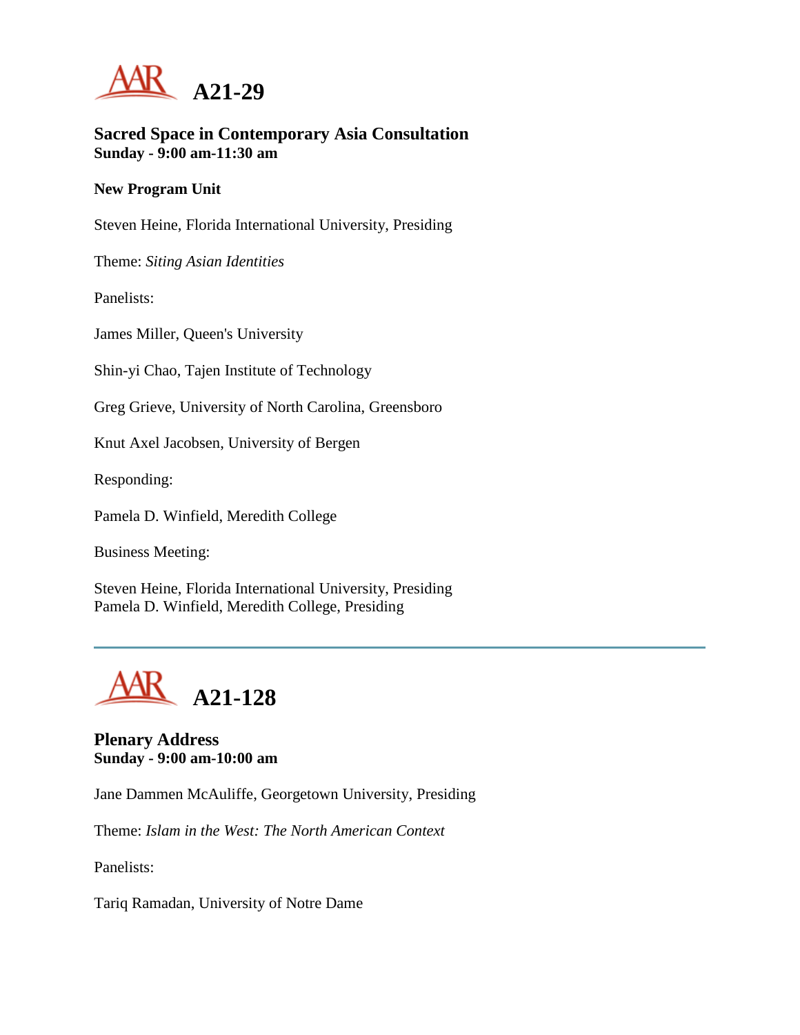# A21-29

### Sacred Space in Contemporary Asia Consultation
**Sunday - 9:00 am-11:30 am**

**New Program Unit**

Steven Heine, Florida International University, Presiding

Theme: *Siting Asian Identities*

Panelists:

James Miller, Queen's University

Shin-yi Chao, Tajen Institute of Technology

Greg Grieve, University of North Carolina, Greensboro

Knut Axel Jacobsen, University of Bergen

Responding:

Pamela D. Winfield, Meredith College

Business Meeting:

Steven Heine, Florida International University, Presiding
Pamela D. Winfield, Meredith College, Presiding

---

# A21-128

### Plenary Address
**Sunday - 9:00 am-10:00 am**

Jane Dammen McAuliffe, Georgetown University, Presiding

Theme: *Islam in the West: The North American Context*

Panelists:

Tariq Ramadan, University of Notre Dame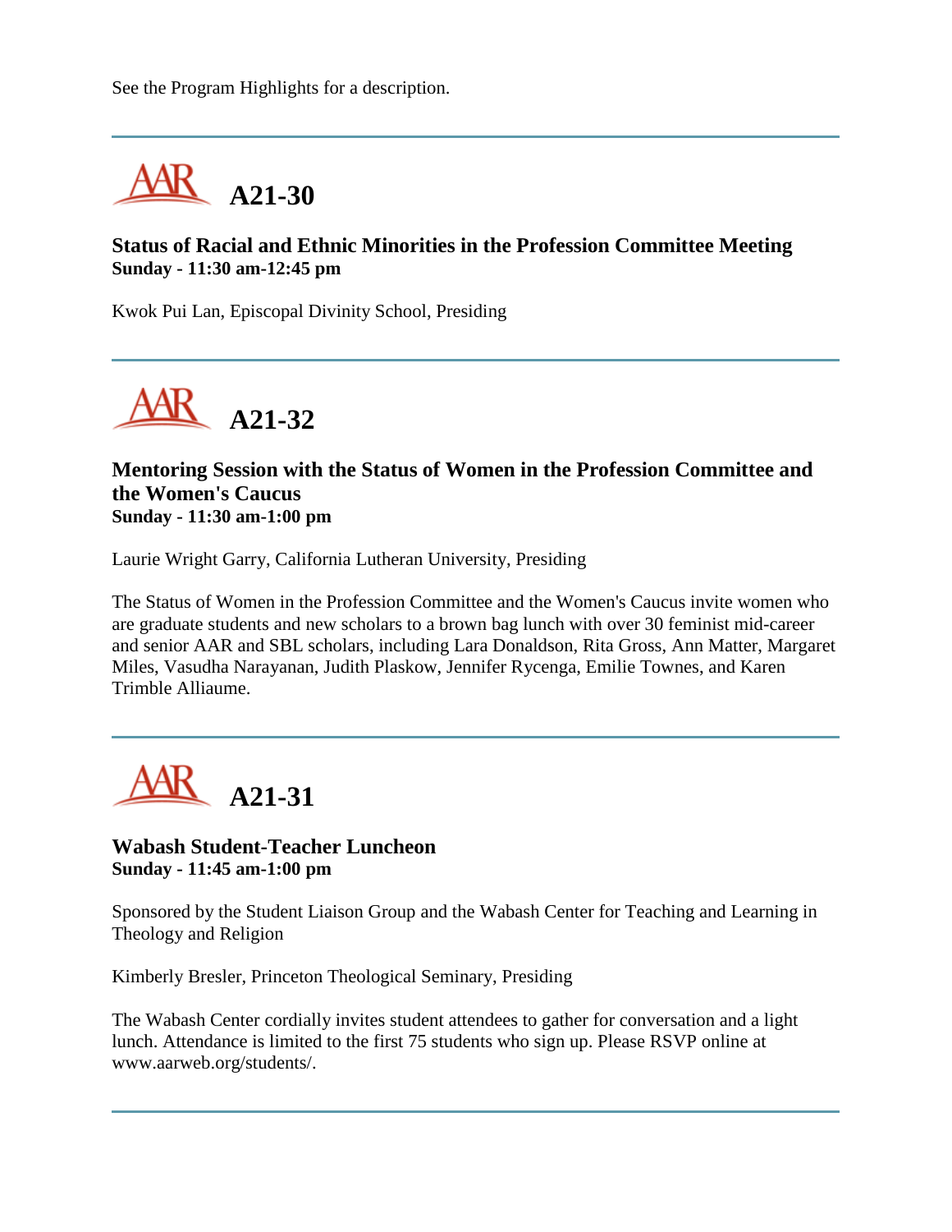See the Program Highlights for a description.

---

## A21-30

**Status of Racial and Ethnic Minorities in the Profession Committee Meeting**
**Sunday - 11:30 am-12:45 pm**

Kwok Pui Lan, Episcopal Divinity School, Presiding

---

## A21-32

**Mentoring Session with the Status of Women in the Profession Committee and the Women's Caucus**
**Sunday - 11:30 am-1:00 pm**

Laurie Wright Garry, California Lutheran University, Presiding

The Status of Women in the Profession Committee and the Women's Caucus invite women who are graduate students and new scholars to a brown bag lunch with over 30 feminist mid-career and senior AAR and SBL scholars, including Lara Donaldson, Rita Gross, Ann Matter, Margaret Miles, Vasudha Narayanan, Judith Plaskow, Jennifer Rycenga, Emilie Townes, and Karen Trimble Alliaume.

---

## A21-31

**Wabash Student-Teacher Luncheon**
**Sunday - 11:45 am-1:00 pm**

Sponsored by the Student Liaison Group and the Wabash Center for Teaching and Learning in Theology and Religion

Kimberly Bresler, Princeton Theological Seminary, Presiding

The Wabash Center cordially invites student attendees to gather for conversation and a light lunch. Attendance is limited to the first 75 students who sign up. Please RSVP online at www.aarweb.org/students/.

---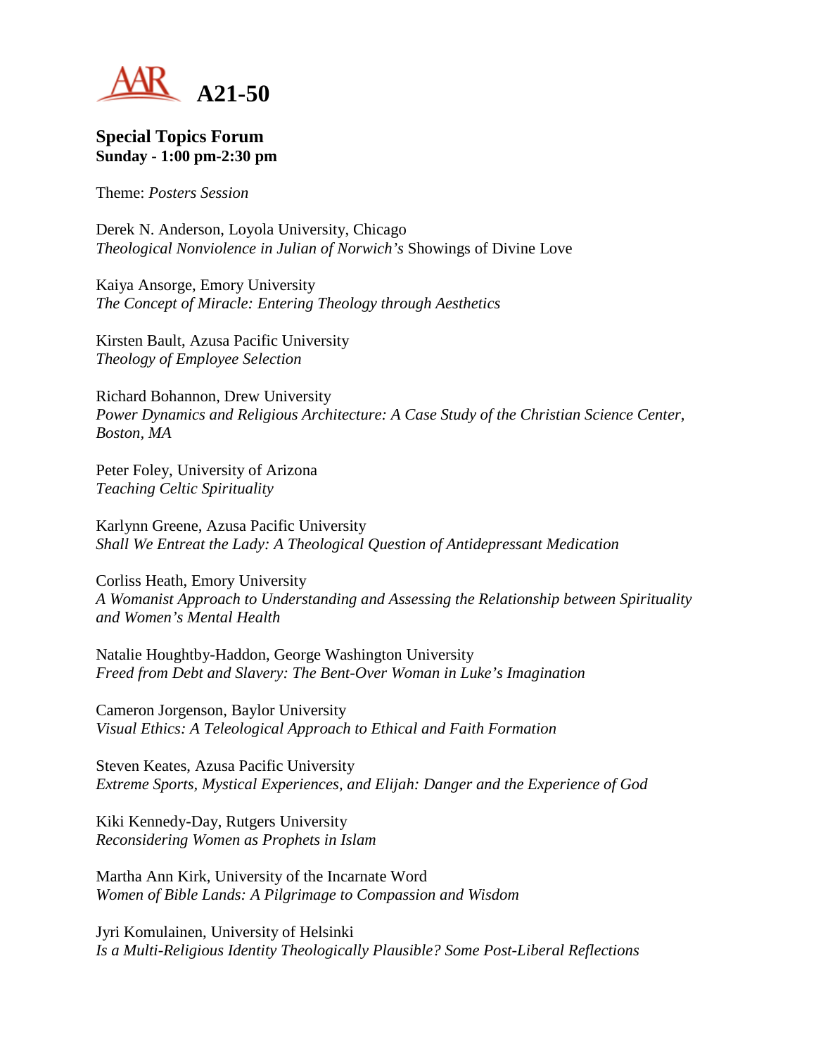# A21-50

## Special Topics Forum

**Sunday - 1:00 pm-2:30 pm**

Theme: *Posters Session*

Derek N. Anderson, Loyola University, Chicago
*Theological Nonviolence in Julian of Norwich's* Showings of Divine Love

Kaiya Ansorge, Emory University
*The Concept of Miracle: Entering Theology through Aesthetics*

Kirsten Bault, Azusa Pacific University
*Theology of Employee Selection*

Richard Bohannon, Drew University
*Power Dynamics and Religious Architecture: A Case Study of the Christian Science Center, Boston, MA*

Peter Foley, University of Arizona
*Teaching Celtic Spirituality*

Karlynn Greene, Azusa Pacific University
*Shall We Entreat the Lady: A Theological Question of Antidepressant Medication*

Corliss Heath, Emory University
*A Womanist Approach to Understanding and Assessing the Relationship between Spirituality and Women's Mental Health*

Natalie Houghtby-Haddon, George Washington University
*Freed from Debt and Slavery: The Bent-Over Woman in Luke's Imagination*

Cameron Jorgenson, Baylor University
*Visual Ethics: A Teleological Approach to Ethical and Faith Formation*

Steven Keates, Azusa Pacific University
*Extreme Sports, Mystical Experiences, and Elijah: Danger and the Experience of God*

Kiki Kennedy-Day, Rutgers University
*Reconsidering Women as Prophets in Islam*

Martha Ann Kirk, University of the Incarnate Word
*Women of Bible Lands: A Pilgrimage to Compassion and Wisdom*

Jyri Komulainen, University of Helsinki
*Is a Multi-Religious Identity Theologically Plausible? Some Post-Liberal Reflections*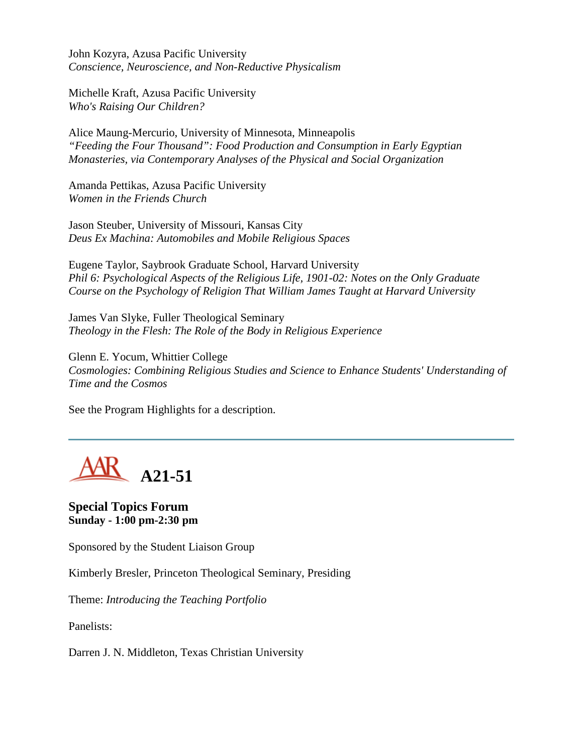John Kozyra, Azusa Pacific University
*Conscience, Neuroscience, and Non-Reductive Physicalism*

Michelle Kraft, Azusa Pacific University
*Who's Raising Our Children?*

Alice Maung-Mercurio, University of Minnesota, Minneapolis
*"Feeding the Four Thousand": Food Production and Consumption in Early Egyptian Monasteries, via Contemporary Analyses of the Physical and Social Organization*

Amanda Pettikas, Azusa Pacific University
*Women in the Friends Church*

Jason Steuber, University of Missouri, Kansas City
*Deus Ex Machina: Automobiles and Mobile Religious Spaces*

Eugene Taylor, Saybrook Graduate School, Harvard University
*Phil 6: Psychological Aspects of the Religious Life, 1901-02: Notes on the Only Graduate Course on the Psychology of Religion That William James Taught at Harvard University*

James Van Slyke, Fuller Theological Seminary
*Theology in the Flesh: The Role of the Body in Religious Experience*

Glenn E. Yocum, Whittier College
*Cosmologies: Combining Religious Studies and Science to Enhance Students' Understanding of Time and the Cosmos*

See the Program Highlights for a description.

---

# A21-51

**Special Topics Forum**
**Sunday - 1:00 pm-2:30 pm**

Sponsored by the Student Liaison Group

Kimberly Bresler, Princeton Theological Seminary, Presiding

Theme: *Introducing the Teaching Portfolio*

Panelists:

Darren J. N. Middleton, Texas Christian University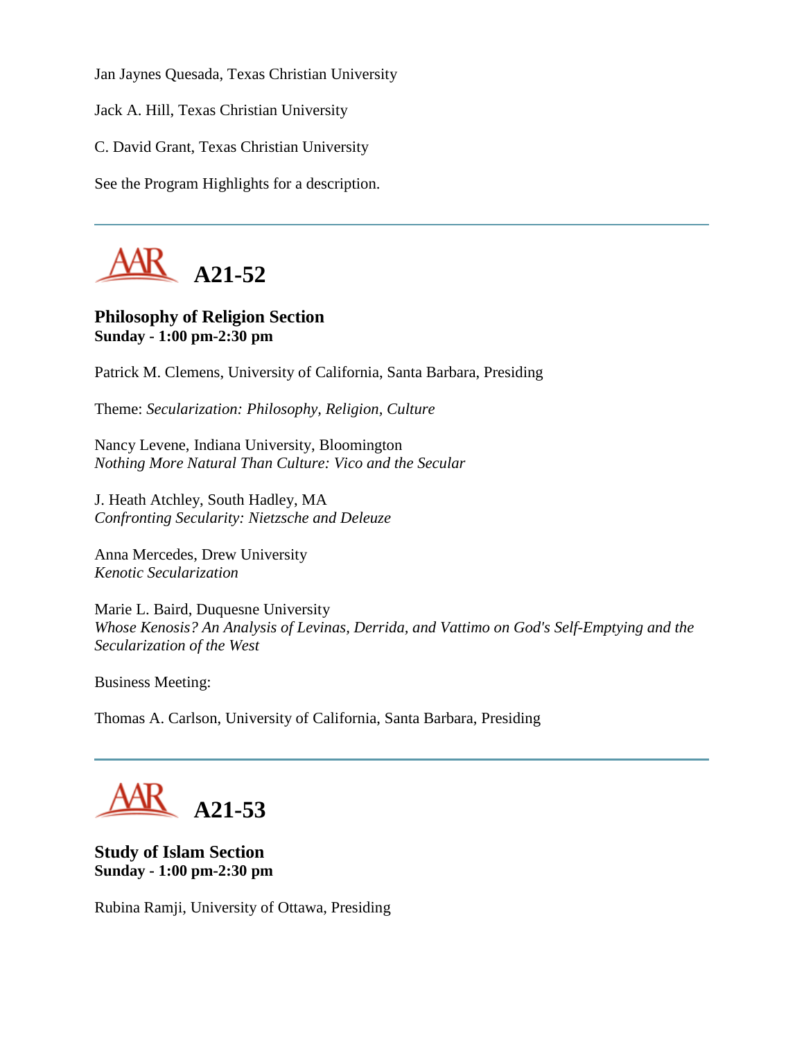Jan Jaynes Quesada, Texas Christian University

Jack A. Hill, Texas Christian University

C. David Grant, Texas Christian University

See the Program Highlights for a description.

---

## A21-52

**Philosophy of Religion Section**
**Sunday - 1:00 pm-2:30 pm**

Patrick M. Clemens, University of California, Santa Barbara, Presiding

Theme: *Secularization: Philosophy, Religion, Culture*

Nancy Levene, Indiana University, Bloomington
*Nothing More Natural Than Culture: Vico and the Secular*

J. Heath Atchley, South Hadley, MA
*Confronting Secularity: Nietzsche and Deleuze*

Anna Mercedes, Drew University
*Kenotic Secularization*

Marie L. Baird, Duquesne University
*Whose Kenosis? An Analysis of Levinas, Derrida, and Vattimo on God's Self-Emptying and the Secularization of the West*

Business Meeting:

Thomas A. Carlson, University of California, Santa Barbara, Presiding

---

## A21-53

**Study of Islam Section**
**Sunday - 1:00 pm-2:30 pm**

Rubina Ramji, University of Ottawa, Presiding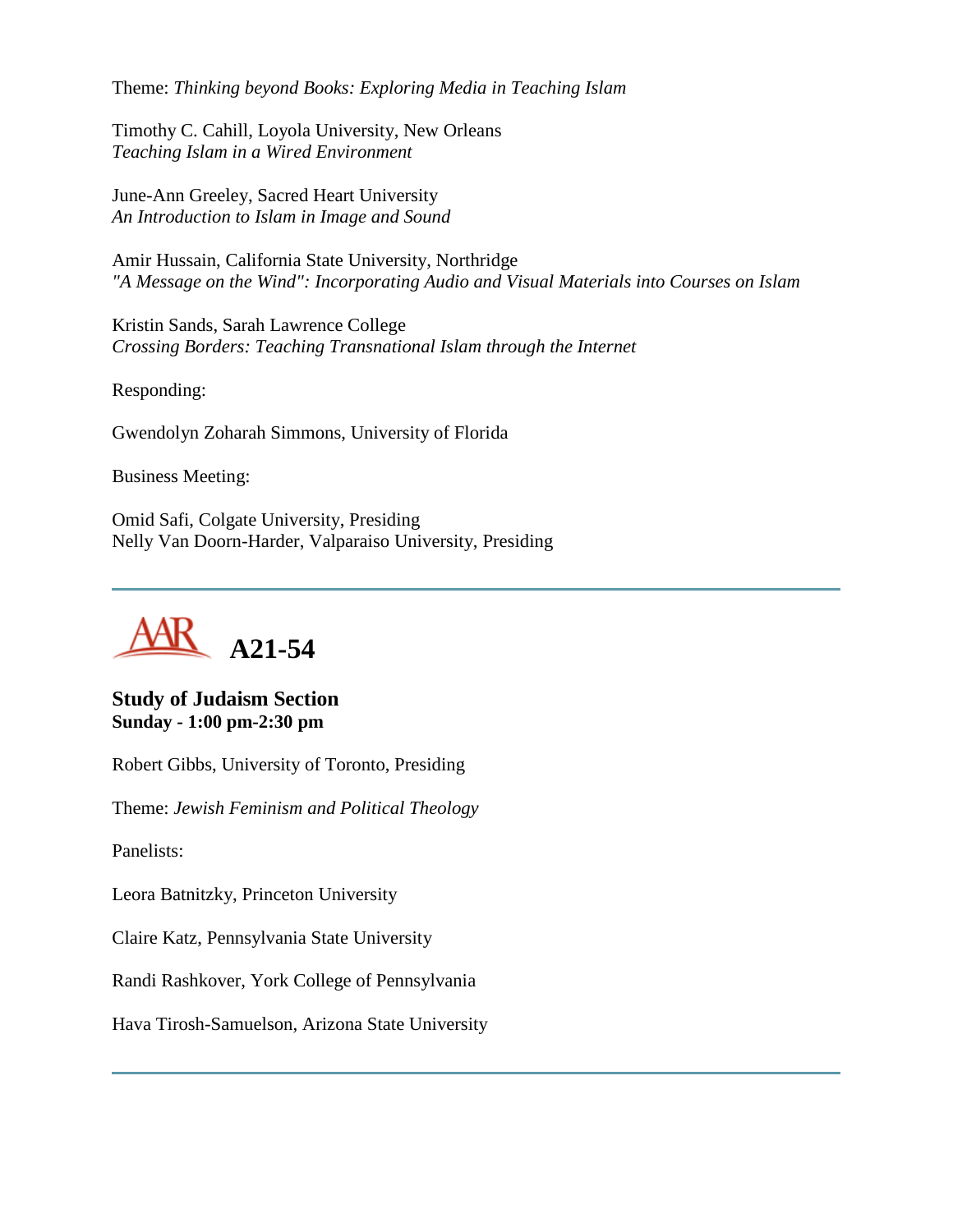Theme: *Thinking beyond Books: Exploring Media in Teaching Islam*

Timothy C. Cahill, Loyola University, New Orleans
*Teaching Islam in a Wired Environment*

June-Ann Greeley, Sacred Heart University
*An Introduction to Islam in Image and Sound*

Amir Hussain, California State University, Northridge
*"A Message on the Wind": Incorporating Audio and Visual Materials into Courses on Islam*

Kristin Sands, Sarah Lawrence College
*Crossing Borders: Teaching Transnational Islam through the Internet*

Responding:

Gwendolyn Zoharah Simmons, University of Florida

Business Meeting:

Omid Safi, Colgate University, Presiding
Nelly Van Doorn-Harder, Valparaiso University, Presiding

---

## A21-54

### Study of Judaism Section
**Sunday - 1:00 pm-2:30 pm**

Robert Gibbs, University of Toronto, Presiding

Theme: *Jewish Feminism and Political Theology*

Panelists:

Leora Batnitzky, Princeton University

Claire Katz, Pennsylvania State University

Randi Rashkover, York College of Pennsylvania

Hava Tirosh-Samuelson, Arizona State University

---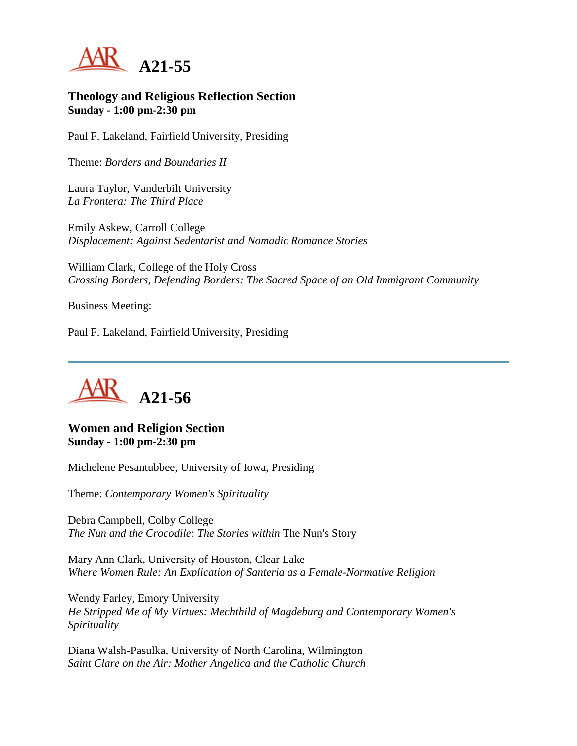# A21-55

### Theology and Religious Reflection Section
**Sunday - 1:00 pm-2:30 pm**

Paul F. Lakeland, Fairfield University, Presiding

Theme: *Borders and Boundaries II*

Laura Taylor, Vanderbilt University
*La Frontera: The Third Place*

Emily Askew, Carroll College
*Displacement: Against Sedentarist and Nomadic Romance Stories*

William Clark, College of the Holy Cross
*Crossing Borders, Defending Borders: The Sacred Space of an Old Immigrant Community*

Business Meeting:

Paul F. Lakeland, Fairfield University, Presiding

---

# A21-56

### Women and Religion Section
**Sunday - 1:00 pm-2:30 pm**

Michelene Pesantubbee, University of Iowa, Presiding

Theme: *Contemporary Women's Spirituality*

Debra Campbell, Colby College
*The Nun and the Crocodile: The Stories within* The Nun's Story

Mary Ann Clark, University of Houston, Clear Lake
*Where Women Rule: An Explication of Santeria as a Female-Normative Religion*

Wendy Farley, Emory University
*He Stripped Me of My Virtues: Mechthild of Magdeburg and Contemporary Women's Spirituality*

Diana Walsh-Pasulka, University of North Carolina, Wilmington
*Saint Clare on the Air: Mother Angelica and the Catholic Church*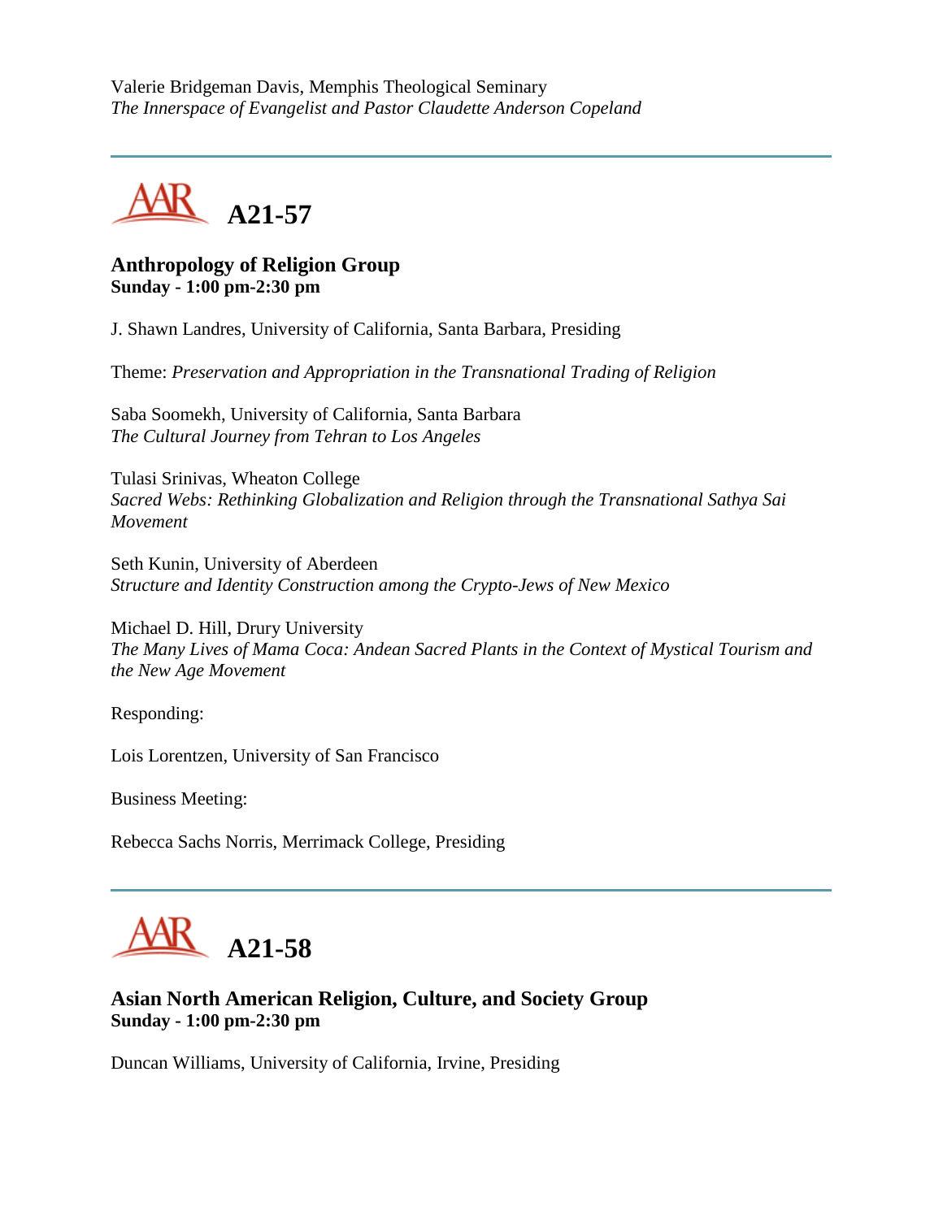Valerie Bridgeman Davis, Memphis Theological Seminary
*The Innerspace of Evangelist and Pastor Claudette Anderson Copeland*

---

## A21-57

### Anthropology of Religion Group
**Sunday - 1:00 pm-2:30 pm**

J. Shawn Landres, University of California, Santa Barbara, Presiding

Theme: *Preservation and Appropriation in the Transnational Trading of Religion*

Saba Soomekh, University of California, Santa Barbara
*The Cultural Journey from Tehran to Los Angeles*

Tulasi Srinivas, Wheaton College
*Sacred Webs: Rethinking Globalization and Religion through the Transnational Sathya Sai Movement*

Seth Kunin, University of Aberdeen
*Structure and Identity Construction among the Crypto-Jews of New Mexico*

Michael D. Hill, Drury University
*The Many Lives of Mama Coca: Andean Sacred Plants in the Context of Mystical Tourism and the New Age Movement*

Responding:

Lois Lorentzen, University of San Francisco

Business Meeting:

Rebecca Sachs Norris, Merrimack College, Presiding

---

## A21-58

### Asian North American Religion, Culture, and Society Group
**Sunday - 1:00 pm-2:30 pm**

Duncan Williams, University of California, Irvine, Presiding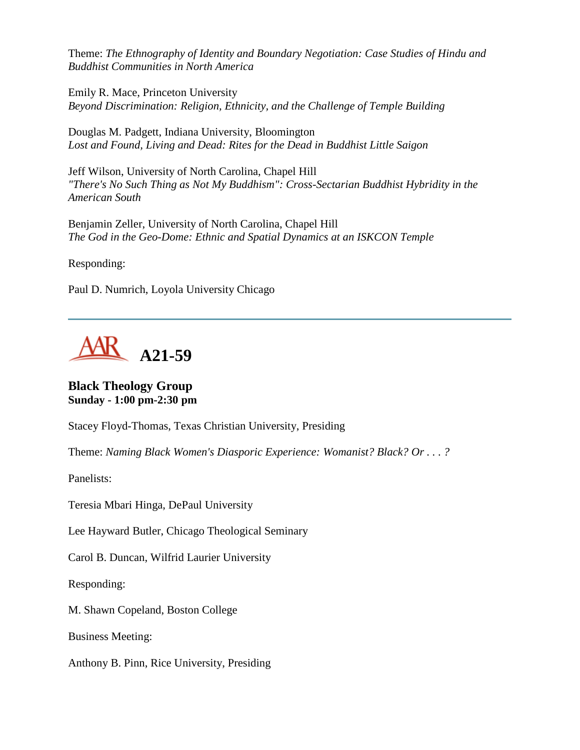Theme: *The Ethnography of Identity and Boundary Negotiation: Case Studies of Hindu and Buddhist Communities in North America*

Emily R. Mace, Princeton University
*Beyond Discrimination: Religion, Ethnicity, and the Challenge of Temple Building*

Douglas M. Padgett, Indiana University, Bloomington
*Lost and Found, Living and Dead: Rites for the Dead in Buddhist Little Saigon*

Jeff Wilson, University of North Carolina, Chapel Hill
*"There's No Such Thing as Not My Buddhism": Cross-Sectarian Buddhist Hybridity in the American South*

Benjamin Zeller, University of North Carolina, Chapel Hill
*The God in the Geo-Dome: Ethnic and Spatial Dynamics at an ISKCON Temple*

Responding:

Paul D. Numrich, Loyola University Chicago

---

# A21-59

**Black Theology Group**
**Sunday - 1:00 pm-2:30 pm**

Stacey Floyd-Thomas, Texas Christian University, Presiding

Theme: *Naming Black Women's Diasporic Experience: Womanist? Black? Or . . . ?*

Panelists:

Teresia Mbari Hinga, DePaul University

Lee Hayward Butler, Chicago Theological Seminary

Carol B. Duncan, Wilfrid Laurier University

Responding:

M. Shawn Copeland, Boston College

Business Meeting:

Anthony B. Pinn, Rice University, Presiding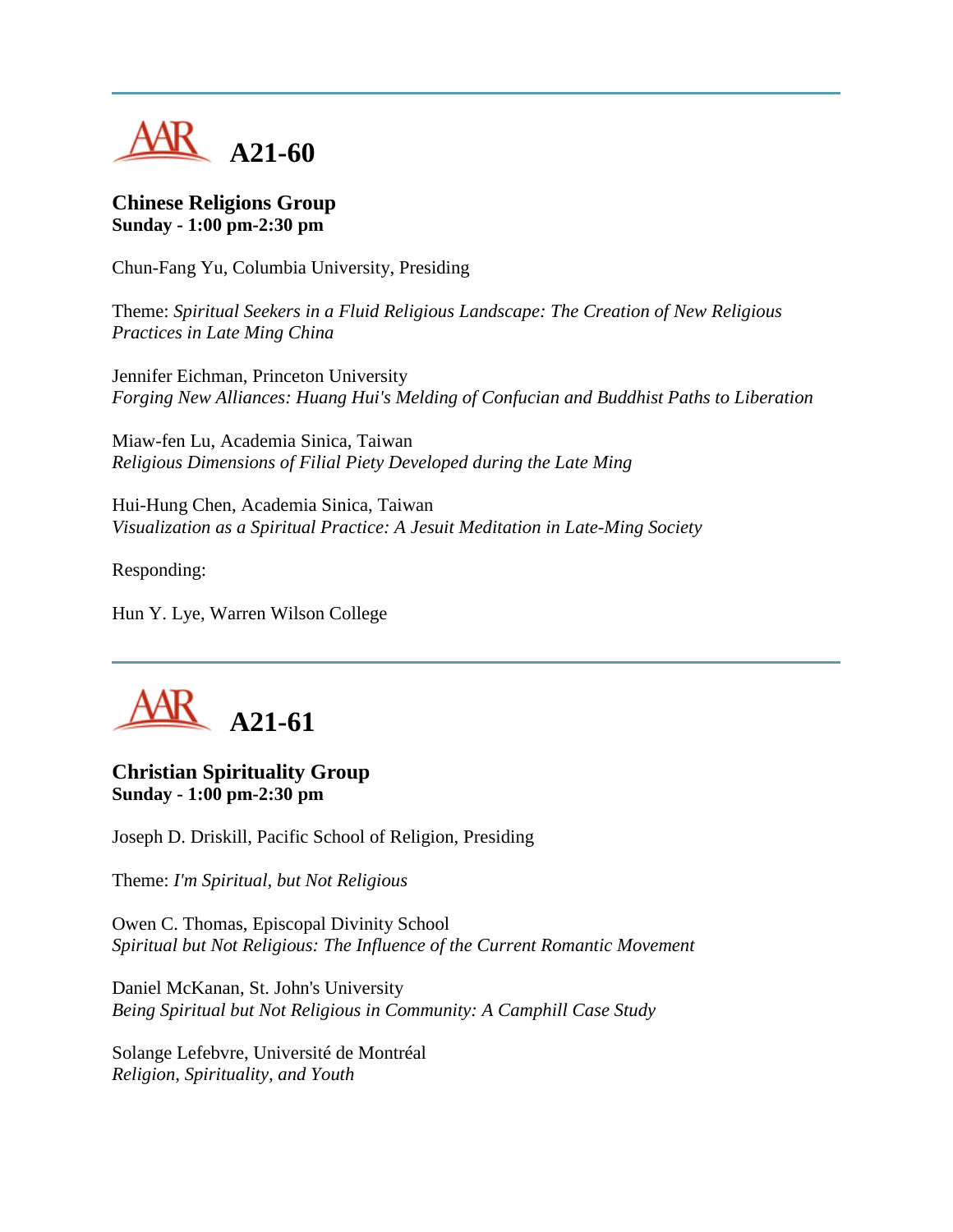---

## A21-60

### Chinese Religions Group
**Sunday - 1:00 pm-2:30 pm**

Chun-Fang Yu, Columbia University, Presiding

Theme: *Spiritual Seekers in a Fluid Religious Landscape: The Creation of New Religious Practices in Late Ming China*

Jennifer Eichman, Princeton University
*Forging New Alliances: Huang Hui's Melding of Confucian and Buddhist Paths to Liberation*

Miaw-fen Lu, Academia Sinica, Taiwan
*Religious Dimensions of Filial Piety Developed during the Late Ming*

Hui-Hung Chen, Academia Sinica, Taiwan
*Visualization as a Spiritual Practice: A Jesuit Meditation in Late-Ming Society*

Responding:

Hun Y. Lye, Warren Wilson College

---

## A21-61

### Christian Spirituality Group
**Sunday - 1:00 pm-2:30 pm**

Joseph D. Driskill, Pacific School of Religion, Presiding

Theme: *I'm Spiritual, but Not Religious*

Owen C. Thomas, Episcopal Divinity School
*Spiritual but Not Religious: The Influence of the Current Romantic Movement*

Daniel McKanan, St. John's University
*Being Spiritual but Not Religious in Community: A Camphill Case Study*

Solange Lefebvre, Université de Montréal
*Religion, Spirituality, and Youth*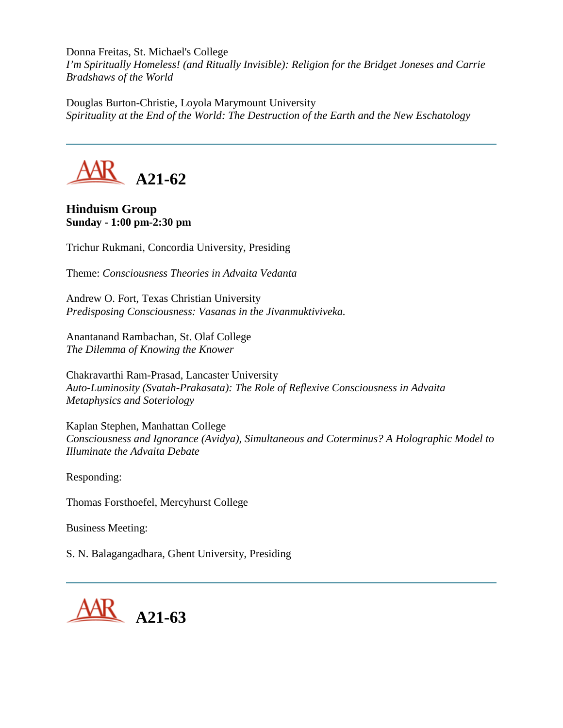Donna Freitas, St. Michael's College
*I'm Spiritually Homeless! (and Ritually Invisible): Religion for the Bridget Joneses and Carrie Bradshaws of the World*

Douglas Burton-Christie, Loyola Marymount University
*Spirituality at the End of the World: The Destruction of the Earth and the New Eschatology*

---

## A21-62

**Hinduism Group**
**Sunday - 1:00 pm-2:30 pm**

Trichur Rukmani, Concordia University, Presiding

Theme: *Consciousness Theories in Advaita Vedanta*

Andrew O. Fort, Texas Christian University
*Predisposing Consciousness: Vasanas in the Jivanmuktiviveka.*

Anantanand Rambachan, St. Olaf College
*The Dilemma of Knowing the Knower*

Chakravarthi Ram-Prasad, Lancaster University
*Auto-Luminosity (Svatah-Prakasata): The Role of Reflexive Consciousness in Advaita Metaphysics and Soteriology*

Kaplan Stephen, Manhattan College
*Consciousness and Ignorance (Avidya), Simultaneous and Coterminus? A Holographic Model to Illuminate the Advaita Debate*

Responding:

Thomas Forsthoefel, Mercyhurst College

Business Meeting:

S. N. Balagangadhara, Ghent University, Presiding

---

## A21-63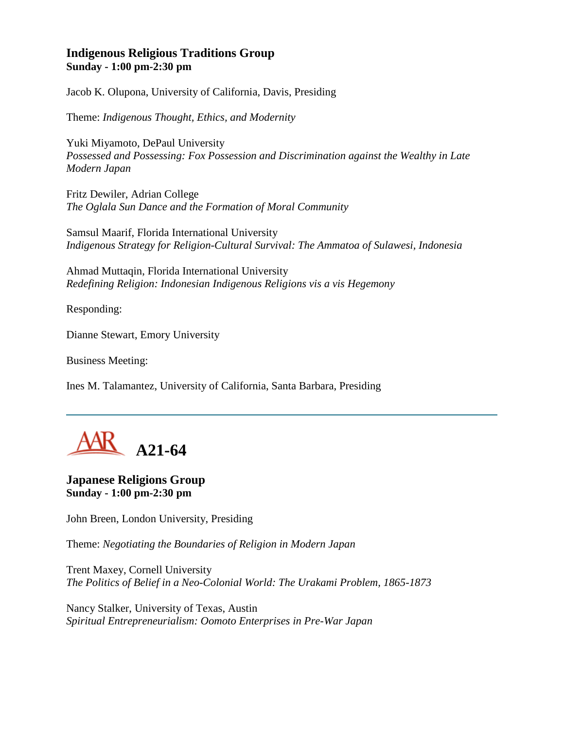### Indigenous Religious Traditions Group
**Sunday - 1:00 pm-2:30 pm**

Jacob K. Olupona, University of California, Davis, Presiding

Theme: *Indigenous Thought, Ethics, and Modernity*

Yuki Miyamoto, DePaul University
*Possessed and Possessing: Fox Possession and Discrimination against the Wealthy in Late Modern Japan*

Fritz Dewiler, Adrian College
*The Oglala Sun Dance and the Formation of Moral Community*

Samsul Maarif, Florida International University
*Indigenous Strategy for Religion-Cultural Survival: The Ammatoa of Sulawesi, Indonesia*

Ahmad Muttaqin, Florida International University
*Redefining Religion: Indonesian Indigenous Religions vis a vis Hegemony*

Responding:

Dianne Stewart, Emory University

Business Meeting:

Ines M. Talamantez, University of California, Santa Barbara, Presiding

---

## A21-64

### Japanese Religions Group
**Sunday - 1:00 pm-2:30 pm**

John Breen, London University, Presiding

Theme: *Negotiating the Boundaries of Religion in Modern Japan*

Trent Maxey, Cornell University
*The Politics of Belief in a Neo-Colonial World: The Urakami Problem, 1865-1873*

Nancy Stalker, University of Texas, Austin
*Spiritual Entrepreneurialism: Oomoto Enterprises in Pre-War Japan*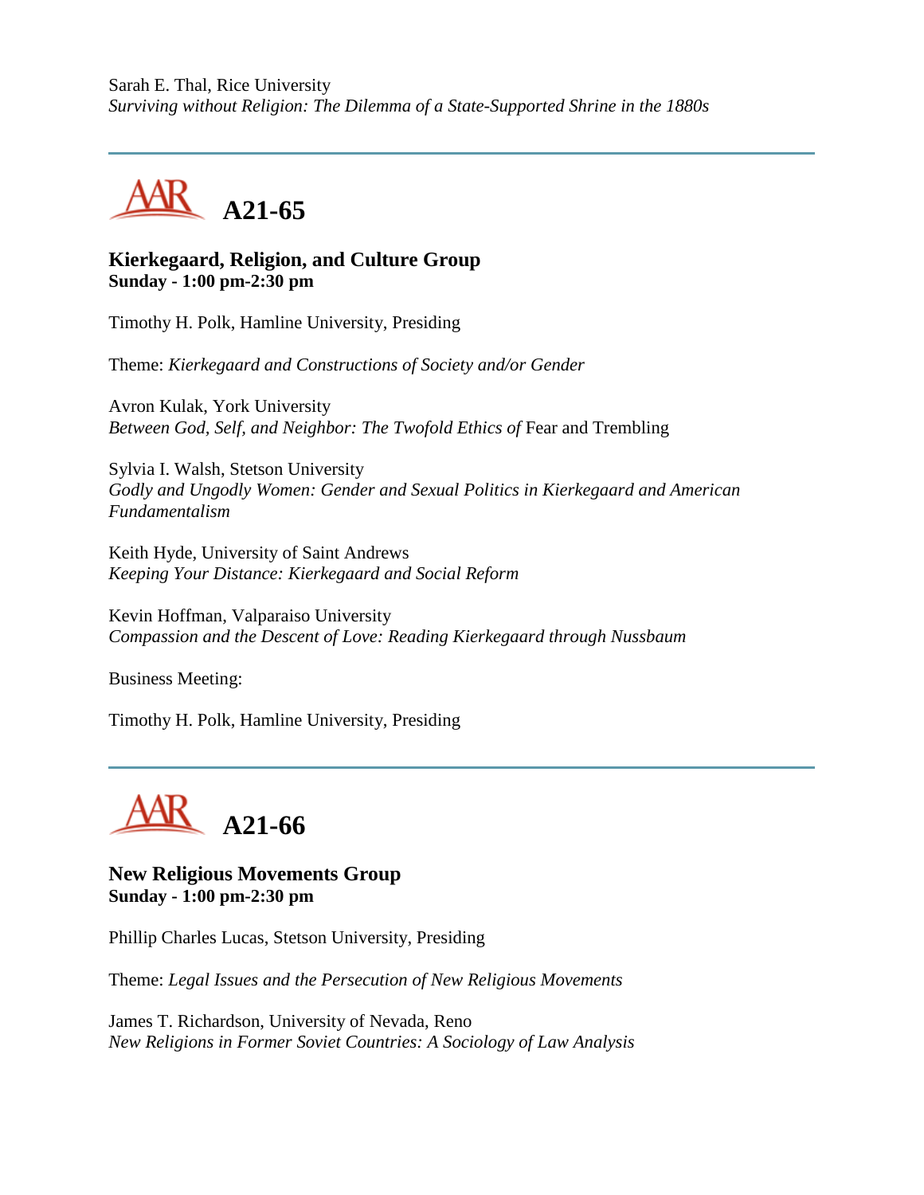Sarah E. Thal, Rice University
*Surviving without Religion: The Dilemma of a State-Supported Shrine in the 1880s*

---

## A21-65

### Kierkegaard, Religion, and Culture Group
**Sunday - 1:00 pm-2:30 pm**

Timothy H. Polk, Hamline University, Presiding

Theme: *Kierkegaard and Constructions of Society and/or Gender*

Avron Kulak, York University
*Between God, Self, and Neighbor: The Twofold Ethics of* Fear and Trembling

Sylvia I. Walsh, Stetson University
*Godly and Ungodly Women: Gender and Sexual Politics in Kierkegaard and American Fundamentalism*

Keith Hyde, University of Saint Andrews
*Keeping Your Distance: Kierkegaard and Social Reform*

Kevin Hoffman, Valparaiso University
*Compassion and the Descent of Love: Reading Kierkegaard through Nussbaum*

Business Meeting:

Timothy H. Polk, Hamline University, Presiding

---

## A21-66

### New Religious Movements Group
**Sunday - 1:00 pm-2:30 pm**

Phillip Charles Lucas, Stetson University, Presiding

Theme: *Legal Issues and the Persecution of New Religious Movements*

James T. Richardson, University of Nevada, Reno
*New Religions in Former Soviet Countries: A Sociology of Law Analysis*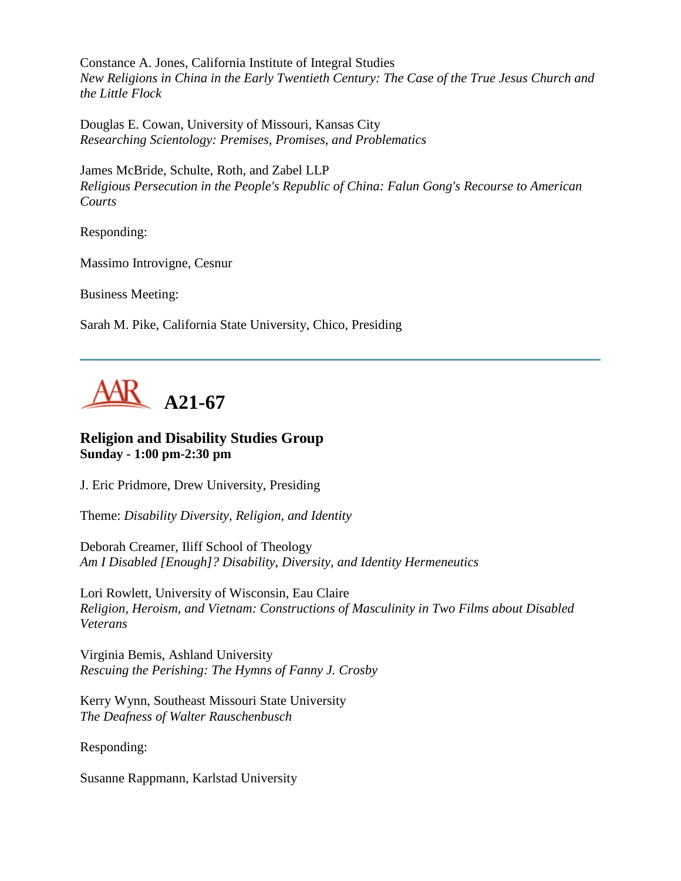Constance A. Jones, California Institute of Integral Studies
*New Religions in China in the Early Twentieth Century: The Case of the True Jesus Church and the Little Flock*

Douglas E. Cowan, University of Missouri, Kansas City
*Researching Scientology: Premises, Promises, and Problematics*

James McBride, Schulte, Roth, and Zabel LLP
*Religious Persecution in the People's Republic of China: Falun Gong's Recourse to American Courts*

Responding:

Massimo Introvigne, Cesnur

Business Meeting:

Sarah M. Pike, California State University, Chico, Presiding

---

# A21-67

### Religion and Disability Studies Group
**Sunday - 1:00 pm-2:30 pm**

J. Eric Pridmore, Drew University, Presiding

Theme: *Disability Diversity, Religion, and Identity*

Deborah Creamer, Iliff School of Theology
*Am I Disabled [Enough]? Disability, Diversity, and Identity Hermeneutics*

Lori Rowlett, University of Wisconsin, Eau Claire
*Religion, Heroism, and Vietnam: Constructions of Masculinity in Two Films about Disabled Veterans*

Virginia Bemis, Ashland University
*Rescuing the Perishing: The Hymns of Fanny J. Crosby*

Kerry Wynn, Southeast Missouri State University
*The Deafness of Walter Rauschenbusch*

Responding:

Susanne Rappmann, Karlstad University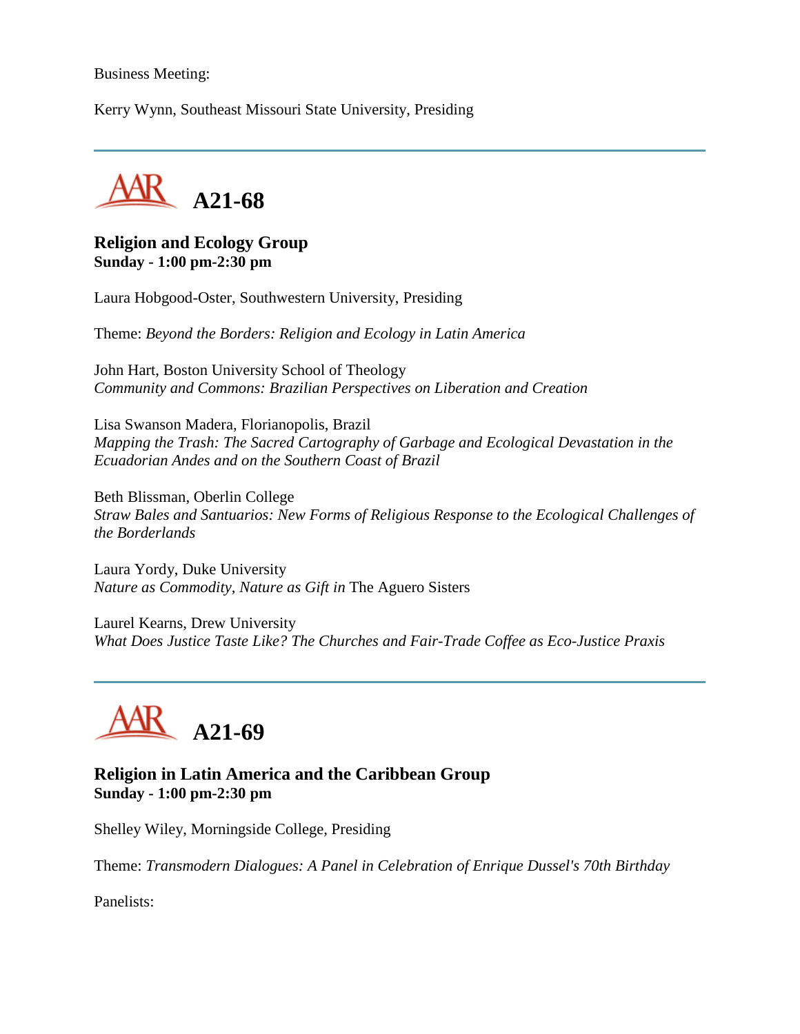Business Meeting:

Kerry Wynn, Southeast Missouri State University, Presiding

---

# A21-68

**Religion and Ecology Group**
**Sunday - 1:00 pm-2:30 pm**

Laura Hobgood-Oster, Southwestern University, Presiding

Theme: *Beyond the Borders: Religion and Ecology in Latin America*

John Hart, Boston University School of Theology
*Community and Commons: Brazilian Perspectives on Liberation and Creation*

Lisa Swanson Madera, Florianopolis, Brazil
*Mapping the Trash: The Sacred Cartography of Garbage and Ecological Devastation in the Ecuadorian Andes and on the Southern Coast of Brazil*

Beth Blissman, Oberlin College
*Straw Bales and Santuarios: New Forms of Religious Response to the Ecological Challenges of the Borderlands*

Laura Yordy, Duke University
*Nature as Commodity, Nature as Gift in* The Aguero Sisters

Laurel Kearns, Drew University
*What Does Justice Taste Like? The Churches and Fair-Trade Coffee as Eco-Justice Praxis*

---

# A21-69

**Religion in Latin America and the Caribbean Group**
**Sunday - 1:00 pm-2:30 pm**

Shelley Wiley, Morningside College, Presiding

Theme: *Transmodern Dialogues: A Panel in Celebration of Enrique Dussel's 70th Birthday*

Panelists: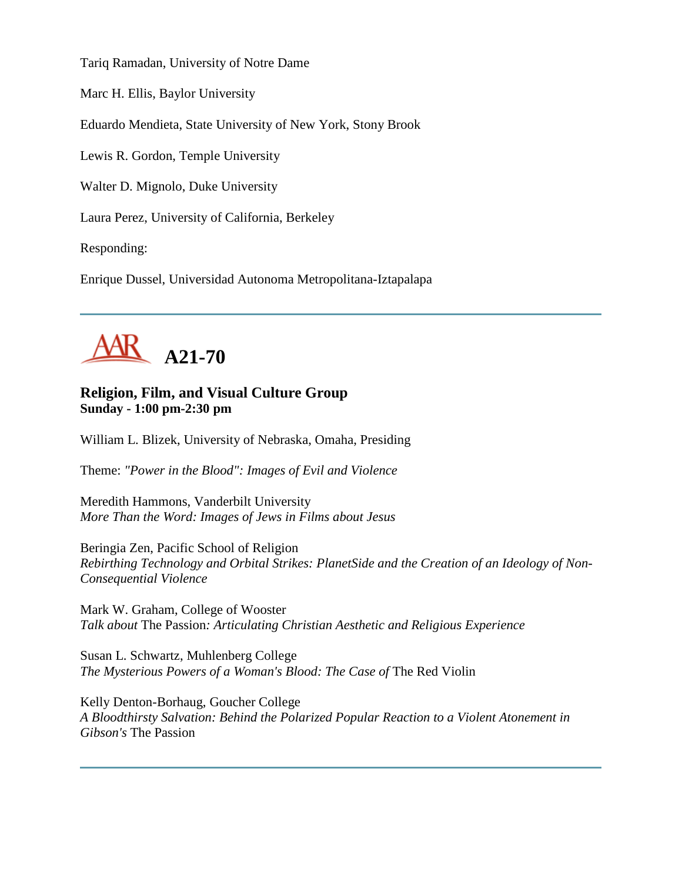Tariq Ramadan, University of Notre Dame

Marc H. Ellis, Baylor University

Eduardo Mendieta, State University of New York, Stony Brook

Lewis R. Gordon, Temple University

Walter D. Mignolo, Duke University

Laura Perez, University of California, Berkeley

Responding:

Enrique Dussel, Universidad Autonoma Metropolitana-Iztapalapa

---

## AAR A21-70

### Religion, Film, and Visual Culture Group
**Sunday - 1:00 pm-2:30 pm**

William L. Blizek, University of Nebraska, Omaha, Presiding

Theme: *"Power in the Blood": Images of Evil and Violence*

Meredith Hammons, Vanderbilt University
*More Than the Word: Images of Jews in Films about Jesus*

Beringia Zen, Pacific School of Religion
*Rebirthing Technology and Orbital Strikes: PlanetSide and the Creation of an Ideology of Non-Consequential Violence*

Mark W. Graham, College of Wooster
*Talk about* The Passion*: Articulating Christian Aesthetic and Religious Experience*

Susan L. Schwartz, Muhlenberg College
*The Mysterious Powers of a Woman's Blood: The Case of* The Red Violin

Kelly Denton-Borhaug, Goucher College
*A Bloodthirsty Salvation: Behind the Polarized Popular Reaction to a Violent Atonement in Gibson's* The Passion

---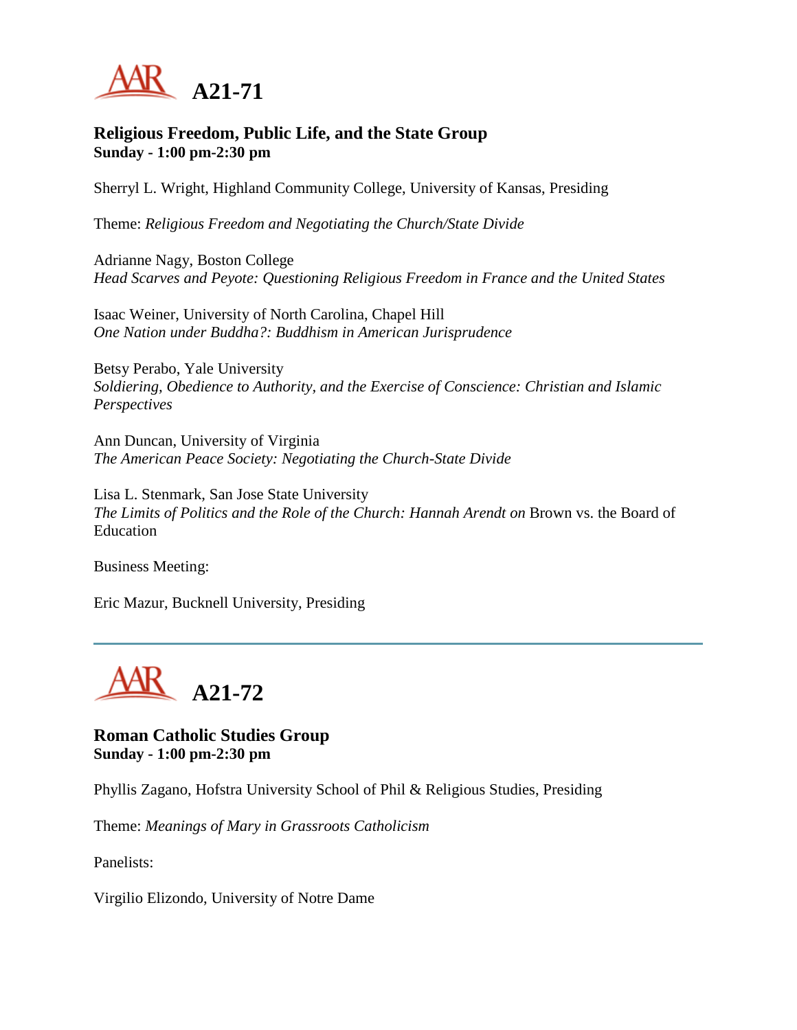# A21-71

### Religious Freedom, Public Life, and the State Group
**Sunday - 1:00 pm-2:30 pm**

Sherryl L. Wright, Highland Community College, University of Kansas, Presiding

Theme: *Religious Freedom and Negotiating the Church/State Divide*

Adrianne Nagy, Boston College
*Head Scarves and Peyote: Questioning Religious Freedom in France and the United States*

Isaac Weiner, University of North Carolina, Chapel Hill
*One Nation under Buddha?: Buddhism in American Jurisprudence*

Betsy Perabo, Yale University
*Soldiering, Obedience to Authority, and the Exercise of Conscience: Christian and Islamic Perspectives*

Ann Duncan, University of Virginia
*The American Peace Society: Negotiating the Church-State Divide*

Lisa L. Stenmark, San Jose State University
*The Limits of Politics and the Role of the Church: Hannah Arendt on* Brown vs. the Board of Education

Business Meeting:

Eric Mazur, Bucknell University, Presiding

---

# A21-72

### Roman Catholic Studies Group
**Sunday - 1:00 pm-2:30 pm**

Phyllis Zagano, Hofstra University School of Phil & Religious Studies, Presiding

Theme: *Meanings of Mary in Grassroots Catholicism*

Panelists:

Virgilio Elizondo, University of Notre Dame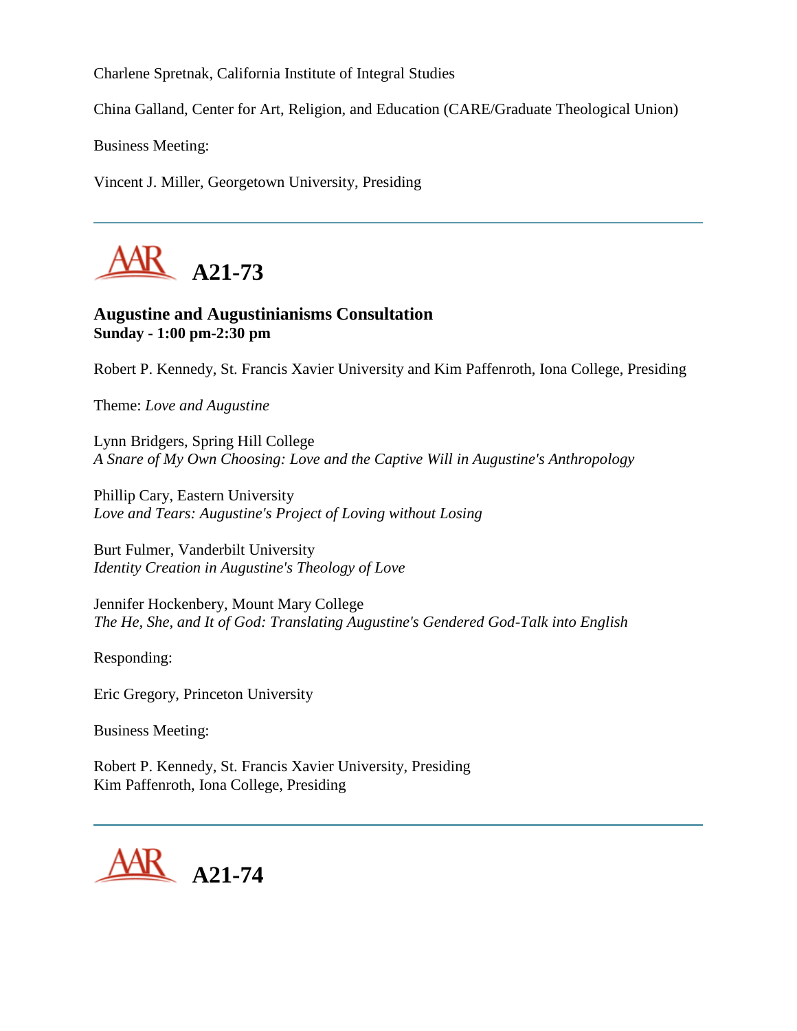Charlene Spretnak, California Institute of Integral Studies

China Galland, Center for Art, Religion, and Education (CARE/Graduate Theological Union)

Business Meeting:

Vincent J. Miller, Georgetown University, Presiding

---

## A21-73

**Augustine and Augustinianisms Consultation**
**Sunday - 1:00 pm-2:30 pm**

Robert P. Kennedy, St. Francis Xavier University and Kim Paffenroth, Iona College, Presiding

Theme: *Love and Augustine*

Lynn Bridgers, Spring Hill College
*A Snare of My Own Choosing: Love and the Captive Will in Augustine's Anthropology*

Phillip Cary, Eastern University
*Love and Tears: Augustine's Project of Loving without Losing*

Burt Fulmer, Vanderbilt University
*Identity Creation in Augustine's Theology of Love*

Jennifer Hockenbery, Mount Mary College
*The He, She, and It of God: Translating Augustine's Gendered God-Talk into English*

Responding:

Eric Gregory, Princeton University

Business Meeting:

Robert P. Kennedy, St. Francis Xavier University, Presiding
Kim Paffenroth, Iona College, Presiding

---

## A21-74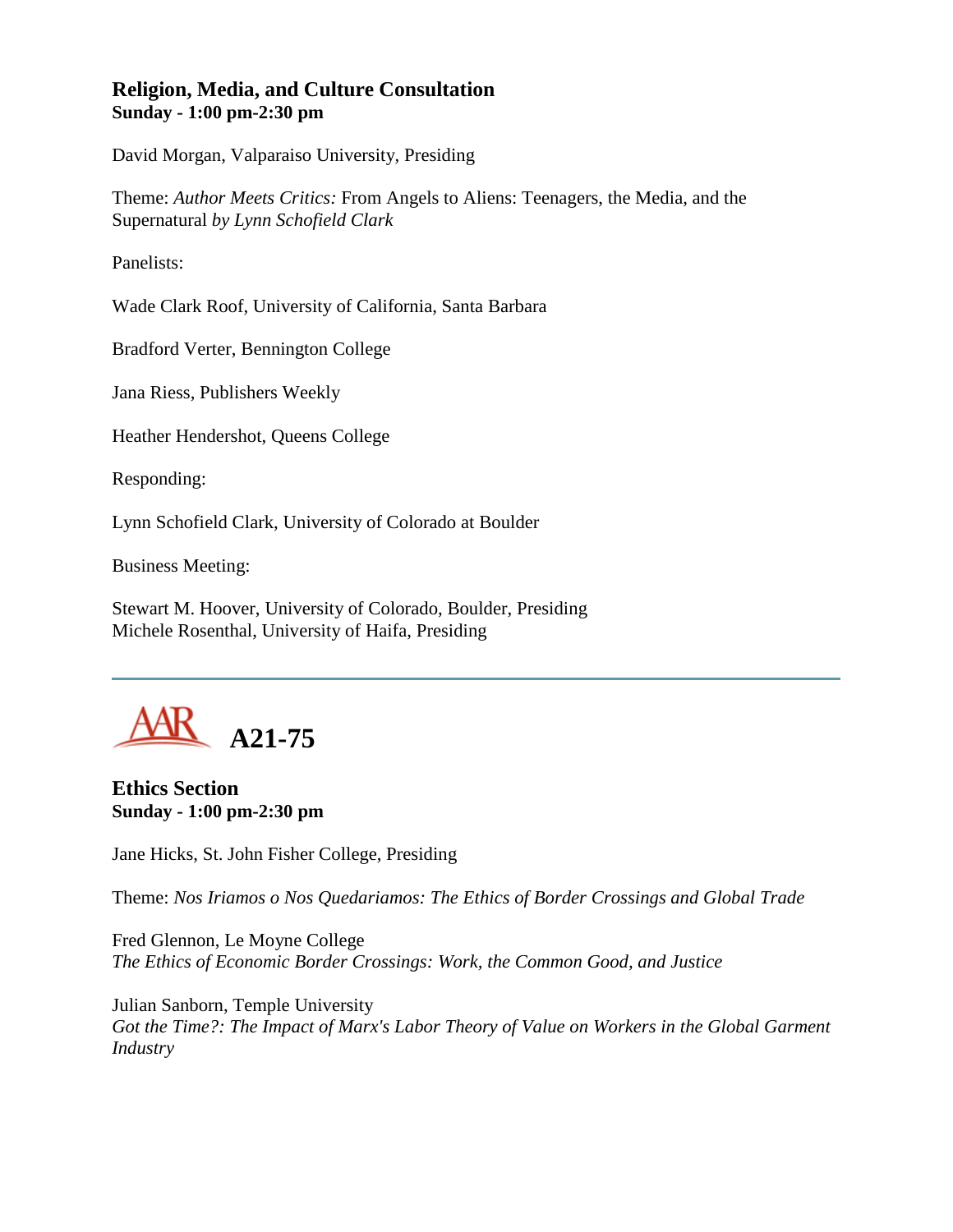### Religion, Media, and Culture Consultation
**Sunday - 1:00 pm-2:30 pm**

David Morgan, Valparaiso University, Presiding

Theme: *Author Meets Critics:* From Angels to Aliens: Teenagers, the Media, and the Supernatural *by Lynn Schofield Clark*

Panelists:

Wade Clark Roof, University of California, Santa Barbara

Bradford Verter, Bennington College

Jana Riess, Publishers Weekly

Heather Hendershot, Queens College

Responding:

Lynn Schofield Clark, University of Colorado at Boulder

Business Meeting:

Stewart M. Hoover, University of Colorado, Boulder, Presiding
Michele Rosenthal, University of Haifa, Presiding

---

## A21-75

### Ethics Section
**Sunday - 1:00 pm-2:30 pm**

Jane Hicks, St. John Fisher College, Presiding

Theme: *Nos Iriamos o Nos Quedariamos: The Ethics of Border Crossings and Global Trade*

Fred Glennon, Le Moyne College
*The Ethics of Economic Border Crossings: Work, the Common Good, and Justice*

Julian Sanborn, Temple University
*Got the Time?: The Impact of Marx's Labor Theory of Value on Workers in the Global Garment Industry*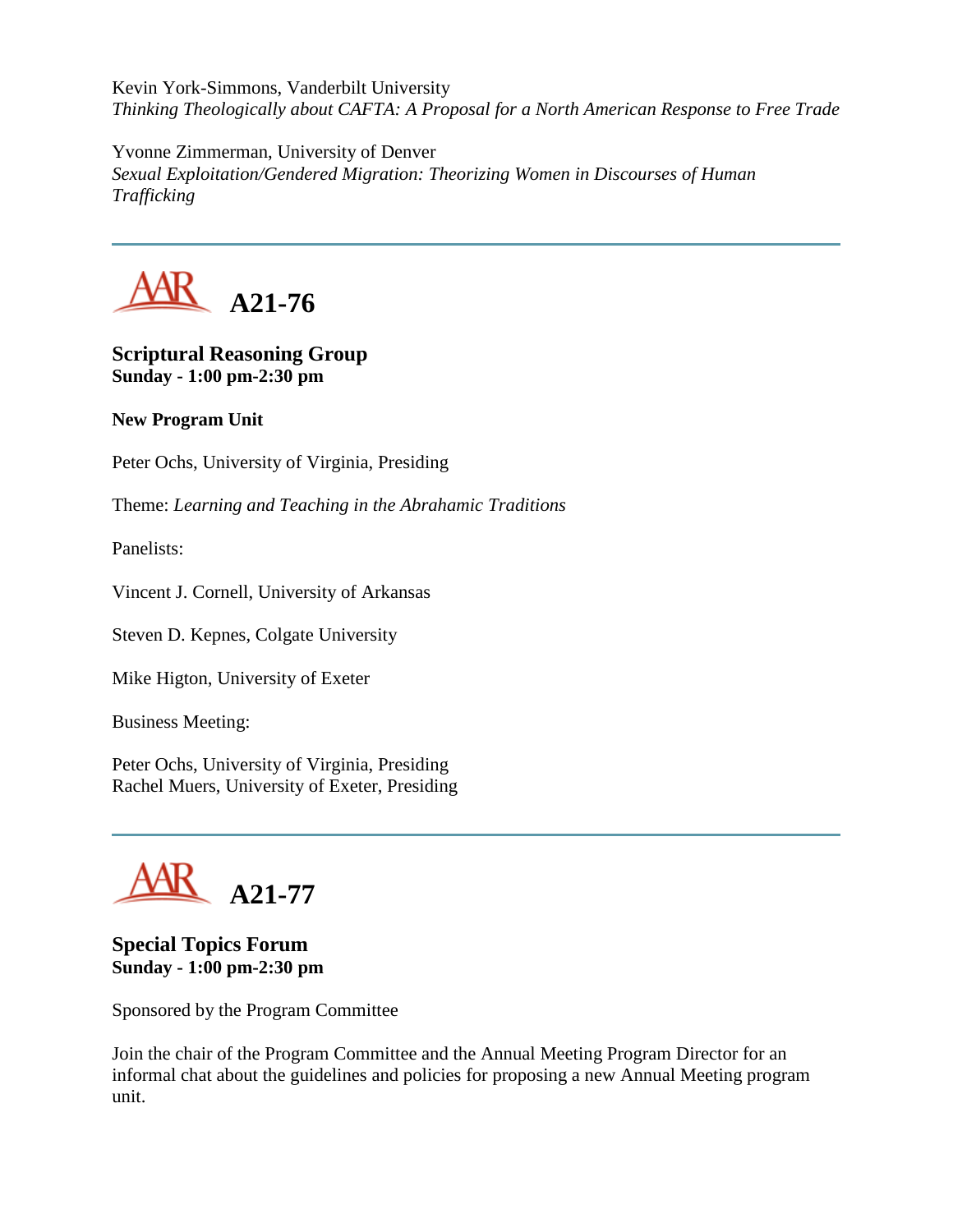Kevin York-Simmons, Vanderbilt University
*Thinking Theologically about CAFTA: A Proposal for a North American Response to Free Trade*

Yvonne Zimmerman, University of Denver
*Sexual Exploitation/Gendered Migration: Theorizing Women in Discourses of Human Trafficking*

---

## A21-76

**Scriptural Reasoning Group**
**Sunday - 1:00 pm-2:30 pm**

**New Program Unit**

Peter Ochs, University of Virginia, Presiding

Theme: *Learning and Teaching in the Abrahamic Traditions*

Panelists:

Vincent J. Cornell, University of Arkansas

Steven D. Kepnes, Colgate University

Mike Higton, University of Exeter

Business Meeting:

Peter Ochs, University of Virginia, Presiding
Rachel Muers, University of Exeter, Presiding

---

## A21-77

**Special Topics Forum**
**Sunday - 1:00 pm-2:30 pm**

Sponsored by the Program Committee

Join the chair of the Program Committee and the Annual Meeting Program Director for an informal chat about the guidelines and policies for proposing a new Annual Meeting program unit.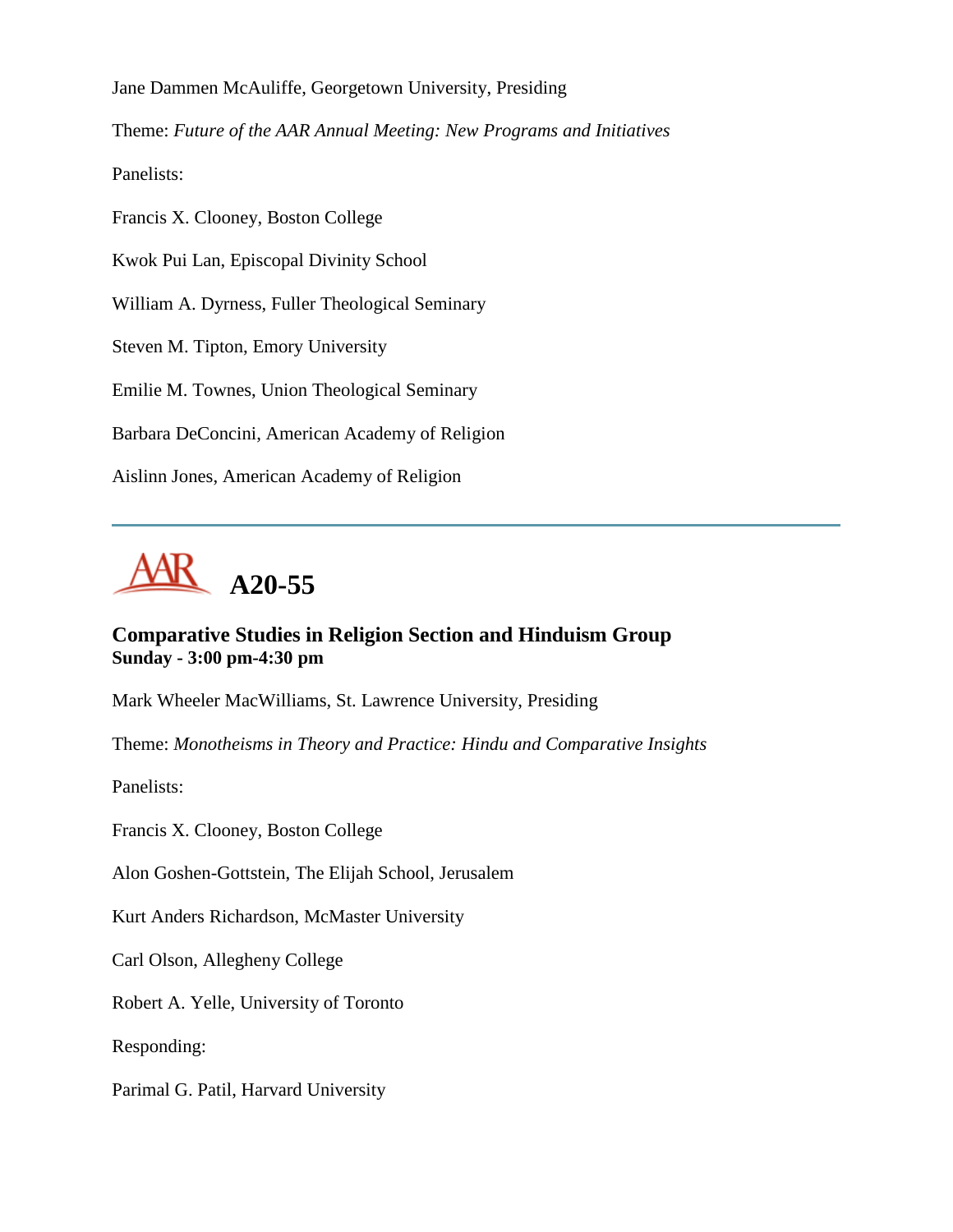Jane Dammen McAuliffe, Georgetown University, Presiding

Theme: *Future of the AAR Annual Meeting: New Programs and Initiatives*

Panelists:

Francis X. Clooney, Boston College

Kwok Pui Lan, Episcopal Divinity School

William A. Dyrness, Fuller Theological Seminary

Steven M. Tipton, Emory University

Emilie M. Townes, Union Theological Seminary

Barbara DeConcini, American Academy of Religion

Aislinn Jones, American Academy of Religion

---

# A20-55

### Comparative Studies in Religion Section and Hinduism Group
**Sunday - 3:00 pm-4:30 pm**

Mark Wheeler MacWilliams, St. Lawrence University, Presiding

Theme: *Monotheisms in Theory and Practice: Hindu and Comparative Insights*

Panelists:

Francis X. Clooney, Boston College

Alon Goshen-Gottstein, The Elijah School, Jerusalem

Kurt Anders Richardson, McMaster University

Carl Olson, Allegheny College

Robert A. Yelle, University of Toronto

Responding:

Parimal G. Patil, Harvard University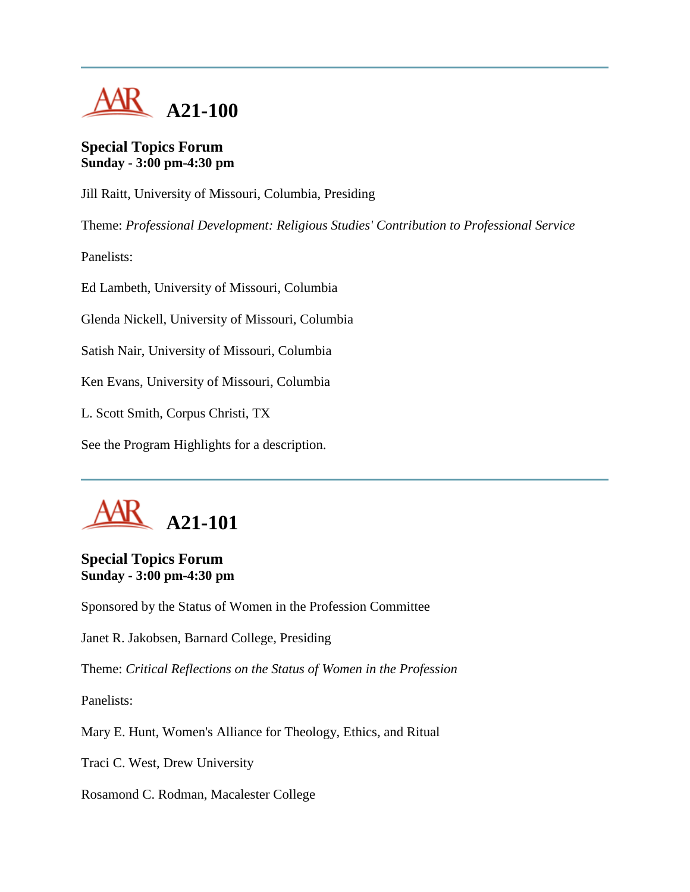## A21-100

### Special Topics Forum
**Sunday - 3:00 pm-4:30 pm**

Jill Raitt, University of Missouri, Columbia, Presiding

Theme: *Professional Development: Religious Studies' Contribution to Professional Service*

Panelists:

Ed Lambeth, University of Missouri, Columbia

Glenda Nickell, University of Missouri, Columbia

Satish Nair, University of Missouri, Columbia

Ken Evans, University of Missouri, Columbia

L. Scott Smith, Corpus Christi, TX

See the Program Highlights for a description.

---

## A21-101

### Special Topics Forum
**Sunday - 3:00 pm-4:30 pm**

Sponsored by the Status of Women in the Profession Committee

Janet R. Jakobsen, Barnard College, Presiding

Theme: *Critical Reflections on the Status of Women in the Profession*

Panelists:

Mary E. Hunt, Women's Alliance for Theology, Ethics, and Ritual

Traci C. West, Drew University

Rosamond C. Rodman, Macalester College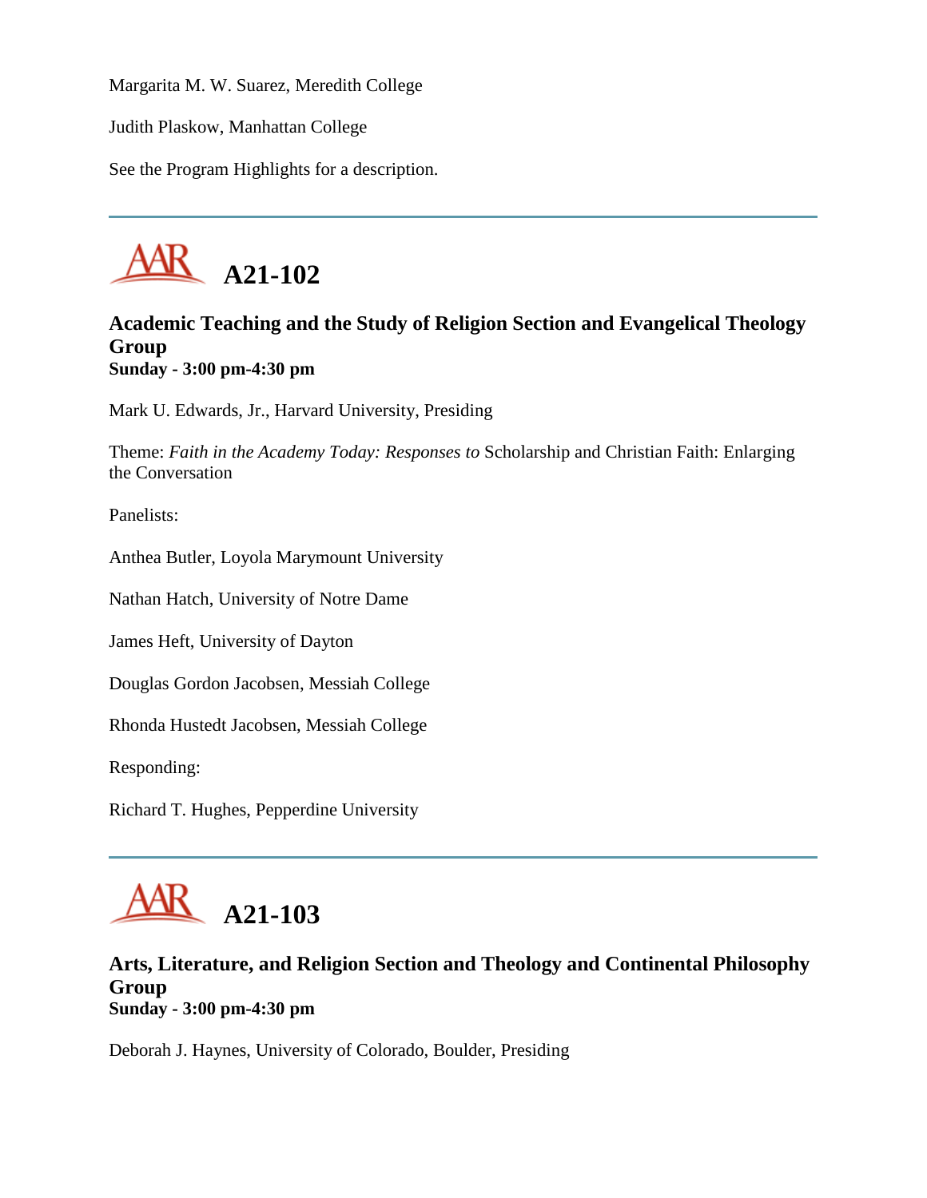Margarita M. W. Suarez, Meredith College

Judith Plaskow, Manhattan College

See the Program Highlights for a description.

---

# A21-102

### Academic Teaching and the Study of Religion Section and Evangelical Theology Group
**Sunday - 3:00 pm-4:30 pm**

Mark U. Edwards, Jr., Harvard University, Presiding

Theme: *Faith in the Academy Today: Responses to* Scholarship and Christian Faith: Enlarging the Conversation

Panelists:

Anthea Butler, Loyola Marymount University

Nathan Hatch, University of Notre Dame

James Heft, University of Dayton

Douglas Gordon Jacobsen, Messiah College

Rhonda Hustedt Jacobsen, Messiah College

Responding:

Richard T. Hughes, Pepperdine University

---

# A21-103

### Arts, Literature, and Religion Section and Theology and Continental Philosophy Group
**Sunday - 3:00 pm-4:30 pm**

Deborah J. Haynes, University of Colorado, Boulder, Presiding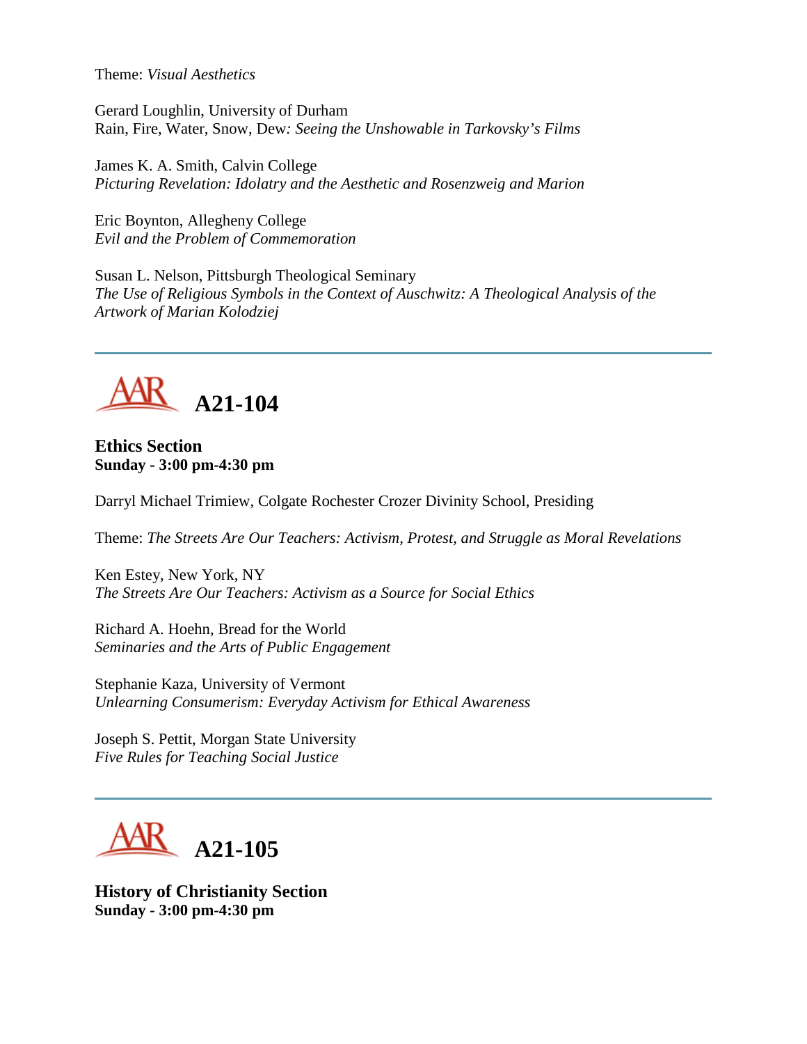Theme: *Visual Aesthetics*

Gerard Loughlin, University of Durham
Rain, Fire, Water, Snow, Dew*: Seeing the Unshowable in Tarkovsky's Films*

James K. A. Smith, Calvin College
*Picturing Revelation: Idolatry and the Aesthetic and Rosenzweig and Marion*

Eric Boynton, Allegheny College
*Evil and the Problem of Commemoration*

Susan L. Nelson, Pittsburgh Theological Seminary
*The Use of Religious Symbols in the Context of Auschwitz: A Theological Analysis of the Artwork of Marian Kolodziej*

---

## AAR A21-104

**Ethics Section**
**Sunday - 3:00 pm-4:30 pm**

Darryl Michael Trimiew, Colgate Rochester Crozer Divinity School, Presiding

Theme: *The Streets Are Our Teachers: Activism, Protest, and Struggle as Moral Revelations*

Ken Estey, New York, NY
*The Streets Are Our Teachers: Activism as a Source for Social Ethics*

Richard A. Hoehn, Bread for the World
*Seminaries and the Arts of Public Engagement*

Stephanie Kaza, University of Vermont
*Unlearning Consumerism: Everyday Activism for Ethical Awareness*

Joseph S. Pettit, Morgan State University
*Five Rules for Teaching Social Justice*

---

## AAR A21-105

**History of Christianity Section**
**Sunday - 3:00 pm-4:30 pm**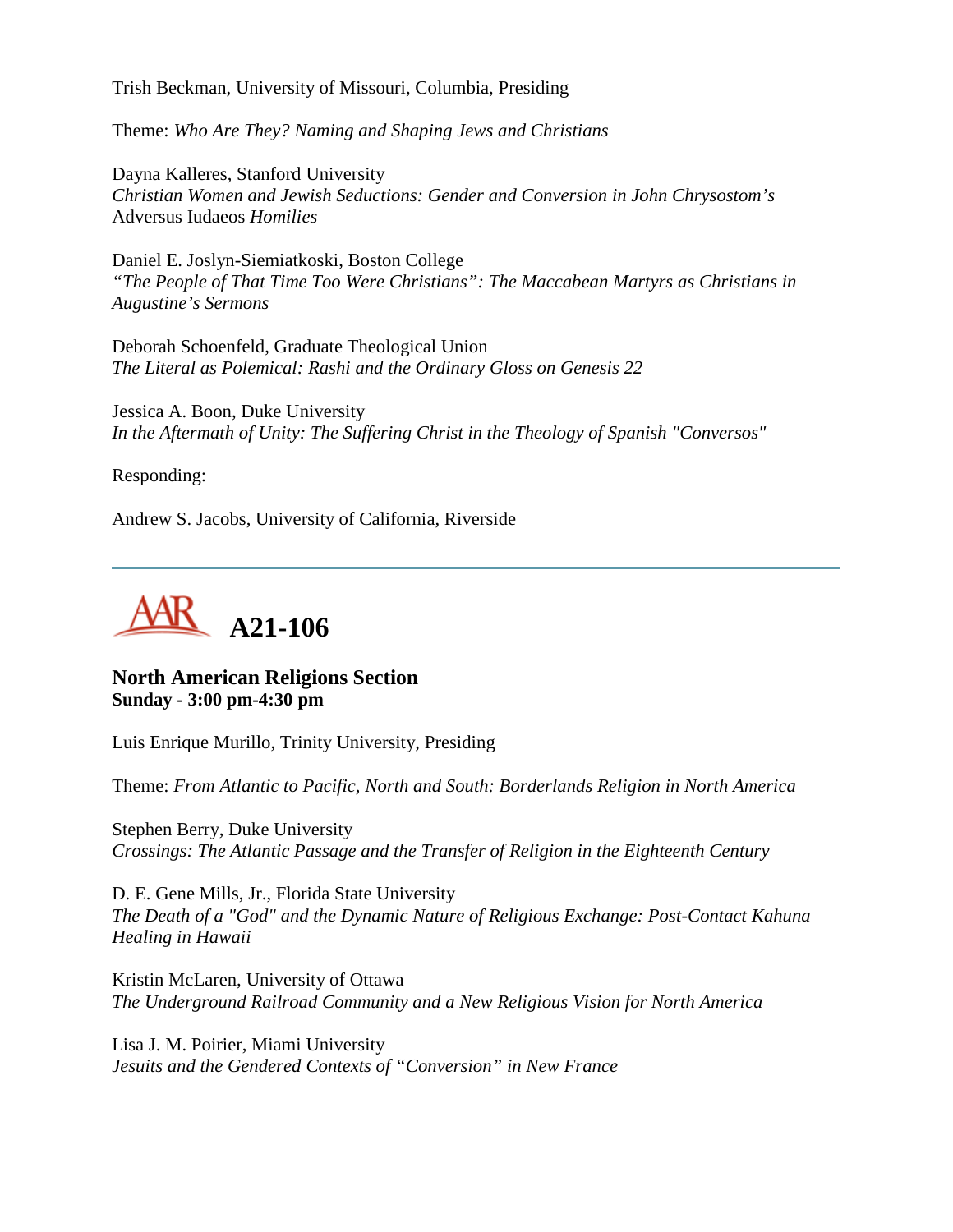Trish Beckman, University of Missouri, Columbia, Presiding

Theme: *Who Are They? Naming and Shaping Jews and Christians*

Dayna Kalleres, Stanford University
*Christian Women and Jewish Seductions: Gender and Conversion in John Chrysostom's* Adversus Iudaeos *Homilies*

Daniel E. Joslyn-Siemiatkoski, Boston College
*"The People of That Time Too Were Christians": The Maccabean Martyrs as Christians in Augustine's Sermons*

Deborah Schoenfeld, Graduate Theological Union
*The Literal as Polemical: Rashi and the Ordinary Gloss on Genesis 22*

Jessica A. Boon, Duke University
*In the Aftermath of Unity: The Suffering Christ in the Theology of Spanish "Conversos"*

Responding:

Andrew S. Jacobs, University of California, Riverside

---

# AAR A21-106

## North American Religions Section
**Sunday - 3:00 pm-4:30 pm**

Luis Enrique Murillo, Trinity University, Presiding

Theme: *From Atlantic to Pacific, North and South: Borderlands Religion in North America*

Stephen Berry, Duke University
*Crossings: The Atlantic Passage and the Transfer of Religion in the Eighteenth Century*

D. E. Gene Mills, Jr., Florida State University
*The Death of a "God" and the Dynamic Nature of Religious Exchange: Post-Contact Kahuna Healing in Hawaii*

Kristin McLaren, University of Ottawa
*The Underground Railroad Community and a New Religious Vision for North America*

Lisa J. M. Poirier, Miami University
*Jesuits and the Gendered Contexts of "Conversion" in New France*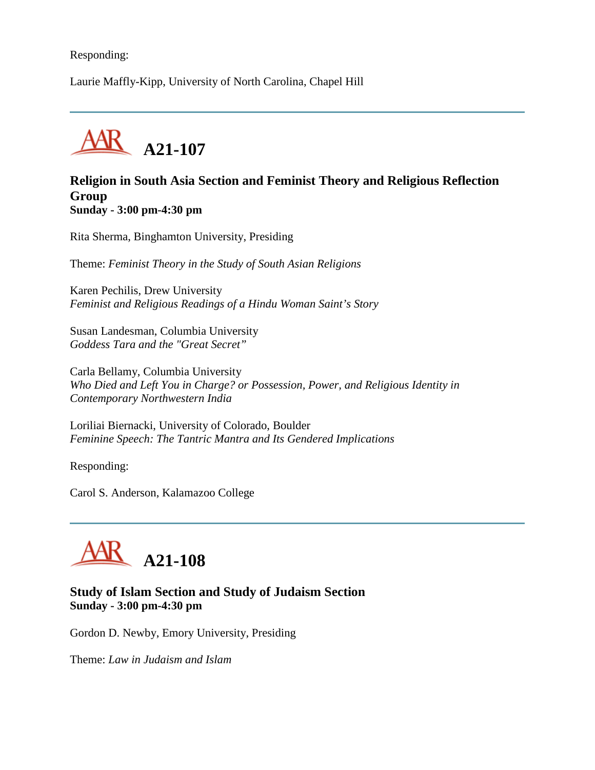Responding:

Laurie Maffly-Kipp, University of North Carolina, Chapel Hill

---

## A21-107

### Religion in South Asia Section and Feminist Theory and Religious Reflection Group
**Sunday - 3:00 pm-4:30 pm**

Rita Sherma, Binghamton University, Presiding

Theme: *Feminist Theory in the Study of South Asian Religions*

Karen Pechilis, Drew University
*Feminist and Religious Readings of a Hindu Woman Saint's Story*

Susan Landesman, Columbia University
*Goddess Tara and the "Great Secret"*

Carla Bellamy, Columbia University
*Who Died and Left You in Charge? or Possession, Power, and Religious Identity in Contemporary Northwestern India*

Loriliai Biernacki, University of Colorado, Boulder
*Feminine Speech: The Tantric Mantra and Its Gendered Implications*

Responding:

Carol S. Anderson, Kalamazoo College

---

## A21-108

### Study of Islam Section and Study of Judaism Section
**Sunday - 3:00 pm-4:30 pm**

Gordon D. Newby, Emory University, Presiding

Theme: *Law in Judaism and Islam*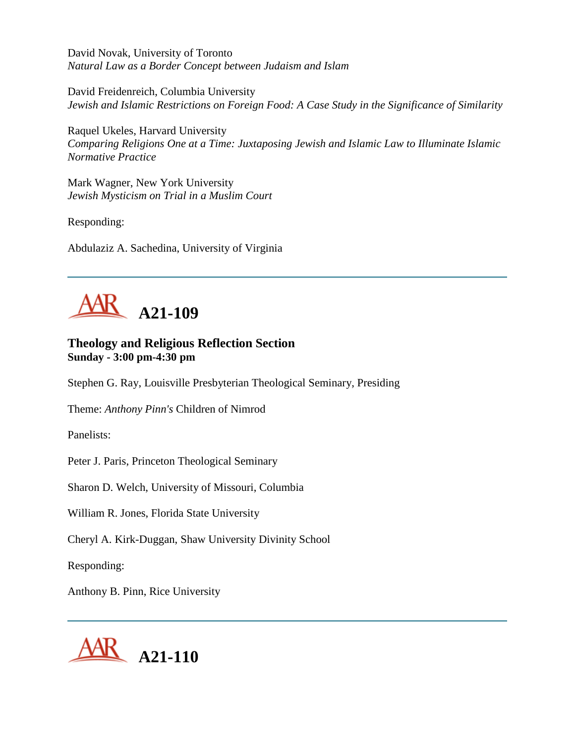David Novak, University of Toronto
*Natural Law as a Border Concept between Judaism and Islam*

David Freidenreich, Columbia University
*Jewish and Islamic Restrictions on Foreign Food: A Case Study in the Significance of Similarity*

Raquel Ukeles, Harvard University
*Comparing Religions One at a Time: Juxtaposing Jewish and Islamic Law to Illuminate Islamic Normative Practice*

Mark Wagner, New York University
*Jewish Mysticism on Trial in a Muslim Court*

Responding:

Abdulaziz A. Sachedina, University of Virginia

---

## A21-109

### Theology and Religious Reflection Section
**Sunday - 3:00 pm-4:30 pm**

Stephen G. Ray, Louisville Presbyterian Theological Seminary, Presiding

Theme: *Anthony Pinn's* Children of Nimrod

Panelists:

Peter J. Paris, Princeton Theological Seminary

Sharon D. Welch, University of Missouri, Columbia

William R. Jones, Florida State University

Cheryl A. Kirk-Duggan, Shaw University Divinity School

Responding:

Anthony B. Pinn, Rice University

---

## A21-110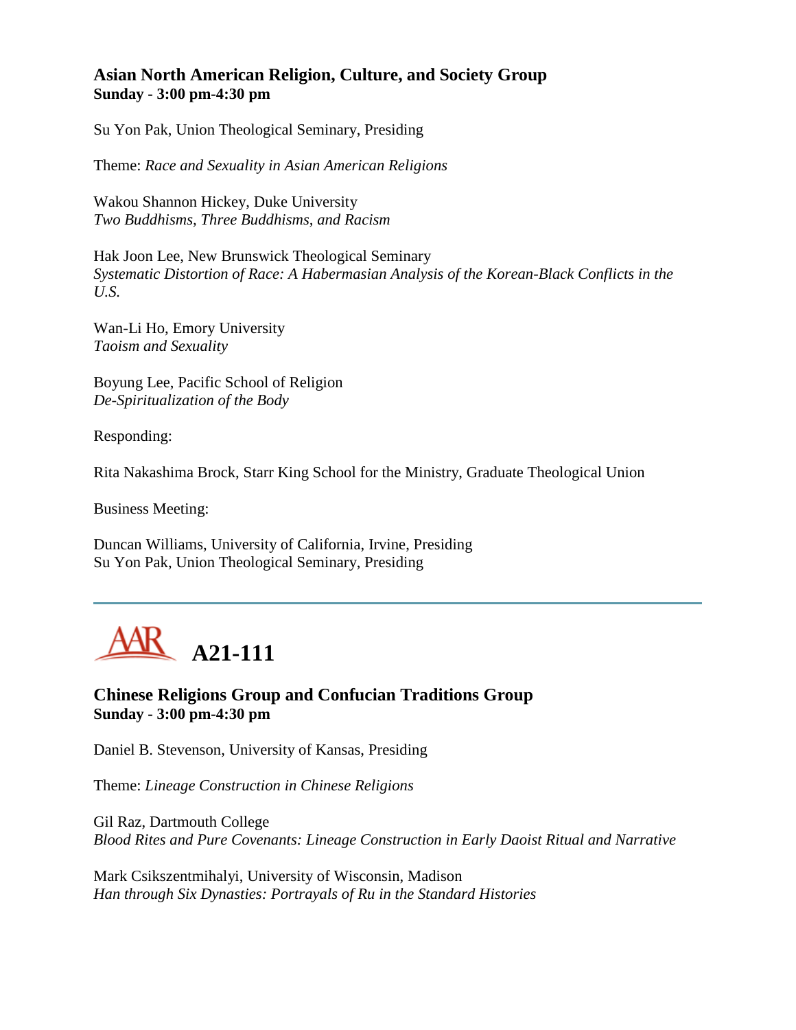### Asian North American Religion, Culture, and Society Group
**Sunday - 3:00 pm-4:30 pm**

Su Yon Pak, Union Theological Seminary, Presiding

Theme: *Race and Sexuality in Asian American Religions*

Wakou Shannon Hickey, Duke University
*Two Buddhisms, Three Buddhisms, and Racism*

Hak Joon Lee, New Brunswick Theological Seminary
*Systematic Distortion of Race: A Habermasian Analysis of the Korean-Black Conflicts in the U.S.*

Wan-Li Ho, Emory University
*Taoism and Sexuality*

Boyung Lee, Pacific School of Religion
*De-Spiritualization of the Body*

Responding:

Rita Nakashima Brock, Starr King School for the Ministry, Graduate Theological Union

Business Meeting:

Duncan Williams, University of California, Irvine, Presiding
Su Yon Pak, Union Theological Seminary, Presiding

---

## AAR A21-111

### Chinese Religions Group and Confucian Traditions Group
**Sunday - 3:00 pm-4:30 pm**

Daniel B. Stevenson, University of Kansas, Presiding

Theme: *Lineage Construction in Chinese Religions*

Gil Raz, Dartmouth College
*Blood Rites and Pure Covenants: Lineage Construction in Early Daoist Ritual and Narrative*

Mark Csikszentmihalyi, University of Wisconsin, Madison
*Han through Six Dynasties: Portrayals of Ru in the Standard Histories*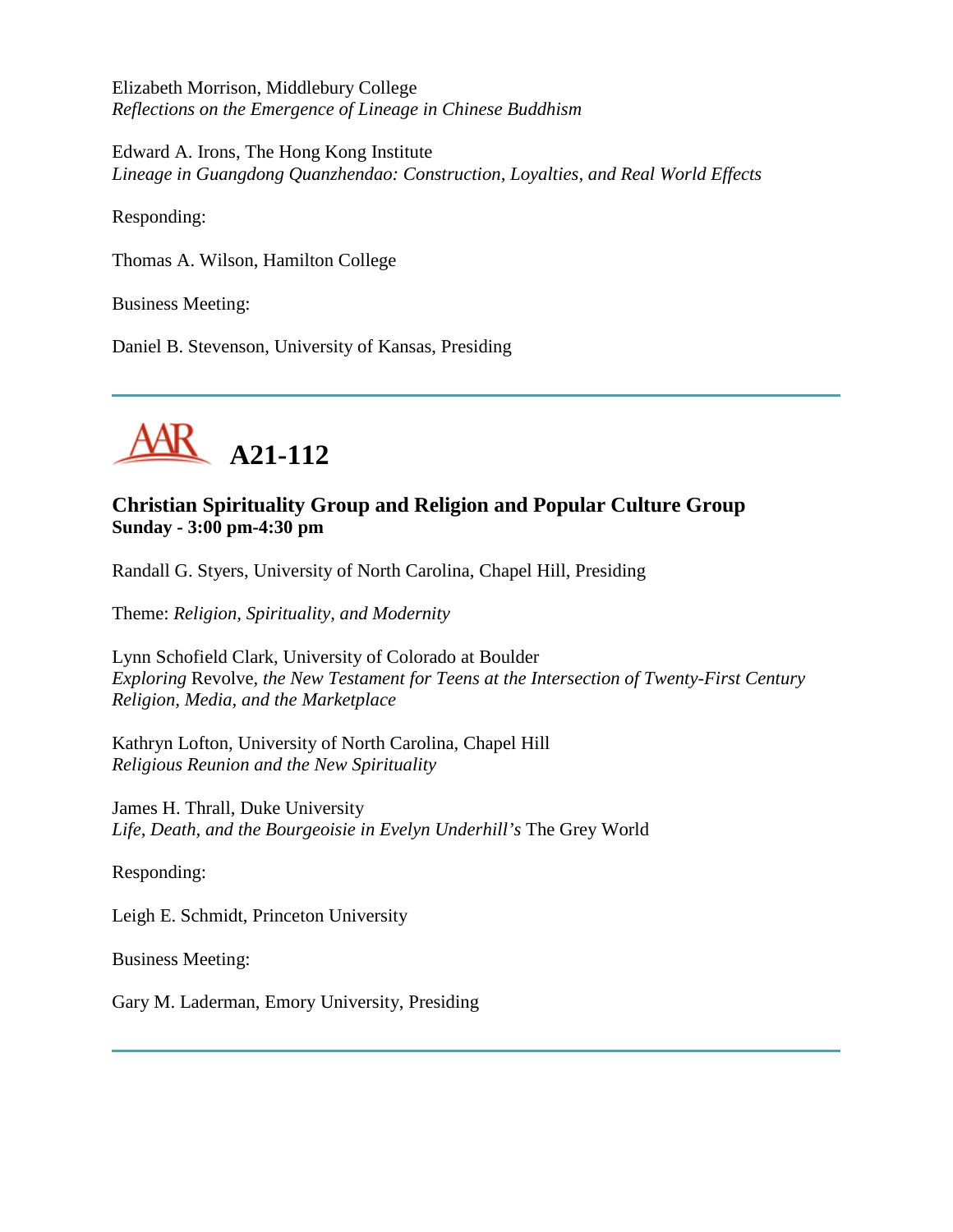Elizabeth Morrison, Middlebury College
*Reflections on the Emergence of Lineage in Chinese Buddhism*

Edward A. Irons, The Hong Kong Institute
*Lineage in Guangdong Quanzhendao: Construction, Loyalties, and Real World Effects*

Responding:

Thomas A. Wilson, Hamilton College

Business Meeting:

Daniel B. Stevenson, University of Kansas, Presiding

---

## A21-112

### Christian Spirituality Group and Religion and Popular Culture Group
**Sunday - 3:00 pm-4:30 pm**

Randall G. Styers, University of North Carolina, Chapel Hill, Presiding

Theme: *Religion, Spirituality, and Modernity*

Lynn Schofield Clark, University of Colorado at Boulder
*Exploring* Revolve*, the New Testament for Teens at the Intersection of Twenty-First Century Religion, Media, and the Marketplace*

Kathryn Lofton, University of North Carolina, Chapel Hill
*Religious Reunion and the New Spirituality*

James H. Thrall, Duke University
*Life, Death, and the Bourgeoisie in Evelyn Underhill's* The Grey World

Responding:

Leigh E. Schmidt, Princeton University

Business Meeting:

Gary M. Laderman, Emory University, Presiding

---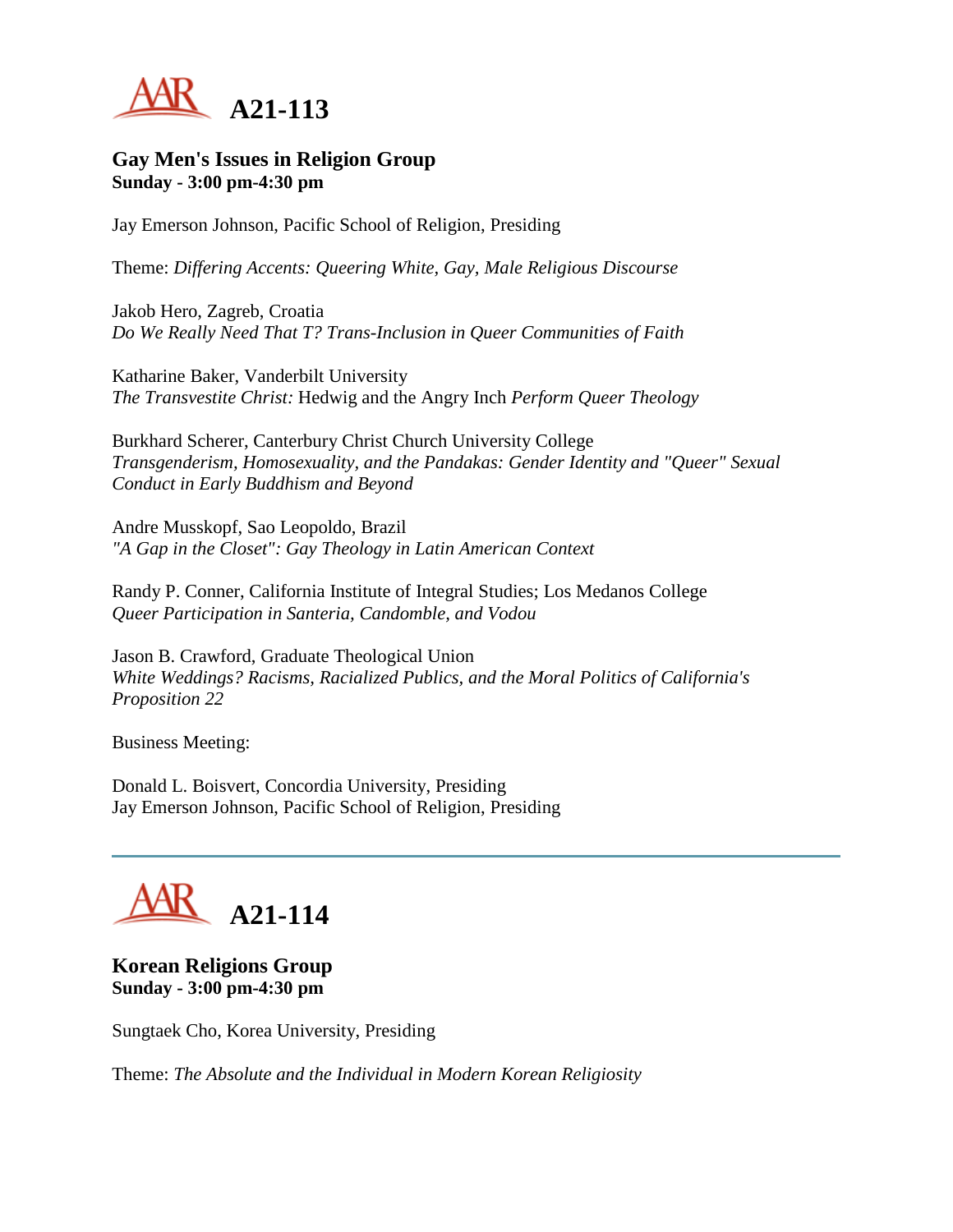# A21-113

### Gay Men's Issues in Religion Group
**Sunday - 3:00 pm-4:30 pm**

Jay Emerson Johnson, Pacific School of Religion, Presiding

Theme: *Differing Accents: Queering White, Gay, Male Religious Discourse*

Jakob Hero, Zagreb, Croatia
*Do We Really Need That T? Trans-Inclusion in Queer Communities of Faith*

Katharine Baker, Vanderbilt University
*The Transvestite Christ:* Hedwig and the Angry Inch *Perform Queer Theology*

Burkhard Scherer, Canterbury Christ Church University College
*Transgenderism, Homosexuality, and the Pandakas: Gender Identity and "Queer" Sexual Conduct in Early Buddhism and Beyond*

Andre Musskopf, Sao Leopoldo, Brazil
*"A Gap in the Closet": Gay Theology in Latin American Context*

Randy P. Conner, California Institute of Integral Studies; Los Medanos College
*Queer Participation in Santeria, Candomble, and Vodou*

Jason B. Crawford, Graduate Theological Union
*White Weddings? Racisms, Racialized Publics, and the Moral Politics of California's Proposition 22*

Business Meeting:

Donald L. Boisvert, Concordia University, Presiding
Jay Emerson Johnson, Pacific School of Religion, Presiding

---

# A21-114

### Korean Religions Group
**Sunday - 3:00 pm-4:30 pm**

Sungtaek Cho, Korea University, Presiding

Theme: *The Absolute and the Individual in Modern Korean Religiosity*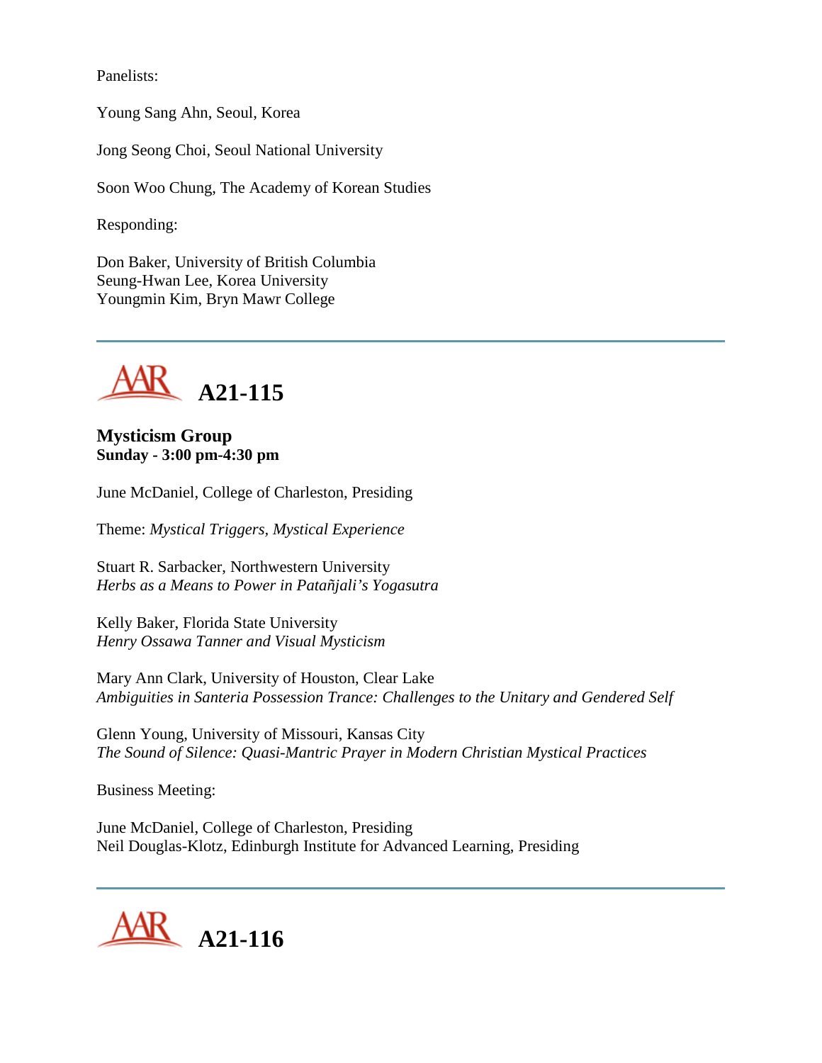Panelists:

Young Sang Ahn, Seoul, Korea

Jong Seong Choi, Seoul National University

Soon Woo Chung, The Academy of Korean Studies

Responding:

Don Baker, University of British Columbia
Seung-Hwan Lee, Korea University
Youngmin Kim, Bryn Mawr College

---

# A21-115

**Mysticism Group**
**Sunday - 3:00 pm-4:30 pm**

June McDaniel, College of Charleston, Presiding

Theme: *Mystical Triggers, Mystical Experience*

Stuart R. Sarbacker, Northwestern University
*Herbs as a Means to Power in Patañjali's Yogasutra*

Kelly Baker, Florida State University
*Henry Ossawa Tanner and Visual Mysticism*

Mary Ann Clark, University of Houston, Clear Lake
*Ambiguities in Santeria Possession Trance: Challenges to the Unitary and Gendered Self*

Glenn Young, University of Missouri, Kansas City
*The Sound of Silence: Quasi-Mantric Prayer in Modern Christian Mystical Practices*

Business Meeting:

June McDaniel, College of Charleston, Presiding
Neil Douglas-Klotz, Edinburgh Institute for Advanced Learning, Presiding

---

# A21-116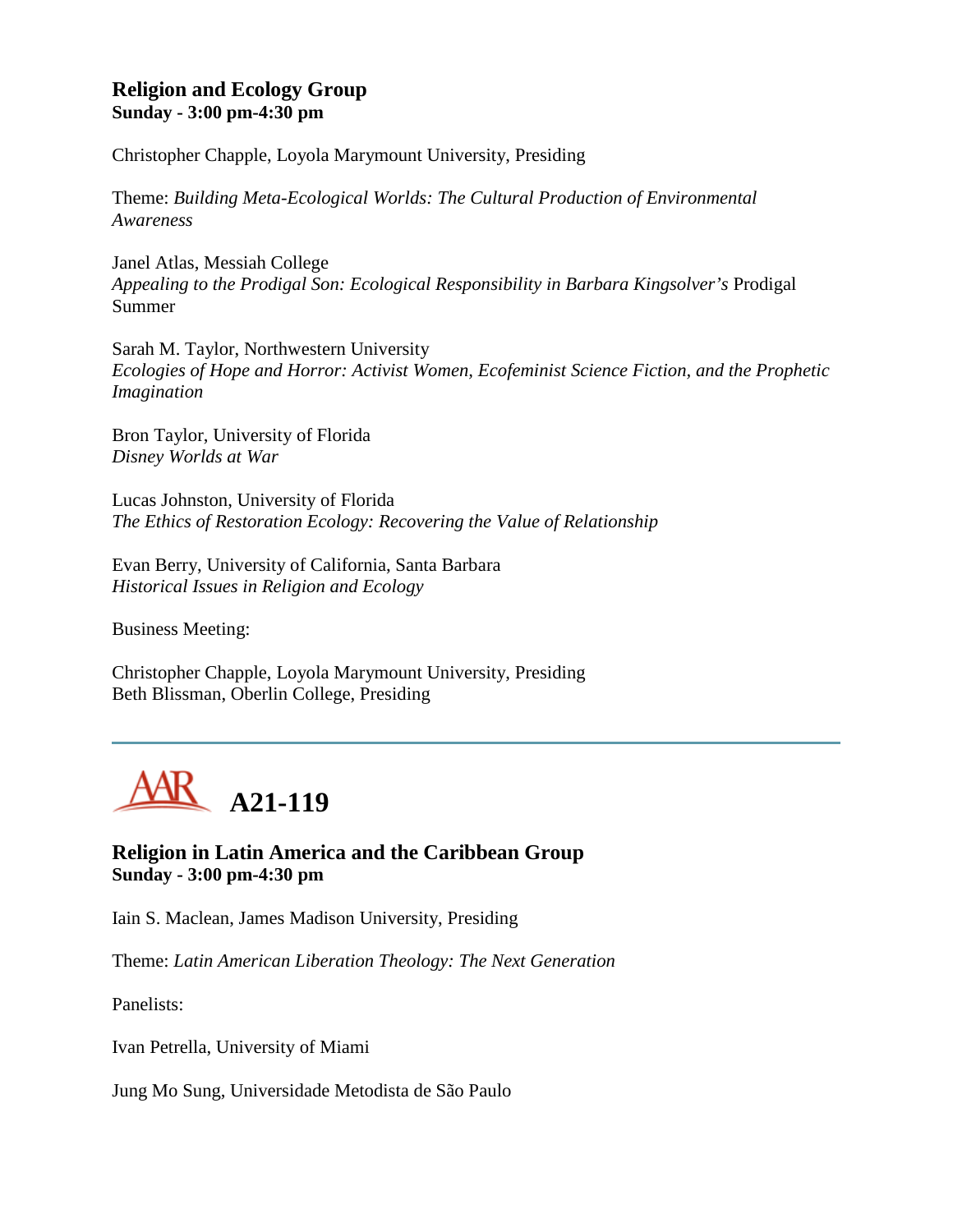### Religion and Ecology Group
**Sunday - 3:00 pm-4:30 pm**

Christopher Chapple, Loyola Marymount University, Presiding

Theme: *Building Meta-Ecological Worlds: The Cultural Production of Environmental Awareness*

Janel Atlas, Messiah College
*Appealing to the Prodigal Son: Ecological Responsibility in Barbara Kingsolver's* Prodigal Summer

Sarah M. Taylor, Northwestern University
*Ecologies of Hope and Horror: Activist Women, Ecofeminist Science Fiction, and the Prophetic Imagination*

Bron Taylor, University of Florida
*Disney Worlds at War*

Lucas Johnston, University of Florida
*The Ethics of Restoration Ecology: Recovering the Value of Relationship*

Evan Berry, University of California, Santa Barbara
*Historical Issues in Religion and Ecology*

Business Meeting:

Christopher Chapple, Loyola Marymount University, Presiding
Beth Blissman, Oberlin College, Presiding

---

## A21-119

### Religion in Latin America and the Caribbean Group
**Sunday - 3:00 pm-4:30 pm**

Iain S. Maclean, James Madison University, Presiding

Theme: *Latin American Liberation Theology: The Next Generation*

Panelists:

Ivan Petrella, University of Miami

Jung Mo Sung, Universidade Metodista de São Paulo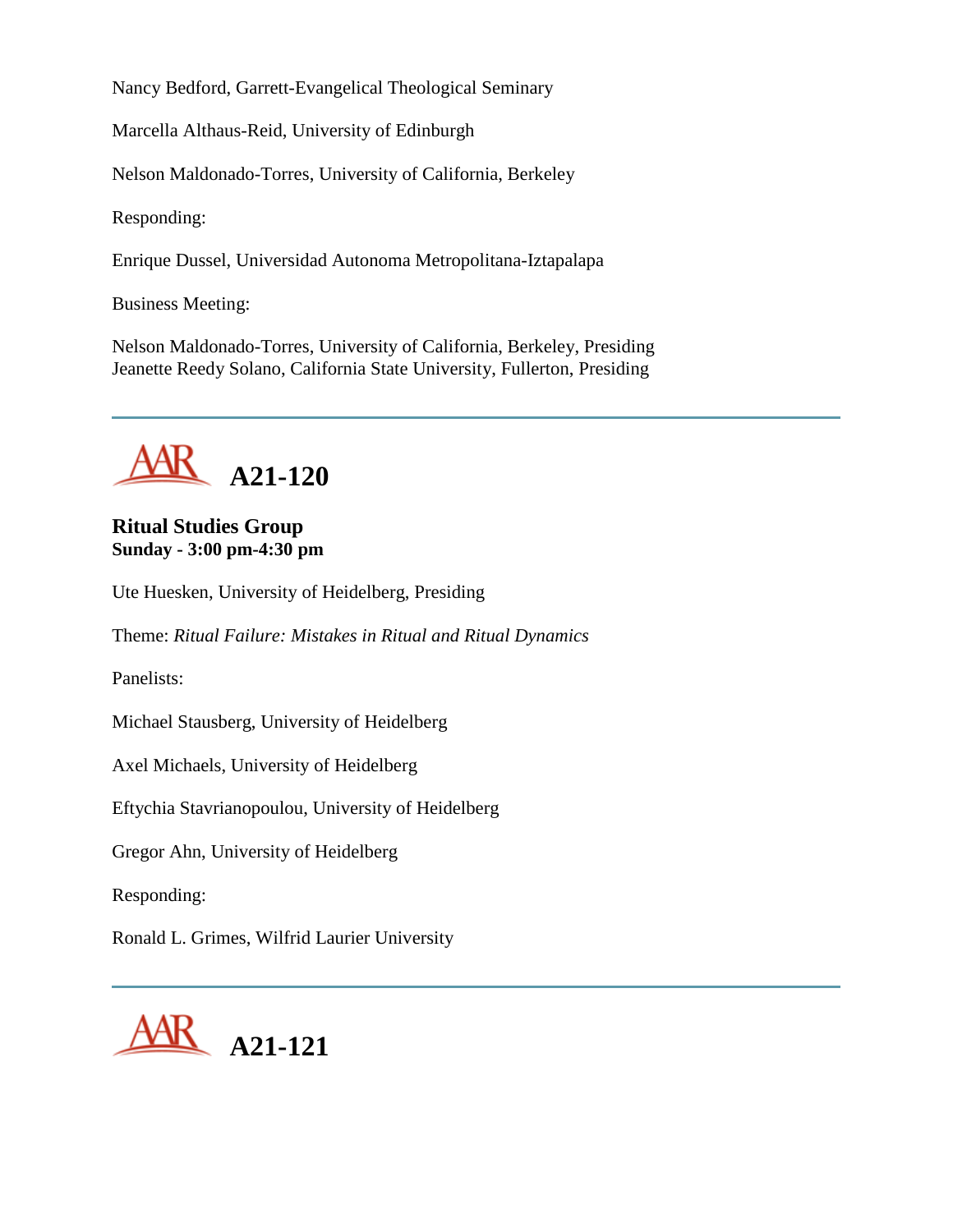Nancy Bedford, Garrett-Evangelical Theological Seminary

Marcella Althaus-Reid, University of Edinburgh

Nelson Maldonado-Torres, University of California, Berkeley

Responding:

Enrique Dussel, Universidad Autonoma Metropolitana-Iztapalapa

Business Meeting:

Nelson Maldonado-Torres, University of California, Berkeley, Presiding
Jeanette Reedy Solano, California State University, Fullerton, Presiding

---

## AAR A21-120

**Ritual Studies Group**
**Sunday - 3:00 pm-4:30 pm**

Ute Huesken, University of Heidelberg, Presiding

Theme: *Ritual Failure: Mistakes in Ritual and Ritual Dynamics*

Panelists:

Michael Stausberg, University of Heidelberg

Axel Michaels, University of Heidelberg

Eftychia Stavrianopoulou, University of Heidelberg

Gregor Ahn, University of Heidelberg

Responding:

Ronald L. Grimes, Wilfrid Laurier University

---

## AAR A21-121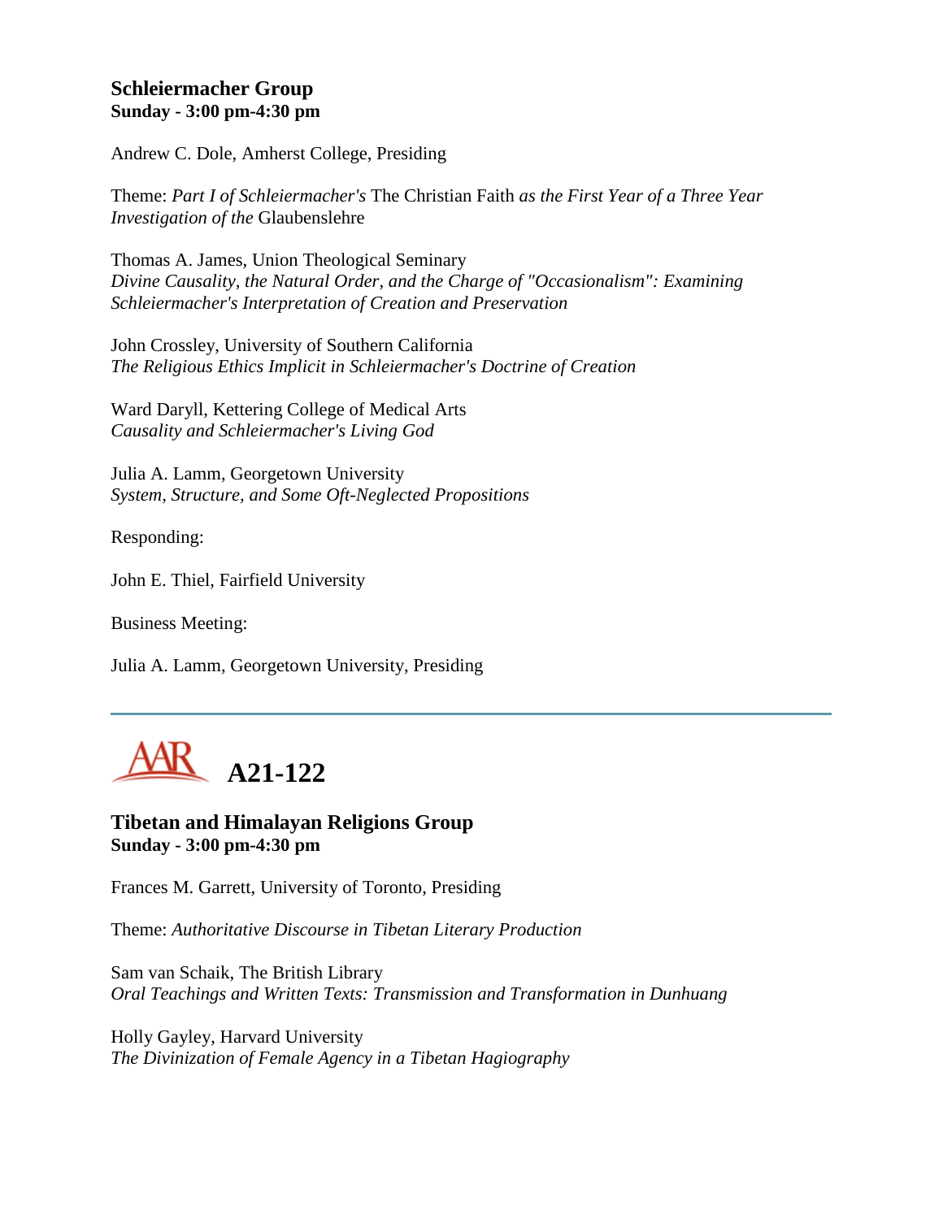### Schleiermacher Group
**Sunday - 3:00 pm-4:30 pm**

Andrew C. Dole, Amherst College, Presiding

Theme: *Part I of Schleiermacher's* The Christian Faith *as the First Year of a Three Year Investigation of the* Glaubenslehre

Thomas A. James, Union Theological Seminary
*Divine Causality, the Natural Order, and the Charge of "Occasionalism": Examining Schleiermacher's Interpretation of Creation and Preservation*

John Crossley, University of Southern California
*The Religious Ethics Implicit in Schleiermacher's Doctrine of Creation*

Ward Daryll, Kettering College of Medical Arts
*Causality and Schleiermacher's Living God*

Julia A. Lamm, Georgetown University
*System, Structure, and Some Oft-Neglected Propositions*

Responding:

John E. Thiel, Fairfield University

Business Meeting:

Julia A. Lamm, Georgetown University, Presiding

---

## AAR A21-122

### Tibetan and Himalayan Religions Group
**Sunday - 3:00 pm-4:30 pm**

Frances M. Garrett, University of Toronto, Presiding

Theme: *Authoritative Discourse in Tibetan Literary Production*

Sam van Schaik, The British Library
*Oral Teachings and Written Texts: Transmission and Transformation in Dunhuang*

Holly Gayley, Harvard University
*The Divinization of Female Agency in a Tibetan Hagiography*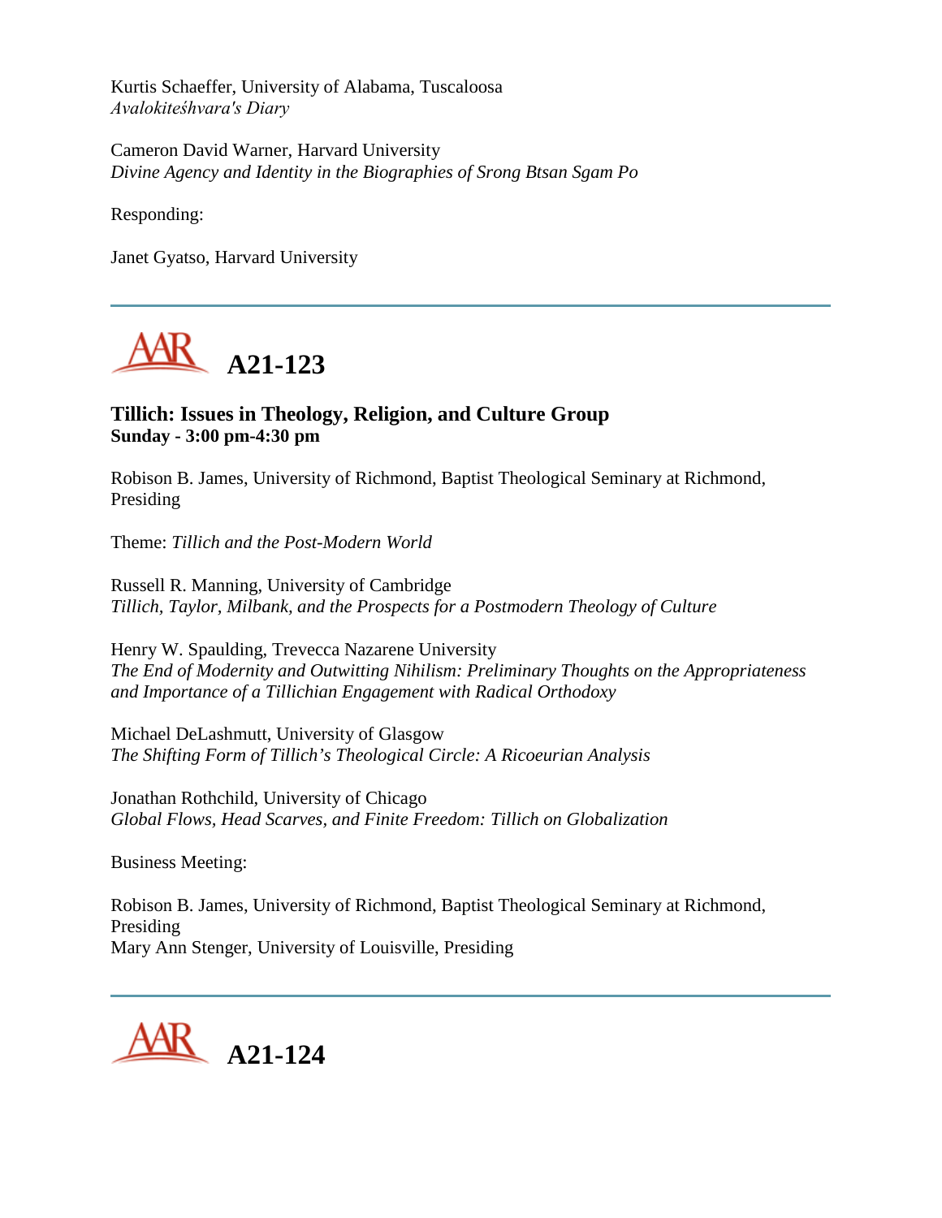Kurtis Schaeffer, University of Alabama, Tuscaloosa
*Avalokiteśhvara's Diary*

Cameron David Warner, Harvard University
*Divine Agency and Identity in the Biographies of Srong Btsan Sgam Po*

Responding:

Janet Gyatso, Harvard University

---

## A21-123

### Tillich: Issues in Theology, Religion, and Culture Group
**Sunday - 3:00 pm-4:30 pm**

Robison B. James, University of Richmond, Baptist Theological Seminary at Richmond, Presiding

Theme: *Tillich and the Post-Modern World*

Russell R. Manning, University of Cambridge
*Tillich, Taylor, Milbank, and the Prospects for a Postmodern Theology of Culture*

Henry W. Spaulding, Trevecca Nazarene University
*The End of Modernity and Outwitting Nihilism: Preliminary Thoughts on the Appropriateness and Importance of a Tillichian Engagement with Radical Orthodoxy*

Michael DeLashmutt, University of Glasgow
*The Shifting Form of Tillich's Theological Circle: A Ricoeurian Analysis*

Jonathan Rothchild, University of Chicago
*Global Flows, Head Scarves, and Finite Freedom: Tillich on Globalization*

Business Meeting:

Robison B. James, University of Richmond, Baptist Theological Seminary at Richmond, Presiding
Mary Ann Stenger, University of Louisville, Presiding

---

## A21-124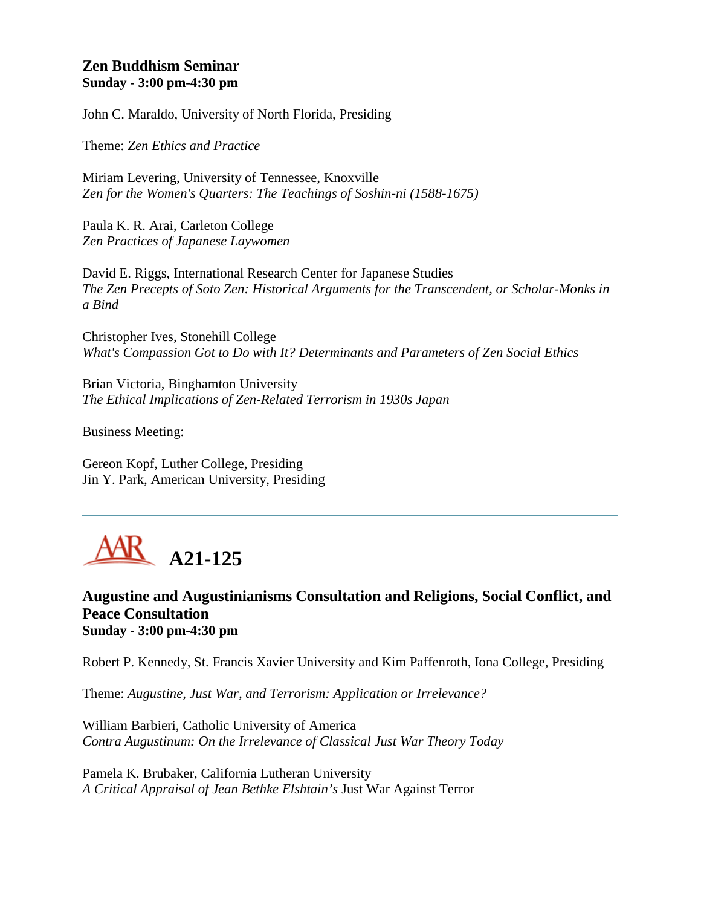### Zen Buddhism Seminar
**Sunday - 3:00 pm-4:30 pm**

John C. Maraldo, University of North Florida, Presiding

Theme: *Zen Ethics and Practice*

Miriam Levering, University of Tennessee, Knoxville
*Zen for the Women's Quarters: The Teachings of Soshin-ni (1588-1675)*

Paula K. R. Arai, Carleton College
*Zen Practices of Japanese Laywomen*

David E. Riggs, International Research Center for Japanese Studies
*The Zen Precepts of Soto Zen: Historical Arguments for the Transcendent, or Scholar-Monks in a Bind*

Christopher Ives, Stonehill College
*What's Compassion Got to Do with It? Determinants and Parameters of Zen Social Ethics*

Brian Victoria, Binghamton University
*The Ethical Implications of Zen-Related Terrorism in 1930s Japan*

Business Meeting:

Gereon Kopf, Luther College, Presiding
Jin Y. Park, American University, Presiding

---

## AAR A21-125

### Augustine and Augustinianisms Consultation and Religions, Social Conflict, and Peace Consultation
**Sunday - 3:00 pm-4:30 pm**

Robert P. Kennedy, St. Francis Xavier University and Kim Paffenroth, Iona College, Presiding

Theme: *Augustine, Just War, and Terrorism: Application or Irrelevance?*

William Barbieri, Catholic University of America
*Contra Augustinum: On the Irrelevance of Classical Just War Theory Today*

Pamela K. Brubaker, California Lutheran University
*A Critical Appraisal of Jean Bethke Elshtain's* Just War Against Terror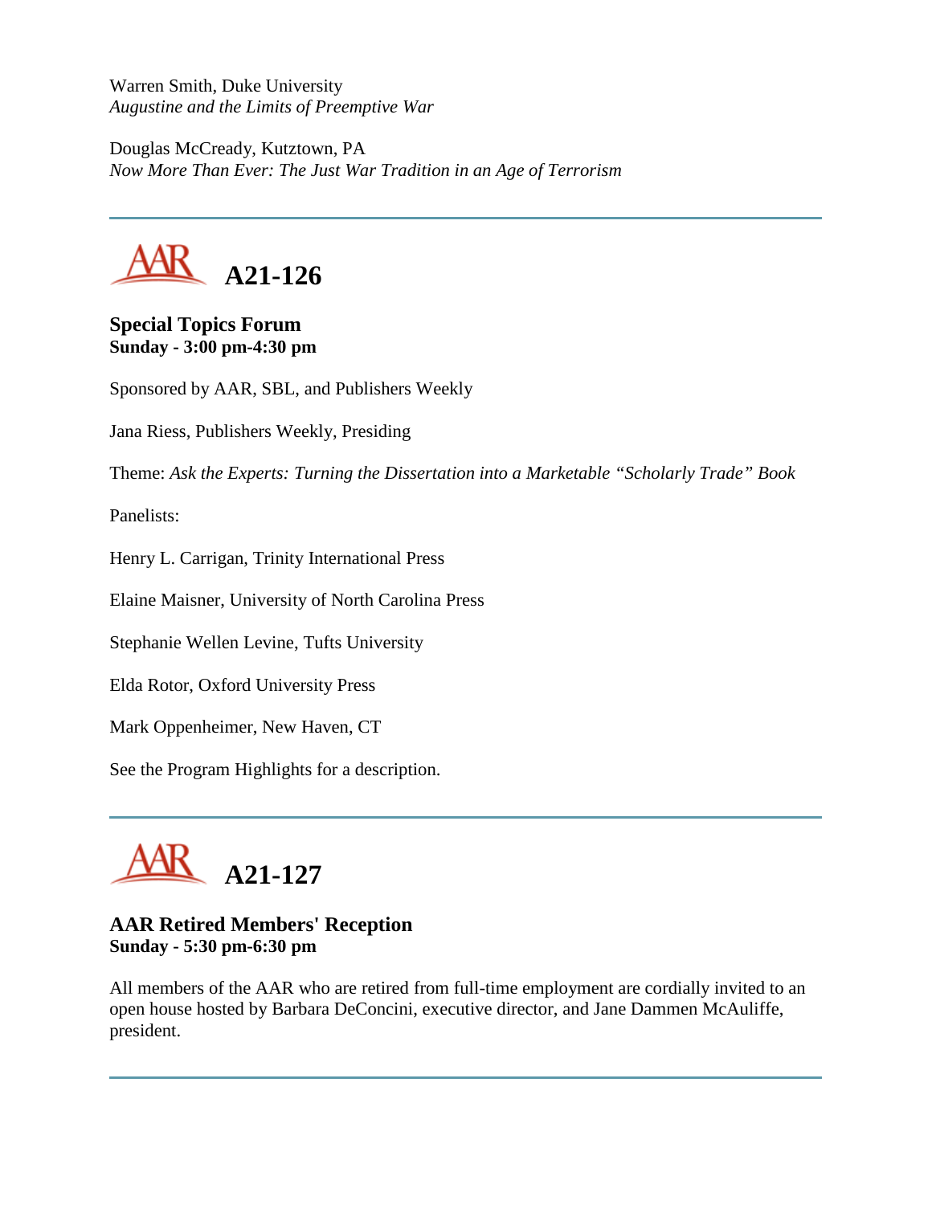Warren Smith, Duke University
*Augustine and the Limits of Preemptive War*

Douglas McCready, Kutztown, PA
*Now More Than Ever: The Just War Tradition in an Age of Terrorism*

---

## A21-126

**Special Topics Forum**
**Sunday - 3:00 pm-4:30 pm**

Sponsored by AAR, SBL, and Publishers Weekly

Jana Riess, Publishers Weekly, Presiding

Theme: *Ask the Experts: Turning the Dissertation into a Marketable "Scholarly Trade" Book*

Panelists:

Henry L. Carrigan, Trinity International Press

Elaine Maisner, University of North Carolina Press

Stephanie Wellen Levine, Tufts University

Elda Rotor, Oxford University Press

Mark Oppenheimer, New Haven, CT

See the Program Highlights for a description.

---

## A21-127

**AAR Retired Members' Reception**
**Sunday - 5:30 pm-6:30 pm**

All members of the AAR who are retired from full-time employment are cordially invited to an open house hosted by Barbara DeConcini, executive director, and Jane Dammen McAuliffe, president.

---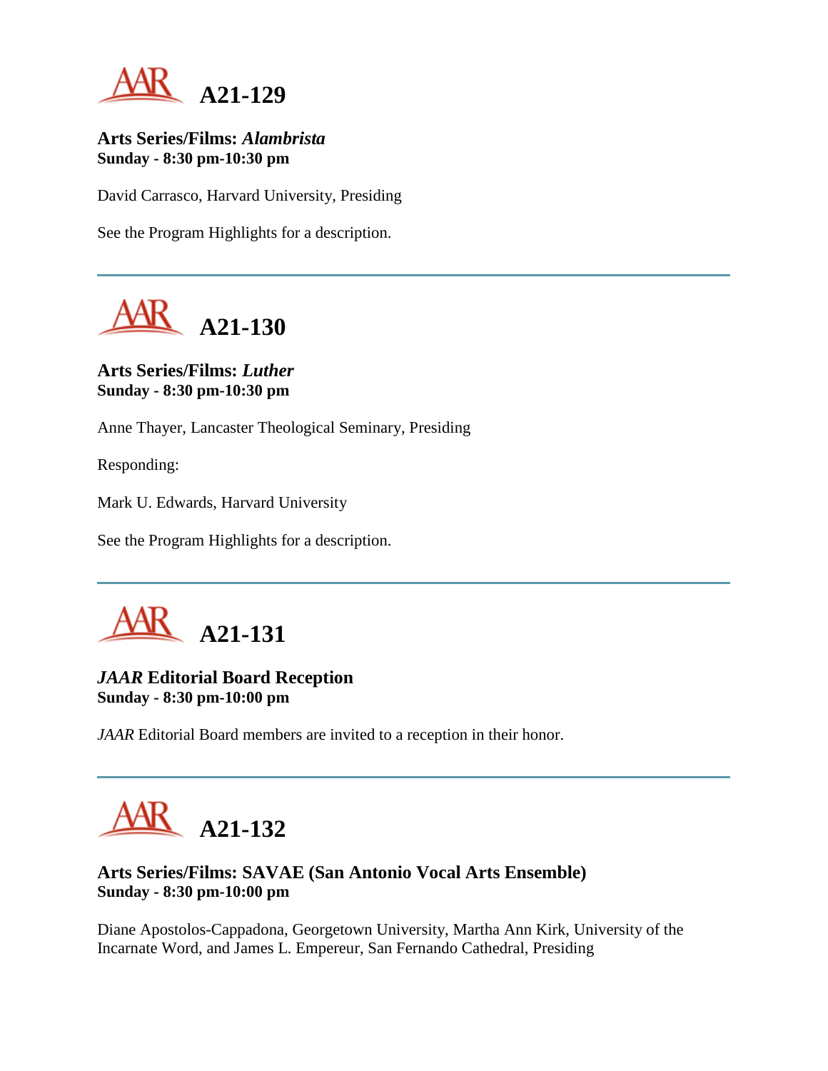## A21-129

**Arts Series/Films: *Alambrista***
**Sunday - 8:30 pm-10:30 pm**

David Carrasco, Harvard University, Presiding

See the Program Highlights for a description.

---

## A21-130

**Arts Series/Films: *Luther***
**Sunday - 8:30 pm-10:30 pm**

Anne Thayer, Lancaster Theological Seminary, Presiding

Responding:

Mark U. Edwards, Harvard University

See the Program Highlights for a description.

---

## A21-131

***JAAR* Editorial Board Reception**
**Sunday - 8:30 pm-10:00 pm**

*JAAR* Editorial Board members are invited to a reception in their honor.

---

## A21-132

**Arts Series/Films: SAVAE (San Antonio Vocal Arts Ensemble)**
**Sunday - 8:30 pm-10:00 pm**

Diane Apostolos-Cappadona, Georgetown University, Martha Ann Kirk, University of the Incarnate Word, and James L. Empereur, San Fernando Cathedral, Presiding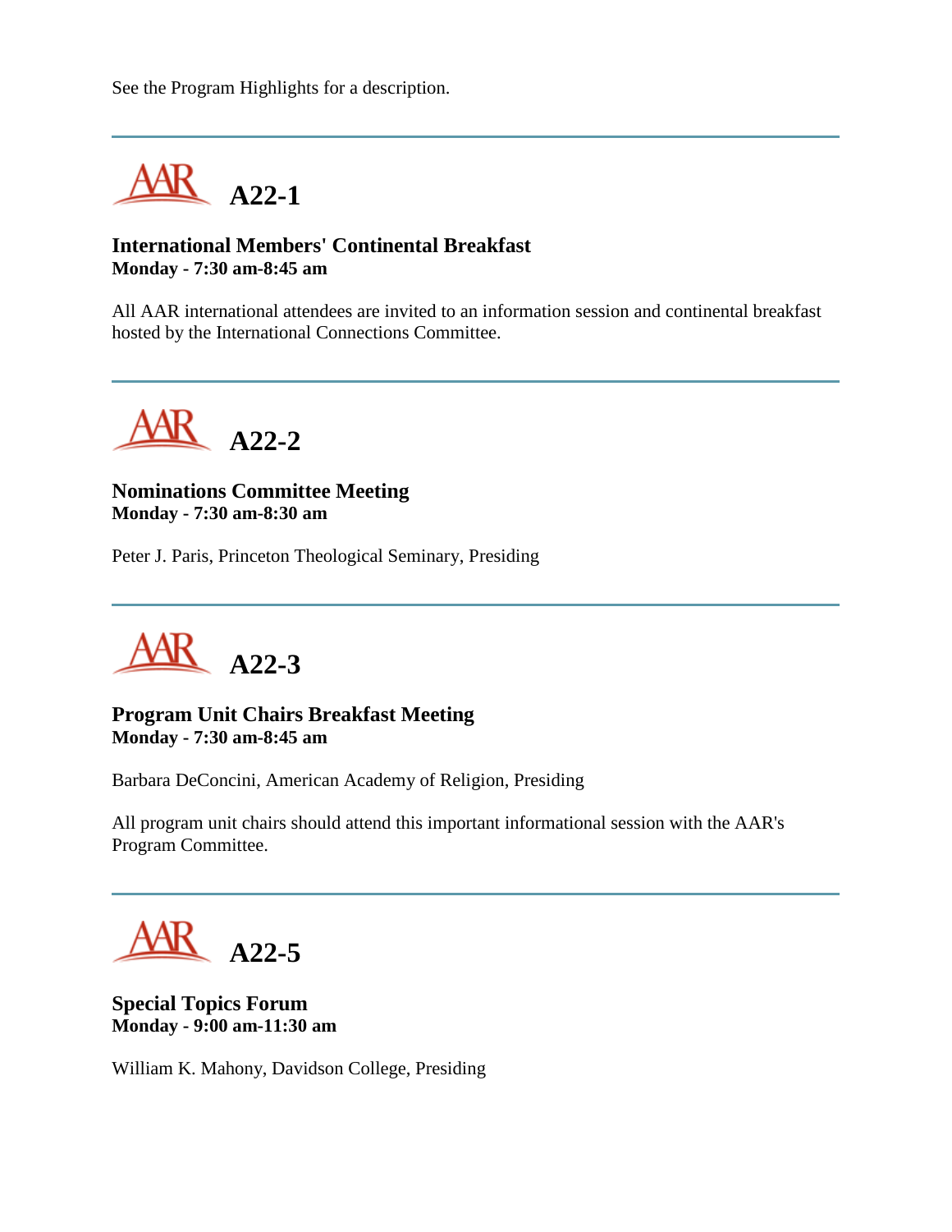See the Program Highlights for a description.

---

## A22-1

**International Members' Continental Breakfast**
**Monday - 7:30 am-8:45 am**

All AAR international attendees are invited to an information session and continental breakfast hosted by the International Connections Committee.

---

## A22-2

**Nominations Committee Meeting**
**Monday - 7:30 am-8:30 am**

Peter J. Paris, Princeton Theological Seminary, Presiding

---

## A22-3

**Program Unit Chairs Breakfast Meeting**
**Monday - 7:30 am-8:45 am**

Barbara DeConcini, American Academy of Religion, Presiding

All program unit chairs should attend this important informational session with the AAR's Program Committee.

---

## A22-5

**Special Topics Forum**
**Monday - 9:00 am-11:30 am**

William K. Mahony, Davidson College, Presiding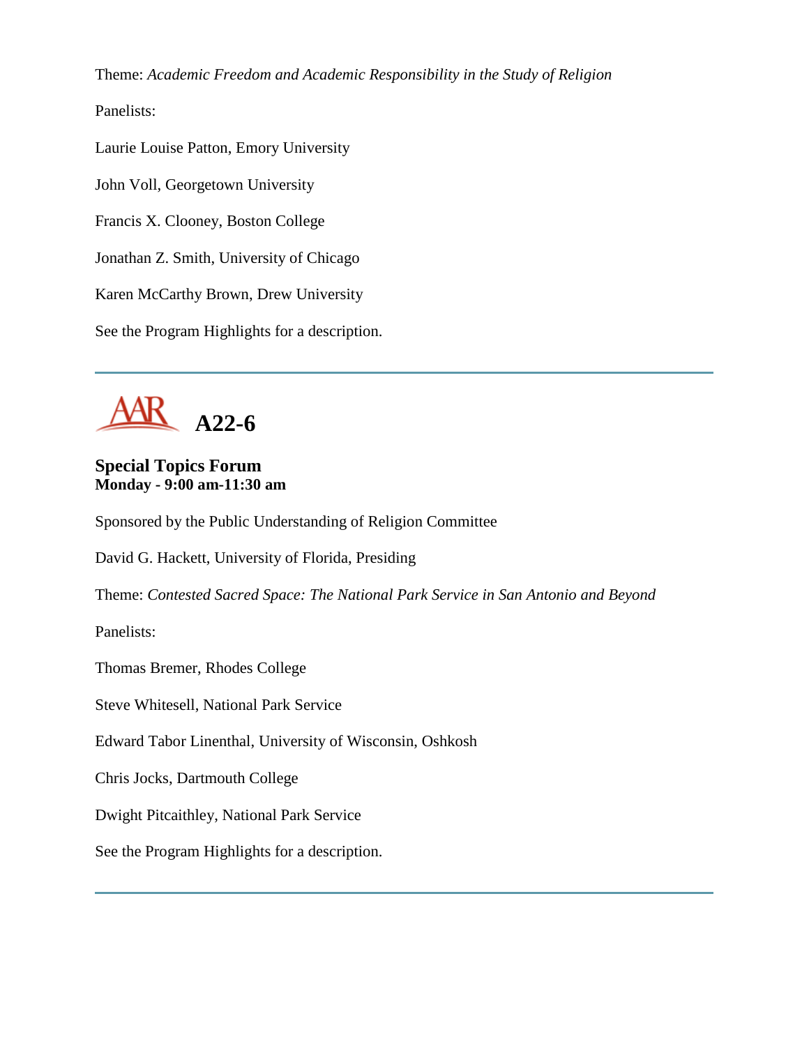Theme: *Academic Freedom and Academic Responsibility in the Study of Religion*

Panelists:

Laurie Louise Patton, Emory University

John Voll, Georgetown University

Francis X. Clooney, Boston College

Jonathan Z. Smith, University of Chicago

Karen McCarthy Brown, Drew University

See the Program Highlights for a description.

---

# AAR A22-6

**Special Topics Forum**
**Monday - 9:00 am-11:30 am**

Sponsored by the Public Understanding of Religion Committee

David G. Hackett, University of Florida, Presiding

Theme: *Contested Sacred Space: The National Park Service in San Antonio and Beyond*

Panelists:

Thomas Bremer, Rhodes College

Steve Whitesell, National Park Service

Edward Tabor Linenthal, University of Wisconsin, Oshkosh

Chris Jocks, Dartmouth College

Dwight Pitcaithley, National Park Service

See the Program Highlights for a description.

---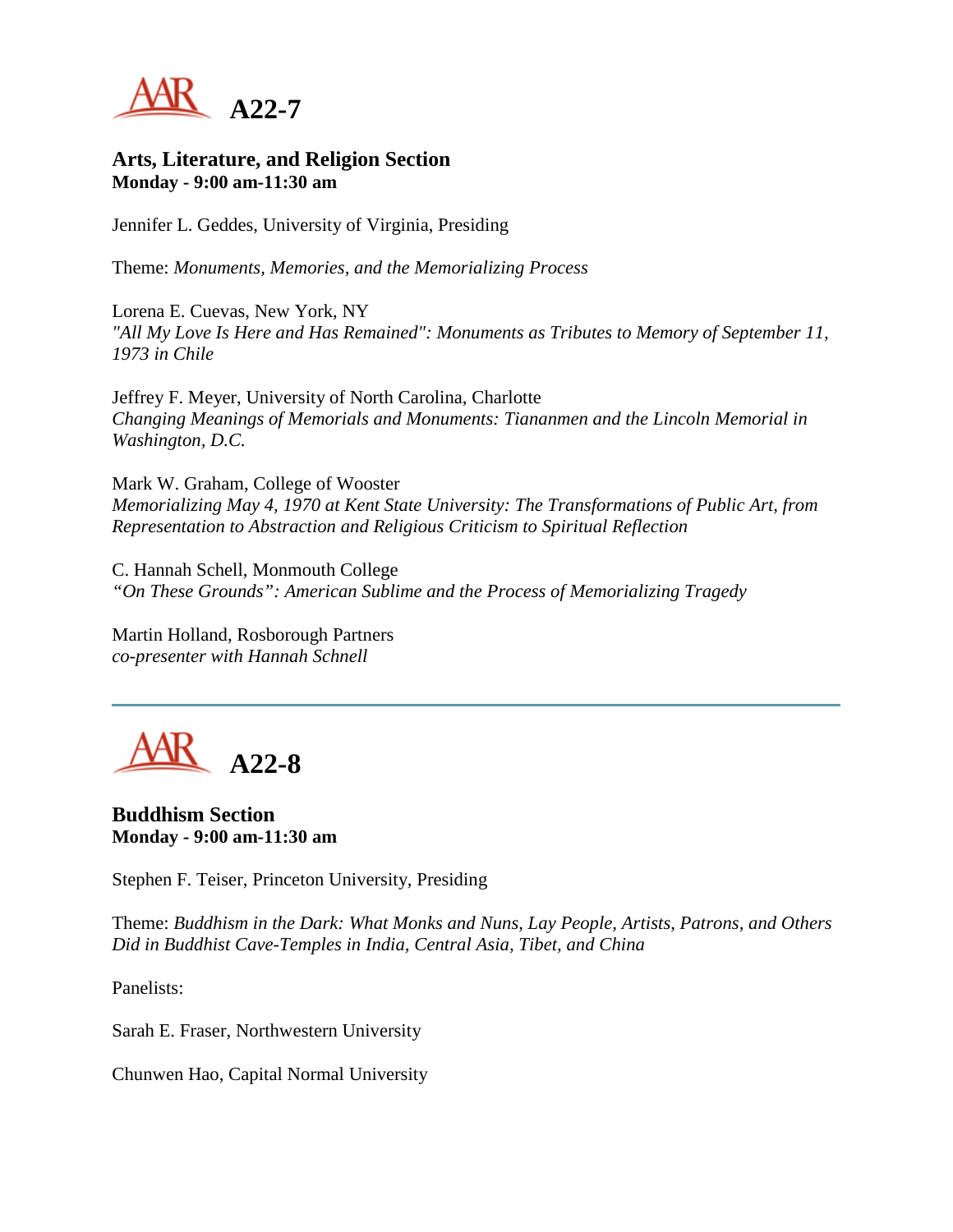# A22-7

### Arts, Literature, and Religion Section
**Monday - 9:00 am-11:30 am**

Jennifer L. Geddes, University of Virginia, Presiding

Theme: *Monuments, Memories, and the Memorializing Process*

Lorena E. Cuevas, New York, NY
*"All My Love Is Here and Has Remained": Monuments as Tributes to Memory of September 11, 1973 in Chile*

Jeffrey F. Meyer, University of North Carolina, Charlotte
*Changing Meanings of Memorials and Monuments: Tiananmen and the Lincoln Memorial in Washington, D.C.*

Mark W. Graham, College of Wooster
*Memorializing May 4, 1970 at Kent State University: The Transformations of Public Art, from Representation to Abstraction and Religious Criticism to Spiritual Reflection*

C. Hannah Schell, Monmouth College
*“On These Grounds”: American Sublime and the Process of Memorializing Tragedy*

Martin Holland, Rosborough Partners
*co-presenter with Hannah Schnell*

---

# A22-8

### Buddhism Section
**Monday - 9:00 am-11:30 am**

Stephen F. Teiser, Princeton University, Presiding

Theme: *Buddhism in the Dark: What Monks and Nuns, Lay People, Artists, Patrons, and Others Did in Buddhist Cave-Temples in India, Central Asia, Tibet, and China*

Panelists:

Sarah E. Fraser, Northwestern University

Chunwen Hao, Capital Normal University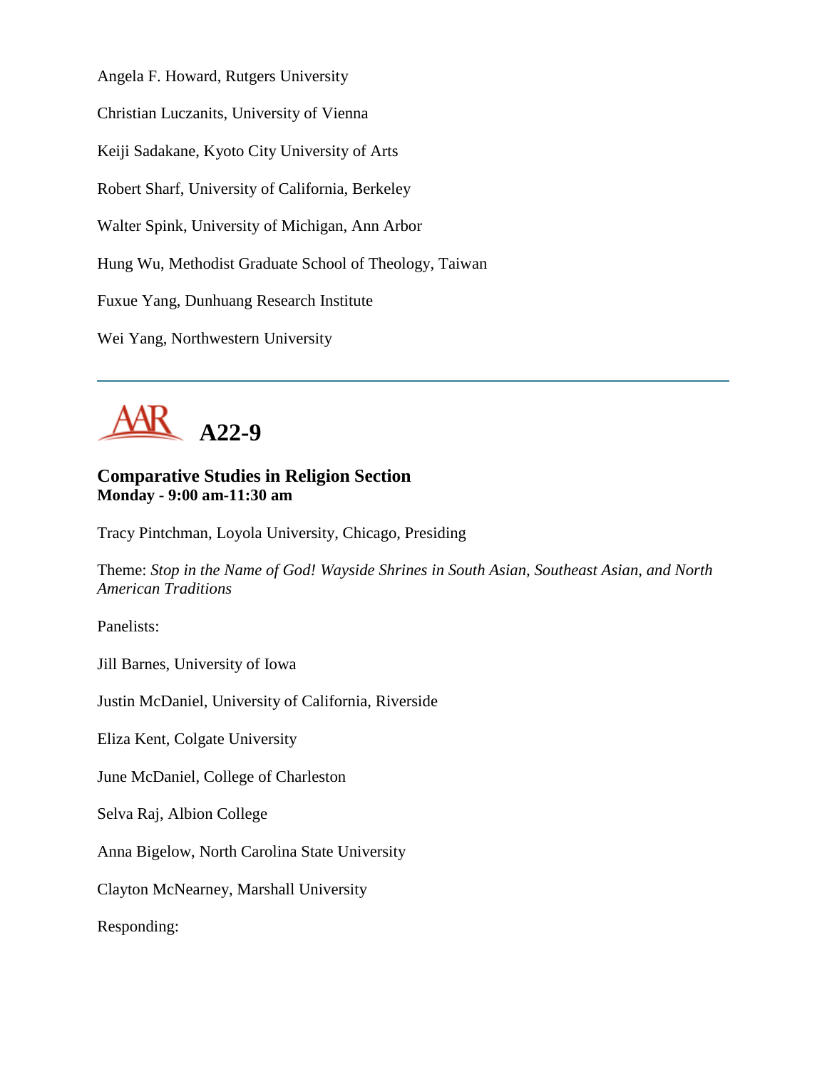Angela F. Howard, Rutgers University

Christian Luczanits, University of Vienna

Keiji Sadakane, Kyoto City University of Arts

Robert Sharf, University of California, Berkeley

Walter Spink, University of Michigan, Ann Arbor

Hung Wu, Methodist Graduate School of Theology, Taiwan

Fuxue Yang, Dunhuang Research Institute

Wei Yang, Northwestern University

---

# A22-9

### Comparative Studies in Religion Section
**Monday - 9:00 am-11:30 am**

Tracy Pintchman, Loyola University, Chicago, Presiding

Theme: *Stop in the Name of God! Wayside Shrines in South Asian, Southeast Asian, and North American Traditions*

Panelists:

Jill Barnes, University of Iowa

Justin McDaniel, University of California, Riverside

Eliza Kent, Colgate University

June McDaniel, College of Charleston

Selva Raj, Albion College

Anna Bigelow, North Carolina State University

Clayton McNearney, Marshall University

Responding: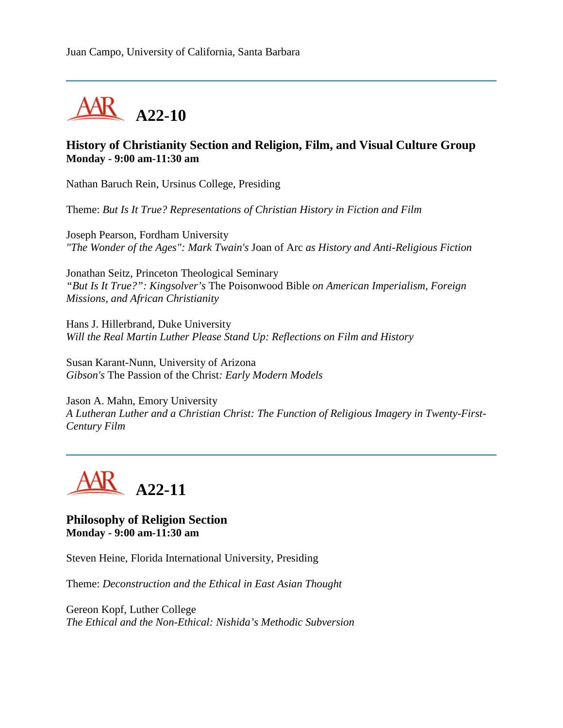Juan Campo, University of California, Santa Barbara

---

## A22-10

### History of Christianity Section and Religion, Film, and Visual Culture Group
**Monday - 9:00 am-11:30 am**

Nathan Baruch Rein, Ursinus College, Presiding

Theme: *But Is It True? Representations of Christian History in Fiction and Film*

Joseph Pearson, Fordham University
*"The Wonder of the Ages": Mark Twain's* Joan of Arc *as History and Anti-Religious Fiction*

Jonathan Seitz, Princeton Theological Seminary
*"But Is It True?": Kingsolver's* The Poisonwood Bible *on American Imperialism, Foreign Missions, and African Christianity*

Hans J. Hillerbrand, Duke University
*Will the Real Martin Luther Please Stand Up: Reflections on Film and History*

Susan Karant-Nunn, University of Arizona
*Gibson's* The Passion of the Christ*: Early Modern Models*

Jason A. Mahn, Emory University
*A Lutheran Luther and a Christian Christ: The Function of Religious Imagery in Twenty-First-Century Film*

---

## A22-11

### Philosophy of Religion Section
**Monday - 9:00 am-11:30 am**

Steven Heine, Florida International University, Presiding

Theme: *Deconstruction and the Ethical in East Asian Thought*

Gereon Kopf, Luther College
*The Ethical and the Non-Ethical: Nishida's Methodic Subversion*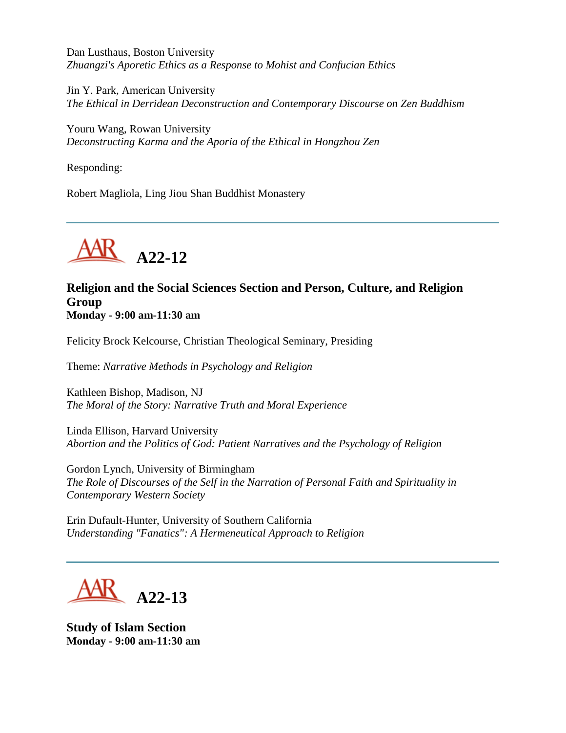Dan Lusthaus, Boston University
*Zhuangzi's Aporetic Ethics as a Response to Mohist and Confucian Ethics*

Jin Y. Park, American University
*The Ethical in Derridean Deconstruction and Contemporary Discourse on Zen Buddhism*

Youru Wang, Rowan University
*Deconstructing Karma and the Aporia of the Ethical in Hongzhou Zen*

Responding:

Robert Magliola, Ling Jiou Shan Buddhist Monastery

---

# A22-12

**Religion and the Social Sciences Section and Person, Culture, and Religion Group**
**Monday - 9:00 am-11:30 am**

Felicity Brock Kelcourse, Christian Theological Seminary, Presiding

Theme: *Narrative Methods in Psychology and Religion*

Kathleen Bishop, Madison, NJ
*The Moral of the Story: Narrative Truth and Moral Experience*

Linda Ellison, Harvard University
*Abortion and the Politics of God: Patient Narratives and the Psychology of Religion*

Gordon Lynch, University of Birmingham
*The Role of Discourses of the Self in the Narration of Personal Faith and Spirituality in Contemporary Western Society*

Erin Dufault-Hunter, University of Southern California
*Understanding "Fanatics": A Hermeneutical Approach to Religion*

---

# A22-13

**Study of Islam Section**
**Monday - 9:00 am-11:30 am**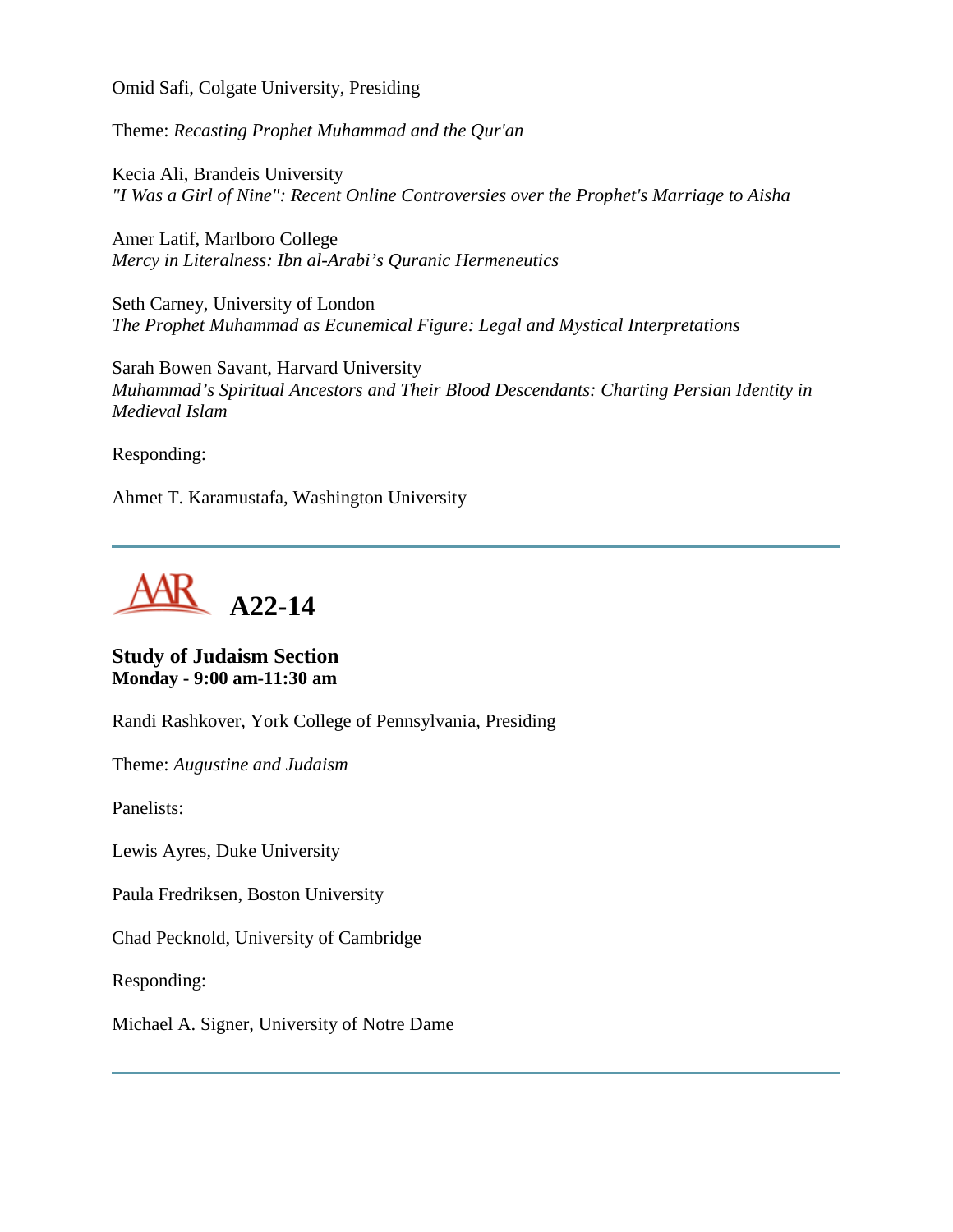Omid Safi, Colgate University, Presiding

Theme: *Recasting Prophet Muhammad and the Qur'an*

Kecia Ali, Brandeis University
*"I Was a Girl of Nine": Recent Online Controversies over the Prophet's Marriage to Aisha*

Amer Latif, Marlboro College
*Mercy in Literalness: Ibn al-Arabi's Quranic Hermeneutics*

Seth Carney, University of London
*The Prophet Muhammad as Ecunemical Figure: Legal and Mystical Interpretations*

Sarah Bowen Savant, Harvard University
*Muhammad's Spiritual Ancestors and Their Blood Descendants: Charting Persian Identity in Medieval Islam*

Responding:

Ahmet T. Karamustafa, Washington University

---

## A22-14

### Study of Judaism Section
**Monday - 9:00 am-11:30 am**

Randi Rashkover, York College of Pennsylvania, Presiding

Theme: *Augustine and Judaism*

Panelists:

Lewis Ayres, Duke University

Paula Fredriksen, Boston University

Chad Pecknold, University of Cambridge

Responding:

Michael A. Signer, University of Notre Dame

---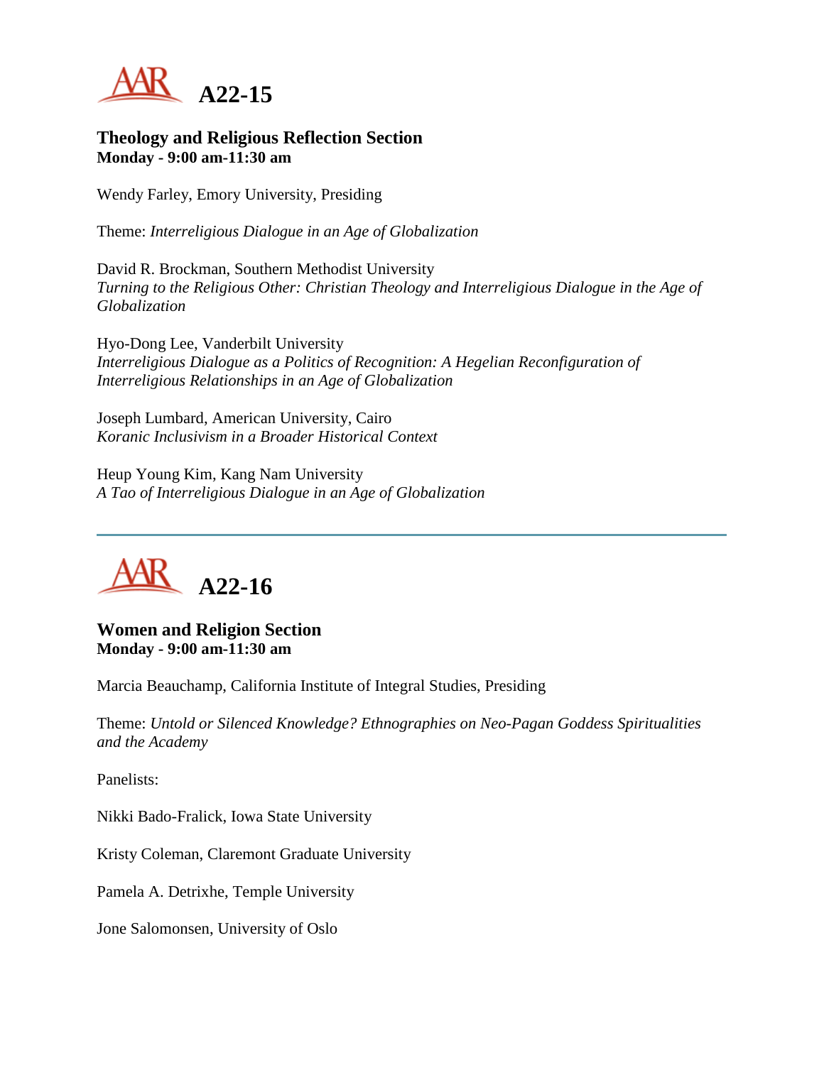# A22-15

### Theology and Religious Reflection Section
**Monday - 9:00 am-11:30 am**

Wendy Farley, Emory University, Presiding

Theme: *Interreligious Dialogue in an Age of Globalization*

David R. Brockman, Southern Methodist University
*Turning to the Religious Other: Christian Theology and Interreligious Dialogue in the Age of Globalization*

Hyo-Dong Lee, Vanderbilt University
*Interreligious Dialogue as a Politics of Recognition: A Hegelian Reconfiguration of Interreligious Relationships in an Age of Globalization*

Joseph Lumbard, American University, Cairo
*Koranic Inclusivism in a Broader Historical Context*

Heup Young Kim, Kang Nam University
*A Tao of Interreligious Dialogue in an Age of Globalization*

---

# A22-16

### Women and Religion Section
**Monday - 9:00 am-11:30 am**

Marcia Beauchamp, California Institute of Integral Studies, Presiding

Theme: *Untold or Silenced Knowledge? Ethnographies on Neo-Pagan Goddess Spiritualities and the Academy*

Panelists:

Nikki Bado-Fralick, Iowa State University

Kristy Coleman, Claremont Graduate University

Pamela A. Detrixhe, Temple University

Jone Salomonsen, University of Oslo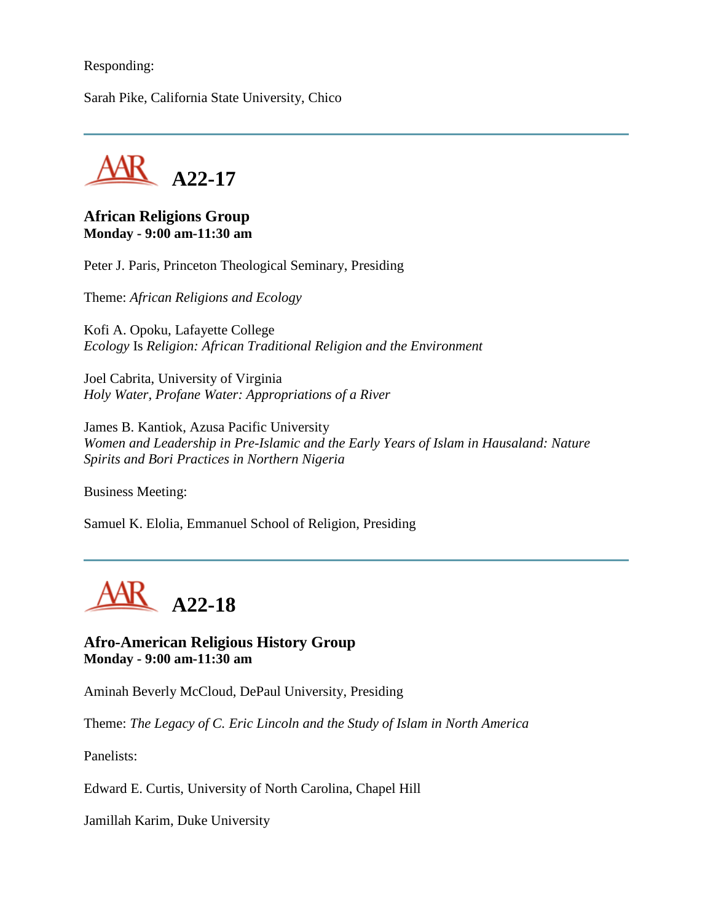Responding:

Sarah Pike, California State University, Chico

---

## A22-17

### African Religions Group
**Monday - 9:00 am-11:30 am**

Peter J. Paris, Princeton Theological Seminary, Presiding

Theme: *African Religions and Ecology*

Kofi A. Opoku, Lafayette College
*Ecology* Is *Religion: African Traditional Religion and the Environment*

Joel Cabrita, University of Virginia
*Holy Water, Profane Water: Appropriations of a River*

James B. Kantiok, Azusa Pacific University
*Women and Leadership in Pre-Islamic and the Early Years of Islam in Hausaland: Nature Spirits and Bori Practices in Northern Nigeria*

Business Meeting:

Samuel K. Elolia, Emmanuel School of Religion, Presiding

---

## A22-18

### Afro-American Religious History Group
**Monday - 9:00 am-11:30 am**

Aminah Beverly McCloud, DePaul University, Presiding

Theme: *The Legacy of C. Eric Lincoln and the Study of Islam in North America*

Panelists:

Edward E. Curtis, University of North Carolina, Chapel Hill

Jamillah Karim, Duke University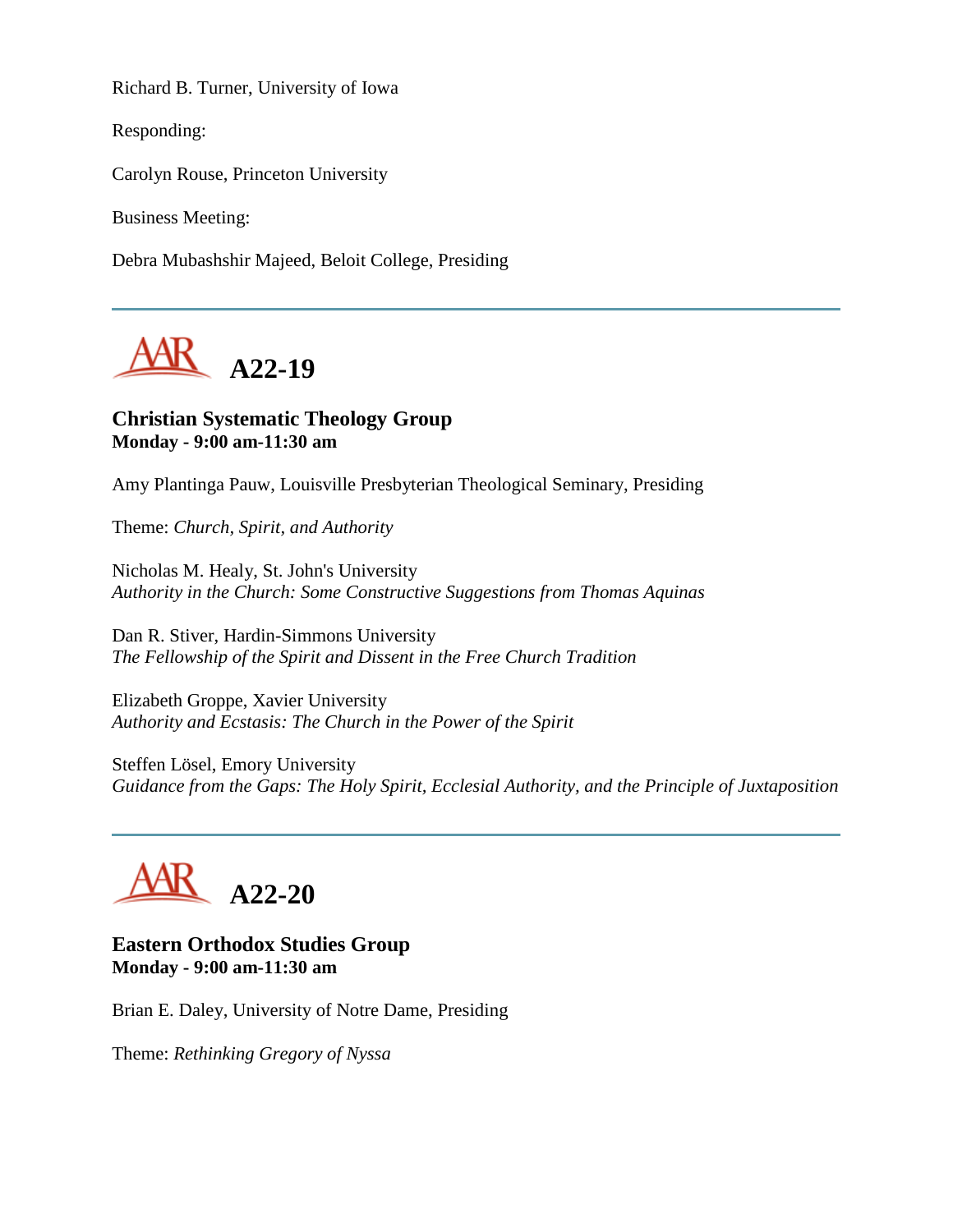Richard B. Turner, University of Iowa

Responding:

Carolyn Rouse, Princeton University

Business Meeting:

Debra Mubashshir Majeed, Beloit College, Presiding

---

# A22-19

### Christian Systematic Theology Group
**Monday - 9:00 am-11:30 am**

Amy Plantinga Pauw, Louisville Presbyterian Theological Seminary, Presiding

Theme: *Church, Spirit, and Authority*

Nicholas M. Healy, St. John's University
*Authority in the Church: Some Constructive Suggestions from Thomas Aquinas*

Dan R. Stiver, Hardin-Simmons University
*The Fellowship of the Spirit and Dissent in the Free Church Tradition*

Elizabeth Groppe, Xavier University
*Authority and Ecstasis: The Church in the Power of the Spirit*

Steffen Lösel, Emory University
*Guidance from the Gaps: The Holy Spirit, Ecclesial Authority, and the Principle of Juxtaposition*

---

# A22-20

### Eastern Orthodox Studies Group
**Monday - 9:00 am-11:30 am**

Brian E. Daley, University of Notre Dame, Presiding

Theme: *Rethinking Gregory of Nyssa*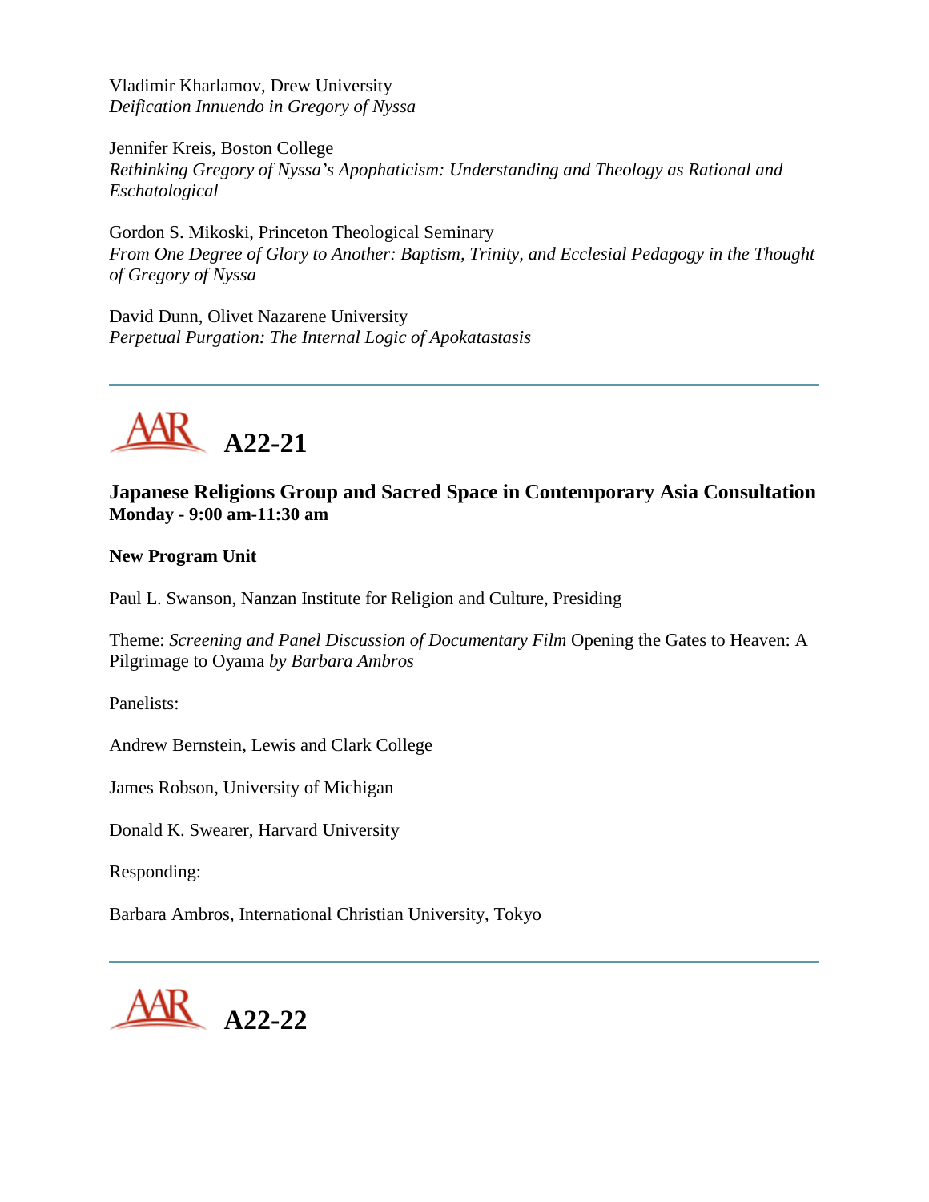Vladimir Kharlamov, Drew University
*Deification Innuendo in Gregory of Nyssa*

Jennifer Kreis, Boston College
*Rethinking Gregory of Nyssa's Apophaticism: Understanding and Theology as Rational and Eschatological*

Gordon S. Mikoski, Princeton Theological Seminary
*From One Degree of Glory to Another: Baptism, Trinity, and Ecclesial Pedagogy in the Thought of Gregory of Nyssa*

David Dunn, Olivet Nazarene University
*Perpetual Purgation: The Internal Logic of Apokatastasis*

---

## AAR A22-21

### Japanese Religions Group and Sacred Space in Contemporary Asia Consultation
**Monday - 9:00 am-11:30 am**

**New Program Unit**

Paul L. Swanson, Nanzan Institute for Religion and Culture, Presiding

Theme: *Screening and Panel Discussion of Documentary Film* Opening the Gates to Heaven: A Pilgrimage to Oyama *by Barbara Ambros*

Panelists:

Andrew Bernstein, Lewis and Clark College

James Robson, University of Michigan

Donald K. Swearer, Harvard University

Responding:

Barbara Ambros, International Christian University, Tokyo

---

## AAR A22-22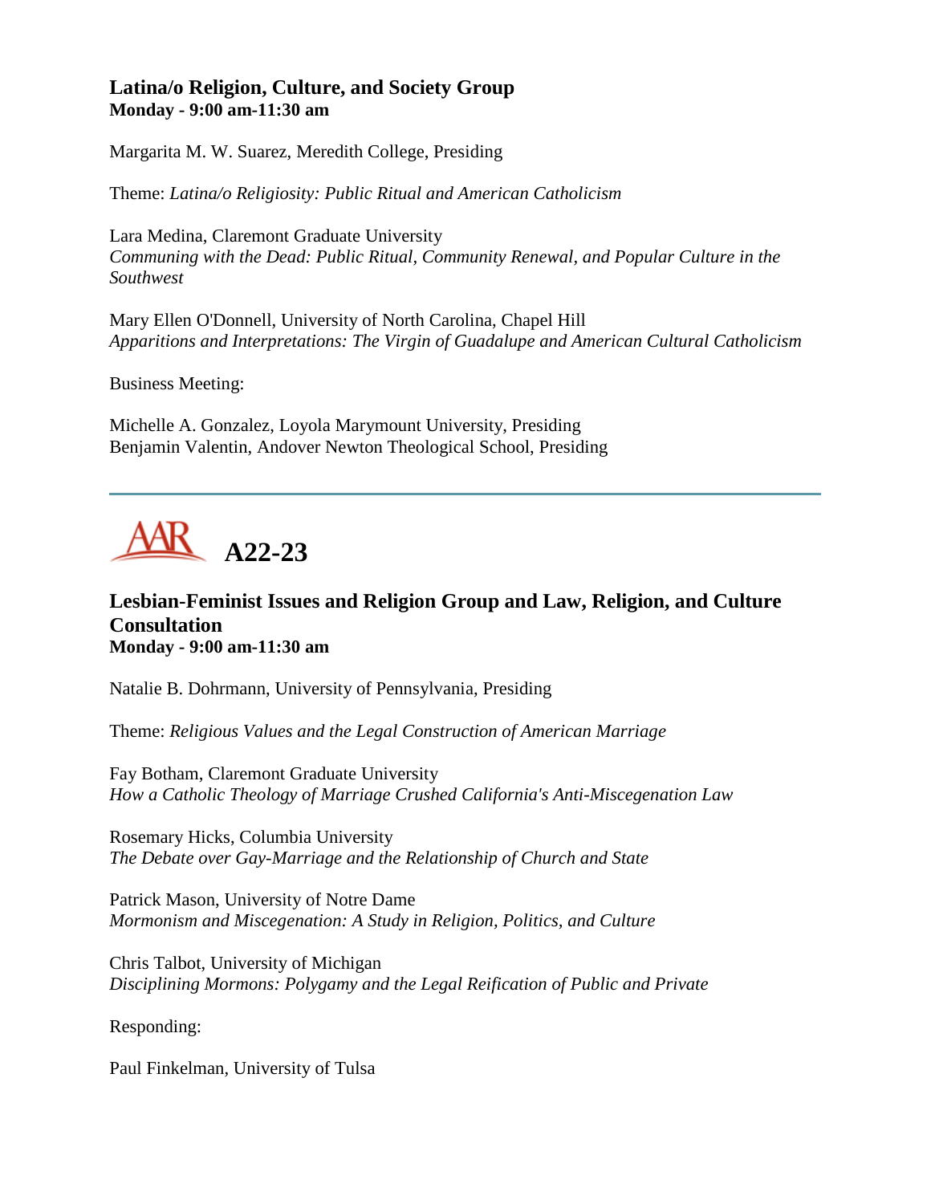### Latina/o Religion, Culture, and Society Group
**Monday - 9:00 am-11:30 am**

Margarita M. W. Suarez, Meredith College, Presiding

Theme: *Latina/o Religiosity: Public Ritual and American Catholicism*

Lara Medina, Claremont Graduate University
*Communing with the Dead: Public Ritual, Community Renewal, and Popular Culture in the Southwest*

Mary Ellen O'Donnell, University of North Carolina, Chapel Hill
*Apparitions and Interpretations: The Virgin of Guadalupe and American Cultural Catholicism*

Business Meeting:

Michelle A. Gonzalez, Loyola Marymount University, Presiding
Benjamin Valentin, Andover Newton Theological School, Presiding

---

## AAR A22-23

### Lesbian-Feminist Issues and Religion Group and Law, Religion, and Culture Consultation
**Monday - 9:00 am-11:30 am**

Natalie B. Dohrmann, University of Pennsylvania, Presiding

Theme: *Religious Values and the Legal Construction of American Marriage*

Fay Botham, Claremont Graduate University
*How a Catholic Theology of Marriage Crushed California's Anti-Miscegenation Law*

Rosemary Hicks, Columbia University
*The Debate over Gay-Marriage and the Relationship of Church and State*

Patrick Mason, University of Notre Dame
*Mormonism and Miscegenation: A Study in Religion, Politics, and Culture*

Chris Talbot, University of Michigan
*Disciplining Mormons: Polygamy and the Legal Reification of Public and Private*

Responding:

Paul Finkelman, University of Tulsa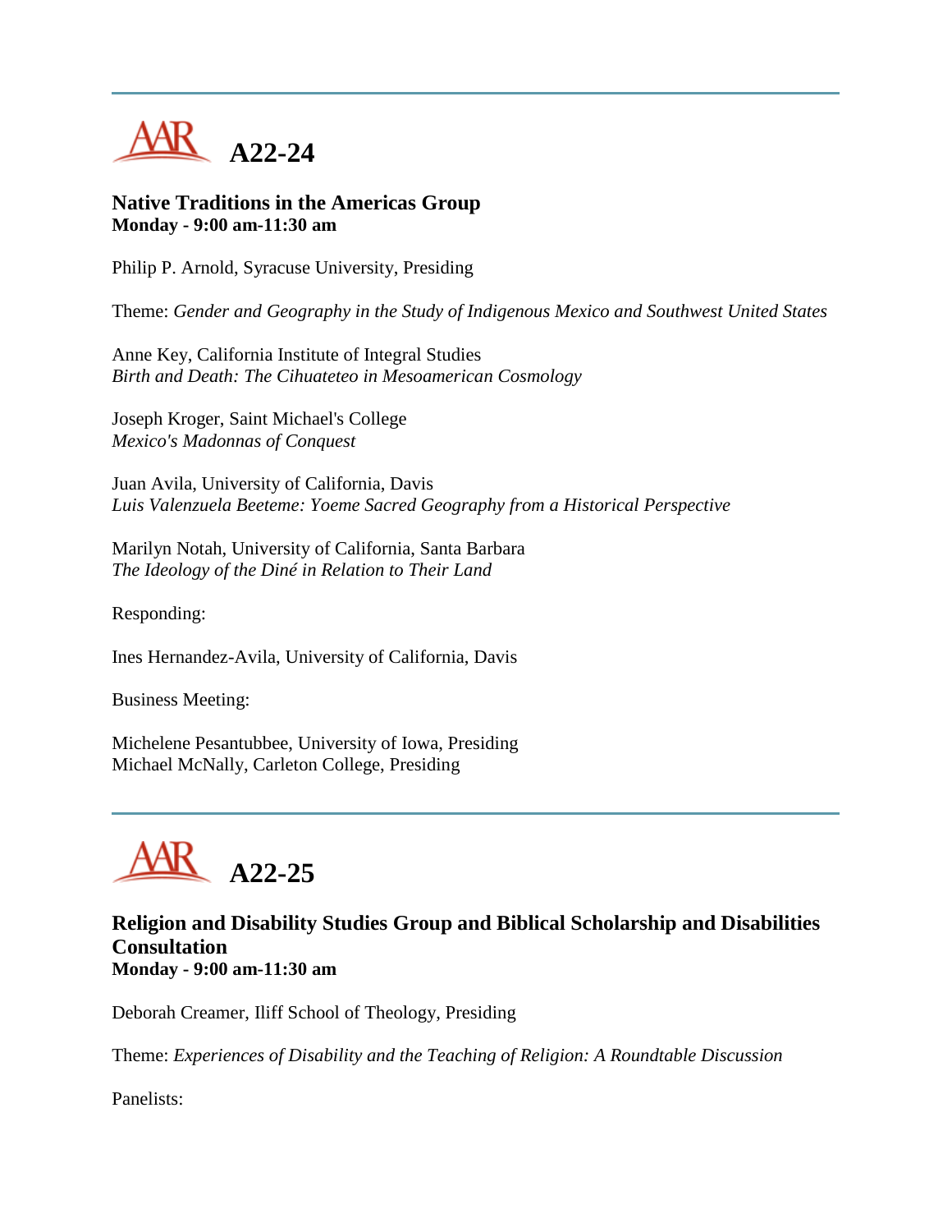---

# A22-24

### Native Traditions in the Americas Group
**Monday - 9:00 am-11:30 am**

Philip P. Arnold, Syracuse University, Presiding

Theme: *Gender and Geography in the Study of Indigenous Mexico and Southwest United States*

Anne Key, California Institute of Integral Studies
*Birth and Death: The Cihuateteo in Mesoamerican Cosmology*

Joseph Kroger, Saint Michael's College
*Mexico's Madonnas of Conquest*

Juan Avila, University of California, Davis
*Luis Valenzuela Beeteme: Yoeme Sacred Geography from a Historical Perspective*

Marilyn Notah, University of California, Santa Barbara
*The Ideology of the Diné in Relation to Their Land*

Responding:

Ines Hernandez-Avila, University of California, Davis

Business Meeting:

Michelene Pesantubbee, University of Iowa, Presiding
Michael McNally, Carleton College, Presiding

---

# A22-25

### Religion and Disability Studies Group and Biblical Scholarship and Disabilities Consultation
**Monday - 9:00 am-11:30 am**

Deborah Creamer, Iliff School of Theology, Presiding

Theme: *Experiences of Disability and the Teaching of Religion: A Roundtable Discussion*

Panelists: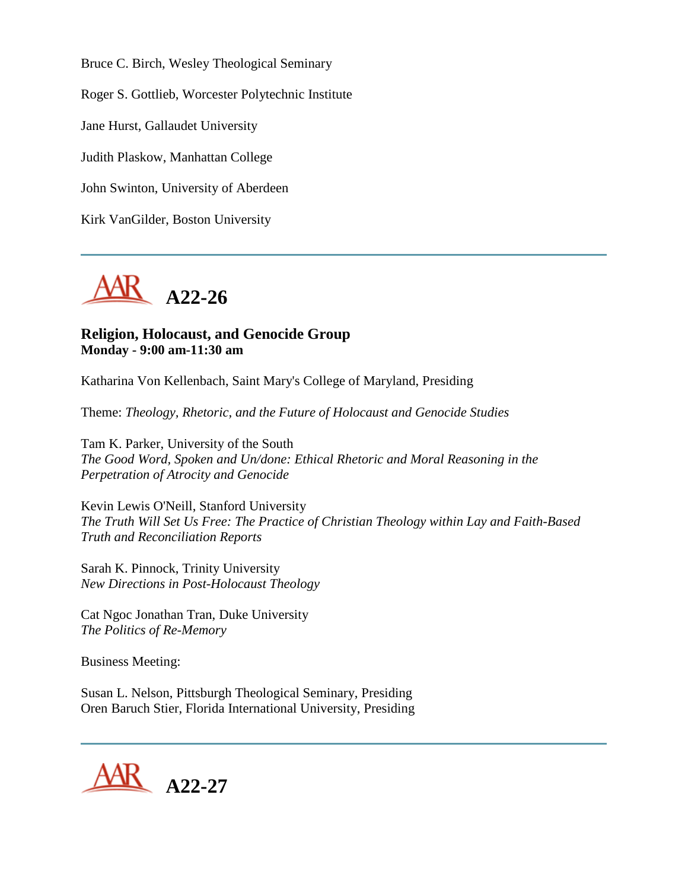Bruce C. Birch, Wesley Theological Seminary

Roger S. Gottlieb, Worcester Polytechnic Institute

Jane Hurst, Gallaudet University

Judith Plaskow, Manhattan College

John Swinton, University of Aberdeen

Kirk VanGilder, Boston University

---

# A22-26

**Religion, Holocaust, and Genocide Group**
**Monday - 9:00 am-11:30 am**

Katharina Von Kellenbach, Saint Mary's College of Maryland, Presiding

Theme: *Theology, Rhetoric, and the Future of Holocaust and Genocide Studies*

Tam K. Parker, University of the South
*The Good Word, Spoken and Un/done: Ethical Rhetoric and Moral Reasoning in the Perpetration of Atrocity and Genocide*

Kevin Lewis O'Neill, Stanford University
*The Truth Will Set Us Free: The Practice of Christian Theology within Lay and Faith-Based Truth and Reconciliation Reports*

Sarah K. Pinnock, Trinity University
*New Directions in Post-Holocaust Theology*

Cat Ngoc Jonathan Tran, Duke University
*The Politics of Re-Memory*

Business Meeting:

Susan L. Nelson, Pittsburgh Theological Seminary, Presiding
Oren Baruch Stier, Florida International University, Presiding

---

# A22-27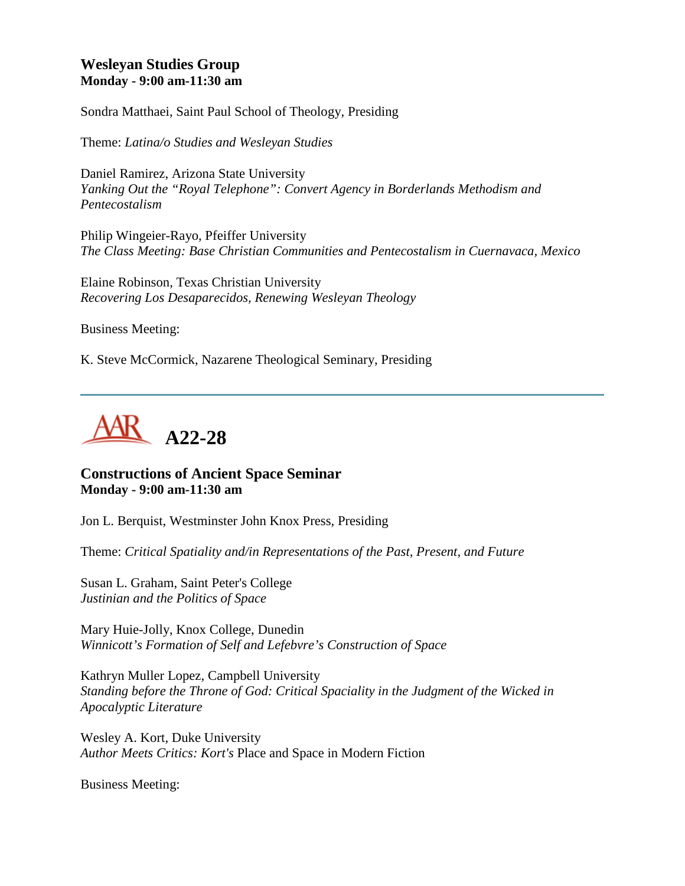### Wesleyan Studies Group
**Monday - 9:00 am-11:30 am**

Sondra Matthaei, Saint Paul School of Theology, Presiding

Theme: *Latina/o Studies and Wesleyan Studies*

Daniel Ramirez, Arizona State University
*Yanking Out the "Royal Telephone": Convert Agency in Borderlands Methodism and Pentecostalism*

Philip Wingeier-Rayo, Pfeiffer University
*The Class Meeting: Base Christian Communities and Pentecostalism in Cuernavaca, Mexico*

Elaine Robinson, Texas Christian University
*Recovering Los Desaparecidos, Renewing Wesleyan Theology*

Business Meeting:

K. Steve McCormick, Nazarene Theological Seminary, Presiding

---

## A22-28

### Constructions of Ancient Space Seminar
**Monday - 9:00 am-11:30 am**

Jon L. Berquist, Westminster John Knox Press, Presiding

Theme: *Critical Spatiality and/in Representations of the Past, Present, and Future*

Susan L. Graham, Saint Peter's College
*Justinian and the Politics of Space*

Mary Huie-Jolly, Knox College, Dunedin
*Winnicott's Formation of Self and Lefebvre's Construction of Space*

Kathryn Muller Lopez, Campbell University
*Standing before the Throne of God: Critical Spaciality in the Judgment of the Wicked in Apocalyptic Literature*

Wesley A. Kort, Duke University
*Author Meets Critics: Kort's* Place and Space in Modern Fiction

Business Meeting: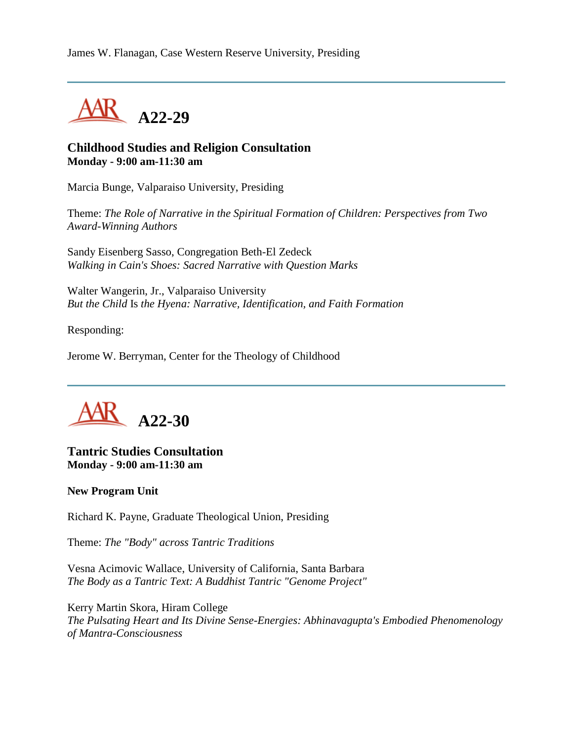James W. Flanagan, Case Western Reserve University, Presiding

---

## A22-29

### Childhood Studies and Religion Consultation
**Monday - 9:00 am-11:30 am**

Marcia Bunge, Valparaiso University, Presiding

Theme: *The Role of Narrative in the Spiritual Formation of Children: Perspectives from Two Award-Winning Authors*

Sandy Eisenberg Sasso, Congregation Beth-El Zedeck
*Walking in Cain's Shoes: Sacred Narrative with Question Marks*

Walter Wangerin, Jr., Valparaiso University
*But the Child* Is *the Hyena: Narrative, Identification, and Faith Formation*

Responding:

Jerome W. Berryman, Center for the Theology of Childhood

---

## A22-30

### Tantric Studies Consultation
**Monday - 9:00 am-11:30 am**

**New Program Unit**

Richard K. Payne, Graduate Theological Union, Presiding

Theme: *The "Body" across Tantric Traditions*

Vesna Acimovic Wallace, University of California, Santa Barbara
*The Body as a Tantric Text: A Buddhist Tantric "Genome Project"*

Kerry Martin Skora, Hiram College
*The Pulsating Heart and Its Divine Sense-Energies: Abhinavagupta's Embodied Phenomenology of Mantra-Consciousness*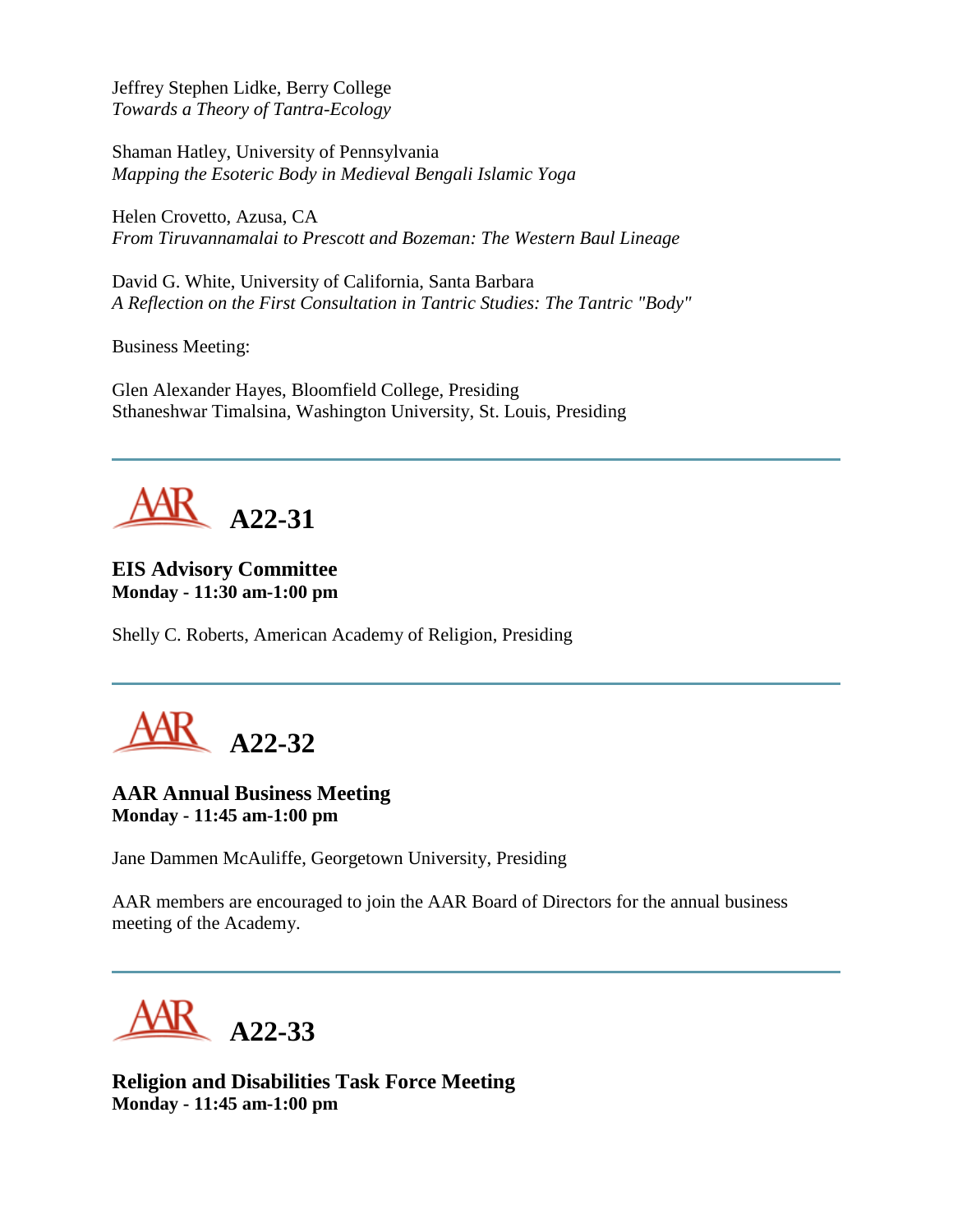Jeffrey Stephen Lidke, Berry College
*Towards a Theory of Tantra-Ecology*

Shaman Hatley, University of Pennsylvania
*Mapping the Esoteric Body in Medieval Bengali Islamic Yoga*

Helen Crovetto, Azusa, CA
*From Tiruvannamalai to Prescott and Bozeman: The Western Baul Lineage*

David G. White, University of California, Santa Barbara
*A Reflection on the First Consultation in Tantric Studies: The Tantric "Body"*

Business Meeting:

Glen Alexander Hayes, Bloomfield College, Presiding
Sthaneshwar Timalsina, Washington University, St. Louis, Presiding

---

## A22-31

**EIS Advisory Committee**
**Monday - 11:30 am-1:00 pm**

Shelly C. Roberts, American Academy of Religion, Presiding

---

## A22-32

**AAR Annual Business Meeting**
**Monday - 11:45 am-1:00 pm**

Jane Dammen McAuliffe, Georgetown University, Presiding

AAR members are encouraged to join the AAR Board of Directors for the annual business meeting of the Academy.

---

## A22-33

**Religion and Disabilities Task Force Meeting**
**Monday - 11:45 am-1:00 pm**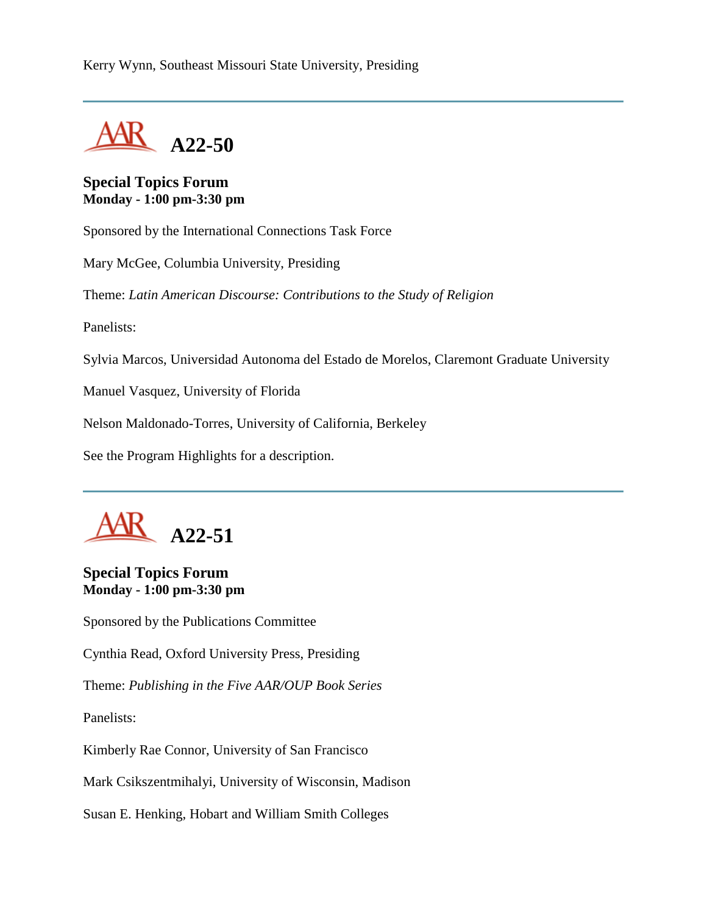Kerry Wynn, Southeast Missouri State University, Presiding

---

## A22-50

**Special Topics Forum**
**Monday - 1:00 pm-3:30 pm**

Sponsored by the International Connections Task Force

Mary McGee, Columbia University, Presiding

Theme: *Latin American Discourse: Contributions to the Study of Religion*

Panelists:

Sylvia Marcos, Universidad Autonoma del Estado de Morelos, Claremont Graduate University

Manuel Vasquez, University of Florida

Nelson Maldonado-Torres, University of California, Berkeley

See the Program Highlights for a description.

---

## A22-51

**Special Topics Forum**
**Monday - 1:00 pm-3:30 pm**

Sponsored by the Publications Committee

Cynthia Read, Oxford University Press, Presiding

Theme: *Publishing in the Five AAR/OUP Book Series*

Panelists:

Kimberly Rae Connor, University of San Francisco

Mark Csikszentmihalyi, University of Wisconsin, Madison

Susan E. Henking, Hobart and William Smith Colleges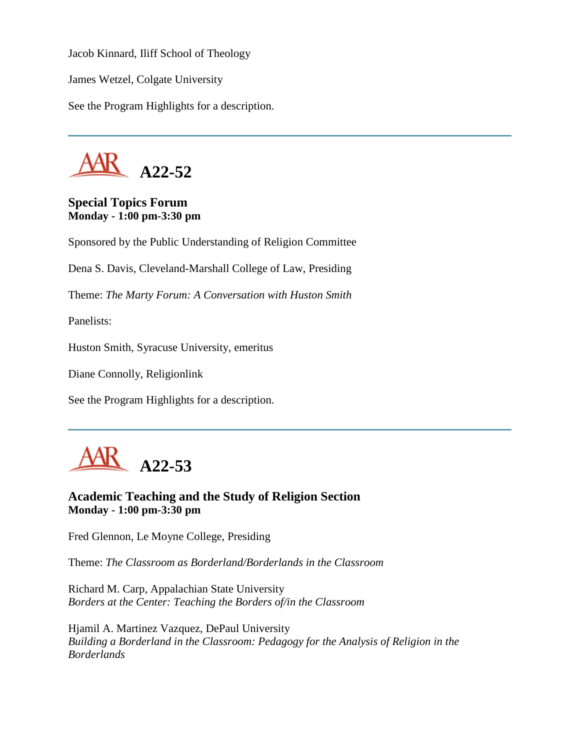Jacob Kinnard, Iliff School of Theology

James Wetzel, Colgate University

See the Program Highlights for a description.

---

## A22-52

### Special Topics Forum
**Monday - 1:00 pm-3:30 pm**

Sponsored by the Public Understanding of Religion Committee

Dena S. Davis, Cleveland-Marshall College of Law, Presiding

Theme: *The Marty Forum: A Conversation with Huston Smith*

Panelists:

Huston Smith, Syracuse University, emeritus

Diane Connolly, Religionlink

See the Program Highlights for a description.

---

## A22-53

### Academic Teaching and the Study of Religion Section
**Monday - 1:00 pm-3:30 pm**

Fred Glennon, Le Moyne College, Presiding

Theme: *The Classroom as Borderland/Borderlands in the Classroom*

Richard M. Carp, Appalachian State University
*Borders at the Center: Teaching the Borders of/in the Classroom*

Hjamil A. Martinez Vazquez, DePaul University
*Building a Borderland in the Classroom: Pedagogy for the Analysis of Religion in the Borderlands*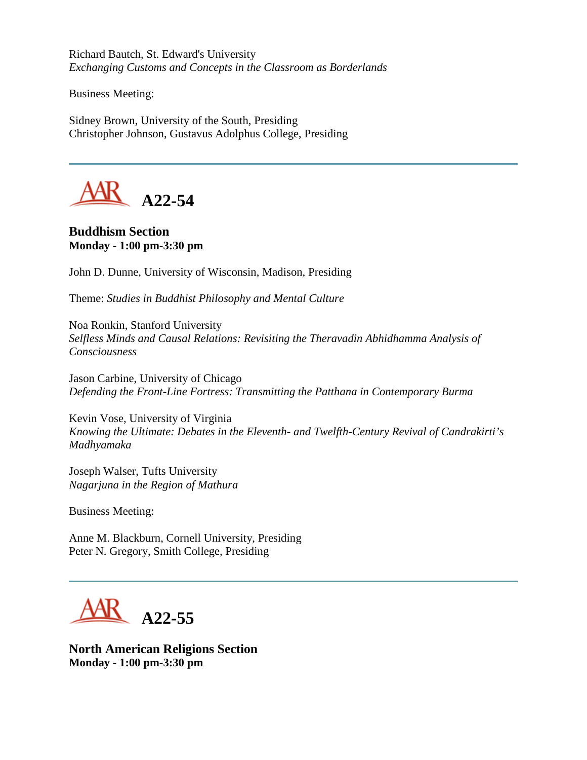Richard Bautch, St. Edward's University
*Exchanging Customs and Concepts in the Classroom as Borderlands*

Business Meeting:

Sidney Brown, University of the South, Presiding
Christopher Johnson, Gustavus Adolphus College, Presiding

---

## A22-54

**Buddhism Section**
**Monday - 1:00 pm-3:30 pm**

John D. Dunne, University of Wisconsin, Madison, Presiding

Theme: *Studies in Buddhist Philosophy and Mental Culture*

Noa Ronkin, Stanford University
*Selfless Minds and Causal Relations: Revisiting the Theravadin Abhidhamma Analysis of Consciousness*

Jason Carbine, University of Chicago
*Defending the Front-Line Fortress: Transmitting the Patthana in Contemporary Burma*

Kevin Vose, University of Virginia
*Knowing the Ultimate: Debates in the Eleventh- and Twelfth-Century Revival of Candrakirti's Madhyamaka*

Joseph Walser, Tufts University
*Nagarjuna in the Region of Mathura*

Business Meeting:

Anne M. Blackburn, Cornell University, Presiding
Peter N. Gregory, Smith College, Presiding

---

## A22-55

**North American Religions Section**
**Monday - 1:00 pm-3:30 pm**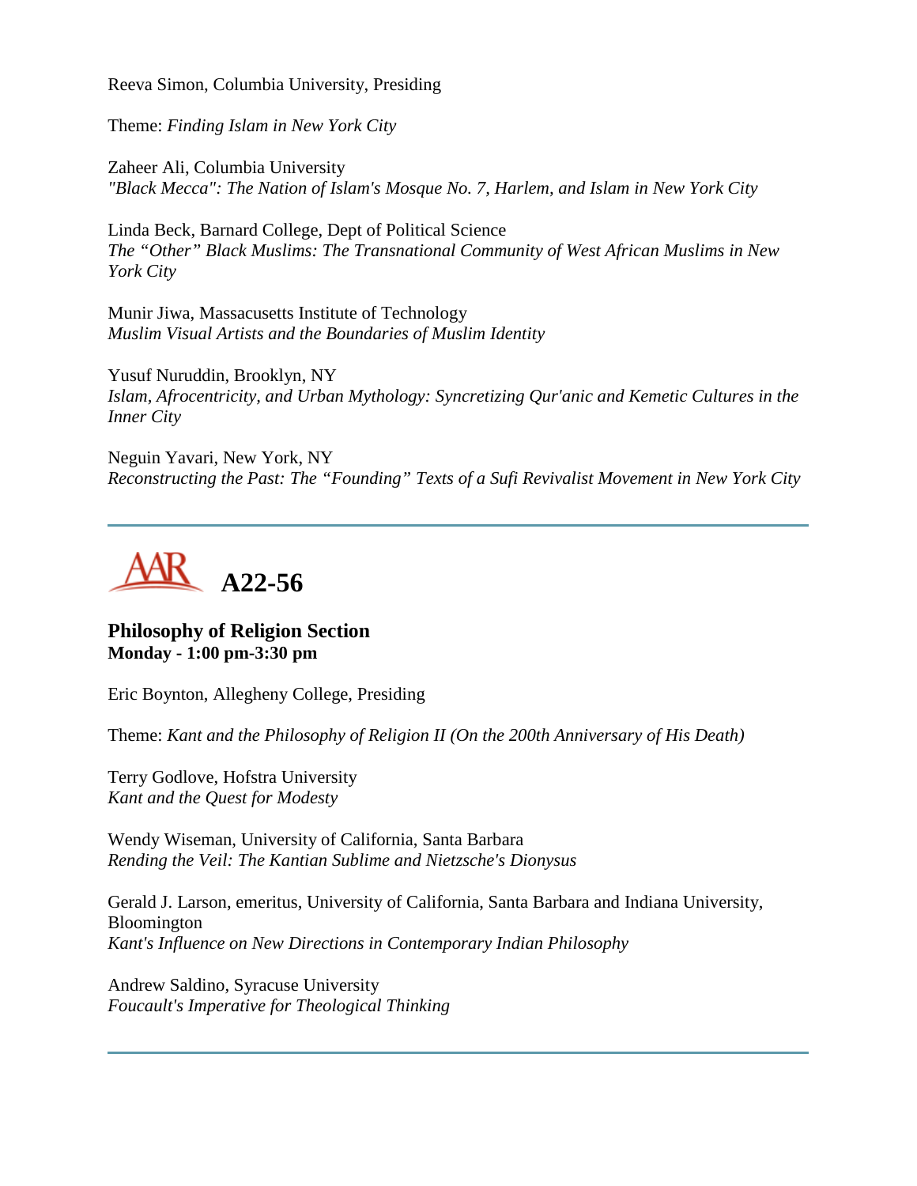Reeva Simon, Columbia University, Presiding

Theme: *Finding Islam in New York City*

Zaheer Ali, Columbia University
*"Black Mecca": The Nation of Islam's Mosque No. 7, Harlem, and Islam in New York City*

Linda Beck, Barnard College, Dept of Political Science
*The "Other" Black Muslims: The Transnational Community of West African Muslims in New York City*

Munir Jiwa, Massacusetts Institute of Technology
*Muslim Visual Artists and the Boundaries of Muslim Identity*

Yusuf Nuruddin, Brooklyn, NY
*Islam, Afrocentricity, and Urban Mythology: Syncretizing Qur'anic and Kemetic Cultures in the Inner City*

Neguin Yavari, New York, NY
*Reconstructing the Past: The "Founding" Texts of a Sufi Revivalist Movement in New York City*

---

# AAR A22-56

### Philosophy of Religion Section
**Monday - 1:00 pm-3:30 pm**

Eric Boynton, Allegheny College, Presiding

Theme: *Kant and the Philosophy of Religion II (On the 200th Anniversary of His Death)*

Terry Godlove, Hofstra University
*Kant and the Quest for Modesty*

Wendy Wiseman, University of California, Santa Barbara
*Rending the Veil: The Kantian Sublime and Nietzsche's Dionysus*

Gerald J. Larson, emeritus, University of California, Santa Barbara and Indiana University, Bloomington
*Kant's Influence on New Directions in Contemporary Indian Philosophy*

Andrew Saldino, Syracuse University
*Foucault's Imperative for Theological Thinking*

---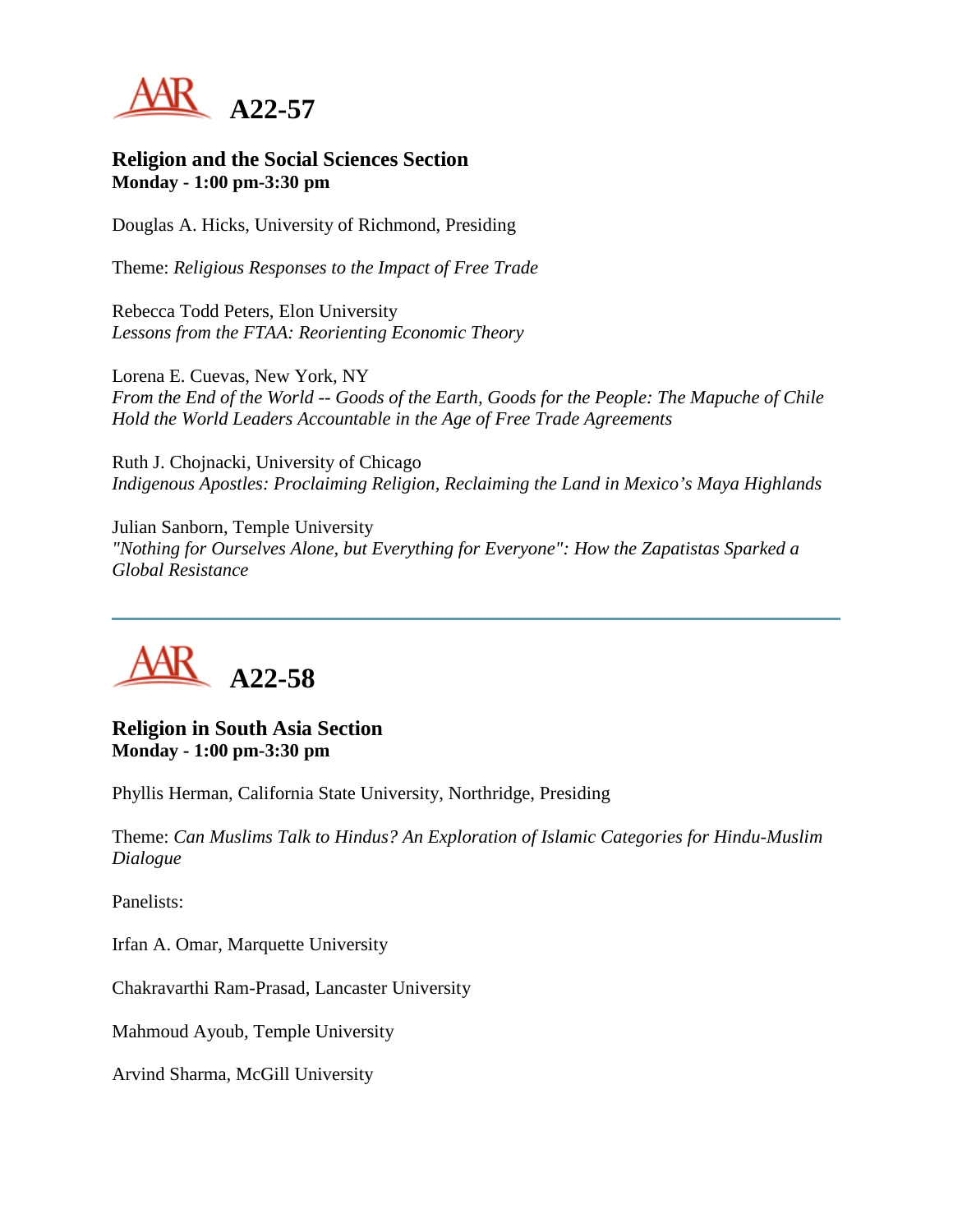# A22-57

### Religion and the Social Sciences Section
**Monday - 1:00 pm-3:30 pm**

Douglas A. Hicks, University of Richmond, Presiding

Theme: *Religious Responses to the Impact of Free Trade*

Rebecca Todd Peters, Elon University
*Lessons from the FTAA: Reorienting Economic Theory*

Lorena E. Cuevas, New York, NY
*From the End of the World -- Goods of the Earth, Goods for the People: The Mapuche of Chile Hold the World Leaders Accountable in the Age of Free Trade Agreements*

Ruth J. Chojnacki, University of Chicago
*Indigenous Apostles: Proclaiming Religion, Reclaiming the Land in Mexico's Maya Highlands*

Julian Sanborn, Temple University
*"Nothing for Ourselves Alone, but Everything for Everyone": How the Zapatistas Sparked a Global Resistance*

---

# A22-58

### Religion in South Asia Section
**Monday - 1:00 pm-3:30 pm**

Phyllis Herman, California State University, Northridge, Presiding

Theme: *Can Muslims Talk to Hindus? An Exploration of Islamic Categories for Hindu-Muslim Dialogue*

Panelists:

Irfan A. Omar, Marquette University

Chakravarthi Ram-Prasad, Lancaster University

Mahmoud Ayoub, Temple University

Arvind Sharma, McGill University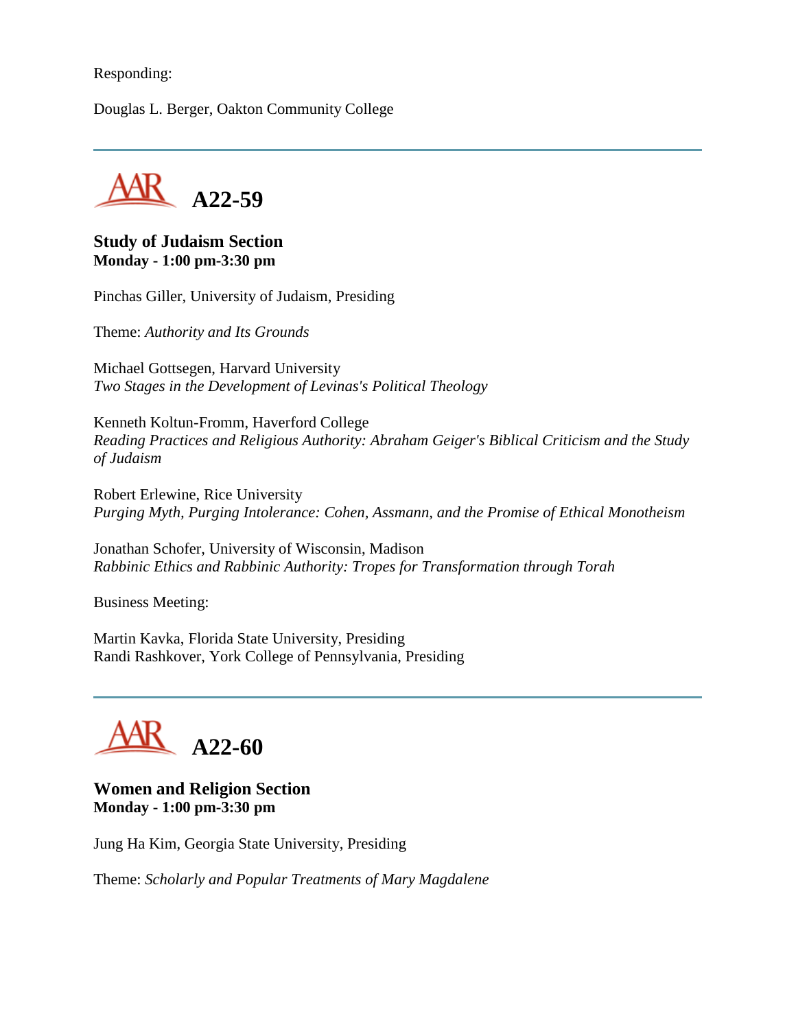Responding:

Douglas L. Berger, Oakton Community College

---

## A22-59

**Study of Judaism Section**
**Monday - 1:00 pm-3:30 pm**

Pinchas Giller, University of Judaism, Presiding

Theme: *Authority and Its Grounds*

Michael Gottsegen, Harvard University
*Two Stages in the Development of Levinas's Political Theology*

Kenneth Koltun-Fromm, Haverford College
*Reading Practices and Religious Authority: Abraham Geiger's Biblical Criticism and the Study of Judaism*

Robert Erlewine, Rice University
*Purging Myth, Purging Intolerance: Cohen, Assmann, and the Promise of Ethical Monotheism*

Jonathan Schofer, University of Wisconsin, Madison
*Rabbinic Ethics and Rabbinic Authority: Tropes for Transformation through Torah*

Business Meeting:

Martin Kavka, Florida State University, Presiding
Randi Rashkover, York College of Pennsylvania, Presiding

---

## A22-60

**Women and Religion Section**
**Monday - 1:00 pm-3:30 pm**

Jung Ha Kim, Georgia State University, Presiding

Theme: *Scholarly and Popular Treatments of Mary Magdalene*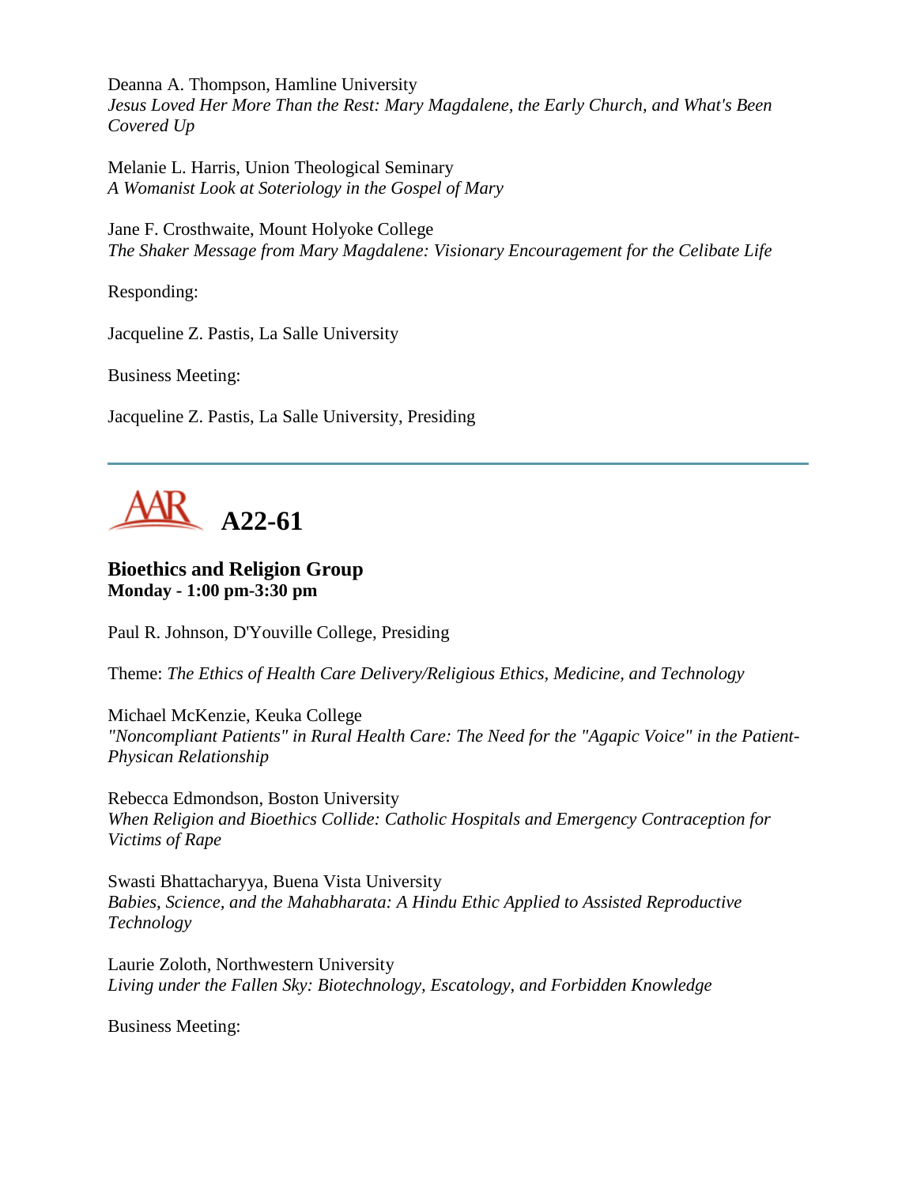Deanna A. Thompson, Hamline University
*Jesus Loved Her More Than the Rest: Mary Magdalene, the Early Church, and What's Been Covered Up*

Melanie L. Harris, Union Theological Seminary
*A Womanist Look at Soteriology in the Gospel of Mary*

Jane F. Crosthwaite, Mount Holyoke College
*The Shaker Message from Mary Magdalene: Visionary Encouragement for the Celibate Life*

Responding:

Jacqueline Z. Pastis, La Salle University

Business Meeting:

Jacqueline Z. Pastis, La Salle University, Presiding

---

## AAR A22-61

### Bioethics and Religion Group
**Monday - 1:00 pm-3:30 pm**

Paul R. Johnson, D'Youville College, Presiding

Theme: *The Ethics of Health Care Delivery/Religious Ethics, Medicine, and Technology*

Michael McKenzie, Keuka College
*"Noncompliant Patients" in Rural Health Care: The Need for the "Agapic Voice" in the Patient-Physican Relationship*

Rebecca Edmondson, Boston University
*When Religion and Bioethics Collide: Catholic Hospitals and Emergency Contraception for Victims of Rape*

Swasti Bhattacharyya, Buena Vista University
*Babies, Science, and the Mahabharata: A Hindu Ethic Applied to Assisted Reproductive Technology*

Laurie Zoloth, Northwestern University
*Living under the Fallen Sky: Biotechnology, Escatology, and Forbidden Knowledge*

Business Meeting: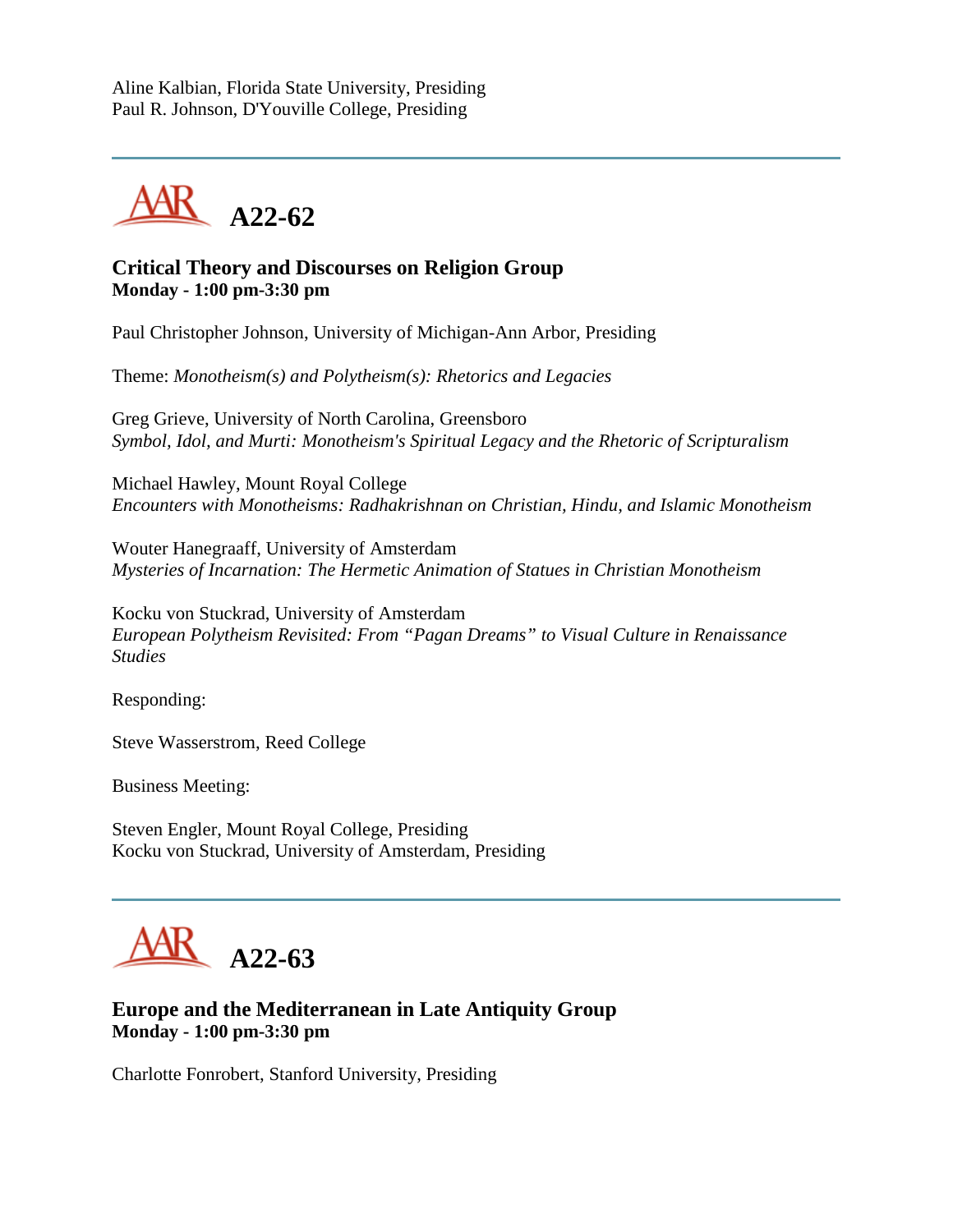Aline Kalbian, Florida State University, Presiding
Paul R. Johnson, D'Youville College, Presiding

---

## A22-62

### Critical Theory and Discourses on Religion Group
**Monday - 1:00 pm-3:30 pm**

Paul Christopher Johnson, University of Michigan-Ann Arbor, Presiding

Theme: *Monotheism(s) and Polytheism(s): Rhetorics and Legacies*

Greg Grieve, University of North Carolina, Greensboro
*Symbol, Idol, and Murti: Monotheism's Spiritual Legacy and the Rhetoric of Scripturalism*

Michael Hawley, Mount Royal College
*Encounters with Monotheisms: Radhakrishnan on Christian, Hindu, and Islamic Monotheism*

Wouter Hanegraaff, University of Amsterdam
*Mysteries of Incarnation: The Hermetic Animation of Statues in Christian Monotheism*

Kocku von Stuckrad, University of Amsterdam
*European Polytheism Revisited: From "Pagan Dreams" to Visual Culture in Renaissance Studies*

Responding:

Steve Wasserstrom, Reed College

Business Meeting:

Steven Engler, Mount Royal College, Presiding
Kocku von Stuckrad, University of Amsterdam, Presiding

---

## A22-63

### Europe and the Mediterranean in Late Antiquity Group
**Monday - 1:00 pm-3:30 pm**

Charlotte Fonrobert, Stanford University, Presiding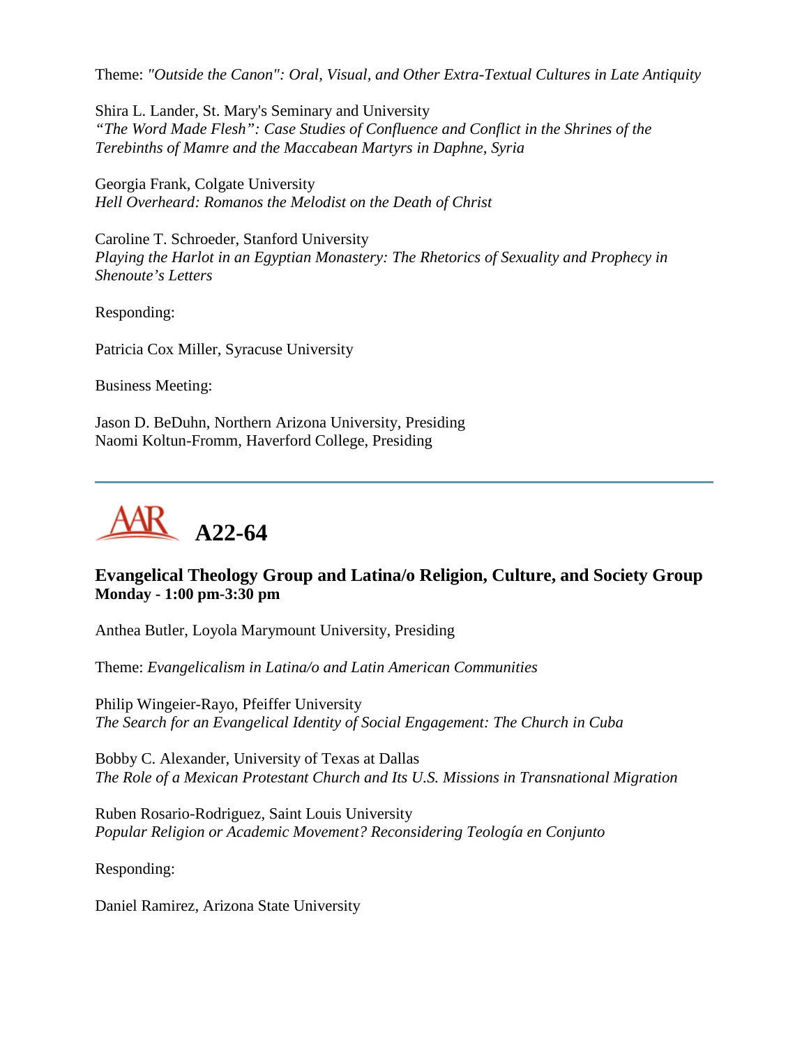Theme: *"Outside the Canon": Oral, Visual, and Other Extra-Textual Cultures in Late Antiquity*

Shira L. Lander, St. Mary's Seminary and University
*"The Word Made Flesh": Case Studies of Confluence and Conflict in the Shrines of the Terebinths of Mamre and the Maccabean Martyrs in Daphne, Syria*

Georgia Frank, Colgate University
*Hell Overheard: Romanos the Melodist on the Death of Christ*

Caroline T. Schroeder, Stanford University
*Playing the Harlot in an Egyptian Monastery: The Rhetorics of Sexuality and Prophecy in Shenoute's Letters*

Responding:

Patricia Cox Miller, Syracuse University

Business Meeting:

Jason D. BeDuhn, Northern Arizona University, Presiding
Naomi Koltun-Fromm, Haverford College, Presiding

---

# A22-64

## Evangelical Theology Group and Latina/o Religion, Culture, and Society Group
**Monday - 1:00 pm-3:30 pm**

Anthea Butler, Loyola Marymount University, Presiding

Theme: *Evangelicalism in Latina/o and Latin American Communities*

Philip Wingeier-Rayo, Pfeiffer University
*The Search for an Evangelical Identity of Social Engagement: The Church in Cuba*

Bobby C. Alexander, University of Texas at Dallas
*The Role of a Mexican Protestant Church and Its U.S. Missions in Transnational Migration*

Ruben Rosario-Rodriguez, Saint Louis University
*Popular Religion or Academic Movement? Reconsidering Teología en Conjunto*

Responding:

Daniel Ramirez, Arizona State University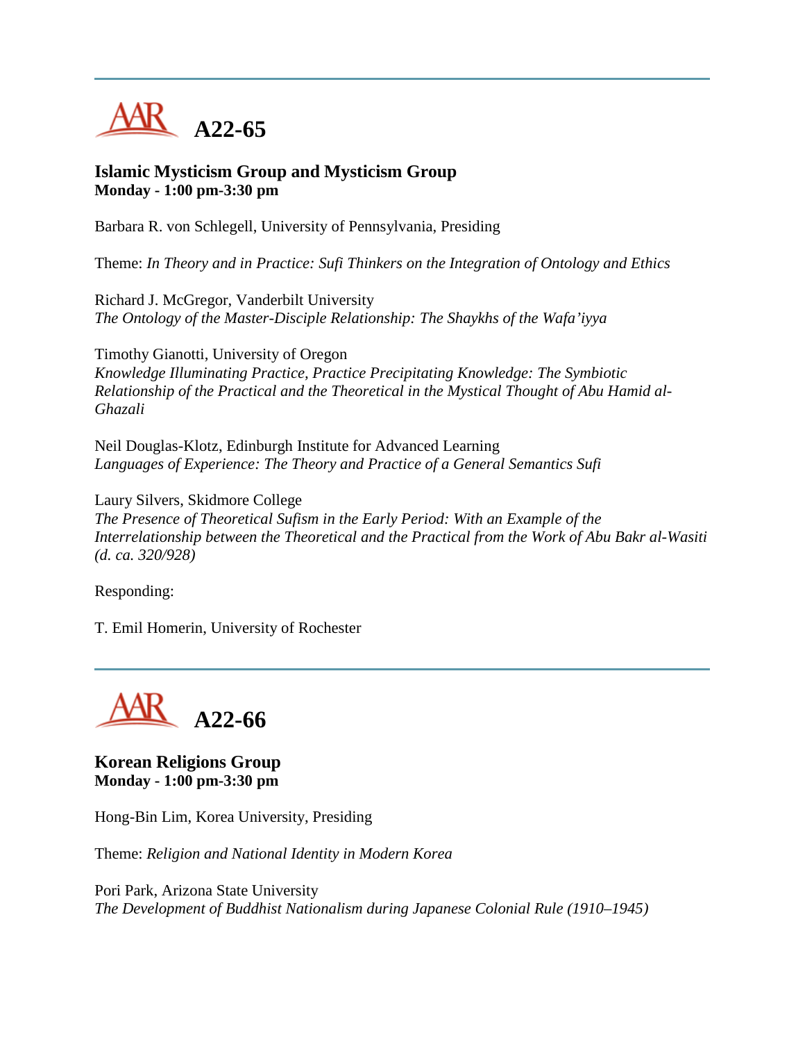## A22-65

### Islamic Mysticism Group and Mysticism Group
**Monday - 1:00 pm-3:30 pm**

Barbara R. von Schlegell, University of Pennsylvania, Presiding

Theme: *In Theory and in Practice: Sufi Thinkers on the Integration of Ontology and Ethics*

Richard J. McGregor, Vanderbilt University
*The Ontology of the Master-Disciple Relationship: The Shaykhs of the Wafa'iyya*

Timothy Gianotti, University of Oregon
*Knowledge Illuminating Practice, Practice Precipitating Knowledge: The Symbiotic Relationship of the Practical and the Theoretical in the Mystical Thought of Abu Hamid al-Ghazali*

Neil Douglas-Klotz, Edinburgh Institute for Advanced Learning
*Languages of Experience: The Theory and Practice of a General Semantics Sufi*

Laury Silvers, Skidmore College
*The Presence of Theoretical Sufism in the Early Period: With an Example of the Interrelationship between the Theoretical and the Practical from the Work of Abu Bakr al-Wasiti (d. ca. 320/928)*

Responding:

T. Emil Homerin, University of Rochester

## A22-66

### Korean Religions Group
**Monday - 1:00 pm-3:30 pm**

Hong-Bin Lim, Korea University, Presiding

Theme: *Religion and National Identity in Modern Korea*

Pori Park, Arizona State University
*The Development of Buddhist Nationalism during Japanese Colonial Rule (1910–1945)*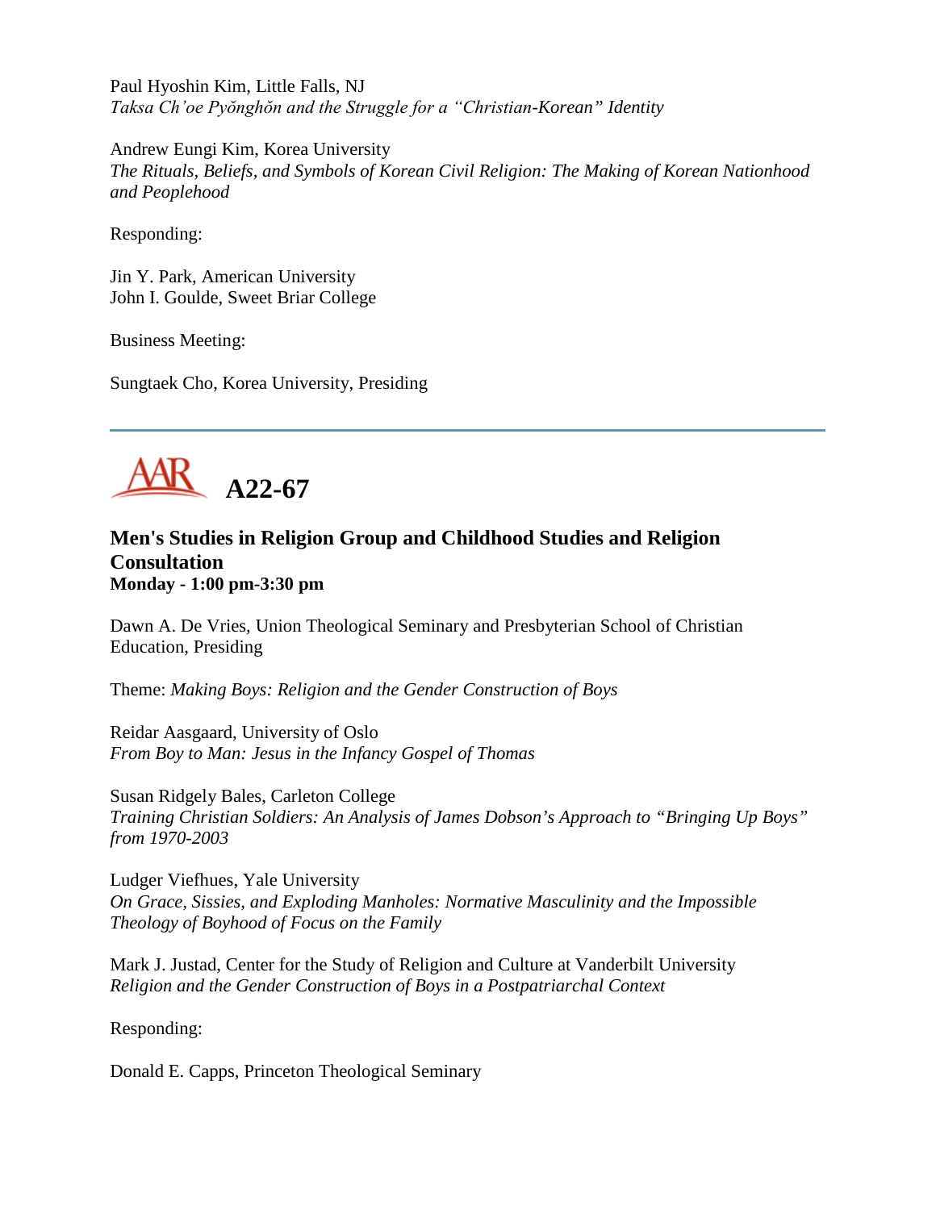Paul Hyoshin Kim, Little Falls, NJ
*Taksa Ch'oe Pyŏnghŏn and the Struggle for a "Christian-Korean" Identity*

Andrew Eungi Kim, Korea University
*The Rituals, Beliefs, and Symbols of Korean Civil Religion: The Making of Korean Nationhood and Peoplehood*

Responding:

Jin Y. Park, American University
John I. Goulde, Sweet Briar College

Business Meeting:

Sungtaek Cho, Korea University, Presiding

---

# A22-67

### Men's Studies in Religion Group and Childhood Studies and Religion Consultation
**Monday - 1:00 pm-3:30 pm**

Dawn A. De Vries, Union Theological Seminary and Presbyterian School of Christian Education, Presiding

Theme: *Making Boys: Religion and the Gender Construction of Boys*

Reidar Aasgaard, University of Oslo
*From Boy to Man: Jesus in the Infancy Gospel of Thomas*

Susan Ridgely Bales, Carleton College
*Training Christian Soldiers: An Analysis of James Dobson's Approach to "Bringing Up Boys" from 1970-2003*

Ludger Viefhues, Yale University
*On Grace, Sissies, and Exploding Manholes: Normative Masculinity and the Impossible Theology of Boyhood of Focus on the Family*

Mark J. Justad, Center for the Study of Religion and Culture at Vanderbilt University
*Religion and the Gender Construction of Boys in a Postpatriarchal Context*

Responding:

Donald E. Capps, Princeton Theological Seminary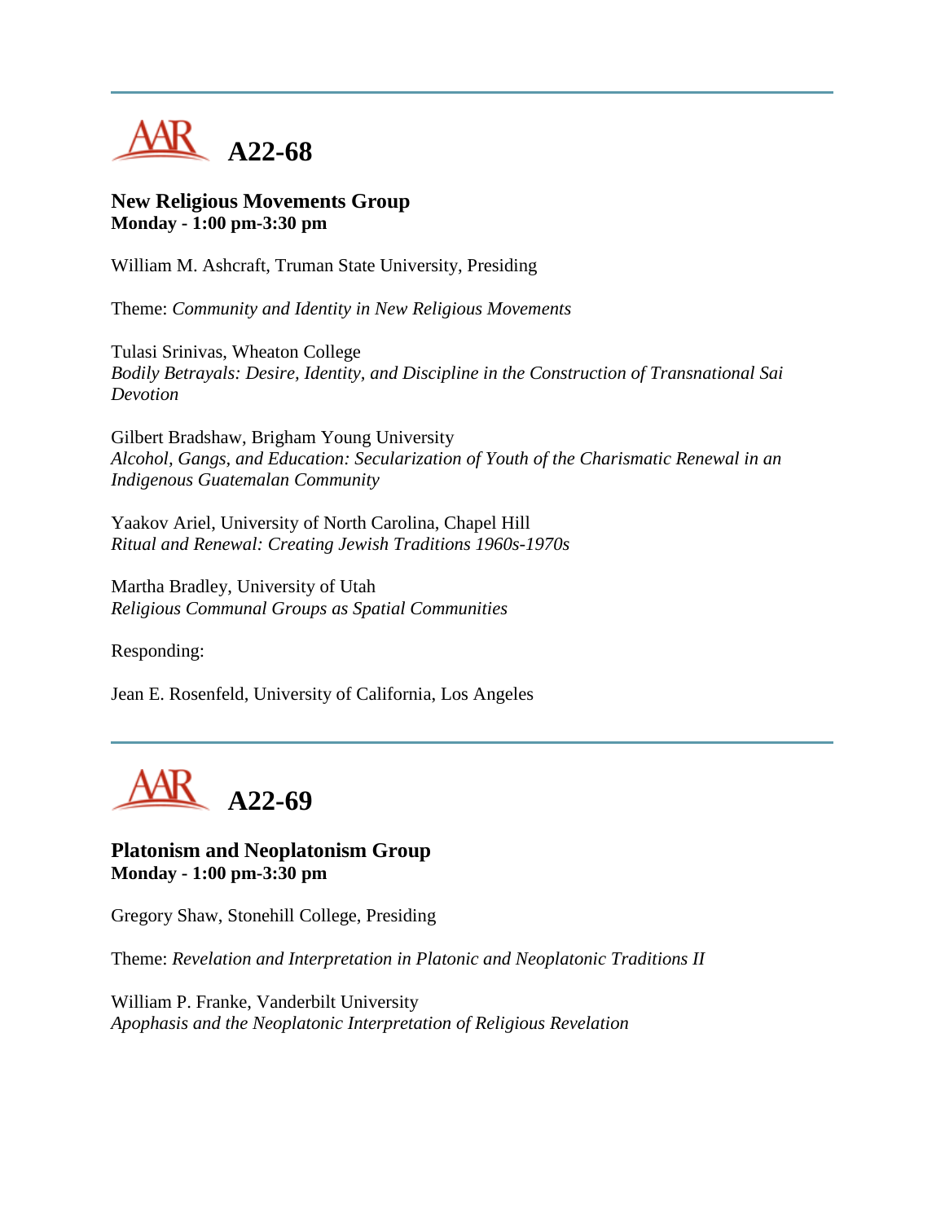## A22-68

**New Religious Movements Group**
**Monday - 1:00 pm-3:30 pm**

William M. Ashcraft, Truman State University, Presiding

Theme: *Community and Identity in New Religious Movements*

Tulasi Srinivas, Wheaton College
*Bodily Betrayals: Desire, Identity, and Discipline in the Construction of Transnational Sai Devotion*

Gilbert Bradshaw, Brigham Young University
*Alcohol, Gangs, and Education: Secularization of Youth of the Charismatic Renewal in an Indigenous Guatemalan Community*

Yaakov Ariel, University of North Carolina, Chapel Hill
*Ritual and Renewal: Creating Jewish Traditions 1960s-1970s*

Martha Bradley, University of Utah
*Religious Communal Groups as Spatial Communities*

Responding:

Jean E. Rosenfeld, University of California, Los Angeles

## A22-69

**Platonism and Neoplatonism Group**
**Monday - 1:00 pm-3:30 pm**

Gregory Shaw, Stonehill College, Presiding

Theme: *Revelation and Interpretation in Platonic and Neoplatonic Traditions II*

William P. Franke, Vanderbilt University
*Apophasis and the Neoplatonic Interpretation of Religious Revelation*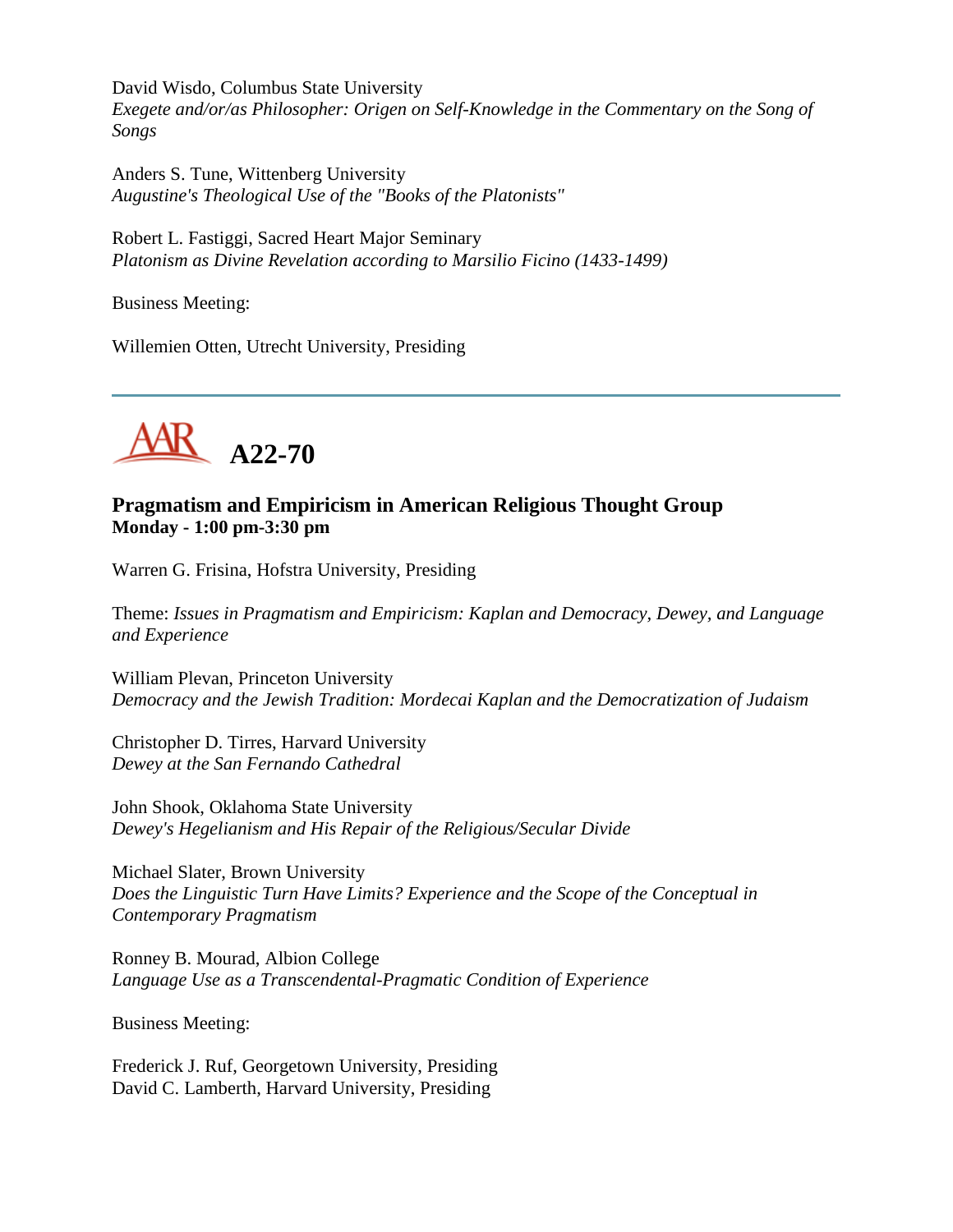David Wisdo, Columbus State University
*Exegete and/or/as Philosopher: Origen on Self-Knowledge in the Commentary on the Song of Songs*

Anders S. Tune, Wittenberg University
*Augustine's Theological Use of the "Books of the Platonists"*

Robert L. Fastiggi, Sacred Heart Major Seminary
*Platonism as Divine Revelation according to Marsilio Ficino (1433-1499)*

Business Meeting:

Willemien Otten, Utrecht University, Presiding

---

# A22-70

### Pragmatism and Empiricism in American Religious Thought Group
**Monday - 1:00 pm-3:30 pm**

Warren G. Frisina, Hofstra University, Presiding

Theme: *Issues in Pragmatism and Empiricism: Kaplan and Democracy, Dewey, and Language and Experience*

William Plevan, Princeton University
*Democracy and the Jewish Tradition: Mordecai Kaplan and the Democratization of Judaism*

Christopher D. Tirres, Harvard University
*Dewey at the San Fernando Cathedral*

John Shook, Oklahoma State University
*Dewey's Hegelianism and His Repair of the Religious/Secular Divide*

Michael Slater, Brown University
*Does the Linguistic Turn Have Limits? Experience and the Scope of the Conceptual in Contemporary Pragmatism*

Ronney B. Mourad, Albion College
*Language Use as a Transcendental-Pragmatic Condition of Experience*

Business Meeting:

Frederick J. Ruf, Georgetown University, Presiding
David C. Lamberth, Harvard University, Presiding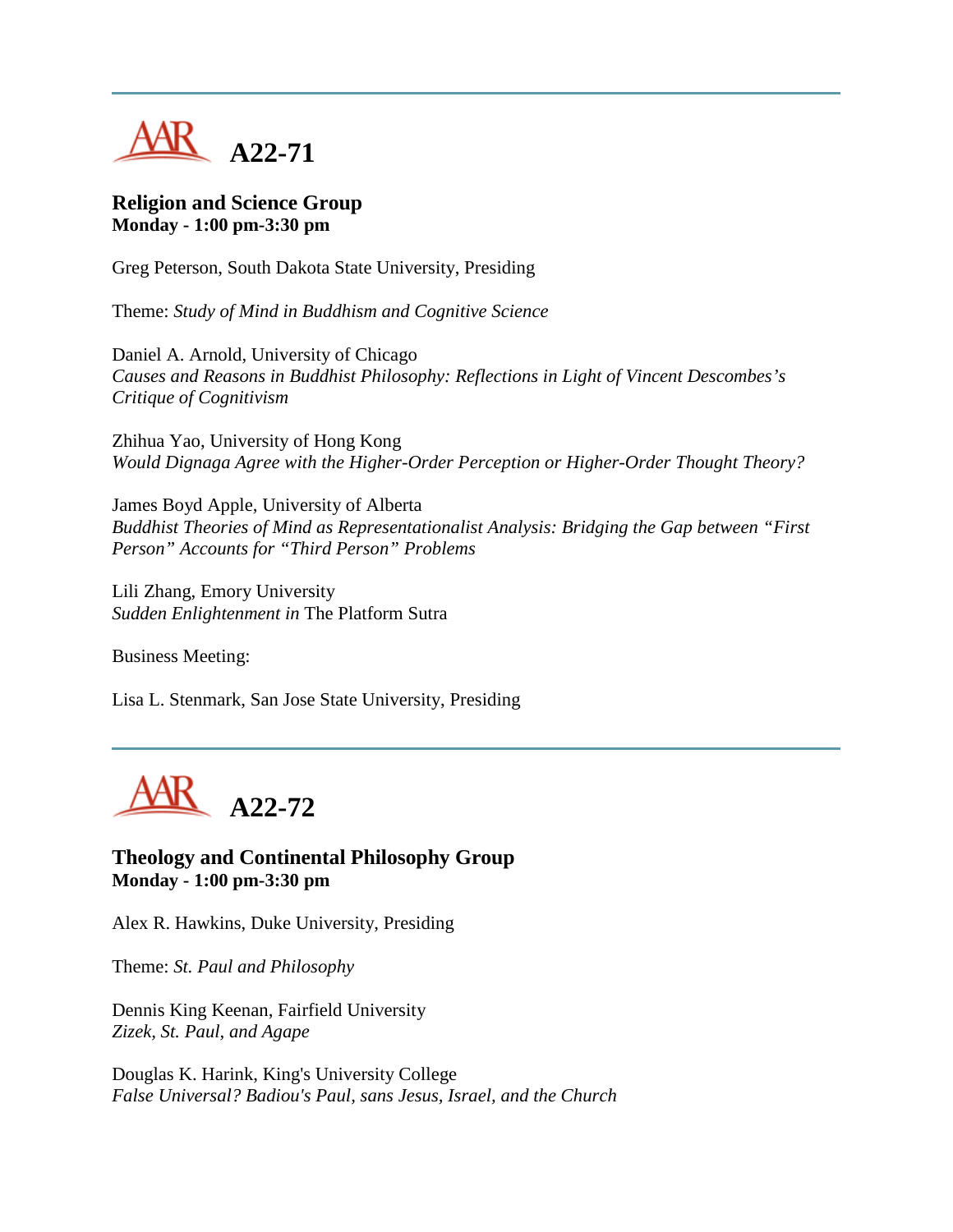---

# A22-71

**Religion and Science Group**
**Monday - 1:00 pm-3:30 pm**

Greg Peterson, South Dakota State University, Presiding

Theme: *Study of Mind in Buddhism and Cognitive Science*

Daniel A. Arnold, University of Chicago
*Causes and Reasons in Buddhist Philosophy: Reflections in Light of Vincent Descombes's Critique of Cognitivism*

Zhihua Yao, University of Hong Kong
*Would Dignaga Agree with the Higher-Order Perception or Higher-Order Thought Theory?*

James Boyd Apple, University of Alberta
*Buddhist Theories of Mind as Representationalist Analysis: Bridging the Gap between "First Person" Accounts for "Third Person" Problems*

Lili Zhang, Emory University
*Sudden Enlightenment in* The Platform Sutra

Business Meeting:

Lisa L. Stenmark, San Jose State University, Presiding

---

# A22-72

**Theology and Continental Philosophy Group**
**Monday - 1:00 pm-3:30 pm**

Alex R. Hawkins, Duke University, Presiding

Theme: *St. Paul and Philosophy*

Dennis King Keenan, Fairfield University
*Zizek, St. Paul, and Agape*

Douglas K. Harink, King's University College
*False Universal? Badiou's Paul, sans Jesus, Israel, and the Church*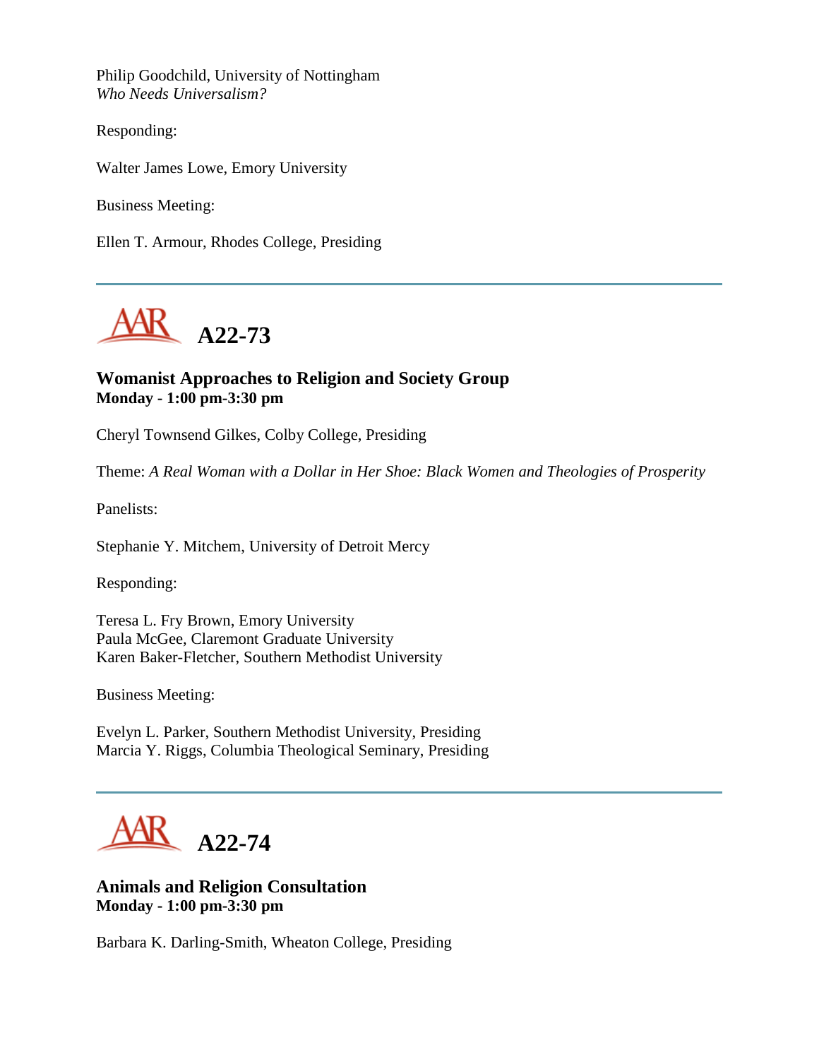Philip Goodchild, University of Nottingham
*Who Needs Universalism?*

Responding:

Walter James Lowe, Emory University

Business Meeting:

Ellen T. Armour, Rhodes College, Presiding

---

## A22-73

### Womanist Approaches to Religion and Society Group
**Monday - 1:00 pm-3:30 pm**

Cheryl Townsend Gilkes, Colby College, Presiding

Theme: *A Real Woman with a Dollar in Her Shoe: Black Women and Theologies of Prosperity*

Panelists:

Stephanie Y. Mitchem, University of Detroit Mercy

Responding:

Teresa L. Fry Brown, Emory University
Paula McGee, Claremont Graduate University
Karen Baker-Fletcher, Southern Methodist University

Business Meeting:

Evelyn L. Parker, Southern Methodist University, Presiding
Marcia Y. Riggs, Columbia Theological Seminary, Presiding

---

## A22-74

### Animals and Religion Consultation
**Monday - 1:00 pm-3:30 pm**

Barbara K. Darling-Smith, Wheaton College, Presiding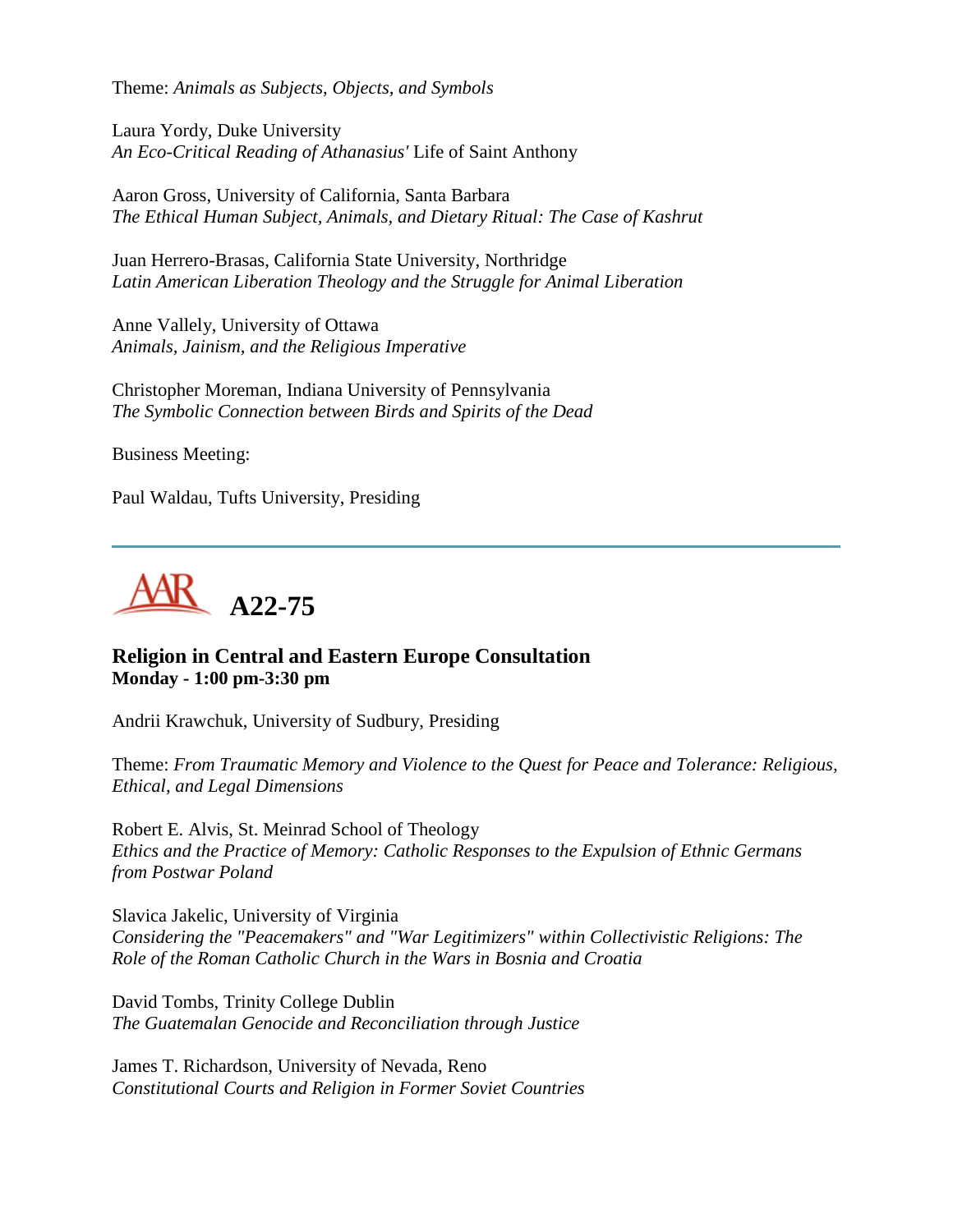Theme: *Animals as Subjects, Objects, and Symbols*

Laura Yordy, Duke University
*An Eco-Critical Reading of Athanasius'* Life of Saint Anthony

Aaron Gross, University of California, Santa Barbara
*The Ethical Human Subject, Animals, and Dietary Ritual: The Case of Kashrut*

Juan Herrero-Brasas, California State University, Northridge
*Latin American Liberation Theology and the Struggle for Animal Liberation*

Anne Vallely, University of Ottawa
*Animals, Jainism, and the Religious Imperative*

Christopher Moreman, Indiana University of Pennsylvania
*The Symbolic Connection between Birds and Spirits of the Dead*

Business Meeting:

Paul Waldau, Tufts University, Presiding

---

## AAR A22-75

### Religion in Central and Eastern Europe Consultation
**Monday - 1:00 pm-3:30 pm**

Andrii Krawchuk, University of Sudbury, Presiding

Theme: *From Traumatic Memory and Violence to the Quest for Peace and Tolerance: Religious, Ethical, and Legal Dimensions*

Robert E. Alvis, St. Meinrad School of Theology
*Ethics and the Practice of Memory: Catholic Responses to the Expulsion of Ethnic Germans from Postwar Poland*

Slavica Jakelic, University of Virginia
*Considering the "Peacemakers" and "War Legitimizers" within Collectivistic Religions: The Role of the Roman Catholic Church in the Wars in Bosnia and Croatia*

David Tombs, Trinity College Dublin
*The Guatemalan Genocide and Reconciliation through Justice*

James T. Richardson, University of Nevada, Reno
*Constitutional Courts and Religion in Former Soviet Countries*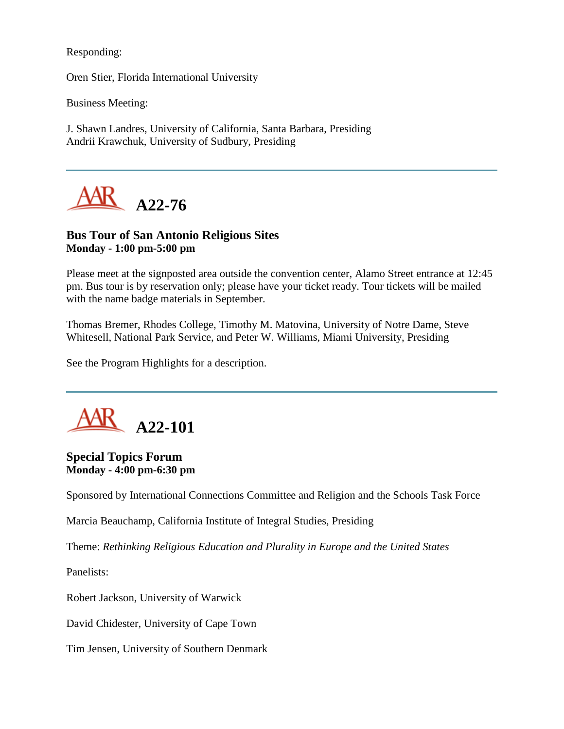Responding:

Oren Stier, Florida International University

Business Meeting:

J. Shawn Landres, University of California, Santa Barbara, Presiding
Andrii Krawchuk, University of Sudbury, Presiding

---

## A22-76

### Bus Tour of San Antonio Religious Sites
**Monday - 1:00 pm-5:00 pm**

Please meet at the signposted area outside the convention center, Alamo Street entrance at 12:45 pm. Bus tour is by reservation only; please have your ticket ready. Tour tickets will be mailed with the name badge materials in September.

Thomas Bremer, Rhodes College, Timothy M. Matovina, University of Notre Dame, Steve Whitesell, National Park Service, and Peter W. Williams, Miami University, Presiding

See the Program Highlights for a description.

---

## A22-101

### Special Topics Forum
**Monday - 4:00 pm-6:30 pm**

Sponsored by International Connections Committee and Religion and the Schools Task Force

Marcia Beauchamp, California Institute of Integral Studies, Presiding

Theme: *Rethinking Religious Education and Plurality in Europe and the United States*

Panelists:

Robert Jackson, University of Warwick

David Chidester, University of Cape Town

Tim Jensen, University of Southern Denmark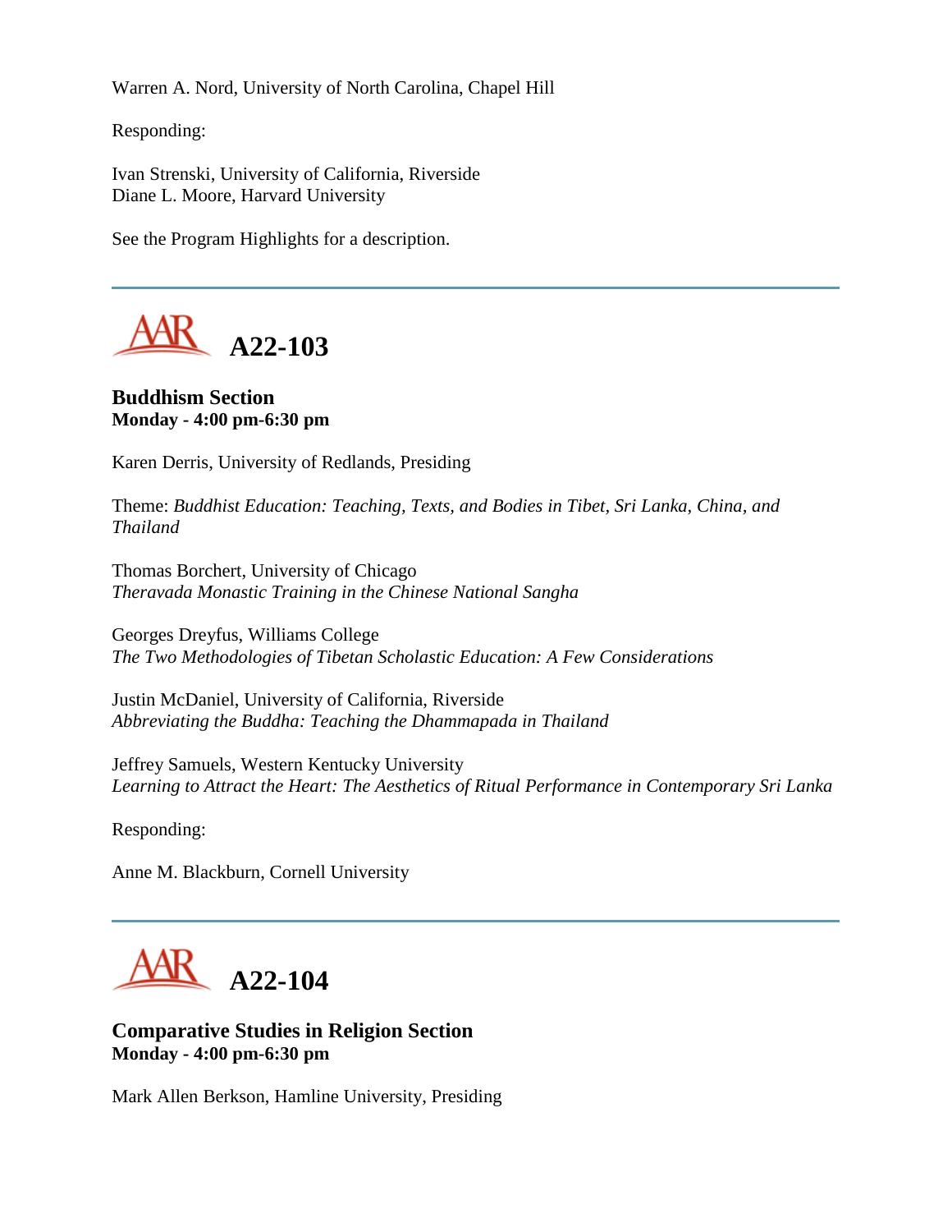Warren A. Nord, University of North Carolina, Chapel Hill

Responding:

Ivan Strenski, University of California, Riverside
Diane L. Moore, Harvard University

See the Program Highlights for a description.

---

## A22-103

**Buddhism Section**
**Monday - 4:00 pm-6:30 pm**

Karen Derris, University of Redlands, Presiding

Theme: *Buddhist Education: Teaching, Texts, and Bodies in Tibet, Sri Lanka, China, and Thailand*

Thomas Borchert, University of Chicago
*Theravada Monastic Training in the Chinese National Sangha*

Georges Dreyfus, Williams College
*The Two Methodologies of Tibetan Scholastic Education: A Few Considerations*

Justin McDaniel, University of California, Riverside
*Abbreviating the Buddha: Teaching the Dhammapada in Thailand*

Jeffrey Samuels, Western Kentucky University
*Learning to Attract the Heart: The Aesthetics of Ritual Performance in Contemporary Sri Lanka*

Responding:

Anne M. Blackburn, Cornell University

---

## A22-104

**Comparative Studies in Religion Section**
**Monday - 4:00 pm-6:30 pm**

Mark Allen Berkson, Hamline University, Presiding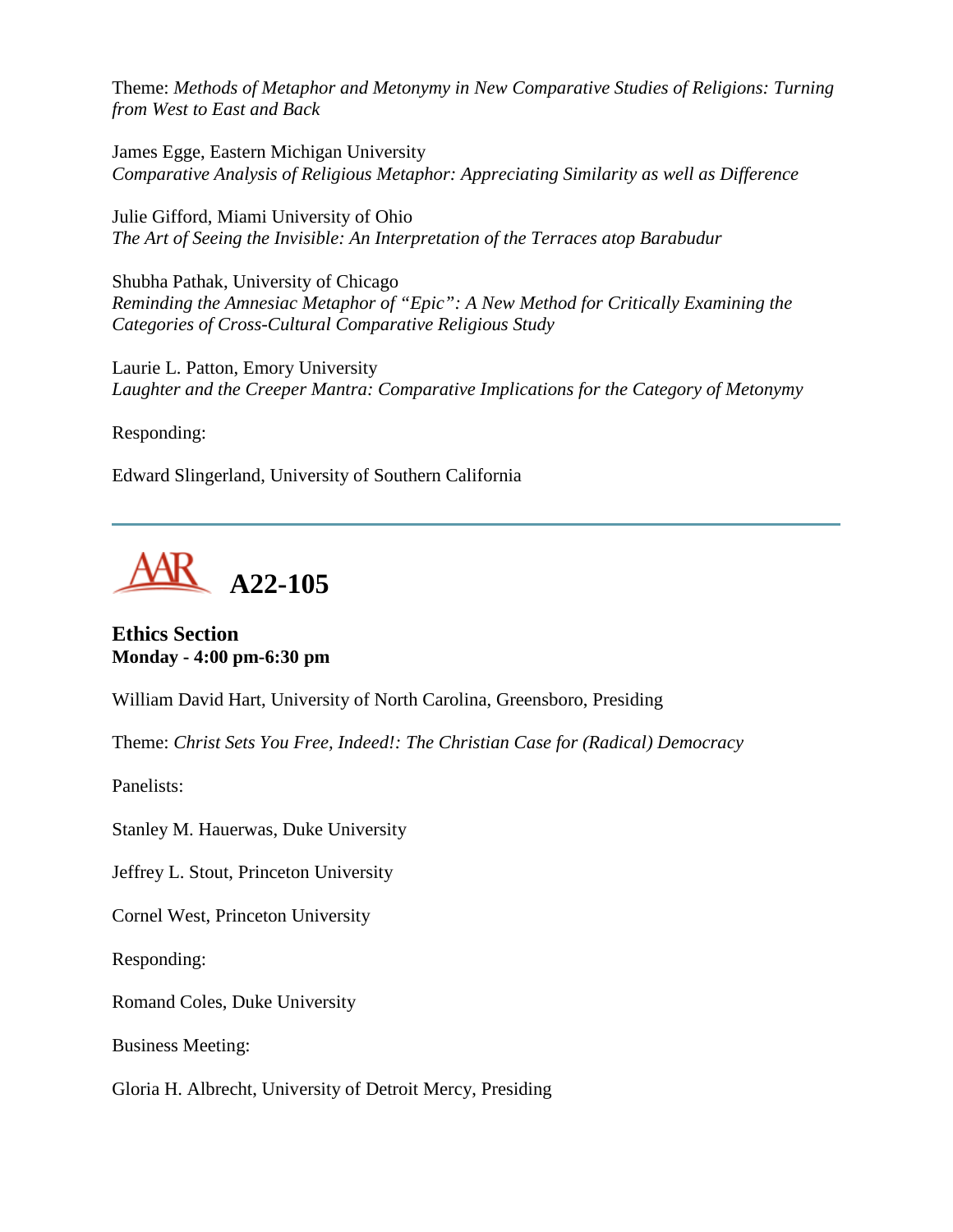Theme: *Methods of Metaphor and Metonymy in New Comparative Studies of Religions: Turning from West to East and Back*

James Egge, Eastern Michigan University
*Comparative Analysis of Religious Metaphor: Appreciating Similarity as well as Difference*

Julie Gifford, Miami University of Ohio
*The Art of Seeing the Invisible: An Interpretation of the Terraces atop Barabudur*

Shubha Pathak, University of Chicago
*Reminding the Amnesiac Metaphor of "Epic": A New Method for Critically Examining the Categories of Cross-Cultural Comparative Religious Study*

Laurie L. Patton, Emory University
*Laughter and the Creeper Mantra: Comparative Implications for the Category of Metonymy*

Responding:

Edward Slingerland, University of Southern California

---

## AAR A22-105

**Ethics Section**
**Monday - 4:00 pm-6:30 pm**

William David Hart, University of North Carolina, Greensboro, Presiding

Theme: *Christ Sets You Free, Indeed!: The Christian Case for (Radical) Democracy*

Panelists:

Stanley M. Hauerwas, Duke University

Jeffrey L. Stout, Princeton University

Cornel West, Princeton University

Responding:

Romand Coles, Duke University

Business Meeting:

Gloria H. Albrecht, University of Detroit Mercy, Presiding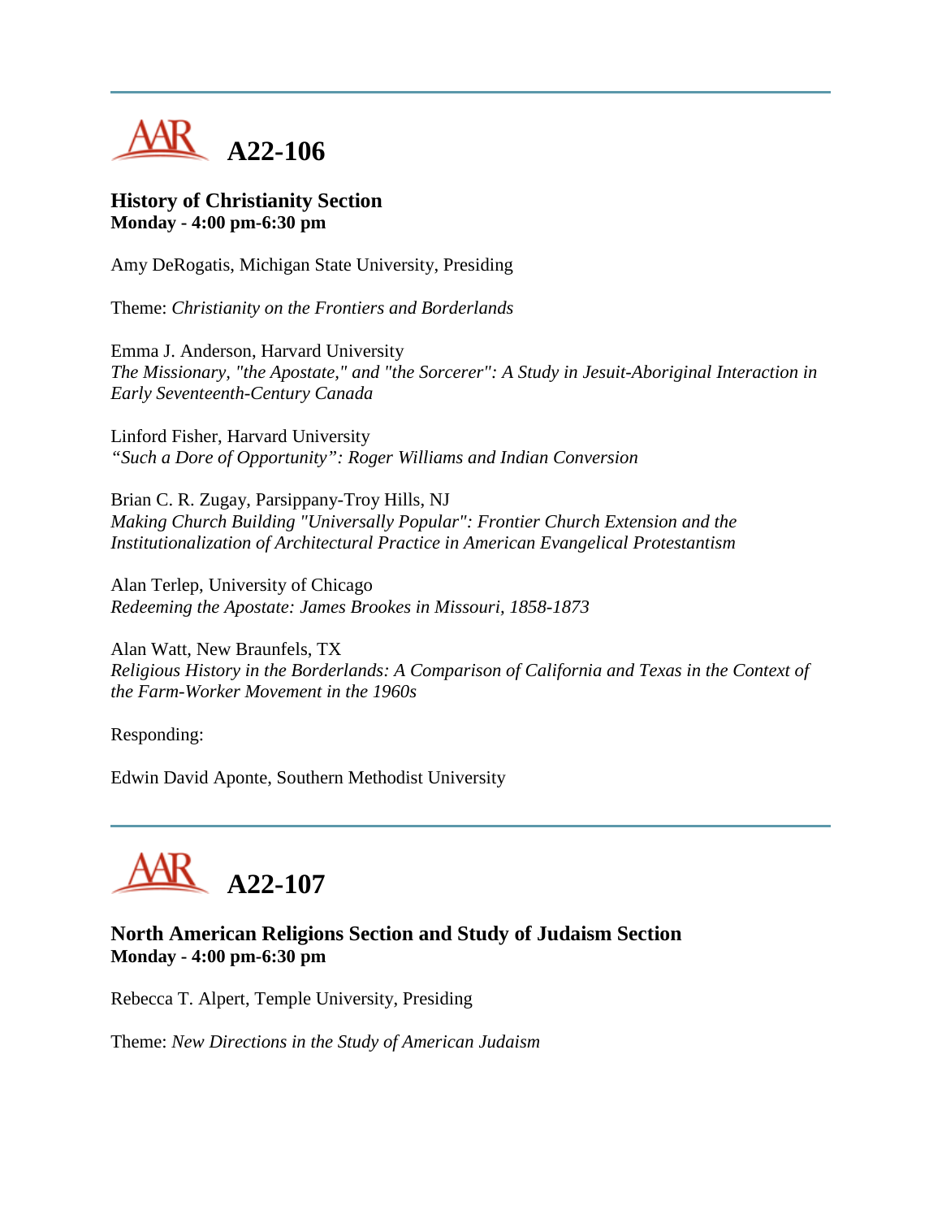---

# A22-106

### History of Christianity Section
**Monday - 4:00 pm-6:30 pm**

Amy DeRogatis, Michigan State University, Presiding

Theme: *Christianity on the Frontiers and Borderlands*

Emma J. Anderson, Harvard University
*The Missionary, "the Apostate," and "the Sorcerer": A Study in Jesuit-Aboriginal Interaction in Early Seventeenth-Century Canada*

Linford Fisher, Harvard University
*"Such a Dore of Opportunity": Roger Williams and Indian Conversion*

Brian C. R. Zugay, Parsippany-Troy Hills, NJ
*Making Church Building "Universally Popular": Frontier Church Extension and the Institutionalization of Architectural Practice in American Evangelical Protestantism*

Alan Terlep, University of Chicago
*Redeeming the Apostate: James Brookes in Missouri, 1858-1873*

Alan Watt, New Braunfels, TX
*Religious History in the Borderlands: A Comparison of California and Texas in the Context of the Farm-Worker Movement in the 1960s*

Responding:

Edwin David Aponte, Southern Methodist University

---

# A22-107

### North American Religions Section and Study of Judaism Section
**Monday - 4:00 pm-6:30 pm**

Rebecca T. Alpert, Temple University, Presiding

Theme: *New Directions in the Study of American Judaism*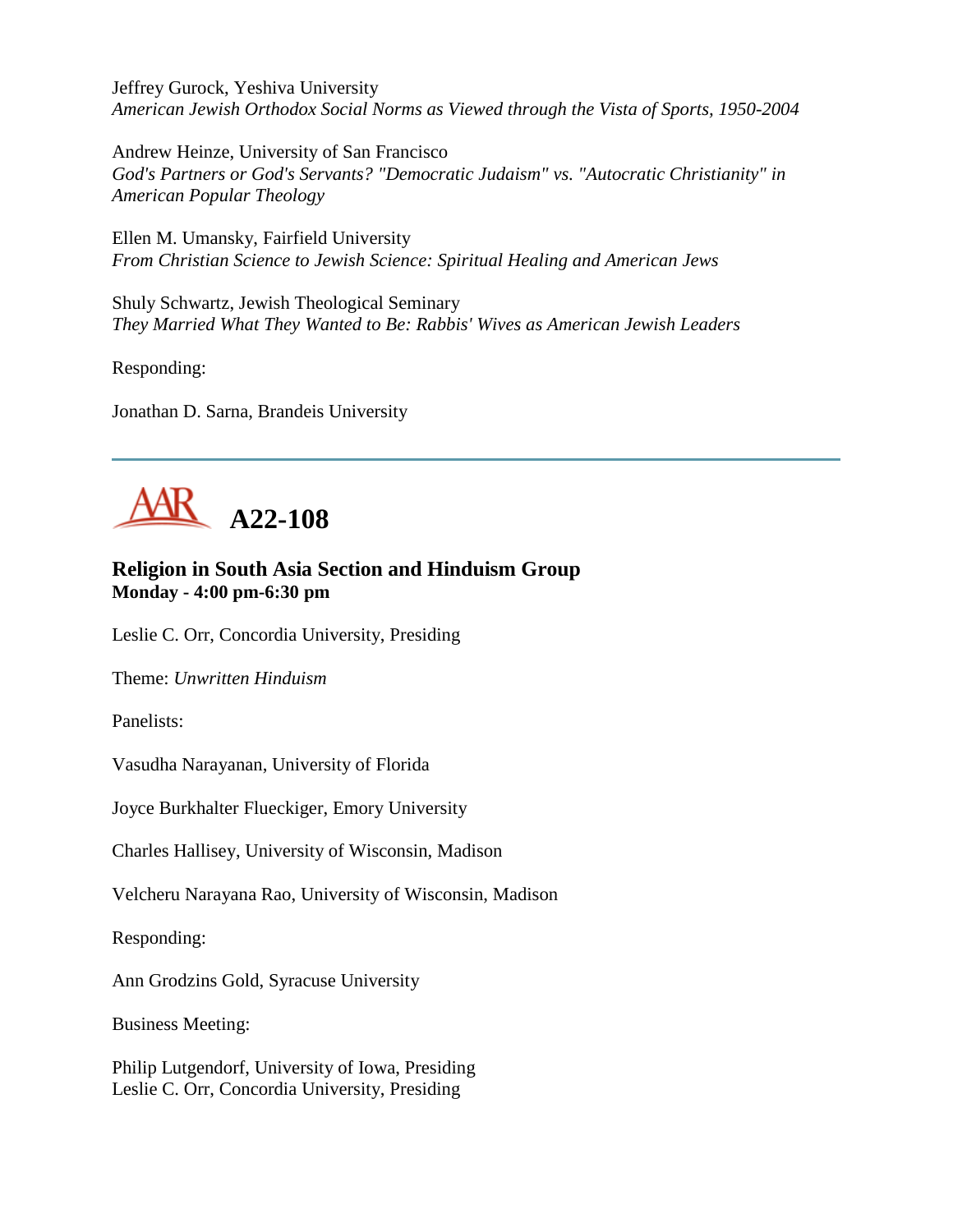Jeffrey Gurock, Yeshiva University
*American Jewish Orthodox Social Norms as Viewed through the Vista of Sports, 1950-2004*

Andrew Heinze, University of San Francisco
*God's Partners or God's Servants? "Democratic Judaism" vs. "Autocratic Christianity" in American Popular Theology*

Ellen M. Umansky, Fairfield University
*From Christian Science to Jewish Science: Spiritual Healing and American Jews*

Shuly Schwartz, Jewish Theological Seminary
*They Married What They Wanted to Be: Rabbis' Wives as American Jewish Leaders*

Responding:

Jonathan D. Sarna, Brandeis University

---

# A22-108

### Religion in South Asia Section and Hinduism Group
**Monday - 4:00 pm-6:30 pm**

Leslie C. Orr, Concordia University, Presiding

Theme: *Unwritten Hinduism*

Panelists:

Vasudha Narayanan, University of Florida

Joyce Burkhalter Flueckiger, Emory University

Charles Hallisey, University of Wisconsin, Madison

Velcheru Narayana Rao, University of Wisconsin, Madison

Responding:

Ann Grodzins Gold, Syracuse University

Business Meeting:

Philip Lutgendorf, University of Iowa, Presiding
Leslie C. Orr, Concordia University, Presiding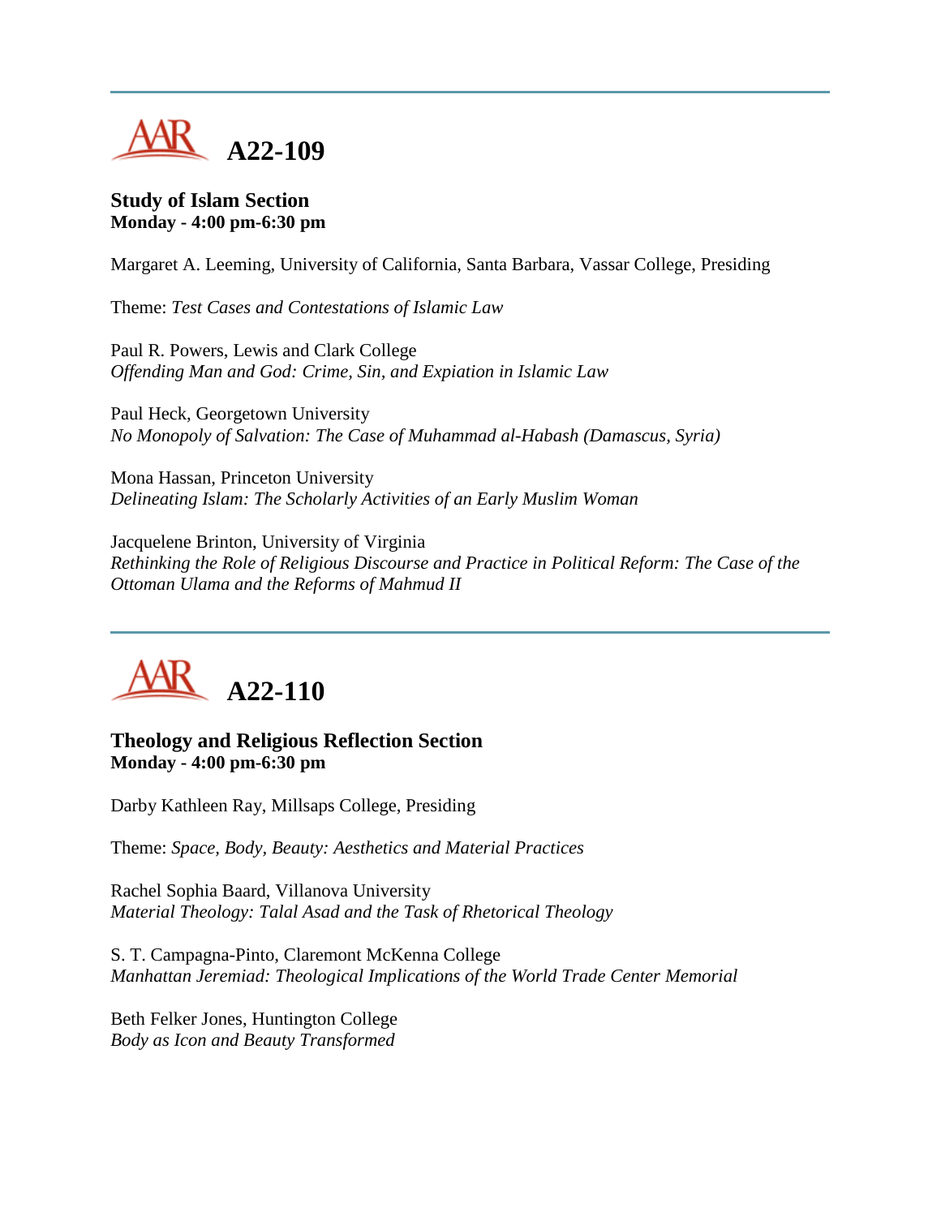# A22-109

**Study of Islam Section**
**Monday - 4:00 pm-6:30 pm**

Margaret A. Leeming, University of California, Santa Barbara, Vassar College, Presiding

Theme: *Test Cases and Contestations of Islamic Law*

Paul R. Powers, Lewis and Clark College
*Offending Man and God: Crime, Sin, and Expiation in Islamic Law*

Paul Heck, Georgetown University
*No Monopoly of Salvation: The Case of Muhammad al-Habash (Damascus, Syria)*

Mona Hassan, Princeton University
*Delineating Islam: The Scholarly Activities of an Early Muslim Woman*

Jacquelene Brinton, University of Virginia
*Rethinking the Role of Religious Discourse and Practice in Political Reform: The Case of the Ottoman Ulama and the Reforms of Mahmud II*

# A22-110

**Theology and Religious Reflection Section**
**Monday - 4:00 pm-6:30 pm**

Darby Kathleen Ray, Millsaps College, Presiding

Theme: *Space, Body, Beauty: Aesthetics and Material Practices*

Rachel Sophia Baard, Villanova University
*Material Theology: Talal Asad and the Task of Rhetorical Theology*

S. T. Campagna-Pinto, Claremont McKenna College
*Manhattan Jeremiad: Theological Implications of the World Trade Center Memorial*

Beth Felker Jones, Huntington College
*Body as Icon and Beauty Transformed*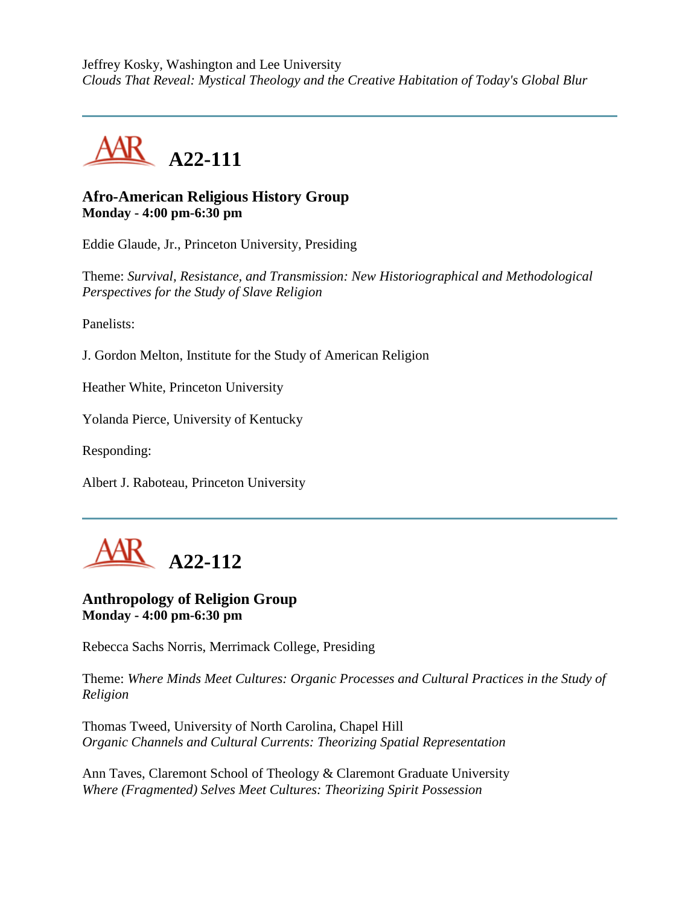Jeffrey Kosky, Washington and Lee University
*Clouds That Reveal: Mystical Theology and the Creative Habitation of Today's Global Blur*

---

## A22-111

### Afro-American Religious History Group
**Monday - 4:00 pm-6:30 pm**

Eddie Glaude, Jr., Princeton University, Presiding

Theme: *Survival, Resistance, and Transmission: New Historiographical and Methodological Perspectives for the Study of Slave Religion*

Panelists:

J. Gordon Melton, Institute for the Study of American Religion

Heather White, Princeton University

Yolanda Pierce, University of Kentucky

Responding:

Albert J. Raboteau, Princeton University

---

## A22-112

### Anthropology of Religion Group
**Monday - 4:00 pm-6:30 pm**

Rebecca Sachs Norris, Merrimack College, Presiding

Theme: *Where Minds Meet Cultures: Organic Processes and Cultural Practices in the Study of Religion*

Thomas Tweed, University of North Carolina, Chapel Hill
*Organic Channels and Cultural Currents: Theorizing Spatial Representation*

Ann Taves, Claremont School of Theology & Claremont Graduate University
*Where (Fragmented) Selves Meet Cultures: Theorizing Spirit Possession*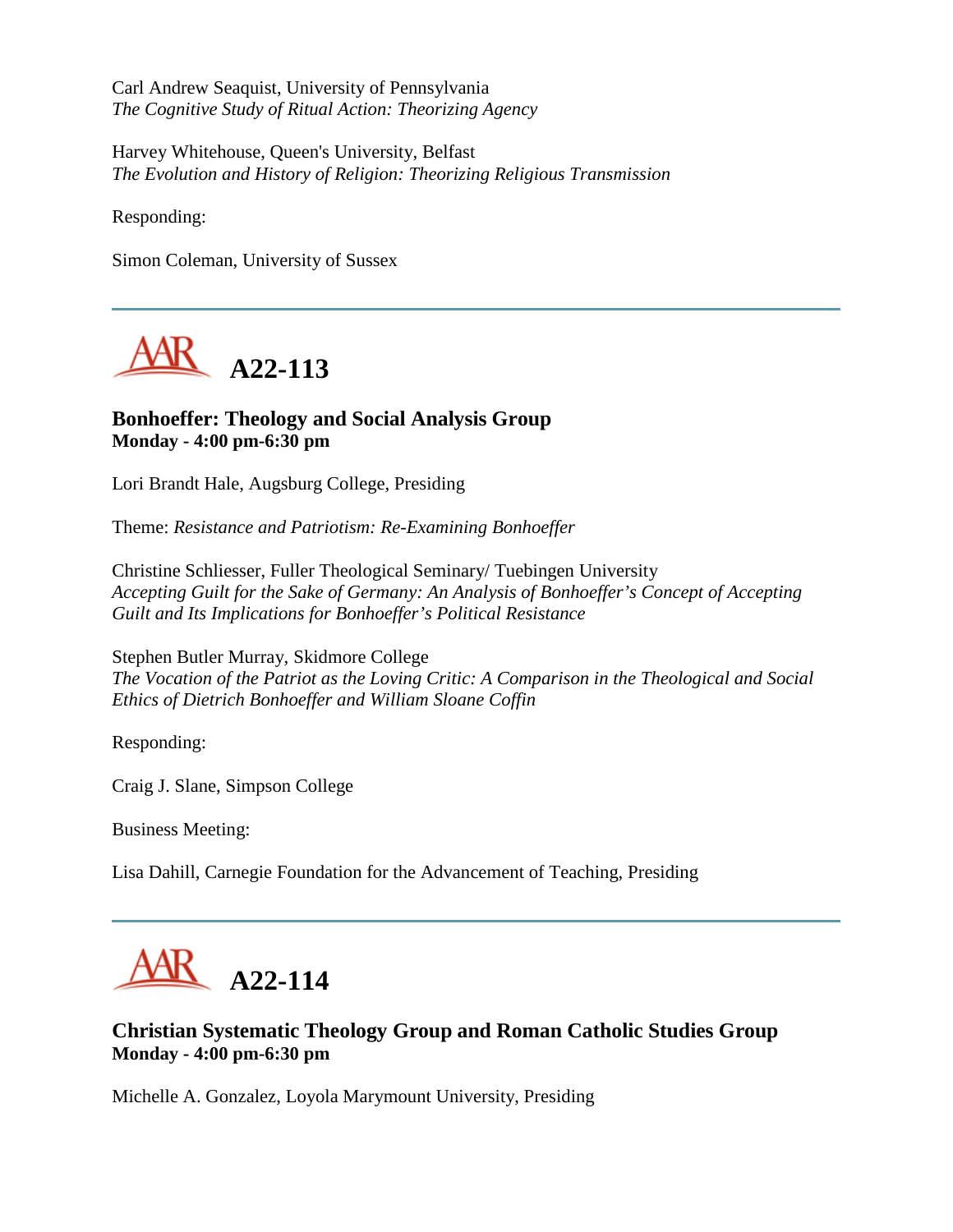Carl Andrew Seaquist, University of Pennsylvania
*The Cognitive Study of Ritual Action: Theorizing Agency*

Harvey Whitehouse, Queen's University, Belfast
*The Evolution and History of Religion: Theorizing Religious Transmission*

Responding:

Simon Coleman, University of Sussex

---

# A22-113

### Bonhoeffer: Theology and Social Analysis Group
**Monday - 4:00 pm-6:30 pm**

Lori Brandt Hale, Augsburg College, Presiding

Theme: *Resistance and Patriotism: Re-Examining Bonhoeffer*

Christine Schliesser, Fuller Theological Seminary/ Tuebingen University
*Accepting Guilt for the Sake of Germany: An Analysis of Bonhoeffer's Concept of Accepting Guilt and Its Implications for Bonhoeffer's Political Resistance*

Stephen Butler Murray, Skidmore College
*The Vocation of the Patriot as the Loving Critic: A Comparison in the Theological and Social Ethics of Dietrich Bonhoeffer and William Sloane Coffin*

Responding:

Craig J. Slane, Simpson College

Business Meeting:

Lisa Dahill, Carnegie Foundation for the Advancement of Teaching, Presiding

---

# A22-114

### Christian Systematic Theology Group and Roman Catholic Studies Group
**Monday - 4:00 pm-6:30 pm**

Michelle A. Gonzalez, Loyola Marymount University, Presiding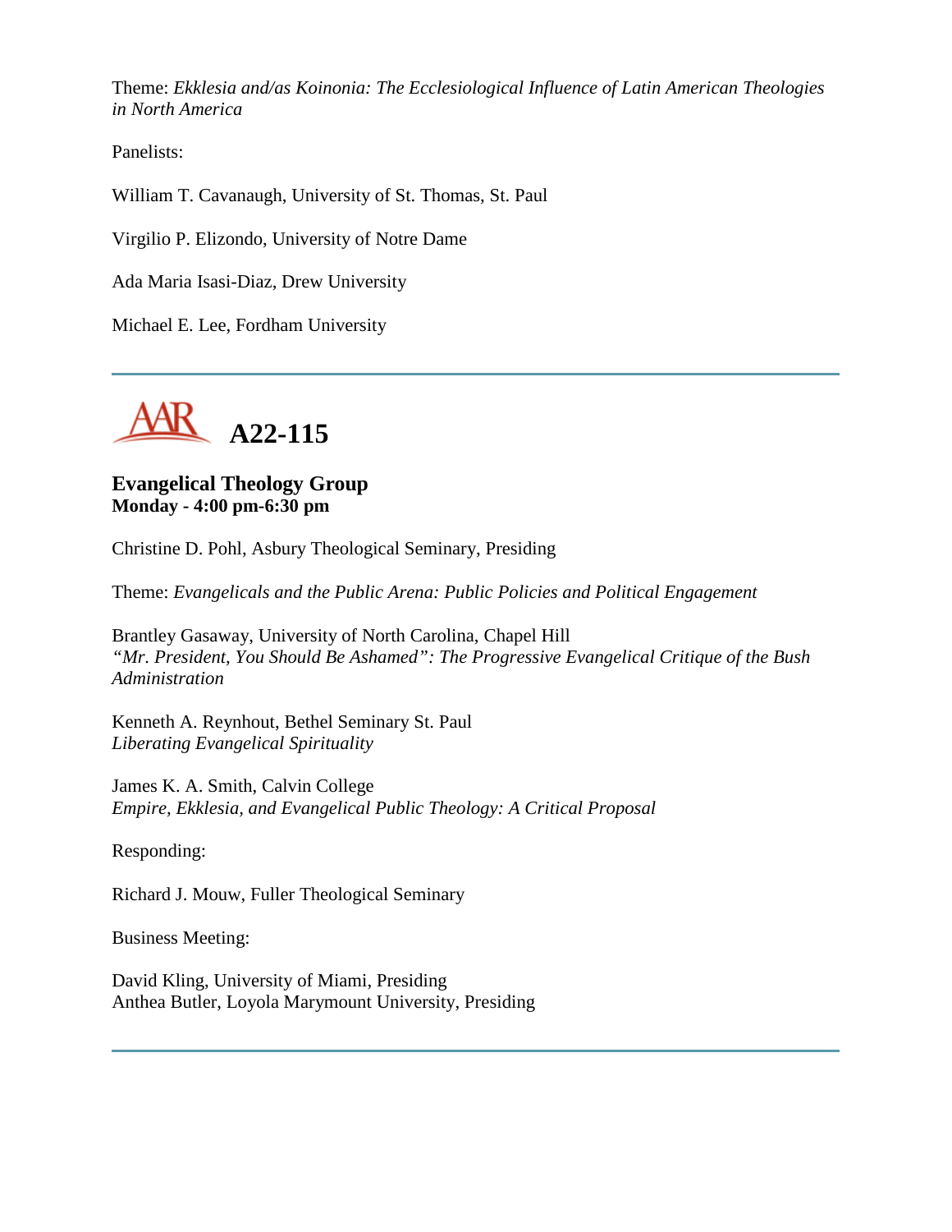Theme: *Ekklesia and/as Koinonia: The Ecclesiological Influence of Latin American Theologies in North America*

Panelists:

William T. Cavanaugh, University of St. Thomas, St. Paul

Virgilio P. Elizondo, University of Notre Dame

Ada Maria Isasi-Diaz, Drew University

Michael E. Lee, Fordham University

---

## A22-115

### Evangelical Theology Group
**Monday - 4:00 pm-6:30 pm**

Christine D. Pohl, Asbury Theological Seminary, Presiding

Theme: *Evangelicals and the Public Arena: Public Policies and Political Engagement*

Brantley Gasaway, University of North Carolina, Chapel Hill
*"Mr. President, You Should Be Ashamed": The Progressive Evangelical Critique of the Bush Administration*

Kenneth A. Reynhout, Bethel Seminary St. Paul
*Liberating Evangelical Spirituality*

James K. A. Smith, Calvin College
*Empire, Ekklesia, and Evangelical Public Theology: A Critical Proposal*

Responding:

Richard J. Mouw, Fuller Theological Seminary

Business Meeting:

David Kling, University of Miami, Presiding
Anthea Butler, Loyola Marymount University, Presiding

---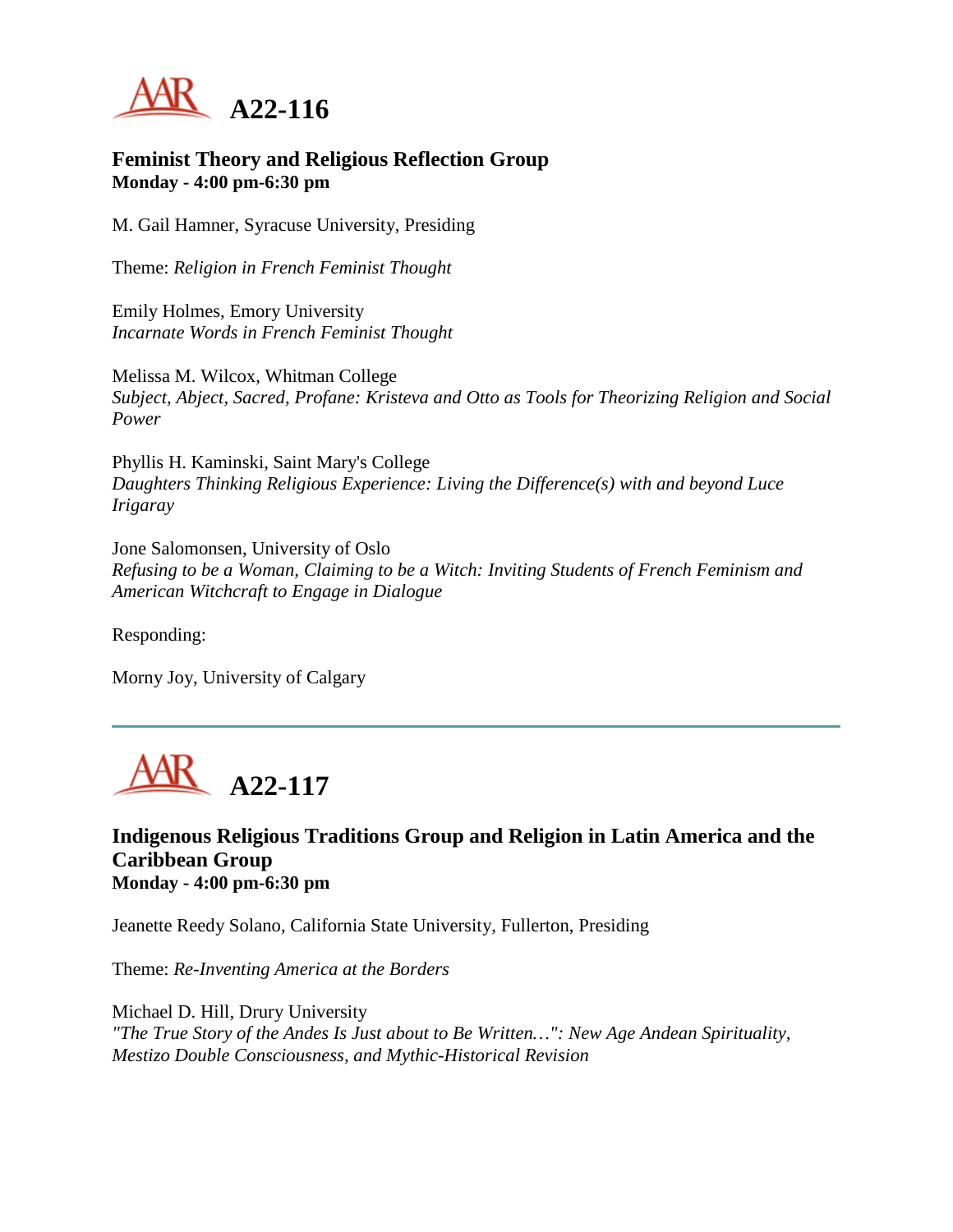## A22-116

### Feminist Theory and Religious Reflection Group
**Monday - 4:00 pm-6:30 pm**

M. Gail Hamner, Syracuse University, Presiding

Theme: *Religion in French Feminist Thought*

Emily Holmes, Emory University
*Incarnate Words in French Feminist Thought*

Melissa M. Wilcox, Whitman College
*Subject, Abject, Sacred, Profane: Kristeva and Otto as Tools for Theorizing Religion and Social Power*

Phyllis H. Kaminski, Saint Mary's College
*Daughters Thinking Religious Experience: Living the Difference(s) with and beyond Luce Irigaray*

Jone Salomonsen, University of Oslo
*Refusing to be a Woman, Claiming to be a Witch: Inviting Students of French Feminism and American Witchcraft to Engage in Dialogue*

Responding:

Morny Joy, University of Calgary

---

## A22-117

### Indigenous Religious Traditions Group and Religion in Latin America and the Caribbean Group
**Monday - 4:00 pm-6:30 pm**

Jeanette Reedy Solano, California State University, Fullerton, Presiding

Theme: *Re-Inventing America at the Borders*

Michael D. Hill, Drury University
*"The True Story of the Andes Is Just about to Be Written…": New Age Andean Spirituality, Mestizo Double Consciousness, and Mythic-Historical Revision*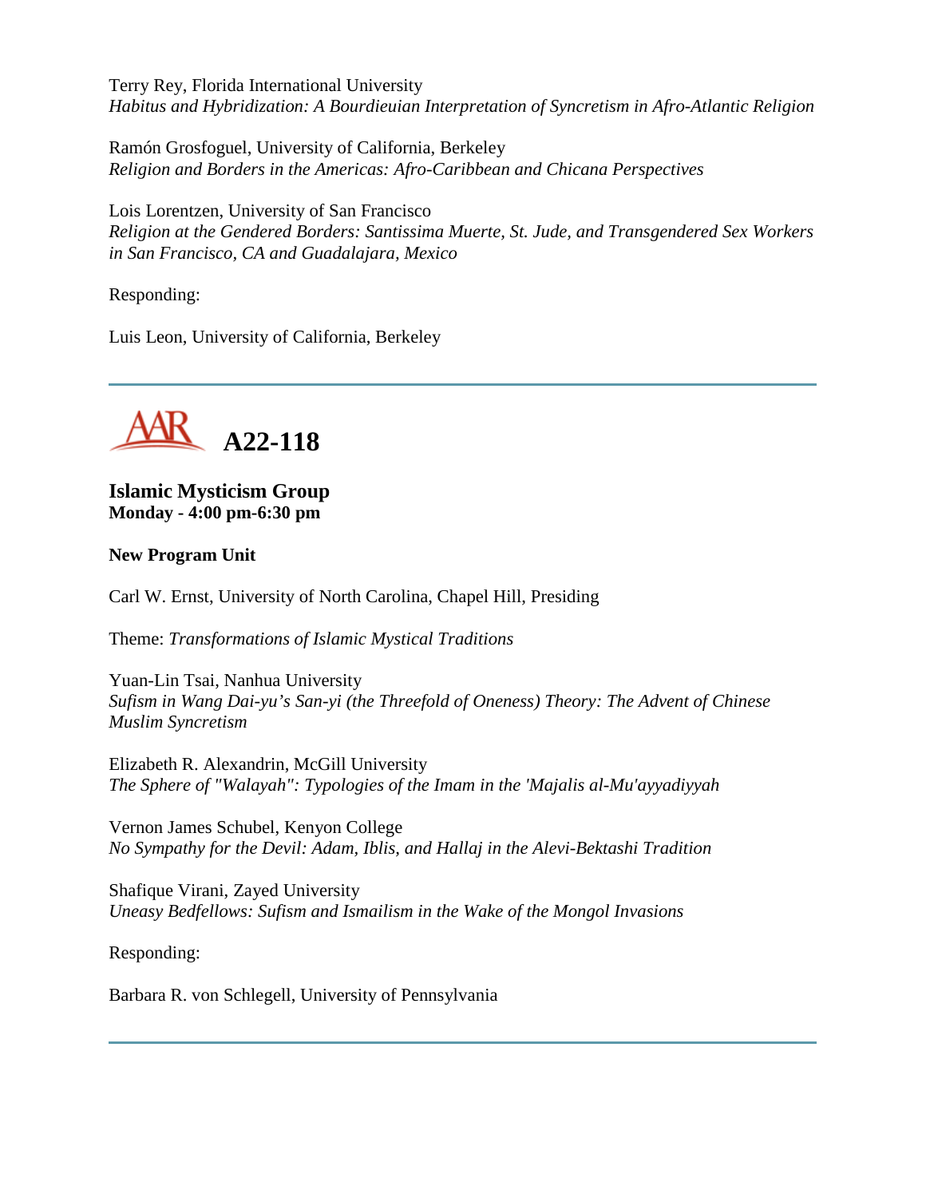Terry Rey, Florida International University
*Habitus and Hybridization: A Bourdieuian Interpretation of Syncretism in Afro-Atlantic Religion*

Ramón Grosfoguel, University of California, Berkeley
*Religion and Borders in the Americas: Afro-Caribbean and Chicana Perspectives*

Lois Lorentzen, University of San Francisco
*Religion at the Gendered Borders: Santissima Muerte, St. Jude, and Transgendered Sex Workers in San Francisco, CA and Guadalajara, Mexico*

Responding:

Luis Leon, University of California, Berkeley

---

## A22-118

### Islamic Mysticism Group
**Monday - 4:00 pm-6:30 pm**

**New Program Unit**

Carl W. Ernst, University of North Carolina, Chapel Hill, Presiding

Theme: *Transformations of Islamic Mystical Traditions*

Yuan-Lin Tsai, Nanhua University
*Sufism in Wang Dai-yu's San-yi (the Threefold of Oneness) Theory: The Advent of Chinese Muslim Syncretism*

Elizabeth R. Alexandrin, McGill University
*The Sphere of "Walayah": Typologies of the Imam in the 'Majalis al-Mu'ayyadiyyah*

Vernon James Schubel, Kenyon College
*No Sympathy for the Devil: Adam, Iblis, and Hallaj in the Alevi-Bektashi Tradition*

Shafique Virani, Zayed University
*Uneasy Bedfellows: Sufism and Ismailism in the Wake of the Mongol Invasions*

Responding:

Barbara R. von Schlegell, University of Pennsylvania

---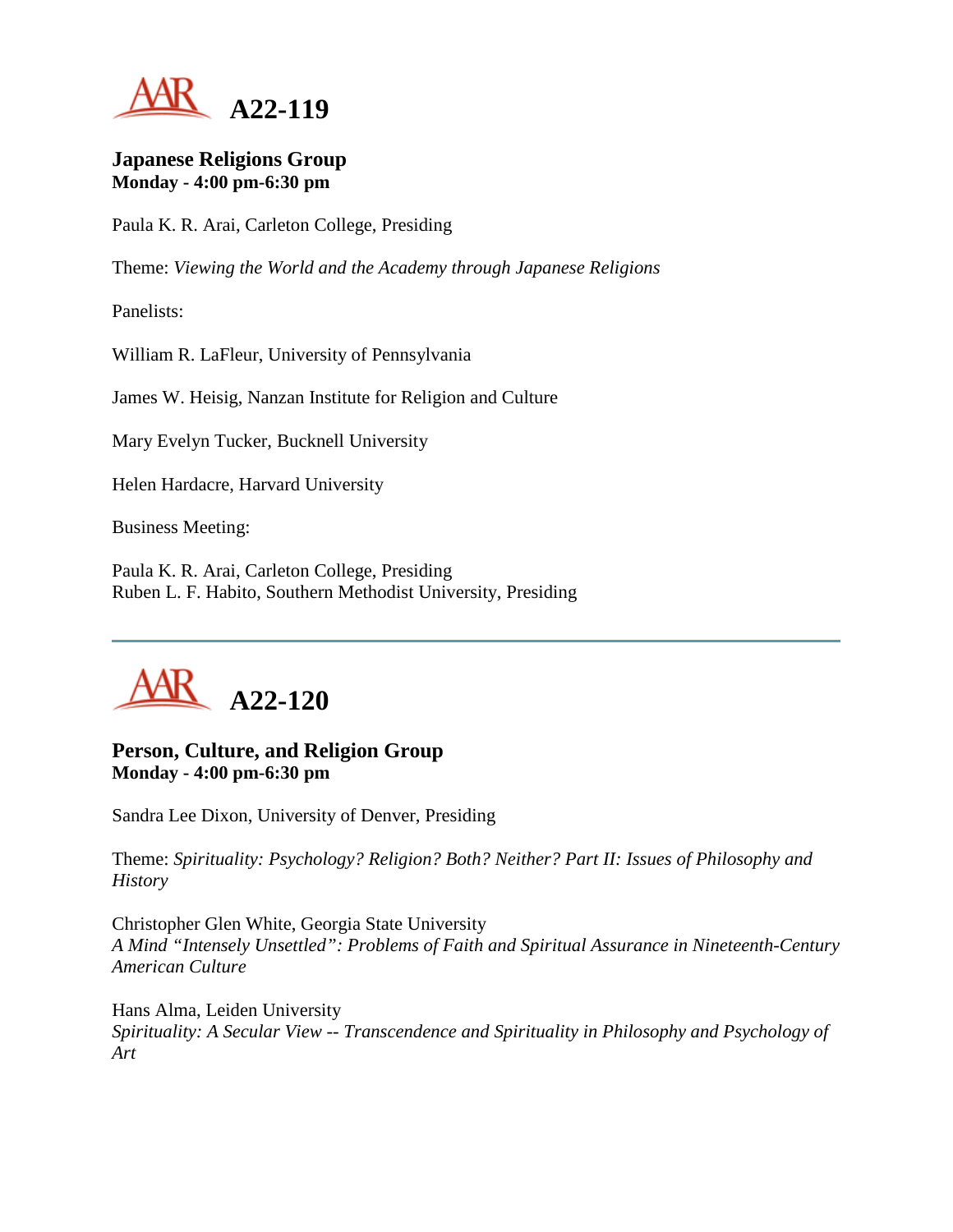# A22-119

### Japanese Religions Group
**Monday - 4:00 pm-6:30 pm**

Paula K. R. Arai, Carleton College, Presiding

Theme: *Viewing the World and the Academy through Japanese Religions*

Panelists:

William R. LaFleur, University of Pennsylvania

James W. Heisig, Nanzan Institute for Religion and Culture

Mary Evelyn Tucker, Bucknell University

Helen Hardacre, Harvard University

Business Meeting:

Paula K. R. Arai, Carleton College, Presiding
Ruben L. F. Habito, Southern Methodist University, Presiding

---

# A22-120

### Person, Culture, and Religion Group
**Monday - 4:00 pm-6:30 pm**

Sandra Lee Dixon, University of Denver, Presiding

Theme: *Spirituality: Psychology? Religion? Both? Neither? Part II: Issues of Philosophy and History*

Christopher Glen White, Georgia State University
*A Mind "Intensely Unsettled": Problems of Faith and Spiritual Assurance in Nineteenth-Century American Culture*

Hans Alma, Leiden University
*Spirituality: A Secular View -- Transcendence and Spirituality in Philosophy and Psychology of Art*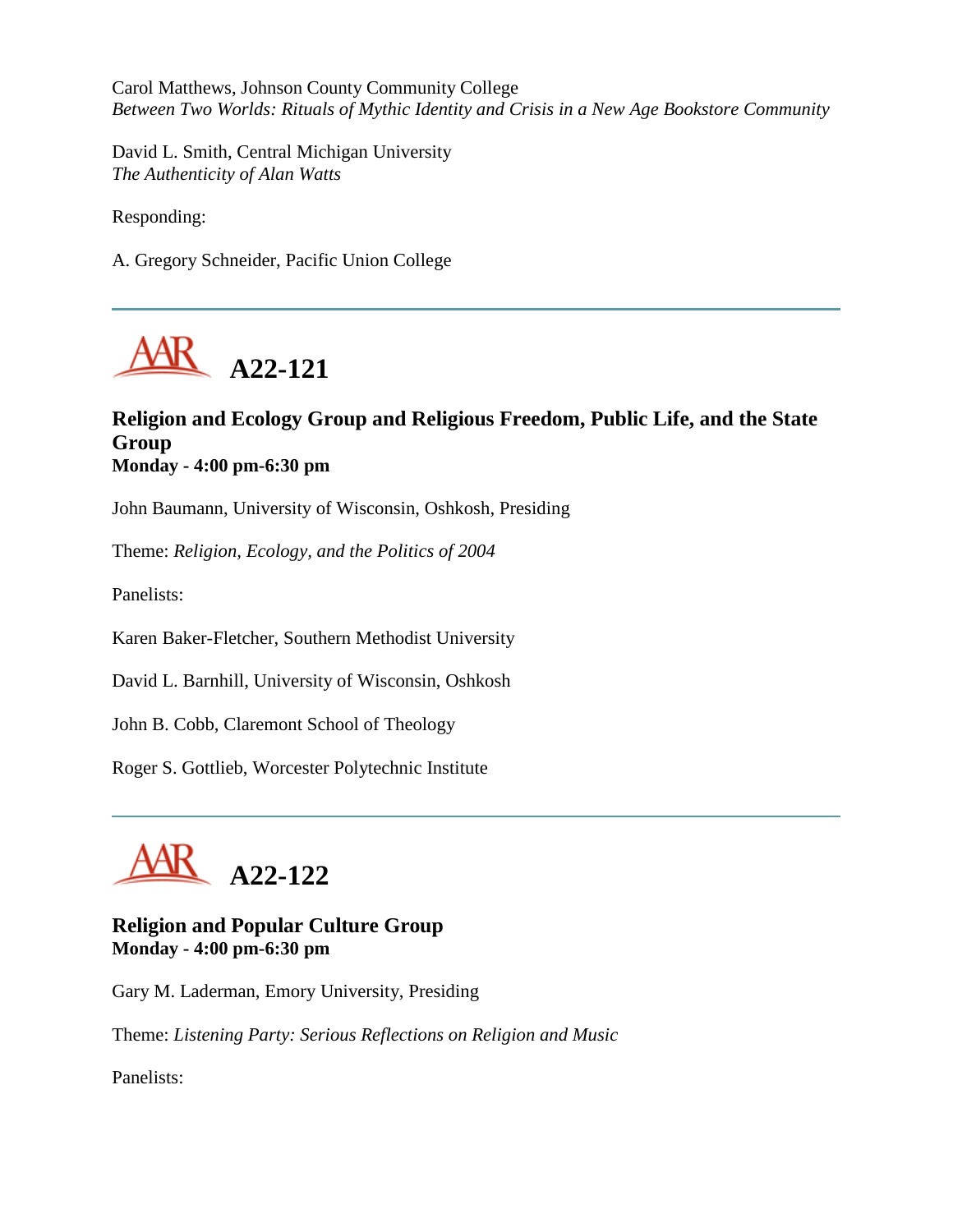Carol Matthews, Johnson County Community College
*Between Two Worlds: Rituals of Mythic Identity and Crisis in a New Age Bookstore Community*

David L. Smith, Central Michigan University
*The Authenticity of Alan Watts*

Responding:

A. Gregory Schneider, Pacific Union College

---

## A22-121

**Religion and Ecology Group and Religious Freedom, Public Life, and the State Group**
**Monday - 4:00 pm-6:30 pm**

John Baumann, University of Wisconsin, Oshkosh, Presiding

Theme: *Religion, Ecology, and the Politics of 2004*

Panelists:

Karen Baker-Fletcher, Southern Methodist University

David L. Barnhill, University of Wisconsin, Oshkosh

John B. Cobb, Claremont School of Theology

Roger S. Gottlieb, Worcester Polytechnic Institute

---

## A22-122

**Religion and Popular Culture Group**
**Monday - 4:00 pm-6:30 pm**

Gary M. Laderman, Emory University, Presiding

Theme: *Listening Party: Serious Reflections on Religion and Music*

Panelists: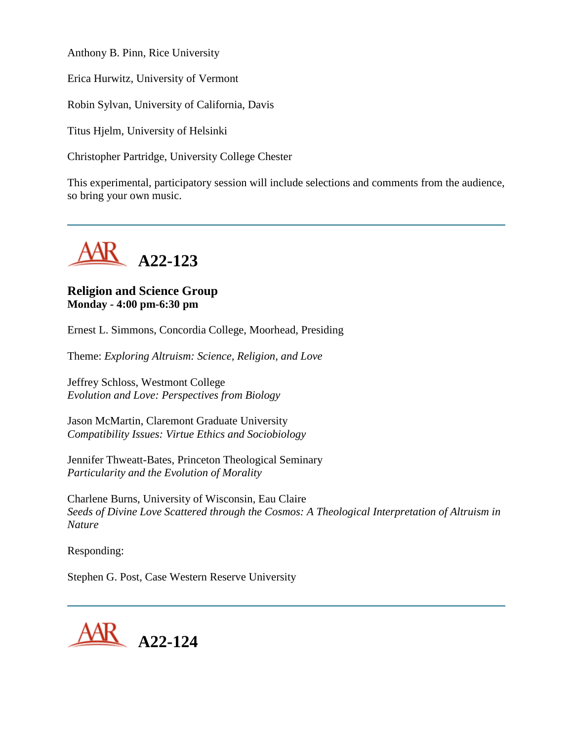Anthony B. Pinn, Rice University

Erica Hurwitz, University of Vermont

Robin Sylvan, University of California, Davis

Titus Hjelm, University of Helsinki

Christopher Partridge, University College Chester

This experimental, participatory session will include selections and comments from the audience, so bring your own music.

---

# AAR A22-123

### Religion and Science Group
**Monday - 4:00 pm-6:30 pm**

Ernest L. Simmons, Concordia College, Moorhead, Presiding

Theme: *Exploring Altruism: Science, Religion, and Love*

Jeffrey Schloss, Westmont College
*Evolution and Love: Perspectives from Biology*

Jason McMartin, Claremont Graduate University
*Compatibility Issues: Virtue Ethics and Sociobiology*

Jennifer Thweatt-Bates, Princeton Theological Seminary
*Particularity and the Evolution of Morality*

Charlene Burns, University of Wisconsin, Eau Claire
*Seeds of Divine Love Scattered through the Cosmos: A Theological Interpretation of Altruism in Nature*

Responding:

Stephen G. Post, Case Western Reserve University

---

# AAR A22-124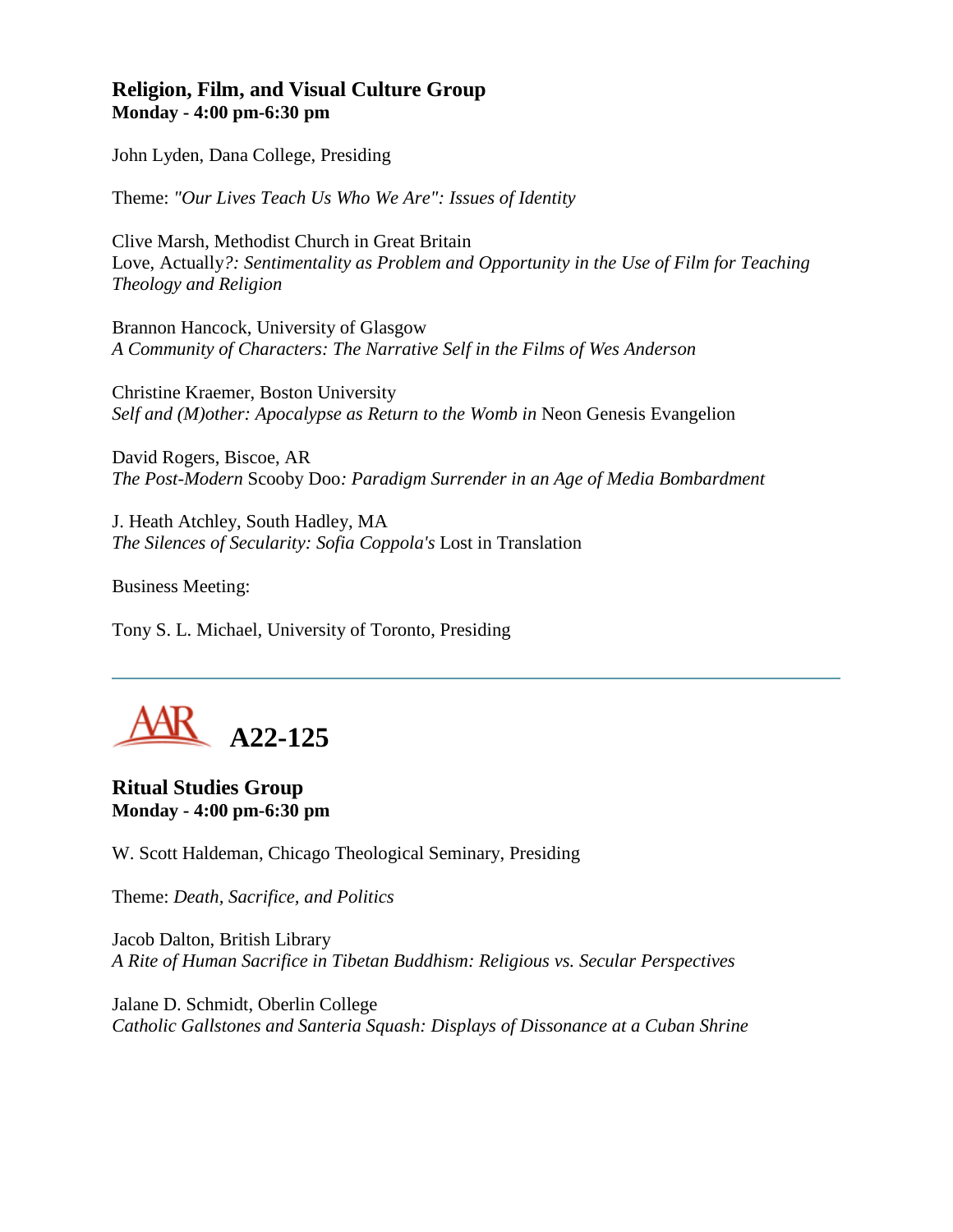### Religion, Film, and Visual Culture Group
**Monday - 4:00 pm-6:30 pm**

John Lyden, Dana College, Presiding

Theme: *"Our Lives Teach Us Who We Are": Issues of Identity*

Clive Marsh, Methodist Church in Great Britain
Love, Actually*?: Sentimentality as Problem and Opportunity in the Use of Film for Teaching Theology and Religion*

Brannon Hancock, University of Glasgow
*A Community of Characters: The Narrative Self in the Films of Wes Anderson*

Christine Kraemer, Boston University
*Self and (M)other: Apocalypse as Return to the Womb in* Neon Genesis Evangelion

David Rogers, Biscoe, AR
*The Post-Modern* Scooby Doo*: Paradigm Surrender in an Age of Media Bombardment*

J. Heath Atchley, South Hadley, MA
*The Silences of Secularity: Sofia Coppola's* Lost in Translation

Business Meeting:

Tony S. L. Michael, University of Toronto, Presiding

---

## A22-125

### Ritual Studies Group
**Monday - 4:00 pm-6:30 pm**

W. Scott Haldeman, Chicago Theological Seminary, Presiding

Theme: *Death, Sacrifice, and Politics*

Jacob Dalton, British Library
*A Rite of Human Sacrifice in Tibetan Buddhism: Religious vs. Secular Perspectives*

Jalane D. Schmidt, Oberlin College
*Catholic Gallstones and Santeria Squash: Displays of Dissonance at a Cuban Shrine*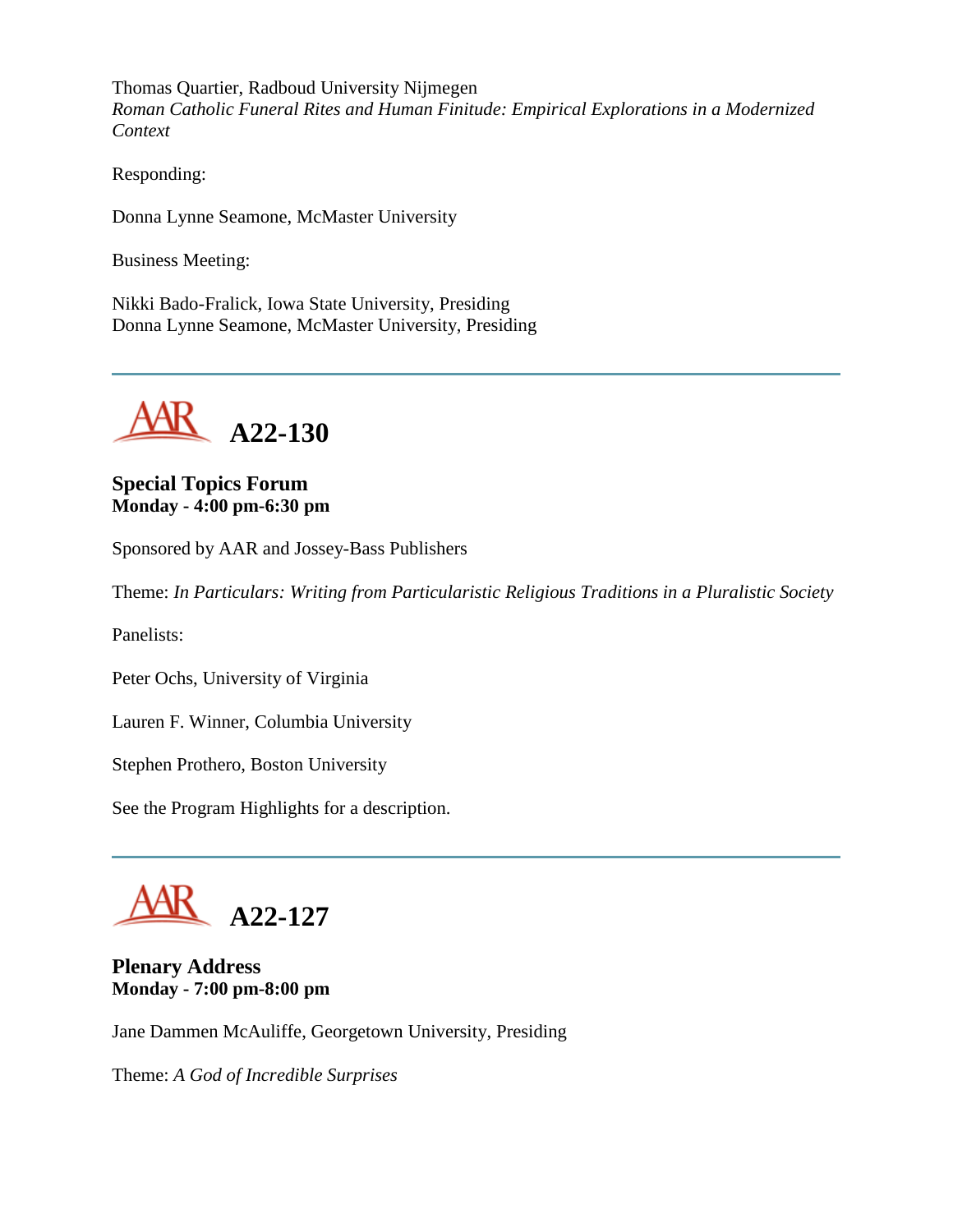Thomas Quartier, Radboud University Nijmegen
*Roman Catholic Funeral Rites and Human Finitude: Empirical Explorations in a Modernized Context*

Responding:

Donna Lynne Seamone, McMaster University

Business Meeting:

Nikki Bado-Fralick, Iowa State University, Presiding
Donna Lynne Seamone, McMaster University, Presiding

---

## A22-130

**Special Topics Forum**
**Monday - 4:00 pm-6:30 pm**

Sponsored by AAR and Jossey-Bass Publishers

Theme: *In Particulars: Writing from Particularistic Religious Traditions in a Pluralistic Society*

Panelists:

Peter Ochs, University of Virginia

Lauren F. Winner, Columbia University

Stephen Prothero, Boston University

See the Program Highlights for a description.

---

## A22-127

**Plenary Address**
**Monday - 7:00 pm-8:00 pm**

Jane Dammen McAuliffe, Georgetown University, Presiding

Theme: *A God of Incredible Surprises*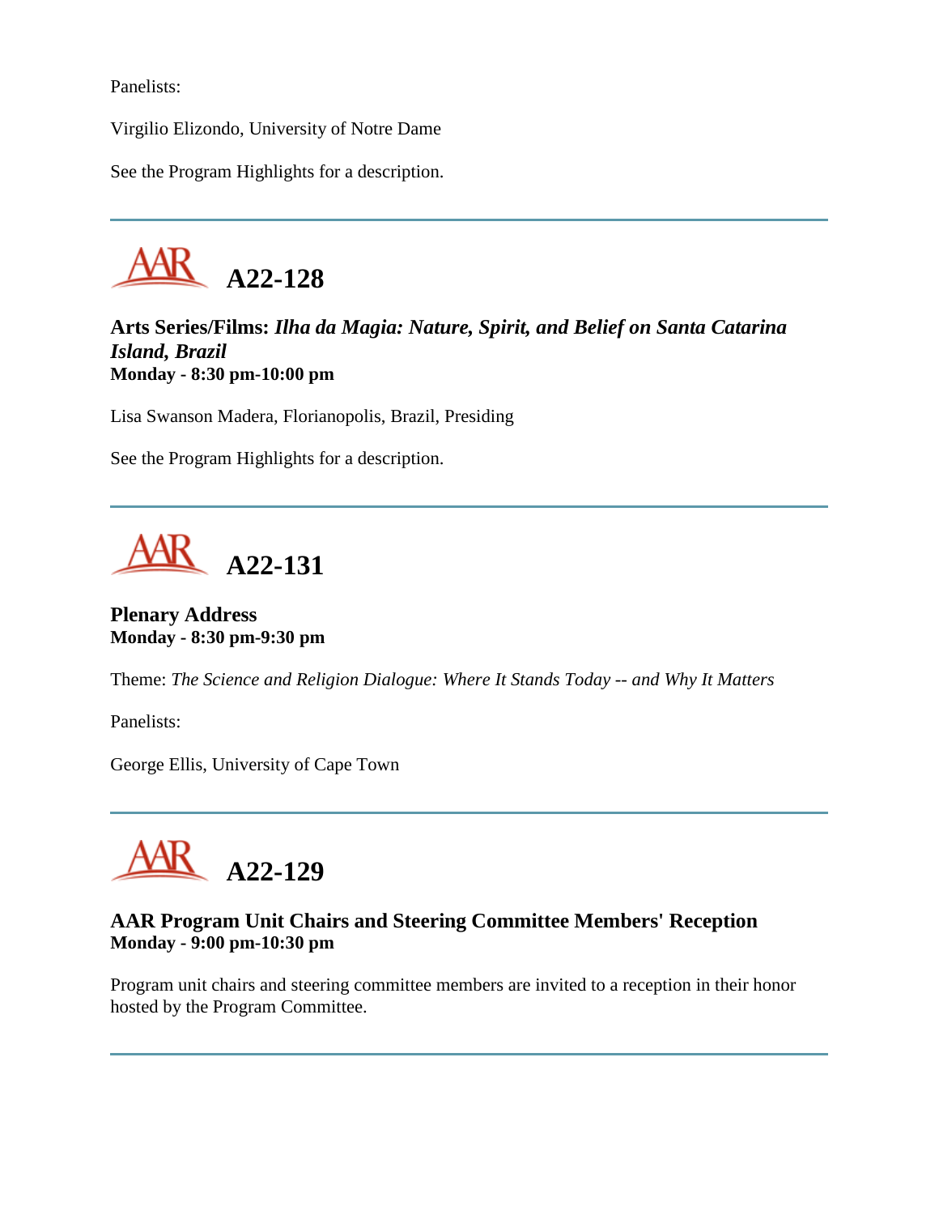Panelists:

Virgilio Elizondo, University of Notre Dame

See the Program Highlights for a description.

---

# A22-128

**Arts Series/Films:** ***Ilha da Magia: Nature, Spirit, and Belief on Santa Catarina Island, Brazil***
**Monday - 8:30 pm-10:00 pm**

Lisa Swanson Madera, Florianopolis, Brazil, Presiding

See the Program Highlights for a description.

---

# A22-131

**Plenary Address**
**Monday - 8:30 pm-9:30 pm**

Theme: *The Science and Religion Dialogue: Where It Stands Today -- and Why It Matters*

Panelists:

George Ellis, University of Cape Town

---

# A22-129

**AAR Program Unit Chairs and Steering Committee Members' Reception**
**Monday - 9:00 pm-10:30 pm**

Program unit chairs and steering committee members are invited to a reception in their honor hosted by the Program Committee.

---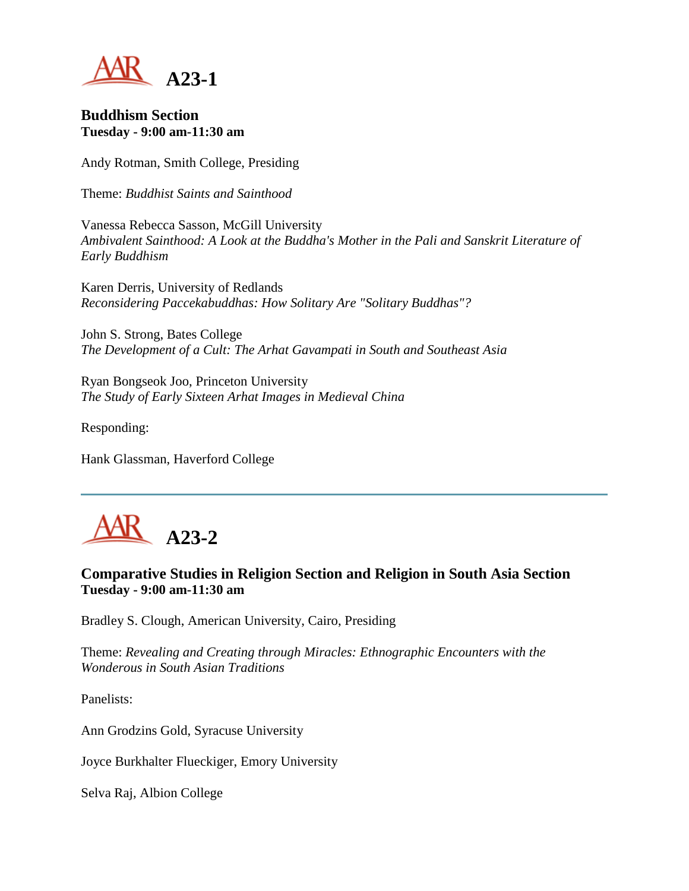# A23-1

**Buddhism Section**
**Tuesday - 9:00 am-11:30 am**

Andy Rotman, Smith College, Presiding

Theme: *Buddhist Saints and Sainthood*

Vanessa Rebecca Sasson, McGill University
*Ambivalent Sainthood: A Look at the Buddha's Mother in the Pali and Sanskrit Literature of Early Buddhism*

Karen Derris, University of Redlands
*Reconsidering Paccekabuddhas: How Solitary Are "Solitary Buddhas"?*

John S. Strong, Bates College
*The Development of a Cult: The Arhat Gavampati in South and Southeast Asia*

Ryan Bongseok Joo, Princeton University
*The Study of Early Sixteen Arhat Images in Medieval China*

Responding:

Hank Glassman, Haverford College

---

# A23-2

**Comparative Studies in Religion Section and Religion in South Asia Section**
**Tuesday - 9:00 am-11:30 am**

Bradley S. Clough, American University, Cairo, Presiding

Theme: *Revealing and Creating through Miracles: Ethnographic Encounters with the Wonderous in South Asian Traditions*

Panelists:

Ann Grodzins Gold, Syracuse University

Joyce Burkhalter Flueckiger, Emory University

Selva Raj, Albion College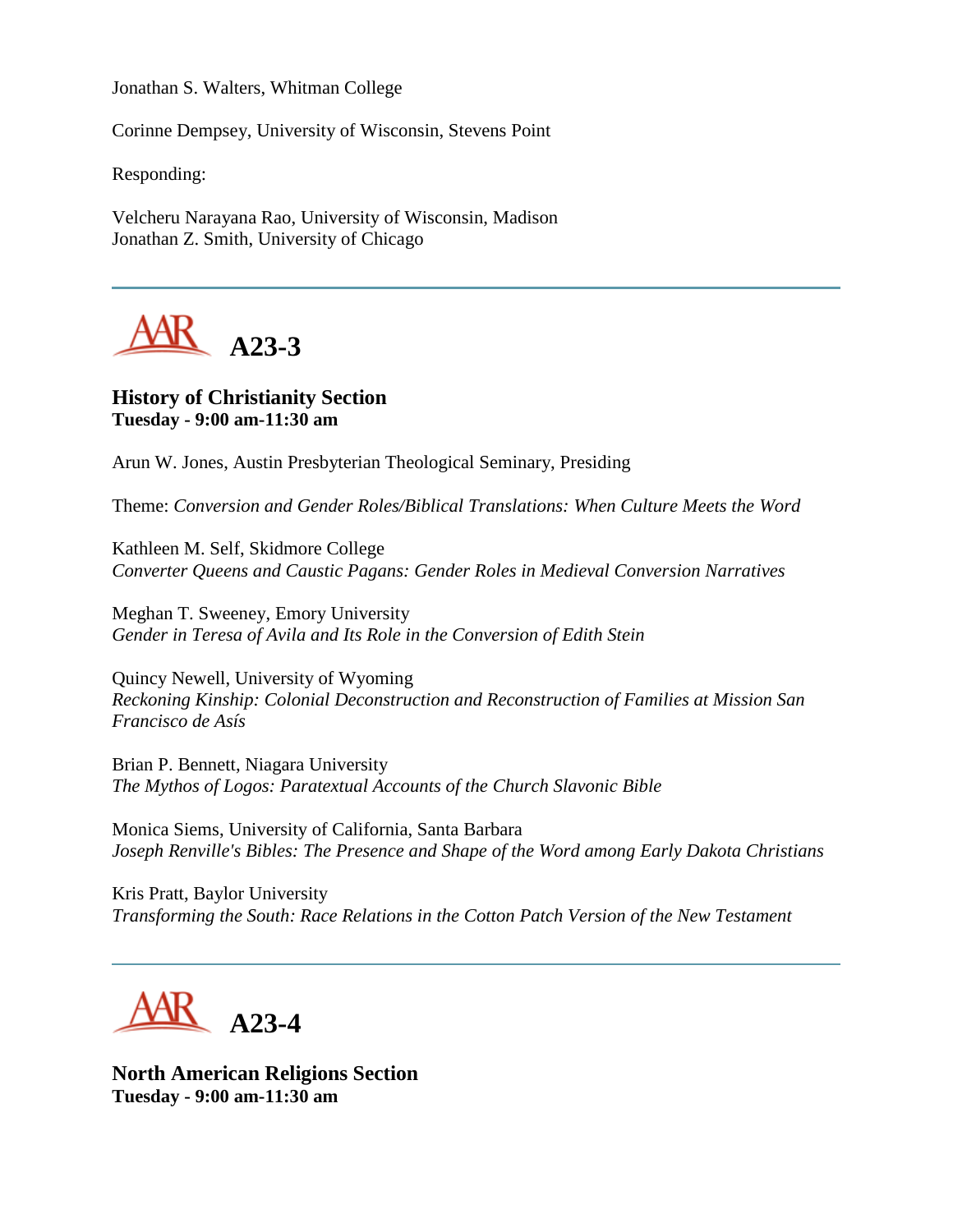Jonathan S. Walters, Whitman College

Corinne Dempsey, University of Wisconsin, Stevens Point

Responding:

Velcheru Narayana Rao, University of Wisconsin, Madison
Jonathan Z. Smith, University of Chicago

---

## AAR A23-3

### History of Christianity Section
**Tuesday - 9:00 am-11:30 am**

Arun W. Jones, Austin Presbyterian Theological Seminary, Presiding

Theme: *Conversion and Gender Roles/Biblical Translations: When Culture Meets the Word*

Kathleen M. Self, Skidmore College
*Converter Queens and Caustic Pagans: Gender Roles in Medieval Conversion Narratives*

Meghan T. Sweeney, Emory University
*Gender in Teresa of Avila and Its Role in the Conversion of Edith Stein*

Quincy Newell, University of Wyoming
*Reckoning Kinship: Colonial Deconstruction and Reconstruction of Families at Mission San Francisco de Asís*

Brian P. Bennett, Niagara University
*The Mythos of Logos: Paratextual Accounts of the Church Slavonic Bible*

Monica Siems, University of California, Santa Barbara
*Joseph Renville's Bibles: The Presence and Shape of the Word among Early Dakota Christians*

Kris Pratt, Baylor University
*Transforming the South: Race Relations in the Cotton Patch Version of the New Testament*

---

## AAR A23-4

### North American Religions Section
**Tuesday - 9:00 am-11:30 am**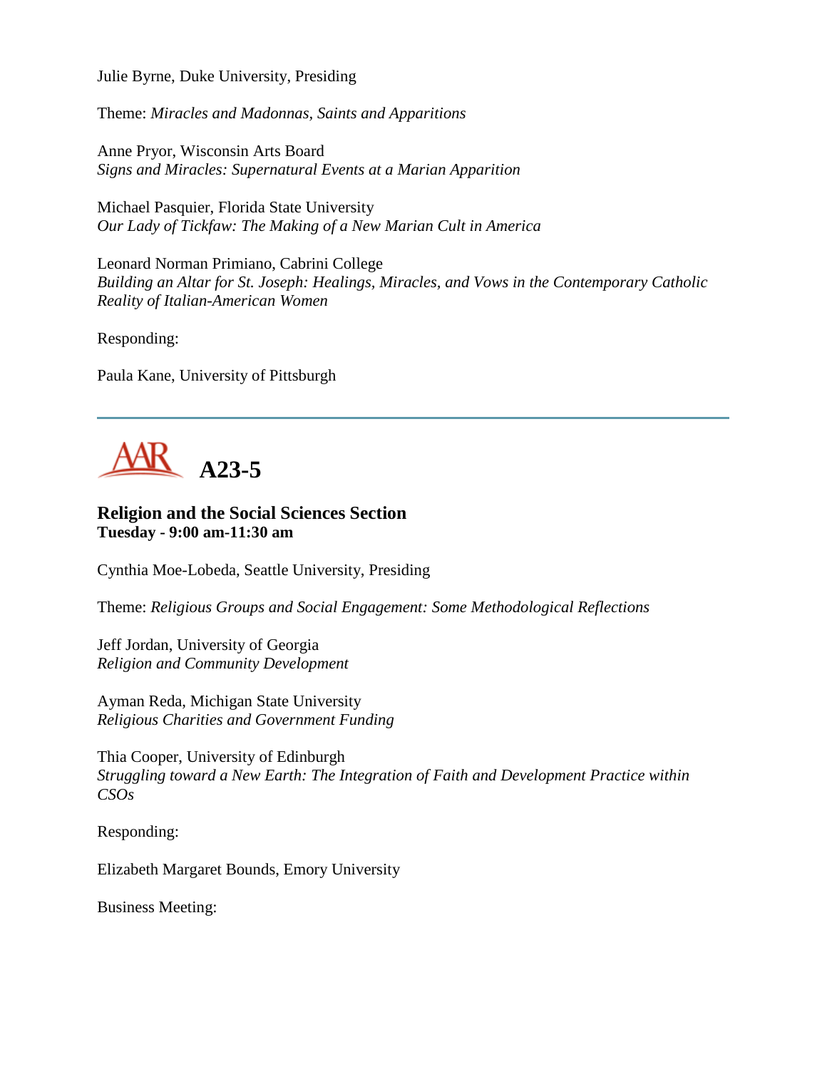Julie Byrne, Duke University, Presiding

Theme: *Miracles and Madonnas, Saints and Apparitions*

Anne Pryor, Wisconsin Arts Board
*Signs and Miracles: Supernatural Events at a Marian Apparition*

Michael Pasquier, Florida State University
*Our Lady of Tickfaw: The Making of a New Marian Cult in America*

Leonard Norman Primiano, Cabrini College
*Building an Altar for St. Joseph: Healings, Miracles, and Vows in the Contemporary Catholic Reality of Italian-American Women*

Responding:

Paula Kane, University of Pittsburgh

---

# AAR A23-5

### Religion and the Social Sciences Section
**Tuesday - 9:00 am-11:30 am**

Cynthia Moe-Lobeda, Seattle University, Presiding

Theme: *Religious Groups and Social Engagement: Some Methodological Reflections*

Jeff Jordan, University of Georgia
*Religion and Community Development*

Ayman Reda, Michigan State University
*Religious Charities and Government Funding*

Thia Cooper, University of Edinburgh
*Struggling toward a New Earth: The Integration of Faith and Development Practice within CSOs*

Responding:

Elizabeth Margaret Bounds, Emory University

Business Meeting: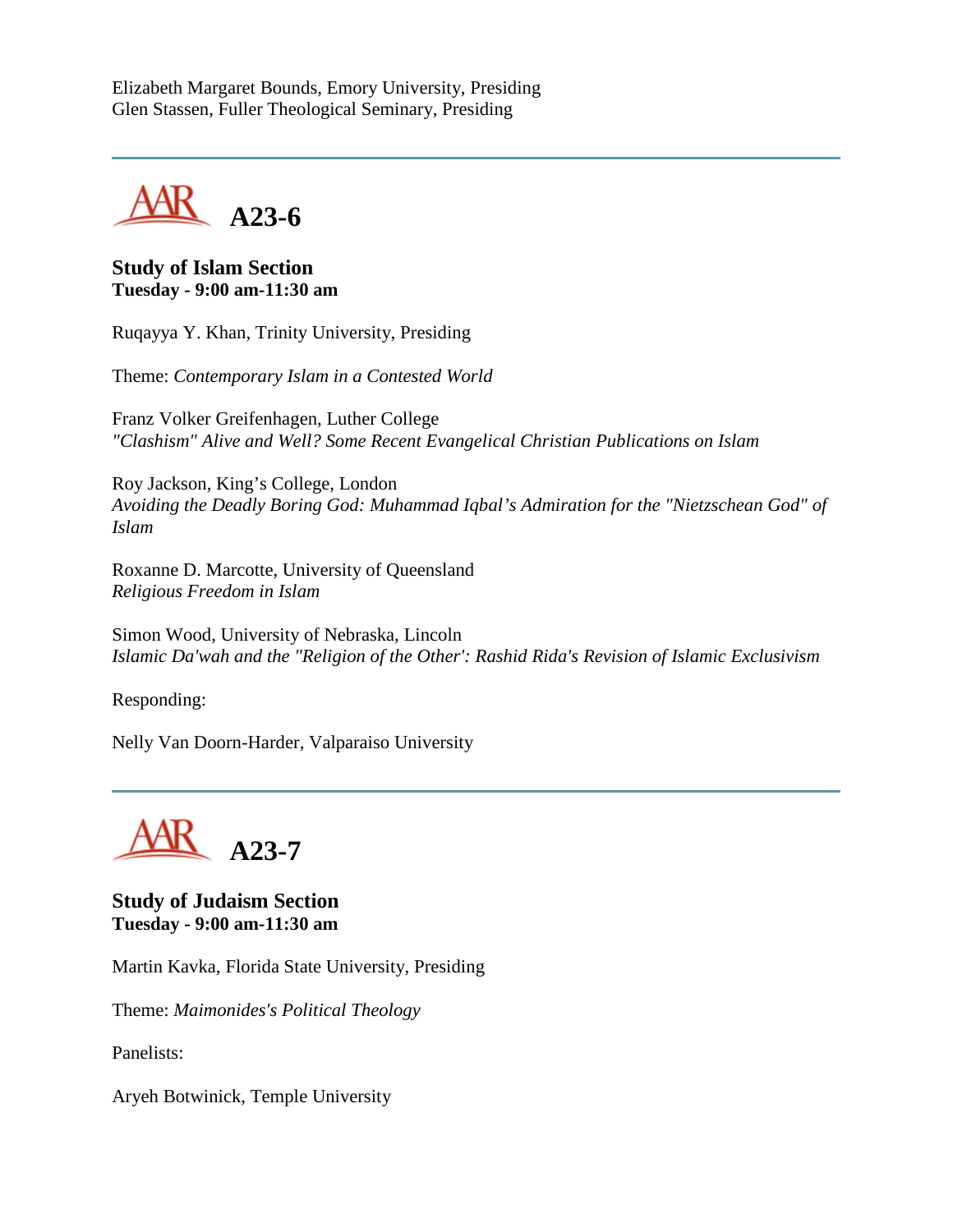Elizabeth Margaret Bounds, Emory University, Presiding
Glen Stassen, Fuller Theological Seminary, Presiding

---

## A23-6

**Study of Islam Section**
**Tuesday - 9:00 am-11:30 am**

Ruqayya Y. Khan, Trinity University, Presiding

Theme: *Contemporary Islam in a Contested World*

Franz Volker Greifenhagen, Luther College
*"Clashism" Alive and Well? Some Recent Evangelical Christian Publications on Islam*

Roy Jackson, King's College, London
*Avoiding the Deadly Boring God: Muhammad Iqbal's Admiration for the "Nietzschean God" of Islam*

Roxanne D. Marcotte, University of Queensland
*Religious Freedom in Islam*

Simon Wood, University of Nebraska, Lincoln
*Islamic Da'wah and the "Religion of the Other': Rashid Rida's Revision of Islamic Exclusivism*

Responding:

Nelly Van Doorn-Harder, Valparaiso University

---

## A23-7

**Study of Judaism Section**
**Tuesday - 9:00 am-11:30 am**

Martin Kavka, Florida State University, Presiding

Theme: *Maimonides's Political Theology*

Panelists:

Aryeh Botwinick, Temple University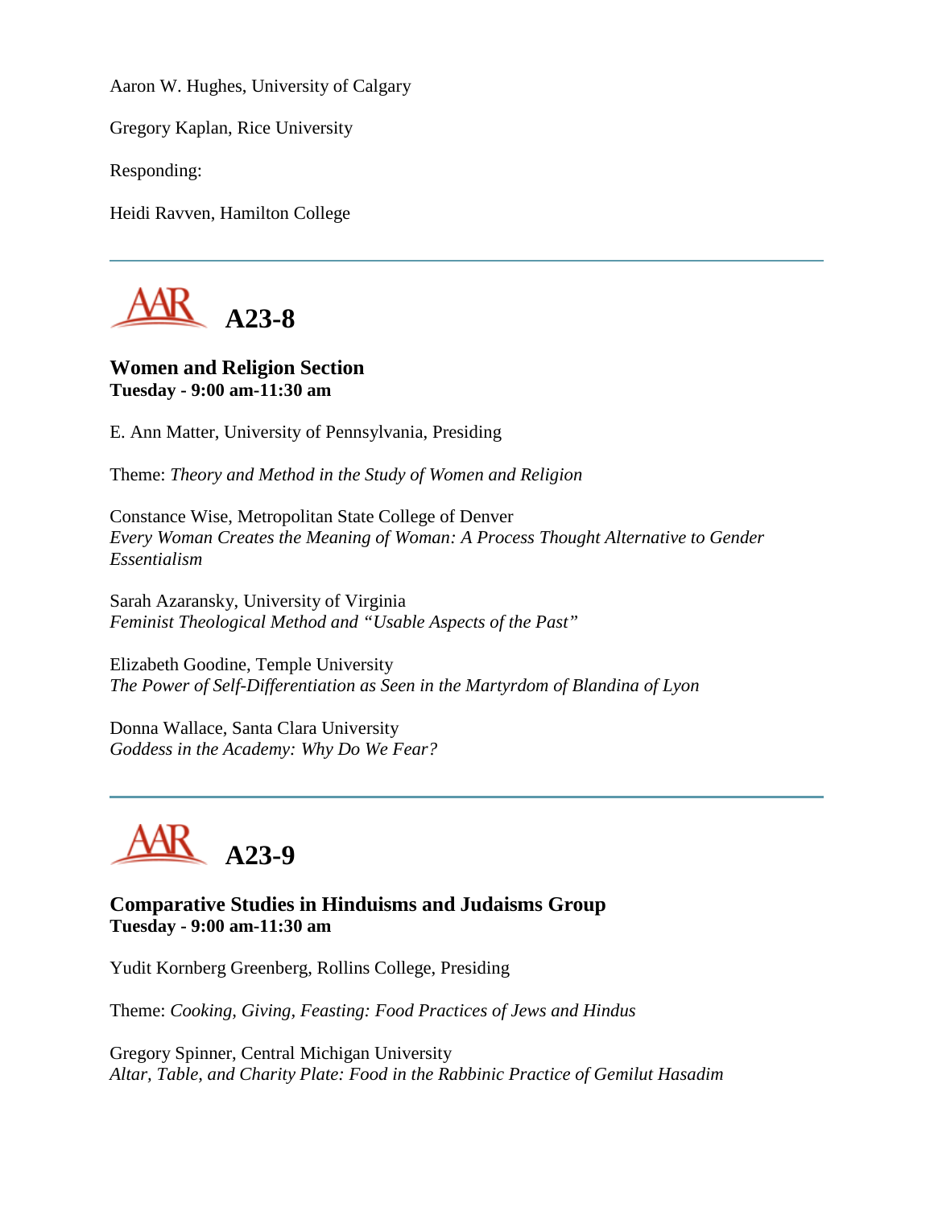Aaron W. Hughes, University of Calgary

Gregory Kaplan, Rice University

Responding:

Heidi Ravven, Hamilton College

---

## A23-8

**Women and Religion Section**
**Tuesday - 9:00 am-11:30 am**

E. Ann Matter, University of Pennsylvania, Presiding

Theme: *Theory and Method in the Study of Women and Religion*

Constance Wise, Metropolitan State College of Denver
*Every Woman Creates the Meaning of Woman: A Process Thought Alternative to Gender Essentialism*

Sarah Azaransky, University of Virginia
*Feminist Theological Method and "Usable Aspects of the Past"*

Elizabeth Goodine, Temple University
*The Power of Self-Differentiation as Seen in the Martyrdom of Blandina of Lyon*

Donna Wallace, Santa Clara University
*Goddess in the Academy: Why Do We Fear?*

---

## A23-9

**Comparative Studies in Hinduisms and Judaisms Group**
**Tuesday - 9:00 am-11:30 am**

Yudit Kornberg Greenberg, Rollins College, Presiding

Theme: *Cooking, Giving, Feasting: Food Practices of Jews and Hindus*

Gregory Spinner, Central Michigan University
*Altar, Table, and Charity Plate: Food in the Rabbinic Practice of Gemilut Hasadim*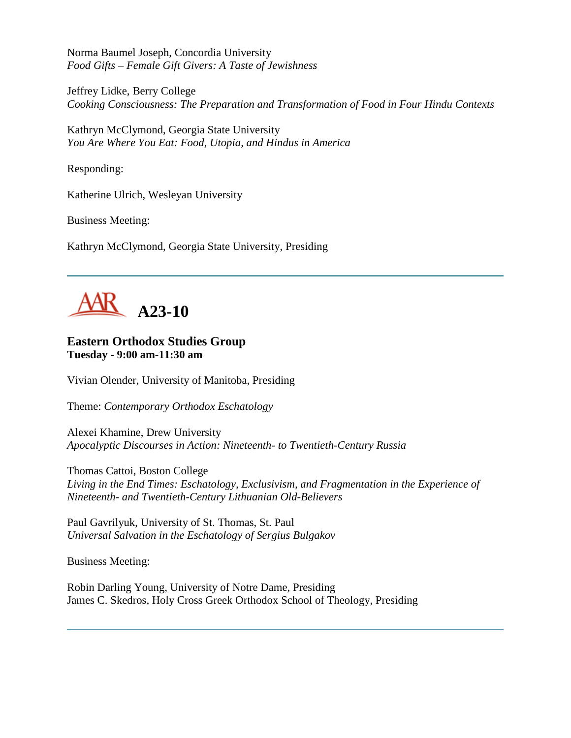Norma Baumel Joseph, Concordia University
*Food Gifts – Female Gift Givers: A Taste of Jewishness*

Jeffrey Lidke, Berry College
*Cooking Consciousness: The Preparation and Transformation of Food in Four Hindu Contexts*

Kathryn McClymond, Georgia State University
*You Are Where You Eat: Food, Utopia, and Hindus in America*

Responding:

Katherine Ulrich, Wesleyan University

Business Meeting:

Kathryn McClymond, Georgia State University, Presiding

---

## A23-10

### Eastern Orthodox Studies Group
**Tuesday - 9:00 am-11:30 am**

Vivian Olender, University of Manitoba, Presiding

Theme: *Contemporary Orthodox Eschatology*

Alexei Khamine, Drew University
*Apocalyptic Discourses in Action: Nineteenth- to Twentieth-Century Russia*

Thomas Cattoi, Boston College
*Living in the End Times: Eschatology, Exclusivism, and Fragmentation in the Experience of Nineteenth- and Twentieth-Century Lithuanian Old-Believers*

Paul Gavrilyuk, University of St. Thomas, St. Paul
*Universal Salvation in the Eschatology of Sergius Bulgakov*

Business Meeting:

Robin Darling Young, University of Notre Dame, Presiding
James C. Skedros, Holy Cross Greek Orthodox School of Theology, Presiding

---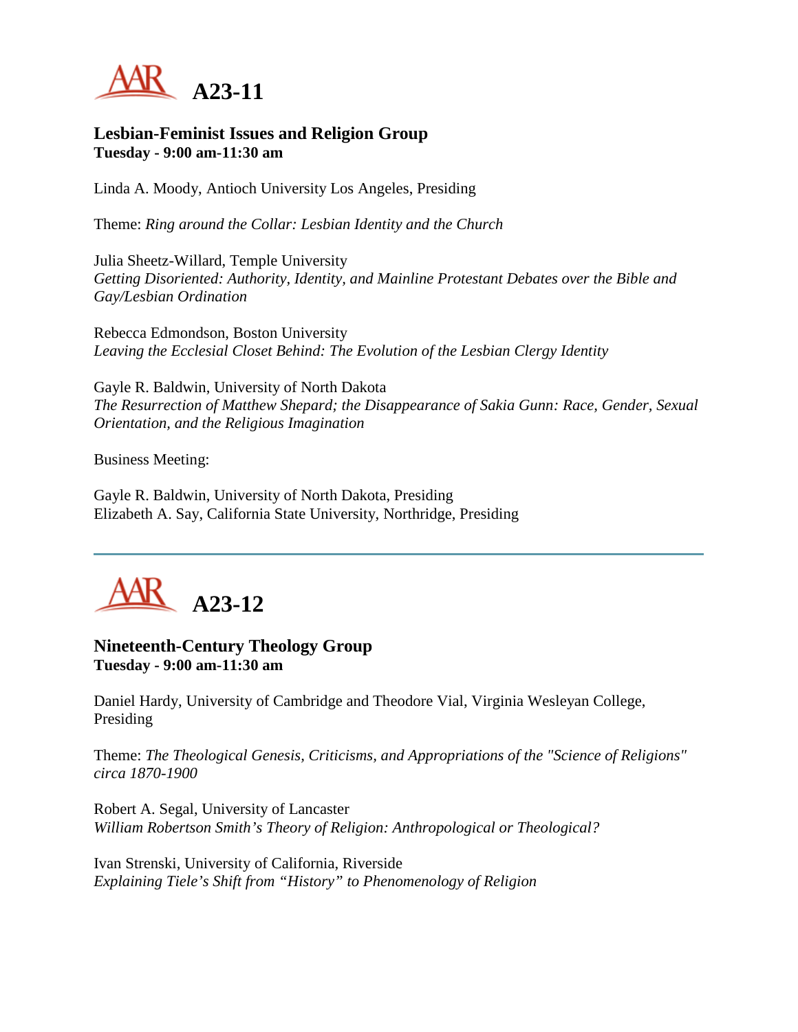# A23-11

### Lesbian-Feminist Issues and Religion Group
**Tuesday - 9:00 am-11:30 am**

Linda A. Moody, Antioch University Los Angeles, Presiding

Theme: *Ring around the Collar: Lesbian Identity and the Church*

Julia Sheetz-Willard, Temple University
*Getting Disoriented: Authority, Identity, and Mainline Protestant Debates over the Bible and Gay/Lesbian Ordination*

Rebecca Edmondson, Boston University
*Leaving the Ecclesial Closet Behind: The Evolution of the Lesbian Clergy Identity*

Gayle R. Baldwin, University of North Dakota
*The Resurrection of Matthew Shepard; the Disappearance of Sakia Gunn: Race, Gender, Sexual Orientation, and the Religious Imagination*

Business Meeting:

Gayle R. Baldwin, University of North Dakota, Presiding
Elizabeth A. Say, California State University, Northridge, Presiding

---

# A23-12

### Nineteenth-Century Theology Group
**Tuesday - 9:00 am-11:30 am**

Daniel Hardy, University of Cambridge and Theodore Vial, Virginia Wesleyan College, Presiding

Theme: *The Theological Genesis, Criticisms, and Appropriations of the "Science of Religions" circa 1870-1900*

Robert A. Segal, University of Lancaster
*William Robertson Smith's Theory of Religion: Anthropological or Theological?*

Ivan Strenski, University of California, Riverside
*Explaining Tiele's Shift from "History" to Phenomenology of Religion*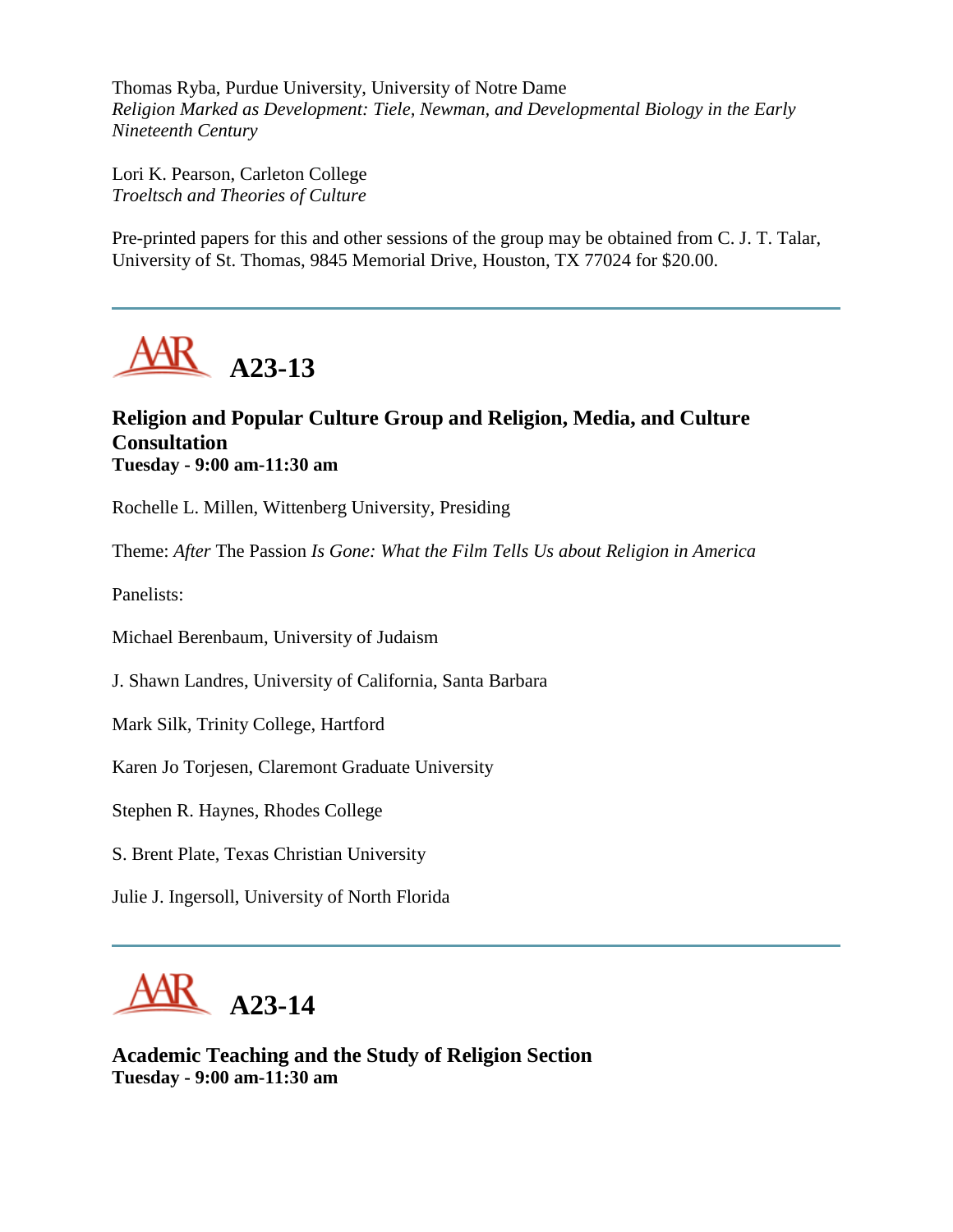Thomas Ryba, Purdue University, University of Notre Dame
*Religion Marked as Development: Tiele, Newman, and Developmental Biology in the Early Nineteenth Century*

Lori K. Pearson, Carleton College
*Troeltsch and Theories of Culture*

Pre-printed papers for this and other sessions of the group may be obtained from C. J. T. Talar, University of St. Thomas, 9845 Memorial Drive, Houston, TX 77024 for $20.00.

---

## A23-13

### Religion and Popular Culture Group and Religion, Media, and Culture Consultation
**Tuesday - 9:00 am-11:30 am**

Rochelle L. Millen, Wittenberg University, Presiding

Theme: *After* The Passion *Is Gone: What the Film Tells Us about Religion in America*

Panelists:

Michael Berenbaum, University of Judaism

J. Shawn Landres, University of California, Santa Barbara

Mark Silk, Trinity College, Hartford

Karen Jo Torjesen, Claremont Graduate University

Stephen R. Haynes, Rhodes College

S. Brent Plate, Texas Christian University

Julie J. Ingersoll, University of North Florida

---

## A23-14

### Academic Teaching and the Study of Religion Section
**Tuesday - 9:00 am-11:30 am**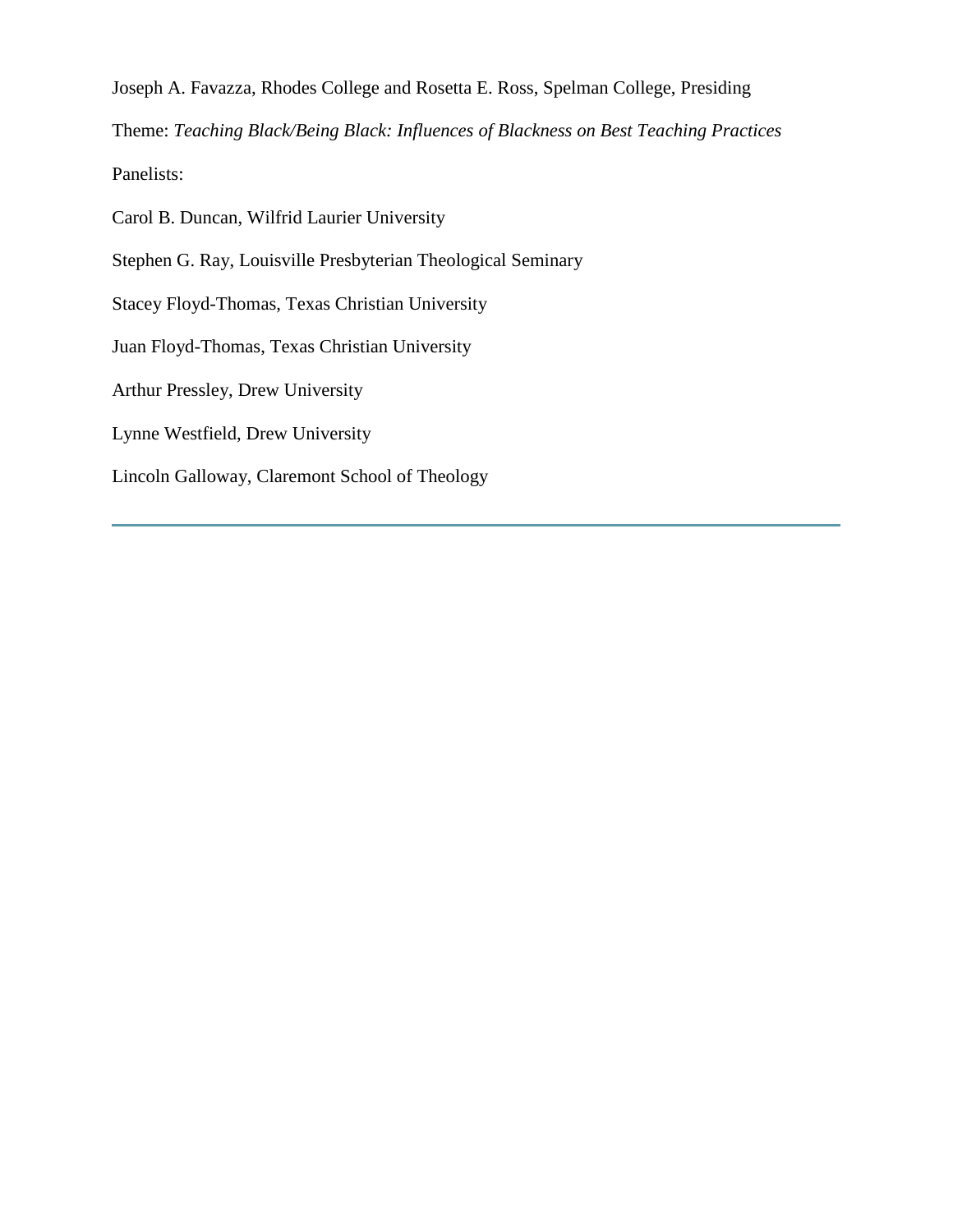Joseph A. Favazza, Rhodes College and Rosetta E. Ross, Spelman College, Presiding

Theme: *Teaching Black/Being Black: Influences of Blackness on Best Teaching Practices*

Panelists:

Carol B. Duncan, Wilfrid Laurier University

Stephen G. Ray, Louisville Presbyterian Theological Seminary

Stacey Floyd-Thomas, Texas Christian University

Juan Floyd-Thomas, Texas Christian University

Arthur Pressley, Drew University

Lynne Westfield, Drew University

Lincoln Galloway, Claremont School of Theology

---